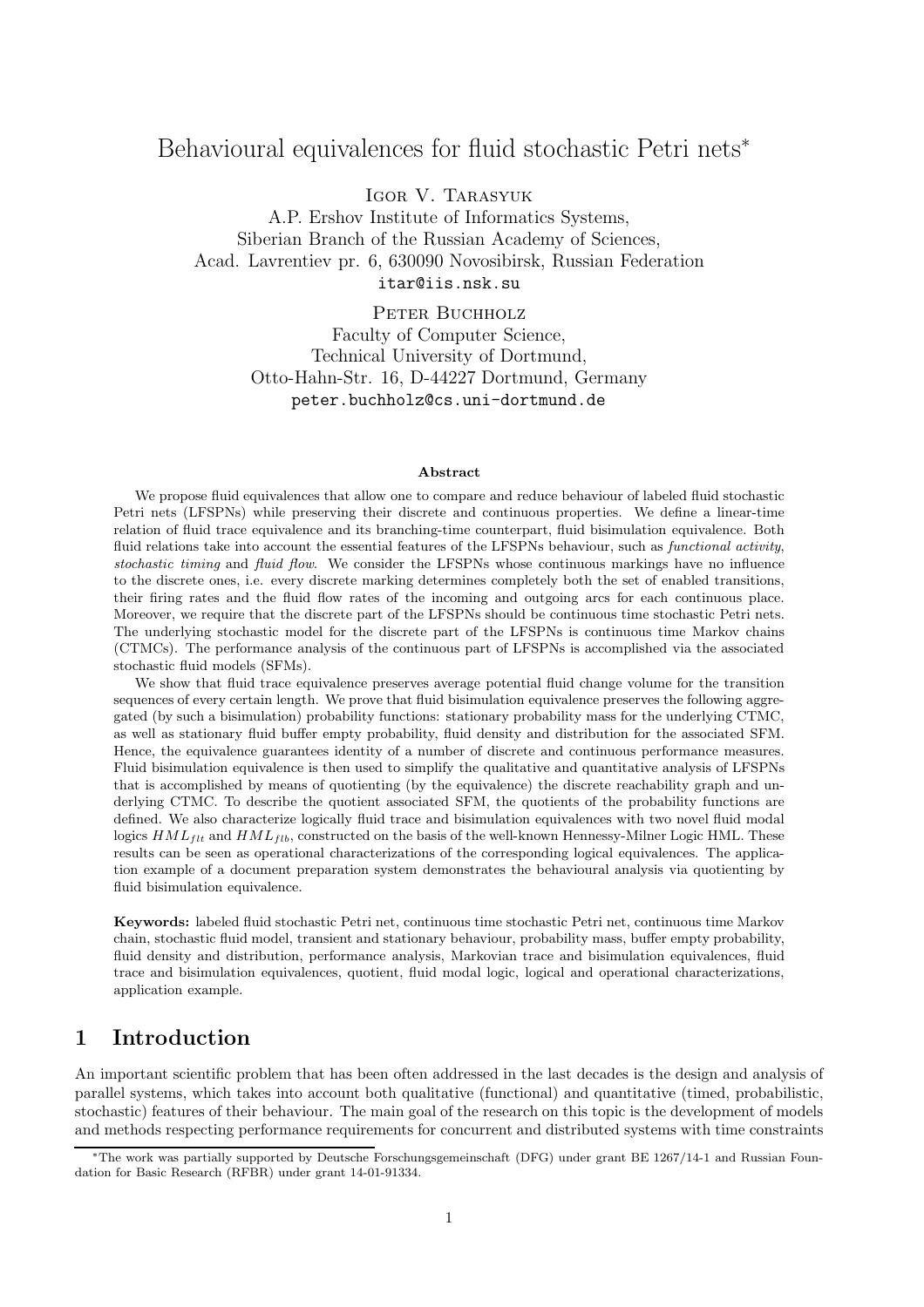# Behavioural equivalences for fluid stochastic Petri nets*

Igor V. Tarasyuk
A.P. Ershov Institute of Informatics Systems,
Siberian Branch of the Russian Academy of Sciences,
Acad. Lavrentiev pr. 6, 630090 Novosibirsk, Russian Federation
itar@iis.nsk.su

Peter Buchholz
Faculty of Computer Science,
Technical University of Dortmund,
Otto-Hahn-Str. 16, D-44227 Dortmund, Germany
peter.buchholz@cs.uni-dortmund.de

**Abstract**

We propose fluid equivalences that allow one to compare and reduce behaviour of labeled fluid stochastic Petri nets (LFSPNs) while preserving their discrete and continuous properties. We define a linear-time relation of fluid trace equivalence and its branching-time counterpart, fluid bisimulation equivalence. Both fluid relations take into account the essential features of the LFSPNs behaviour, such as *functional activity*, *stochastic timing* and *fluid flow*. We consider the LFSPNs whose continuous markings have no influence to the discrete ones, i.e. every discrete marking determines completely both the set of enabled transitions, their firing rates and the fluid flow rates of the incoming and outgoing arcs for each continuous place. Moreover, we require that the discrete part of the LFSPNs should be continuous time stochastic Petri nets. The underlying stochastic model for the discrete part of the LFSPNs is continuous time Markov chains (CTMCs). The performance analysis of the continuous part of LFSPNs is accomplished via the associated stochastic fluid models (SFMs).

We show that fluid trace equivalence preserves average potential fluid change volume for the transition sequences of every certain length. We prove that fluid bisimulation equivalence preserves the following aggregated (by such a bisimulation) probability functions: stationary probability mass for the underlying CTMC, as well as stationary fluid buffer empty probability, fluid density and distribution for the associated SFM. Hence, the equivalence guarantees identity of a number of discrete and continuous performance measures. Fluid bisimulation equivalence is then used to simplify the qualitative and quantitative analysis of LFSPNs that is accomplished by means of quotienting (by the equivalence) the discrete reachability graph and underlying CTMC. To describe the quotient associated SFM, the quotients of the probability functions are defined. We also characterize logically fluid trace and bisimulation equivalences with two novel fluid modal logics $HML_{flt}$ and $HML_{flb}$, constructed on the basis of the well-known Hennessy-Milner Logic HML. These results can be seen as operational characterizations of the corresponding logical equivalences. The application example of a document preparation system demonstrates the behavioural analysis via quotienting by fluid bisimulation equivalence.

**Keywords:** labeled fluid stochastic Petri net, continuous time stochastic Petri net, continuous time Markov chain, stochastic fluid model, transient and stationary behaviour, probability mass, buffer empty probability, fluid density and distribution, performance analysis, Markovian trace and bisimulation equivalences, fluid trace and bisimulation equivalences, quotient, fluid modal logic, logical and operational characterizations, application example.

## 1 Introduction

An important scientific problem that has been often addressed in the last decades is the design and analysis of parallel systems, which takes into account both qualitative (functional) and quantitative (timed, probabilistic, stochastic) features of their behaviour. The main goal of the research on this topic is the development of models and methods respecting performance requirements for concurrent and distributed systems with time constraints

*The work was partially supported by Deutsche Forschungsgemeinschaft (DFG) under grant BE 1267/14-1 and Russian Foundation for Basic Research (RFBR) under grant 14-01-91334.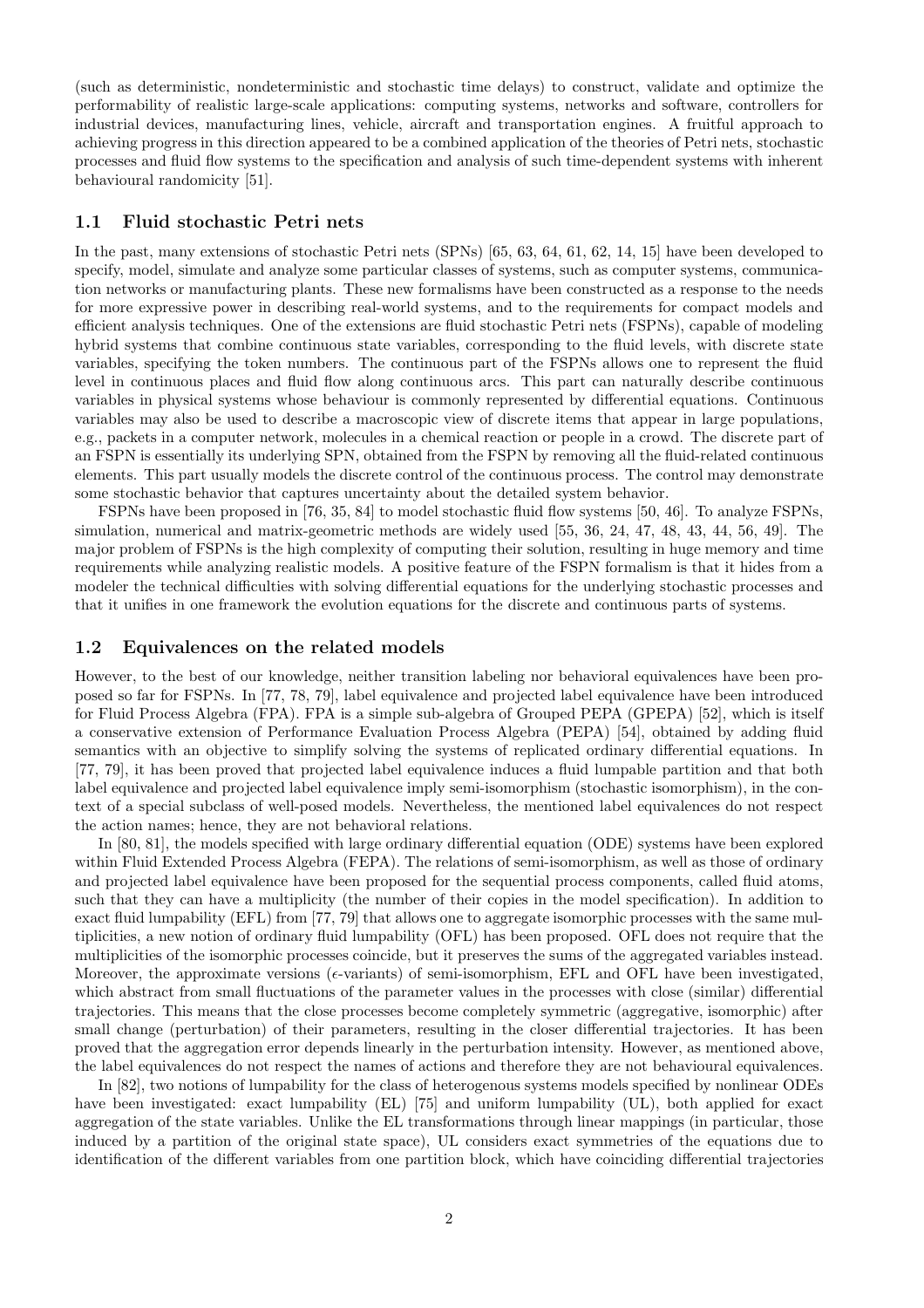(such as deterministic, nondeterministic and stochastic time delays) to construct, validate and optimize the performability of realistic large-scale applications: computing systems, networks and software, controllers for industrial devices, manufacturing lines, vehicle, aircraft and transportation engines. A fruitful approach to achieving progress in this direction appeared to be a combined application of the theories of Petri nets, stochastic processes and fluid flow systems to the specification and analysis of such time-dependent systems with inherent behavioural randomicity [51].

## 1.1 Fluid stochastic Petri nets

In the past, many extensions of stochastic Petri nets (SPNs) [65, 63, 64, 61, 62, 14, 15] have been developed to specify, model, simulate and analyze some particular classes of systems, such as computer systems, communication networks or manufacturing plants. These new formalisms have been constructed as a response to the needs for more expressive power in describing real-world systems, and to the requirements for compact models and efficient analysis techniques. One of the extensions are fluid stochastic Petri nets (FSPNs), capable of modeling hybrid systems that combine continuous state variables, corresponding to the fluid levels, with discrete state variables, specifying the token numbers. The continuous part of the FSPNs allows one to represent the fluid level in continuous places and fluid flow along continuous arcs. This part can naturally describe continuous variables in physical systems whose behaviour is commonly represented by differential equations. Continuous variables may also be used to describe a macroscopic view of discrete items that appear in large populations, e.g., packets in a computer network, molecules in a chemical reaction or people in a crowd. The discrete part of an FSPN is essentially its underlying SPN, obtained from the FSPN by removing all the fluid-related continuous elements. This part usually models the discrete control of the continuous process. The control may demonstrate some stochastic behavior that captures uncertainty about the detailed system behavior.

FSPNs have been proposed in [76, 35, 84] to model stochastic fluid flow systems [50, 46]. To analyze FSPNs, simulation, numerical and matrix-geometric methods are widely used [55, 36, 24, 47, 48, 43, 44, 56, 49]. The major problem of FSPNs is the high complexity of computing their solution, resulting in huge memory and time requirements while analyzing realistic models. A positive feature of the FSPN formalism is that it hides from a modeler the technical difficulties with solving differential equations for the underlying stochastic processes and that it unifies in one framework the evolution equations for the discrete and continuous parts of systems.

## 1.2 Equivalences on the related models

However, to the best of our knowledge, neither transition labeling nor behavioral equivalences have been proposed so far for FSPNs. In [77, 78, 79], label equivalence and projected label equivalence have been introduced for Fluid Process Algebra (FPA). FPA is a simple sub-algebra of Grouped PEPA (GPEPA) [52], which is itself a conservative extension of Performance Evaluation Process Algebra (PEPA) [54], obtained by adding fluid semantics with an objective to simplify solving the systems of replicated ordinary differential equations. In [77, 79], it has been proved that projected label equivalence induces a fluid lumpable partition and that both label equivalence and projected label equivalence imply semi-isomorphism (stochastic isomorphism), in the context of a special subclass of well-posed models. Nevertheless, the mentioned label equivalences do not respect the action names; hence, they are not behavioral relations.

In [80, 81], the models specified with large ordinary differential equation (ODE) systems have been explored within Fluid Extended Process Algebra (FEPA). The relations of semi-isomorphism, as well as those of ordinary and projected label equivalence have been proposed for the sequential process components, called fluid atoms, such that they can have a multiplicity (the number of their copies in the model specification). In addition to exact fluid lumpability (EFL) from [77, 79] that allows one to aggregate isomorphic processes with the same multiplicities, a new notion of ordinary fluid lumpability (OFL) has been proposed. OFL does not require that the multiplicities of the isomorphic processes coincide, but it preserves the sums of the aggregated variables instead. Moreover, the approximate versions ($\epsilon$-variants) of semi-isomorphism, EFL and OFL have been investigated, which abstract from small fluctuations of the parameter values in the processes with close (similar) differential trajectories. This means that the close processes become completely symmetric (aggregative, isomorphic) after small change (perturbation) of their parameters, resulting in the closer differential trajectories. It has been proved that the aggregation error depends linearly in the perturbation intensity. However, as mentioned above, the label equivalences do not respect the names of actions and therefore they are not behavioural equivalences.

In [82], two notions of lumpability for the class of heterogenous systems models specified by nonlinear ODEs have been investigated: exact lumpability (EL) [75] and uniform lumpability (UL), both applied for exact aggregation of the state variables. Unlike the EL transformations through linear mappings (in particular, those induced by a partition of the original state space), UL considers exact symmetries of the equations due to identification of the different variables from one partition block, which have coinciding differential trajectories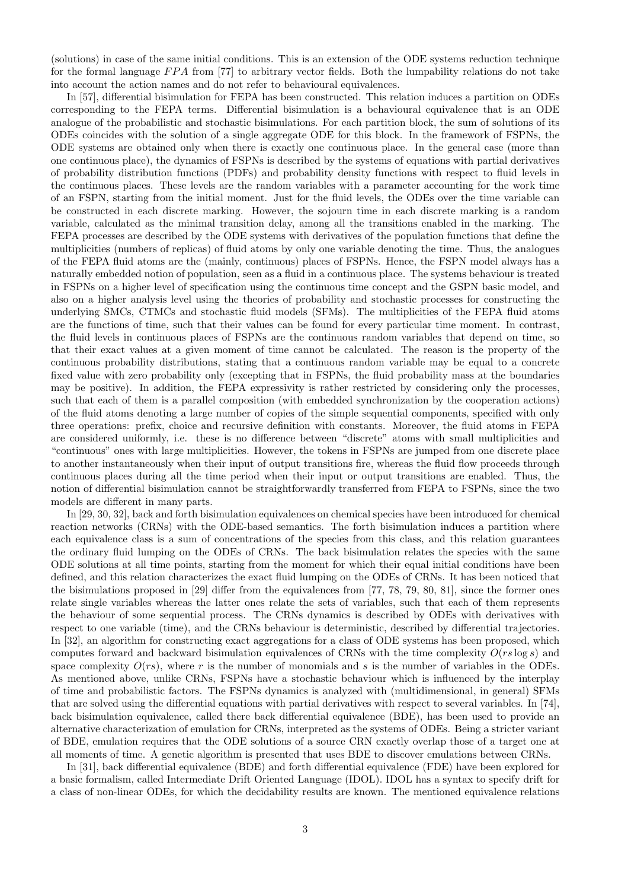(solutions) in case of the same initial conditions. This is an extension of the ODE systems reduction technique for the formal language $FPA$ from [77] to arbitrary vector fields. Both the lumpability relations do not take into account the action names and do not refer to behavioural equivalences.

In [57], differential bisimulation for FEPA has been constructed. This relation induces a partition on ODEs corresponding to the FEPA terms. Differential bisimulation is a behavioural equivalence that is an ODE analogue of the probabilistic and stochastic bisimulations. For each partition block, the sum of solutions of its ODEs coincides with the solution of a single aggregate ODE for this block. In the framework of FSPNs, the ODE systems are obtained only when there is exactly one continuous place. In the general case (more than one continuous place), the dynamics of FSPNs is described by the systems of equations with partial derivatives of probability distribution functions (PDFs) and probability density functions with respect to fluid levels in the continuous places. These levels are the random variables with a parameter accounting for the work time of an FSPN, starting from the initial moment. Just for the fluid levels, the ODEs over the time variable can be constructed in each discrete marking. However, the sojourn time in each discrete marking is a random variable, calculated as the minimal transition delay, among all the transitions enabled in the marking. The FEPA processes are described by the ODE systems with derivatives of the population functions that define the multiplicities (numbers of replicas) of fluid atoms by only one variable denoting the time. Thus, the analogues of the FEPA fluid atoms are the (mainly, continuous) places of FSPNs. Hence, the FSPN model always has a naturally embedded notion of population, seen as a fluid in a continuous place. The systems behaviour is treated in FSPNs on a higher level of specification using the continuous time concept and the GSPN basic model, and also on a higher analysis level using the theories of probability and stochastic processes for constructing the underlying SMCs, CTMCs and stochastic fluid models (SFMs). The multiplicities of the FEPA fluid atoms are the functions of time, such that their values can be found for every particular time moment. In contrast, the fluid levels in continuous places of FSPNs are the continuous random variables that depend on time, so that their exact values at a given moment of time cannot be calculated. The reason is the property of the continuous probability distributions, stating that a continuous random variable may be equal to a concrete fixed value with zero probability only (excepting that in FSPNs, the fluid probability mass at the boundaries may be positive). In addition, the FEPA expressivity is rather restricted by considering only the processes, such that each of them is a parallel composition (with embedded synchronization by the cooperation actions) of the fluid atoms denoting a large number of copies of the simple sequential components, specified with only three operations: prefix, choice and recursive definition with constants. Moreover, the fluid atoms in FEPA are considered uniformly, i.e. these is no difference between "discrete" atoms with small multiplicities and "continuous" ones with large multiplicities. However, the tokens in FSPNs are jumped from one discrete place to another instantaneously when their input of output transitions fire, whereas the fluid flow proceeds through continuous places during all the time period when their input or output transitions are enabled. Thus, the notion of differential bisimulation cannot be straightforwardly transferred from FEPA to FSPNs, since the two models are different in many parts.

In [29, 30, 32], back and forth bisimulation equivalences on chemical species have been introduced for chemical reaction networks (CRNs) with the ODE-based semantics. The forth bisimulation induces a partition where each equivalence class is a sum of concentrations of the species from this class, and this relation guarantees the ordinary fluid lumping on the ODEs of CRNs. The back bisimulation relates the species with the same ODE solutions at all time points, starting from the moment for which their equal initial conditions have been defined, and this relation characterizes the exact fluid lumping on the ODEs of CRNs. It has been noticed that the bisimulations proposed in [29] differ from the equivalences from [77, 78, 79, 80, 81], since the former ones relate single variables whereas the latter ones relate the sets of variables, such that each of them represents the behaviour of some sequential process. The CRNs dynamics is described by ODEs with derivatives with respect to one variable (time), and the CRNs behaviour is deterministic, described by differential trajectories. In [32], an algorithm for constructing exact aggregations for a class of ODE systems has been proposed, which computes forward and backward bisimulation equivalences of CRNs with the time complexity $O(rs \log s)$ and space complexity $O(rs)$, where $r$ is the number of monomials and $s$ is the number of variables in the ODEs. As mentioned above, unlike CRNs, FSPNs have a stochastic behaviour which is influenced by the interplay of time and probabilistic factors. The FSPNs dynamics is analyzed with (multidimensional, in general) SFMs that are solved using the differential equations with partial derivatives with respect to several variables. In [74], back bisimulation equivalence, called there back differential equivalence (BDE), has been used to provide an alternative characterization of emulation for CRNs, interpreted as the systems of ODEs. Being a stricter variant of BDE, emulation requires that the ODE solutions of a source CRN exactly overlap those of a target one at all moments of time. A genetic algorithm is presented that uses BDE to discover emulations between CRNs.

In [31], back differential equivalence (BDE) and forth differential equivalence (FDE) have been explored for a basic formalism, called Intermediate Drift Oriented Language (IDOL). IDOL has a syntax to specify drift for a class of non-linear ODEs, for which the decidability results are known. The mentioned equivalence relations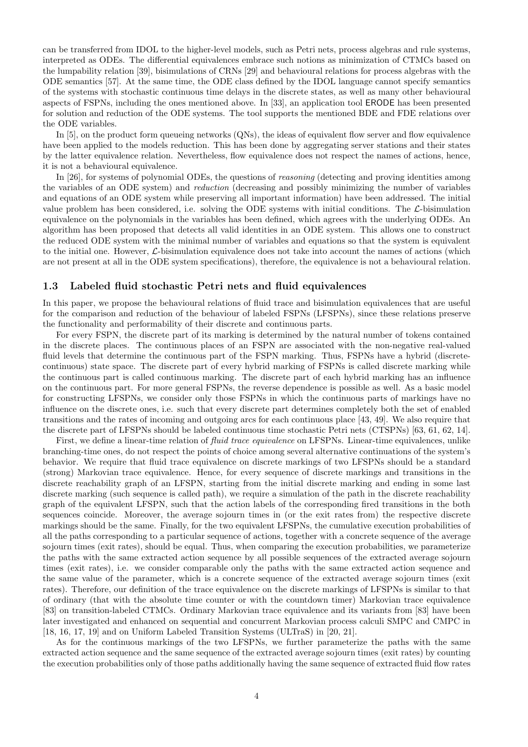can be transferred from IDOL to the higher-level models, such as Petri nets, process algebras and rule systems, interpreted as ODEs. The differential equivalences embrace such notions as minimization of CTMCs based on the lumpability relation [39], bisimulations of CRNs [29] and behavioural relations for process algebras with the ODE semantics [57]. At the same time, the ODE class defined by the IDOL language cannot specify semantics of the systems with stochastic continuous time delays in the discrete states, as well as many other behavioural aspects of FSPNs, including the ones mentioned above. In [33], an application tool ERODE has been presented for solution and reduction of the ODE systems. The tool supports the mentioned BDE and FDE relations over the ODE variables.

In [5], on the product form queueing networks (QNs), the ideas of equivalent flow server and flow equivalence have been applied to the models reduction. This has been done by aggregating server stations and their states by the latter equivalence relation. Nevertheless, flow equivalence does not respect the names of actions, hence, it is not a behavioural equivalence.

In [26], for systems of polynomial ODEs, the questions of *reasoning* (detecting and proving identities among the variables of an ODE system) and *reduction* (decreasing and possibly minimizing the number of variables and equations of an ODE system while preserving all important information) have been addressed. The initial value problem has been considered, i.e. solving the ODE systems with initial conditions. The $\mathcal{L}$-bisimulation equivalence on the polynomials in the variables has been defined, which agrees with the underlying ODEs. An algorithm has been proposed that detects all valid identities in an ODE system. This allows one to construct the reduced ODE system with the minimal number of variables and equations so that the system is equivalent to the initial one. However, $\mathcal{L}$-bisimulation equivalence does not take into account the names of actions (which are not present at all in the ODE system specifications), therefore, the equivalence is not a behavioural relation.

### 1.3 Labeled fluid stochastic Petri nets and fluid equivalences

In this paper, we propose the behavioural relations of fluid trace and bisimulation equivalences that are useful for the comparison and reduction of the behaviour of labeled FSPNs (LFSPNs), since these relations preserve the functionality and performability of their discrete and continuous parts.

For every FSPN, the discrete part of its marking is determined by the natural number of tokens contained in the discrete places. The continuous places of an FSPN are associated with the non-negative real-valued fluid levels that determine the continuous part of the FSPN marking. Thus, FSPNs have a hybrid (discrete-continuous) state space. The discrete part of every hybrid marking of FSPNs is called discrete marking while the continuous part is called continuous marking. The discrete part of each hybrid marking has an influence on the continuous part. For more general FSPNs, the reverse dependence is possible as well. As a basic model for constructing LFSPNs, we consider only those FSPNs in which the continuous parts of markings have no influence on the discrete ones, i.e. such that every discrete part determines completely both the set of enabled transitions and the rates of incoming and outgoing arcs for each continuous place [43, 49]. We also require that the discrete part of LFSPNs should be labeled continuous time stochastic Petri nets (CTSPNs) [63, 61, 62, 14].

First, we define a linear-time relation of *fluid trace equivalence* on LFSPNs. Linear-time equivalences, unlike branching-time ones, do not respect the points of choice among several alternative continuations of the system's behavior. We require that fluid trace equivalence on discrete markings of two LFSPNs should be a standard (strong) Markovian trace equivalence. Hence, for every sequence of discrete markings and transitions in the discrete reachability graph of an LFSPN, starting from the initial discrete marking and ending in some last discrete marking (such sequence is called path), we require a simulation of the path in the discrete reachability graph of the equivalent LFSPN, such that the action labels of the corresponding fired transitions in the both sequences coincide. Moreover, the average sojourn times in (or the exit rates from) the respective discrete markings should be the same. Finally, for the two equivalent LFSPNs, the cumulative execution probabilities of all the paths corresponding to a particular sequence of actions, together with a concrete sequence of the average sojourn times (exit rates), should be equal. Thus, when comparing the execution probabilities, we parameterize the paths with the same extracted action sequence by all possible sequences of the extracted average sojourn times (exit rates), i.e. we consider comparable only the paths with the same extracted action sequence and the same value of the parameter, which is a concrete sequence of the extracted average sojourn times (exit rates). Therefore, our definition of the trace equivalence on the discrete markings of LFSPNs is similar to that of ordinary (that with the absolute time counter or with the countdown timer) Markovian trace equivalence [83] on transition-labeled CTMCs. Ordinary Markovian trace equivalence and its variants from [83] have been later investigated and enhanced on sequential and concurrent Markovian process calculi SMPC and CMPC in [18, 16, 17, 19] and on Uniform Labeled Transition Systems (ULTraS) in [20, 21].

As for the continuous markings of the two LFSPNs, we further parameterize the paths with the same extracted action sequence and the same sequence of the extracted average sojourn times (exit rates) by counting the execution probabilities only of those paths additionally having the same sequence of extracted fluid flow rates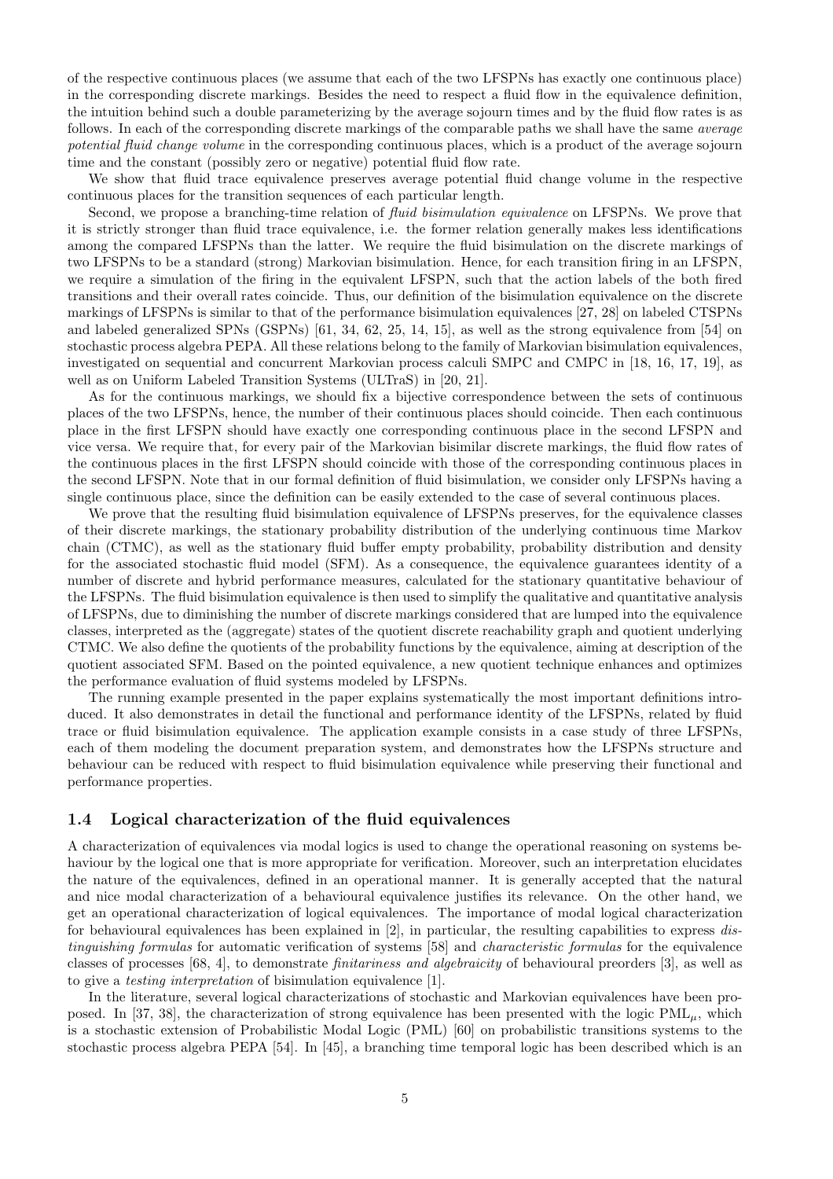of the respective continuous places (we assume that each of the two LFSPNs has exactly one continuous place) in the corresponding discrete markings. Besides the need to respect a fluid flow in the equivalence definition, the intuition behind such a double parameterizing by the average sojourn times and by the fluid flow rates is as follows. In each of the corresponding discrete markings of the comparable paths we shall have the same *average potential fluid change volume* in the corresponding continuous places, which is a product of the average sojourn time and the constant (possibly zero or negative) potential fluid flow rate.

We show that fluid trace equivalence preserves average potential fluid change volume in the respective continuous places for the transition sequences of each particular length.

Second, we propose a branching-time relation of *fluid bisimulation equivalence* on LFSPNs. We prove that it is strictly stronger than fluid trace equivalence, i.e. the former relation generally makes less identifications among the compared LFSPNs than the latter. We require the fluid bisimulation on the discrete markings of two LFSPNs to be a standard (strong) Markovian bisimulation. Hence, for each transition firing in an LFSPN, we require a simulation of the firing in the equivalent LFSPN, such that the action labels of the both fired transitions and their overall rates coincide. Thus, our definition of the bisimulation equivalence on the discrete markings of LFSPNs is similar to that of the performance bisimulation equivalences [27, 28] on labeled CTSPNs and labeled generalized SPNs (GSPNs) [61, 34, 62, 25, 14, 15], as well as the strong equivalence from [54] on stochastic process algebra PEPA. All these relations belong to the family of Markovian bisimulation equivalences, investigated on sequential and concurrent Markovian process calculi SMPC and CMPC in [18, 16, 17, 19], as well as on Uniform Labeled Transition Systems (ULTraS) in [20, 21].

As for the continuous markings, we should fix a bijective correspondence between the sets of continuous places of the two LFSPNs, hence, the number of their continuous places should coincide. Then each continuous place in the first LFSPN should have exactly one corresponding continuous place in the second LFSPN and vice versa. We require that, for every pair of the Markovian bisimilar discrete markings, the fluid flow rates of the continuous places in the first LFSPN should coincide with those of the corresponding continuous places in the second LFSPN. Note that in our formal definition of fluid bisimulation, we consider only LFSPNs having a single continuous place, since the definition can be easily extended to the case of several continuous places.

We prove that the resulting fluid bisimulation equivalence of LFSPNs preserves, for the equivalence classes of their discrete markings, the stationary probability distribution of the underlying continuous time Markov chain (CTMC), as well as the stationary fluid buffer empty probability, probability distribution and density for the associated stochastic fluid model (SFM). As a consequence, the equivalence guarantees identity of a number of discrete and hybrid performance measures, calculated for the stationary quantitative behaviour of the LFSPNs. The fluid bisimulation equivalence is then used to simplify the qualitative and quantitative analysis of LFSPNs, due to diminishing the number of discrete markings considered that are lumped into the equivalence classes, interpreted as the (aggregate) states of the quotient discrete reachability graph and quotient underlying CTMC. We also define the quotients of the probability functions by the equivalence, aiming at description of the quotient associated SFM. Based on the pointed equivalence, a new quotient technique enhances and optimizes the performance evaluation of fluid systems modeled by LFSPNs.

The running example presented in the paper explains systematically the most important definitions introduced. It also demonstrates in detail the functional and performance identity of the LFSPNs, related by fluid trace or fluid bisimulation equivalence. The application example consists in a case study of three LFSPNs, each of them modeling the document preparation system, and demonstrates how the LFSPNs structure and behaviour can be reduced with respect to fluid bisimulation equivalence while preserving their functional and performance properties.

### 1.4 Logical characterization of the fluid equivalences

A characterization of equivalences via modal logics is used to change the operational reasoning on systems behaviour by the logical one that is more appropriate for verification. Moreover, such an interpretation elucidates the nature of the equivalences, defined in an operational manner. It is generally accepted that the natural and nice modal characterization of a behavioural equivalence justifies its relevance. On the other hand, we get an operational characterization of logical equivalences. The importance of modal logical characterization for behavioural equivalences has been explained in [2], in particular, the resulting capabilities to express *distinguishing formulas* for automatic verification of systems [58] and *characteristic formulas* for the equivalence classes of processes [68, 4], to demonstrate *finitariness and algebraicity* of behavioural preorders [3], as well as to give a *testing interpretation* of bisimulation equivalence [1].

In the literature, several logical characterizations of stochastic and Markovian equivalences have been proposed. In [37, 38], the characterization of strong equivalence has been presented with the logic $\text{PML}_\mu$, which is a stochastic extension of Probabilistic Modal Logic (PML) [60] on probabilistic transitions systems to the stochastic process algebra PEPA [54]. In [45], a branching time temporal logic has been described which is an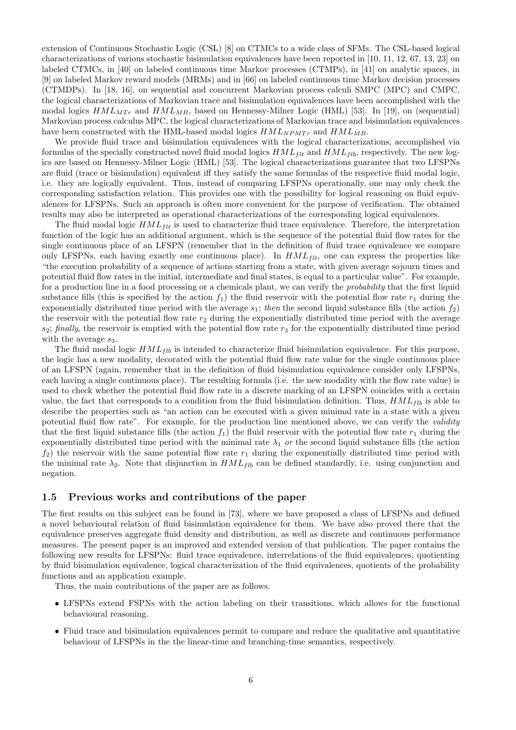extension of Continuous Stochastic Logic (CSL) [8] on CTMCs to a wide class of SFMs. The CSL-based logical characterizations of various stochastic bisimulation equivalences have been reported in [10, 11, 12, 67, 13, 23] on labeled CTMCs, in [40] on labeled continuous time Markov processes (CTMPs), in [41] on analytic spaces, in [9] on labeled Markov reward models (MRMs) and in [66] on labeled continuous time Markov decision processes (CTMDPs). In [18, 16], on sequential and concurrent Markovian process calculi SMPC (MPC) and CMPC, the logical characterizations of Markovian trace and bisimulation equivalences have been accomplished with the modal logics $HML_{MTr}$ and $HML_{MB}$, based on Hennessy-Milner Logic (HML) [53]. In [19], on (sequential) Markovian process calculus MPC, the logical characterizations of Markovian trace and bisimulation equivalences have been constructed with the HML-based modal logics $HML_{NPMTr}$ and $HML_{MB}$.

We provide fluid trace and bisimulation equivalences with the logical characterizations, accomplished via formulas of the specially constructed novel fluid modal logics $HML_{flt}$ and $HML_{flb}$, respectively. The new logics are based on Hennessy-Milner Logic (HML) [53]. The logical characterizations guarantee that two LFSPNs are fluid (trace or bisimulation) equivalent iff they satisfy the same formulas of the respective fluid modal logic, i.e. they are logically equivalent. Thus, instead of comparing LFSPNs operationally, one may only check the corresponding satisfaction relation. This provides one with the possibility for logical reasoning on fluid equivalences for LFSPNs. Such an approach is often more convenient for the purpose of verification. The obtained results may also be interpreted as operational characterizations of the corresponding logical equivalences.

The fluid modal logic $HML_{flt}$ is used to characterize fluid trace equivalence. Therefore, the interpretation function of the logic has an additional argument, which is the sequence of the potential fluid flow rates for the single continuous place of an LFSPN (remember that in the definition of fluid trace equivalence we compare only LFSPNs, each having exactly one continuous place). In $HML_{flt}$, one can express the properties like "the execution probability of a sequence of actions starting from a state, with given average sojourn times and potential fluid flow rates in the initial, intermediate and final states, is equal to a particular value". For example, for a production line in a food processing or a chemicals plant, we can verify the *probability* that the first liquid substance fills (this is specified by the action $f_1$) the fluid reservoir with the potential flow rate $r_1$ during the exponentially distributed time period with the average $s_1$; *then* the second liquid substance fills (the action $f_2$) the reservoir with the potential flow rate $r_2$ during the exponentially distributed time period with the average $s_2$; *finally*, the reservoir is emptied with the potential flow rate $r_3$ for the exponentially distributed time period with the average $s_3$.

The fluid modal logic $HML_{flb}$ is intended to characterize fluid bisimulation equivalence. For this purpose, the logic has a new modality, decorated with the potential fluid flow rate value for the single continuous place of an LFSPN (again, remember that in the definition of fluid bisimulation equivalence consider only LFSPNs, each having a single continuous place). The resulting formula (i.e. the new modality with the flow rate value) is used to check whether the potential fluid flow rate in a discrete marking of an LFSPN coincides with a certain value, the fact that corresponds to a condition from the fluid bisimulation definition. Thus, $HML_{flb}$ is able to describe the properties such as "an action can be executed with a given minimal rate in a state with a given potential fluid flow rate". For example, for the production line mentioned above, we can verify the *validity* that the first liquid substance fills (the action $f_1$) the fluid reservoir with the potential flow rate $r_1$ during the exponentially distributed time period with the minimal rate $\lambda_1$ *or* the second liquid substance fills (the action $f_2$) the reservoir with the same potential flow rate $r_1$ during the exponentially distributed time period with the minimal rate $\lambda_2$. Note that disjunction in $HML_{flb}$ can be defined standardly, i.e. using conjunction and negation.

### 1.5 Previous works and contributions of the paper

The first results on this subject can be found in [73], where we have proposed a class of LFSPNs and defined a novel behavioural relation of fluid bisimulation equivalence for them. We have also proved there that the equivalence preserves aggregate fluid density and distribution, as well as discrete and continuous performance measures. The present paper is an improved and extended version of that publication. The paper contains the following new results for LFSPNs: fluid trace equivalence, interrelations of the fluid equivalences, quotienting by fluid bisimulation equivalence, logical characterization of the fluid equivalences, quotients of the probability functions and an application example.

Thus, the main contributions of the paper are as follows.

- LFSPNs extend FSPNs with the action labeling on their transitions, which allows for the functional behavioural reasoning.
- Fluid trace and bisimulation equivalences permit to compare and reduce the qualitative and quantitative behaviour of LFSPNs in the the linear-time and branching-time semantics, respectively.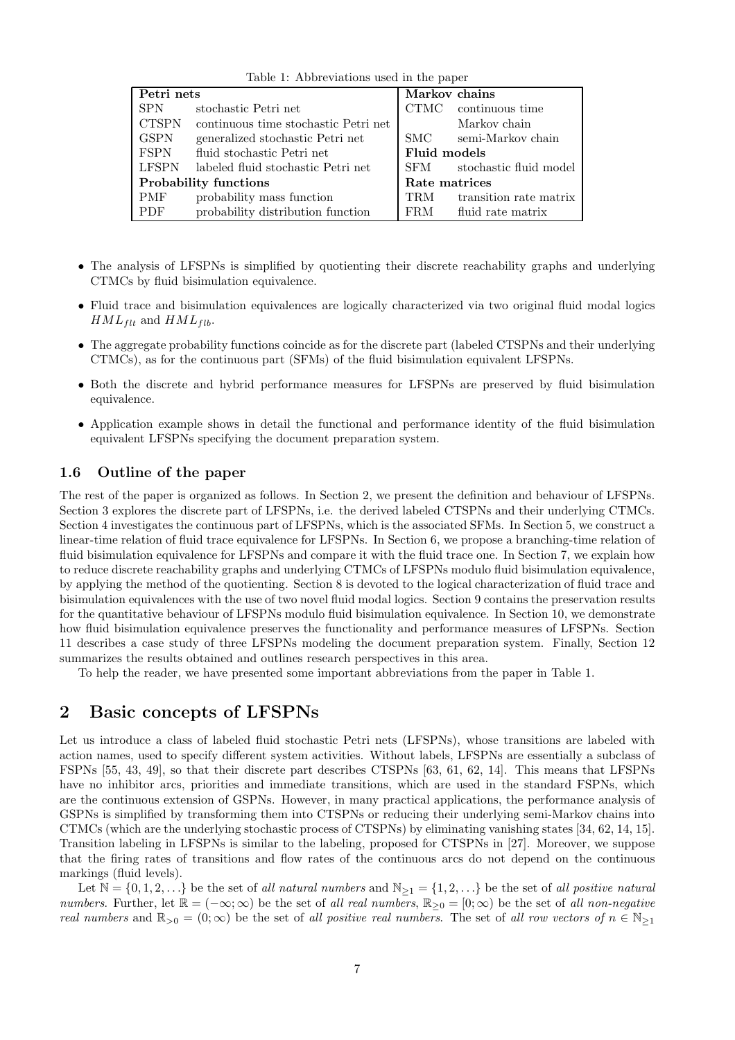Table 1: Abbreviations used in the paper

| **Petri nets** | | **Markov chains** | |
|---|---|---|---|
| SPN | stochastic Petri net | CTMC | continuous time Markov chain |
| CTSPN | continuous time stochastic Petri net | | |
| GSPN | generalized stochastic Petri net | SMC | semi-Markov chain |
| FSPN | fluid stochastic Petri net | **Fluid models** | |
| LFSPN | labeled fluid stochastic Petri net | SFM | stochastic fluid model |
| **Probability functions** | | **Rate matrices** | |
| PMF | probability mass function | TRM | transition rate matrix |
| PDF | probability distribution function | FRM | fluid rate matrix |

- The analysis of LFSPNs is simplified by quotienting their discrete reachability graphs and underlying CTMCs by fluid bisimulation equivalence.
- Fluid trace and bisimulation equivalences are logically characterized via two original fluid modal logics $HML_{flt}$ and $HML_{flb}$.
- The aggregate probability functions coincide as for the discrete part (labeled CTSPNs and their underlying CTMCs), as for the continuous part (SFMs) of the fluid bisimulation equivalent LFSPNs.
- Both the discrete and hybrid performance measures for LFSPNs are preserved by fluid bisimulation equivalence.
- Application example shows in detail the functional and performance identity of the fluid bisimulation equivalent LFSPNs specifying the document preparation system.

### 1.6 Outline of the paper

The rest of the paper is organized as follows. In Section 2, we present the definition and behaviour of LFSPNs. Section 3 explores the discrete part of LFSPNs, i.e. the derived labeled CTSPNs and their underlying CTMCs. Section 4 investigates the continuous part of LFSPNs, which is the associated SFMs. In Section 5, we construct a linear-time relation of fluid trace equivalence for LFSPNs. In Section 6, we propose a branching-time relation of fluid bisimulation equivalence for LFSPNs and compare it with the fluid trace one. In Section 7, we explain how to reduce discrete reachability graphs and underlying CTMCs of LFSPNs modulo fluid bisimulation equivalence, by applying the method of the quotienting. Section 8 is devoted to the logical characterization of fluid trace and bisimulation equivalences with the use of two novel fluid modal logics. Section 9 contains the preservation results for the quantitative behaviour of LFSPNs modulo fluid bisimulation equivalence. In Section 10, we demonstrate how fluid bisimulation equivalence preserves the functionality and performance measures of LFSPNs. Section 11 describes a case study of three LFSPNs modeling the document preparation system. Finally, Section 12 summarizes the results obtained and outlines research perspectives in this area.

To help the reader, we have presented some important abbreviations from the paper in Table 1.

## 2 Basic concepts of LFSPNs

Let us introduce a class of labeled fluid stochastic Petri nets (LFSPNs), whose transitions are labeled with action names, used to specify different system activities. Without labels, LFSPNs are essentially a subclass of FSPNs [55, 43, 49], so that their discrete part describes CTSPNs [63, 61, 62, 14]. This means that LFSPNs have no inhibitor arcs, priorities and immediate transitions, which are used in the standard FSPNs, which are the continuous extension of GSPNs. However, in many practical applications, the performance analysis of GSPNs is simplified by transforming them into CTSPNs or reducing their underlying semi-Markov chains into CTMCs (which are the underlying stochastic process of CTSPNs) by eliminating vanishing states [34, 62, 14, 15]. Transition labeling in LFSPNs is similar to the labeling, proposed for CTSPNs in [27]. Moreover, we suppose that the firing rates of transitions and flow rates of the continuous arcs do not depend on the continuous markings (fluid levels).

Let $\mathbb{N} = \{0, 1, 2, \ldots\}$ be the set of *all natural numbers* and $\mathbb{N}_{\geq 1} = \{1, 2, \ldots\}$ be the set of *all positive natural numbers*. Further, let $\mathbb{R} = (-\infty; \infty)$ be the set of *all real numbers*, $\mathbb{R}_{\geq 0} = [0; \infty)$ be the set of *all non-negative real numbers* and $\mathbb{R}_{>0} = (0; \infty)$ be the set of *all positive real numbers*. The set of *all row vectors of* $n \in \mathbb{N}_{\geq 1}$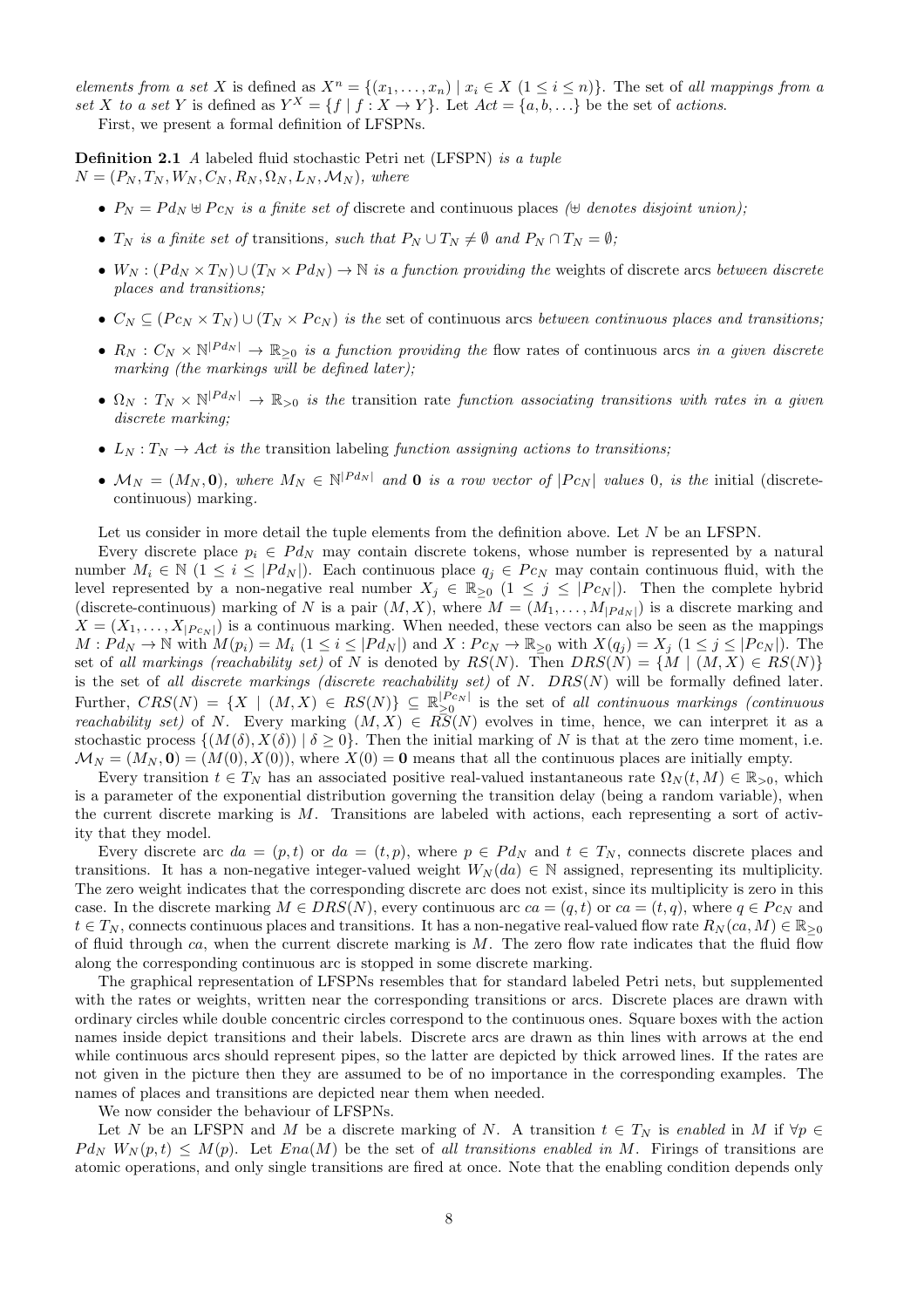*elements from a set* $X$ *is defined as* $X^n = \{(x_1, \ldots, x_n) \mid x_i \in X \ (1 \leq i \leq n)\}$. The set of *all mappings from a set* $X$ *to a set* $Y$ is defined as $Y^X = \{f \mid f : X \to Y\}$. Let $Act = \{a, b, \ldots\}$ be the set of *actions*.

First, we present a formal definition of LFSPNs.

**Definition 2.1** *A* labeled fluid stochastic Petri net (LFSPN) *is a tuple* $N = (P_N, T_N, W_N, C_N, R_N, \Omega_N, L_N, \mathcal{M}_N)$*, where*

- $P_N = Pd_N \uplus Pc_N$ *is a finite set of* discrete and continuous places *($\uplus$ denotes disjoint union);*
- $T_N$ *is a finite set of* transitions*, such that* $P_N \cup T_N \neq \emptyset$ *and* $P_N \cap T_N = \emptyset$*;*
- $W_N : (Pd_N \times T_N) \cup (T_N \times Pd_N) \to \mathbb{N}$ *is a function providing the* weights of discrete arcs *between discrete places and transitions;*
- $C_N \subseteq (Pc_N \times T_N) \cup (T_N \times Pc_N)$ *is the* set of continuous arcs *between continuous places and transitions;*
- $R_N : C_N \times \mathbb{N}^{|Pd_N|} \to \mathbb{R}_{\geq 0}$ *is a function providing the* flow rates of continuous arcs *in a given discrete marking (the markings will be defined later);*
- $\Omega_N : T_N \times \mathbb{N}^{|Pd_N|} \to \mathbb{R}_{>0}$ *is the* transition rate *function associating transitions with rates in a given discrete marking;*
- $L_N : T_N \to Act$ *is the* transition labeling *function assigning actions to transitions;*
- $\mathcal{M}_N = (M_N, \mathbf{0})$*, where* $M_N \in \mathbb{N}^{|Pd_N|}$ *and* $\mathbf{0}$ *is a row vector of* $|Pc_N|$ *values* $0$*, is the* initial *(discrete-continuous)* marking.

Let us consider in more detail the tuple elements from the definition above. Let $N$ be an LFSPN.

Every discrete place $p_i \in Pd_N$ may contain discrete tokens, whose number is represented by a natural number $M_i \in \mathbb{N}$ $(1 \leq i \leq |Pd_N|)$. Each continuous place $q_j \in Pc_N$ may contain continuous fluid, with the level represented by a non-negative real number $X_j \in \mathbb{R}_{\geq 0}$ $(1 \leq j \leq |Pc_N|)$. Then the complete hybrid (discrete-continuous) marking of $N$ is a pair $(M, X)$, where $M = (M_1, \ldots, M_{|Pd_N|})$ is a discrete marking and $X = (X_1, \ldots, X_{|Pc_N|})$ is a continuous marking. When needed, these vectors can also be seen as the mappings $M : Pd_N \to \mathbb{N}$ with $M(p_i) = M_i$ $(1 \leq i \leq |Pd_N|)$ and $X : Pc_N \to \mathbb{R}_{\geq 0}$ with $X(q_j) = X_j$ $(1 \leq j \leq |Pc_N|)$. The set of *all markings (reachability set)* of $N$ is denoted by $RS(N)$. Then $DRS(N) = \{M \mid (M, X) \in RS(N)\}$ is the set of *all discrete markings (discrete reachability set)* of $N$. $DRS(N)$ will be formally defined later. Further, $CRS(N) = \{X \mid (M, X) \in RS(N)\} \subseteq \mathbb{R}_{\geq 0}^{|Pc_N|}$ is the set of *all continuous markings (continuous reachability set)* of $N$. Every marking $(M, X) \in RS(N)$ evolves in time, hence, we can interpret it as a stochastic process $\{(M(\delta), X(\delta)) \mid \delta \geq 0\}$. Then the initial marking of $N$ is that at the zero time moment, i.e. $\mathcal{M}_N = (M_N, \mathbf{0}) = (M(0), X(0))$, where $X(0) = \mathbf{0}$ means that all the continuous places are initially empty.

Every transition $t \in T_N$ has an associated positive real-valued instantaneous rate $\Omega_N(t, M) \in \mathbb{R}_{>0}$, which is a parameter of the exponential distribution governing the transition delay (being a random variable), when the current discrete marking is $M$. Transitions are labeled with actions, each representing a sort of activity that they model.

Every discrete arc $da = (p, t)$ or $da = (t, p)$, where $p \in Pd_N$ and $t \in T_N$, connects discrete places and transitions. It has a non-negative integer-valued weight $W_N(da) \in \mathbb{N}$ assigned, representing its multiplicity. The zero weight indicates that the corresponding discrete arc does not exist, since its multiplicity is zero in this case. In the discrete marking $M \in DRS(N)$, every continuous arc $ca = (q, t)$ or $ca = (t, q)$, where $q \in Pc_N$ and $t \in T_N$, connects continuous places and transitions. It has a non-negative real-valued flow rate $R_N(ca, M) \in \mathbb{R}_{\geq 0}$ of fluid through $ca$, when the current discrete marking is $M$. The zero flow rate indicates that the fluid flow along the corresponding continuous arc is stopped in some discrete marking.

The graphical representation of LFSPNs resembles that for standard labeled Petri nets, but supplemented with the rates or weights, written near the corresponding transitions or arcs. Discrete places are drawn with ordinary circles while double concentric circles correspond to the continuous ones. Square boxes with the action names inside depict transitions and their labels. Discrete arcs are drawn as thin lines with arrows at the end while continuous arcs should represent pipes, so the latter are depicted by thick arrowed lines. If the rates are not given in the picture then they are assumed to be of no importance in the corresponding examples. The names of places and transitions are depicted near them when needed.

We now consider the behaviour of LFSPNs.

Let $N$ be an LFSPN and $M$ be a discrete marking of $N$. A transition $t \in T_N$ is *enabled* in $M$ if $\forall p \in Pd_N \ W_N(p, t) \leq M(p)$. Let $Ena(M)$ be the set of *all transitions enabled in* $M$. Firings of transitions are atomic operations, and only single transitions are fired at once. Note that the enabling condition depends only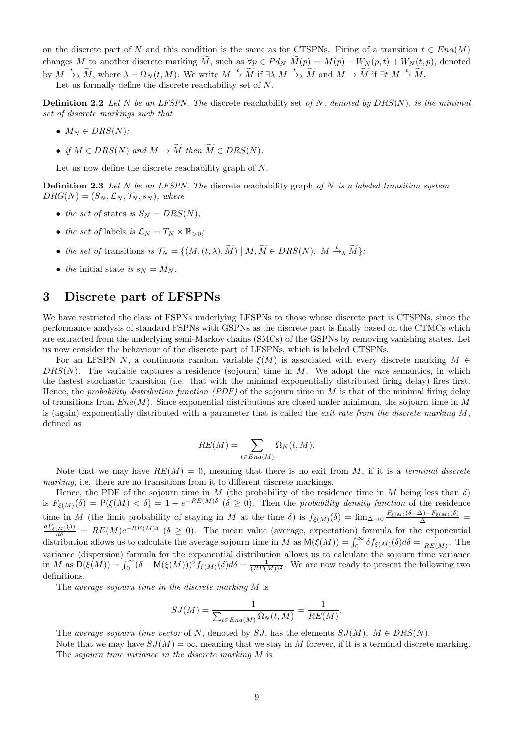on the discrete part of $N$ and this condition is the same as for CTSPNs. Firing of a transition $t \in Ena(M)$ changes $M$ to another discrete marking $\widetilde{M}$, such as $\forall p \in Pd_N\ \widetilde{M}(p) = M(p) - W_N(p,t) + W_N(t,p)$, denoted by $M \xrightarrow{t}_\lambda \widetilde{M}$, where $\lambda = \Omega_N(t, M)$. We write $M \xrightarrow{t} \widetilde{M}$ if $\exists \lambda\ M \xrightarrow{t}_\lambda \widetilde{M}$ and $M \rightarrow \widetilde{M}$ if $\exists t\ M \xrightarrow{t} \widetilde{M}$.

Let us formally define the discrete reachability set of $N$.

**Definition 2.2** *Let $N$ be an LFSPN. The* discrete reachability set *of $N$, denoted by $DRS(N)$, is the minimal set of discrete markings such that*

- *$M_N \in DRS(N)$;*
- *if $M \in DRS(N)$ and $M \rightarrow \widetilde{M}$ then $\widetilde{M} \in DRS(N)$.*

Let us now define the discrete reachability graph of $N$.

**Definition 2.3** *Let $N$ be an LFSPN. The* discrete reachability graph *of $N$ is a labeled transition system $DRG(N) = (S_N, \mathcal{L}_N, \mathcal{T}_N, s_N)$, where*

- *the set of* states *is $S_N = DRS(N)$;*
- *the set of* labels *is $\mathcal{L}_N = T_N \times \mathbb{R}_{>0}$;*
- *the set of* transitions *is $\mathcal{T}_N = \{(M, (t, \lambda), \widetilde{M}) \mid M, \widetilde{M} \in DRS(N),\ M \xrightarrow{t}_\lambda \widetilde{M}\}$;*
- *the* initial state *is $s_N = M_N$.*

# 3 Discrete part of LFSPNs

We have restricted the class of FSPNs underlying LFSPNs to those whose discrete part is CTSPNs, since the performance analysis of standard FSPNs with GSPNs as the discrete part is finally based on the CTMCs which are extracted from the underlying semi-Markov chains (SMCs) of the GSPNs by removing vanishing states. Let us now consider the behaviour of the discrete part of LFSPNs, which is labeled CTSPNs.

For an LFSPN $N$, a continuous random variable $\xi(M)$ is associated with every discrete marking $M \in DRS(N)$. The variable captures a residence (sojourn) time in $M$. We adopt the *race* semantics, in which the fastest stochastic transition (i.e. that with the minimal exponentially distributed firing delay) fires first. Hence, the *probability distribution function (PDF)* of the sojourn time in $M$ is that of the minimal firing delay of transitions from $Ena(M)$. Since exponential distributions are closed under minimum, the sojourn time in $M$ is (again) exponentially distributed with a parameter that is called the *exit rate from the discrete marking $M$*, defined as

$$RE(M) = \sum_{t \in Ena(M)} \Omega_N(t, M).$$

Note that we may have $RE(M) = 0$, meaning that there is no exit from $M$, if it is a *terminal discrete marking*, i.e. there are no transitions from it to different discrete markings.

Hence, the PDF of the sojourn time in $M$ (the probability of the residence time in $M$ being less than $\delta$) is $F_{\xi(M)}(\delta) = \mathsf{P}(\xi(M) < \delta) = 1 - e^{-RE(M)\delta}$ ($\delta \geq 0$). Then the *probability density function* of the residence time in $M$ (the limit probability of staying in $M$ at the time $\delta$) is $f_{\xi(M)}(\delta) = \lim_{\Delta \to 0} \frac{F_{\xi(M)}(\delta + \Delta) - F_{\xi(M)}(\delta)}{\Delta} = \frac{dF_{\xi(M)}(\delta)}{d\delta} = RE(M)e^{-RE(M)\delta}$ ($\delta \geq 0$). The mean value (average, expectation) formula for the exponential distribution allows us to calculate the average sojourn time in $M$ as $\mathsf{M}(\xi(M)) = \int_0^\infty \delta f_{\xi(M)}(\delta) d\delta = \frac{1}{RE(M)}$. The variance (dispersion) formula for the exponential distribution allows us to calculate the sojourn time variance in $M$ as $\mathsf{D}(\xi(M)) = \int_0^\infty (\delta - \mathsf{M}(\xi(M)))^2 f_{\xi(M)}(\delta) d\delta = \frac{1}{(RE(M))^2}$. We are now ready to present the following two definitions.

The *average sojourn time in the discrete marking $M$* is

$$SJ(M) = \frac{1}{\sum_{t \in Ena(M)} \Omega_N(t, M)} = \frac{1}{RE(M)}.$$

The *average sojourn time vector* of $N$, denoted by $SJ$, has the elements $SJ(M),\ M \in DRS(N)$.

Note that we may have $SJ(M) = \infty$, meaning that we stay in $M$ forever, if it is a terminal discrete marking.

The *sojourn time variance in the discrete marking $M$* is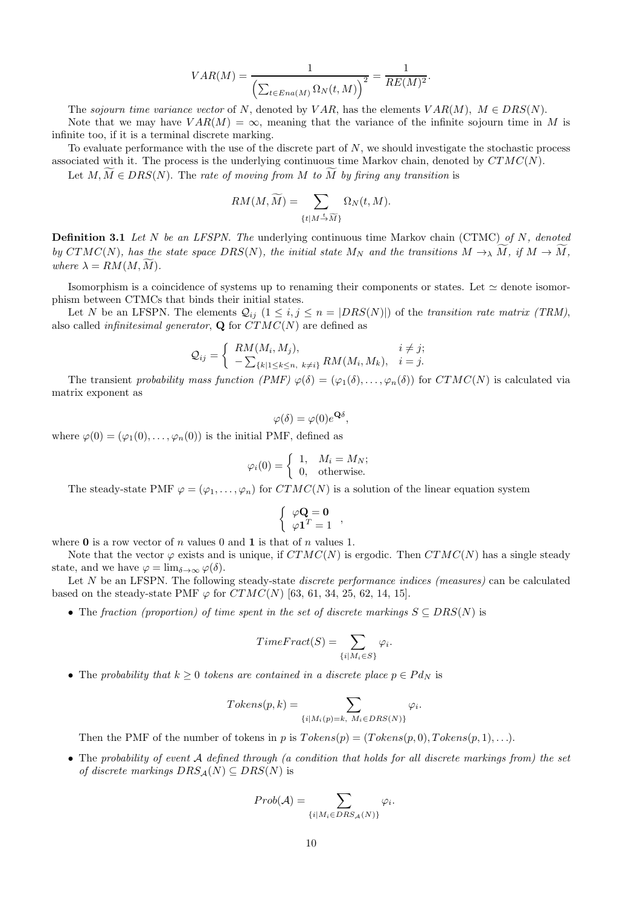$$VAR(M) = \frac{1}{\left(\sum_{t \in Ena(M)} \Omega_N(t, M)\right)^2} = \frac{1}{RE(M)^2}.$$

The *sojourn time variance vector* of $N$, denoted by $VAR$, has the elements $VAR(M),\ M \in DRS(N)$.

Note that we may have $VAR(M) = \infty$, meaning that the variance of the infinite sojourn time in $M$ is infinite too, if it is a terminal discrete marking.

To evaluate performance with the use of the discrete part of $N$, we should investigate the stochastic process associated with it. The process is the underlying continuous time Markov chain, denoted by $CTMC(N)$.

Let $M, \widetilde{M} \in DRS(N)$. The *rate of moving from $M$ to $\widetilde{M}$ by firing any transition* is

$$RM(M, \widetilde{M}) = \sum_{\{t \mid M \xrightarrow{t} \widetilde{M}\}} \Omega_N(t, M).$$

**Definition 3.1** *Let $N$ be an LFSPN. The* underlying continuous time Markov chain (CTMC) *of $N$, denoted by $CTMC(N)$, has the state space $DRS(N)$, the initial state $M_N$ and the transitions $M \rightarrow_\lambda \widetilde{M}$, if $M \rightarrow \widetilde{M}$, where $\lambda = RM(M, \widetilde{M})$.*

Isomorphism is a coincidence of systems up to renaming their components or states. Let $\simeq$ denote isomorphism between CTMCs that binds their initial states.

Let $N$ be an LFSPN. The elements $\mathcal{Q}_{ij}$ $(1 \leq i, j \leq n = |DRS(N)|)$ of the *transition rate matrix (TRM)*, also called *infinitesimal generator*, $\mathbf{Q}$ for $CTMC(N)$ are defined as

$$\mathcal{Q}_{ij} = \begin{cases} RM(M_i, M_j), & i \neq j; \\ -\sum_{\{k \mid 1 \leq k \leq n,\ k \neq i\}} RM(M_i, M_k), & i = j. \end{cases}$$

The transient *probability mass function (PMF)* $\varphi(\delta) = (\varphi_1(\delta), \ldots, \varphi_n(\delta))$ for $CTMC(N)$ is calculated via matrix exponent as

$$\varphi(\delta) = \varphi(0) e^{\mathbf{Q}\delta},$$

where $\varphi(0) = (\varphi_1(0), \ldots, \varphi_n(0))$ is the initial PMF, defined as

$$\varphi_i(0) = \begin{cases} 1, & M_i = M_N; \\ 0, & \text{otherwise.} \end{cases}$$

The steady-state PMF $\varphi = (\varphi_1, \ldots, \varphi_n)$ for $CTMC(N)$ is a solution of the linear equation system

$$\begin{cases} \varphi \mathbf{Q} = \mathbf{0} \\ \varphi \mathbf{1}^T = 1 \end{cases},$$

where $\mathbf{0}$ is a row vector of $n$ values 0 and $\mathbf{1}$ is that of $n$ values 1.

Note that the vector $\varphi$ exists and is unique, if $CTMC(N)$ is ergodic. Then $CTMC(N)$ has a single steady state, and we have $\varphi = \lim_{\delta \to \infty} \varphi(\delta)$.

Let $N$ be an LFSPN. The following steady-state *discrete performance indices (measures)* can be calculated based on the steady-state PMF $\varphi$ for $CTMC(N)$ [63, 61, 34, 25, 62, 14, 15].

- The *fraction (proportion) of time spent in the set of discrete markings $S \subseteq DRS(N)$* is

$$TimeFract(S) = \sum_{\{i \mid M_i \in S\}} \varphi_i.$$

- The *probability that $k \geq 0$ tokens are contained in a discrete place $p \in Pd_N$* is

$$Tokens(p, k) = \sum_{\{i \mid M_i(p) = k,\ M_i \in DRS(N)\}} \varphi_i.$$

  Then the PMF of the number of tokens in $p$ is $Tokens(p) = (Tokens(p, 0), Tokens(p, 1), \ldots)$.

- The *probability of event $\mathcal{A}$ defined through (a condition that holds for all discrete markings from) the set of discrete markings $DRS_{\mathcal{A}}(N) \subseteq DRS(N)$* is

$$Prob(\mathcal{A}) = \sum_{\{i \mid M_i \in DRS_{\mathcal{A}}(N)\}} \varphi_i.$$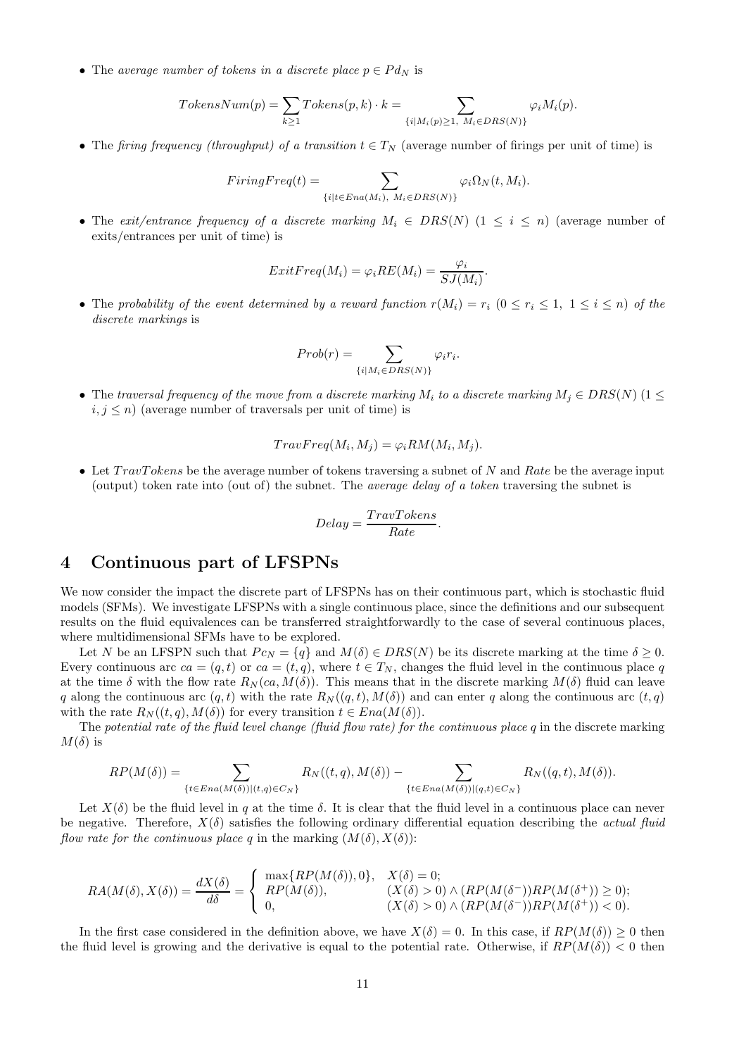- The *average number of tokens in a discrete place* $p \in Pd_N$ is

$$TokensNum(p) = \sum_{k\geq 1} Tokens(p,k) \cdot k = \sum_{\{i \mid M_i(p)\geq 1,\ M_i \in DRS(N)\}} \varphi_i M_i(p).$$

- The *firing frequency (throughput) of a transition* $t \in T_N$ (average number of firings per unit of time) is

$$FiringFreq(t) = \sum_{\{i \mid t\in Ena(M_i),\ M_i \in DRS(N)\}} \varphi_i \Omega_N(t, M_i).$$

- The *exit/entrance frequency of a discrete marking* $M_i \in DRS(N)$ $(1 \leq i \leq n)$ (average number of exits/entrances per unit of time) is

$$ExitFreq(M_i) = \varphi_i RE(M_i) = \frac{\varphi_i}{SJ(M_i)}.$$

- The *probability of the event determined by a reward function* $r(M_i) = r_i$ $(0 \leq r_i \leq 1,\ 1 \leq i \leq n)$ *of the discrete markings* is

$$Prob(r) = \sum_{\{i \mid M_i \in DRS(N)\}} \varphi_i r_i.$$

- The *traversal frequency of the move from a discrete marking* $M_i$ *to a discrete marking* $M_j \in DRS(N)$ $(1 \leq i, j \leq n)$ (average number of traversals per unit of time) is

$$TravFreq(M_i, M_j) = \varphi_i RM(M_i, M_j).$$

- Let $TravTokens$ be the average number of tokens traversing a subnet of $N$ and $Rate$ be the average input (output) token rate into (out of) the subnet. The *average delay of a token* traversing the subnet is

$$Delay = \frac{TravTokens}{Rate}.$$

# 4 Continuous part of LFSPNs

We now consider the impact the discrete part of LFSPNs has on their continuous part, which is stochastic fluid models (SFMs). We investigate LFSPNs with a single continuous place, since the definitions and our subsequent results on the fluid equivalences can be transferred straightforwardly to the case of several continuous places, where multidimensional SFMs have to be explored.

Let $N$ be an LFSPN such that $Pc_N = \{q\}$ and $M(\delta) \in DRS(N)$ be its discrete marking at the time $\delta \geq 0$. Every continuous arc $ca = (q,t)$ or $ca = (t,q)$, where $t \in T_N$, changes the fluid level in the continuous place $q$ at the time $\delta$ with the flow rate $R_N(ca, M(\delta))$. This means that in the discrete marking $M(\delta)$ fluid can leave $q$ along the continuous arc $(q,t)$ with the rate $R_N((q,t), M(\delta))$ and can enter $q$ along the continuous arc $(t,q)$ with the rate $R_N((t,q), M(\delta))$ for every transition $t \in Ena(M(\delta))$.

The *potential rate of the fluid level change (fluid flow rate) for the continuous place* $q$ in the discrete marking $M(\delta)$ is

$$RP(M(\delta)) = \sum_{\{t \in Ena(M(\delta)) \mid (t,q)\in C_N\}} R_N((t,q), M(\delta)) - \sum_{\{t \in Ena(M(\delta)) \mid (q,t)\in C_N\}} R_N((q,t), M(\delta)).$$

Let $X(\delta)$ be the fluid level in $q$ at the time $\delta$. It is clear that the fluid level in a continuous place can never be negative. Therefore, $X(\delta)$ satisfies the following ordinary differential equation describing the *actual fluid flow rate for the continuous place* $q$ in the marking $(M(\delta), X(\delta))$:

$$RA(M(\delta), X(\delta)) = \frac{dX(\delta)}{d\delta} = \begin{cases} \max\{RP(M(\delta)), 0\}, & X(\delta) = 0; \\ RP(M(\delta)), & (X(\delta) > 0) \wedge (RP(M(\delta^-))RP(M(\delta^+)) \geq 0); \\ 0, & (X(\delta) > 0) \wedge (RP(M(\delta^-))RP(M(\delta^+)) < 0). \end{cases}$$

In the first case considered in the definition above, we have $X(\delta) = 0$. In this case, if $RP(M(\delta)) \geq 0$ then the fluid level is growing and the derivative is equal to the potential rate. Otherwise, if $RP(M(\delta)) < 0$ then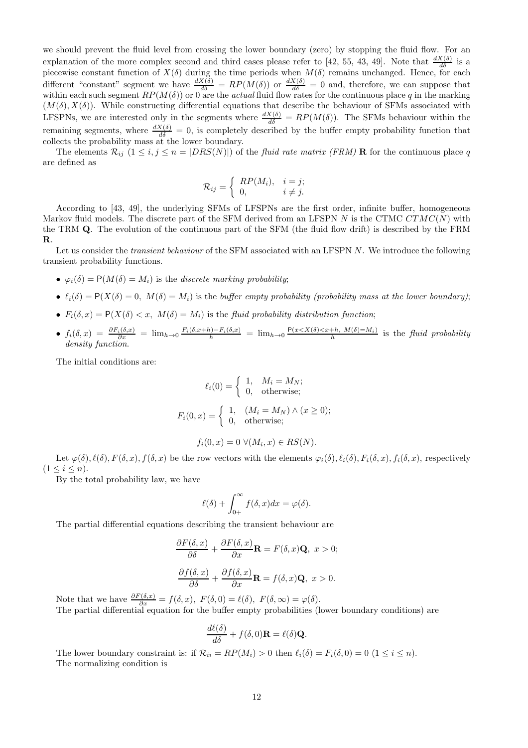we should prevent the fluid level from crossing the lower boundary (zero) by stopping the fluid flow. For an explanation of the more complex second and third cases please refer to [42, 55, 43, 49]. Note that $\frac{dX(\delta)}{d\delta}$ is a piecewise constant function of $X(\delta)$ during the time periods when $M(\delta)$ remains unchanged. Hence, for each different "constant" segment we have $\frac{dX(\delta)}{d\delta} = RP(M(\delta))$ or $\frac{dX(\delta)}{d\delta} = 0$ and, therefore, we can suppose that within each such segment $RP(M(\delta))$ or 0 are the *actual* fluid flow rates for the continuous place $q$ in the marking $(M(\delta), X(\delta))$. While constructing differential equations that describe the behaviour of SFMs associated with LFSPNs, we are interested only in the segments where $\frac{dX(\delta)}{d\delta} = RP(M(\delta))$. The SFMs behaviour within the remaining segments, where $\frac{dX(\delta)}{d\delta} = 0$, is completely described by the buffer empty probability function that collects the probability mass at the lower boundary.

The elements $\mathcal{R}_{ij}$ $(1 \leq i, j \leq n = |DRS(N)|)$ of the *fluid rate matrix (FRM)* $\mathbf{R}$ for the continuous place $q$ are defined as

$$\mathcal{R}_{ij} = \begin{cases} RP(M_i), & i = j; \\ 0, & i \neq j. \end{cases}$$

According to [43, 49], the underlying SFMs of LFSPNs are the first order, infinite buffer, homogeneous Markov fluid models. The discrete part of the SFM derived from an LFSPN $N$ is the CTMC $CTMC(N)$ with the TRM $\mathbf{Q}$. The evolution of the continuous part of the SFM (the fluid flow drift) is described by the FRM $\mathbf{R}$.

Let us consider the *transient behaviour* of the SFM associated with an LFSPN $N$. We introduce the following transient probability functions.

- $\varphi_i(\delta) = \mathsf{P}(M(\delta) = M_i)$ is the *discrete marking probability*;
- $\ell_i(\delta) = \mathsf{P}(X(\delta) = 0,\ M(\delta) = M_i)$ is the *buffer empty probability (probability mass at the lower boundary)*;
- $F_i(\delta, x) = \mathsf{P}(X(\delta) < x,\ M(\delta) = M_i)$ is the *fluid probability distribution function*;
- $f_i(\delta, x) = \frac{\partial F_i(\delta, x)}{\partial x} = \lim_{h \to 0} \frac{F_i(\delta, x+h) - F_i(\delta, x)}{h} = \lim_{h \to 0} \frac{\mathsf{P}(x < X(\delta) < x+h,\ M(\delta) = M_i)}{h}$ is the *fluid probability density function*.

The initial conditions are:

$$\ell_i(0) = \begin{cases} 1, & M_i = M_N; \\ 0, & \text{otherwise}; \end{cases}$$

$$F_i(0, x) = \begin{cases} 1, & (M_i = M_N) \wedge (x \geq 0); \\ 0, & \text{otherwise}; \end{cases}$$

$$f_i(0, x) = 0\ \forall (M_i, x) \in RS(N).$$

Let $\varphi(\delta), \ell(\delta), F(\delta, x), f(\delta, x)$ be the row vectors with the elements $\varphi_i(\delta), \ell_i(\delta), F_i(\delta, x), f_i(\delta, x)$, respectively $(1 \leq i \leq n)$.

By the total probability law, we have

$$\ell(\delta) + \int_{0+}^{\infty} f(\delta, x) dx = \varphi(\delta).$$

The partial differential equations describing the transient behaviour are

$$\frac{\partial F(\delta, x)}{\partial \delta} + \frac{\partial F(\delta, x)}{\partial x} \mathbf{R} = F(\delta, x) \mathbf{Q},\ x > 0;$$

$$\frac{\partial f(\delta, x)}{\partial \delta} + \frac{\partial f(\delta, x)}{\partial x} \mathbf{R} = f(\delta, x) \mathbf{Q},\ x > 0.$$

Note that we have $\frac{\partial F(\delta, x)}{\partial x} = f(\delta, x),\ F(\delta, 0) = \ell(\delta),\ F(\delta, \infty) = \varphi(\delta)$.

The partial differential equation for the buffer empty probabilities (lower boundary conditions) are

$$\frac{d\ell(\delta)}{d\delta} + f(\delta, 0) \mathbf{R} = \ell(\delta) \mathbf{Q}.$$

The lower boundary constraint is: if $\mathcal{R}_{ii} = RP(M_i) > 0$ then $\ell_i(\delta) = F_i(\delta, 0) = 0$ $(1 \leq i \leq n)$.

The normalizing condition is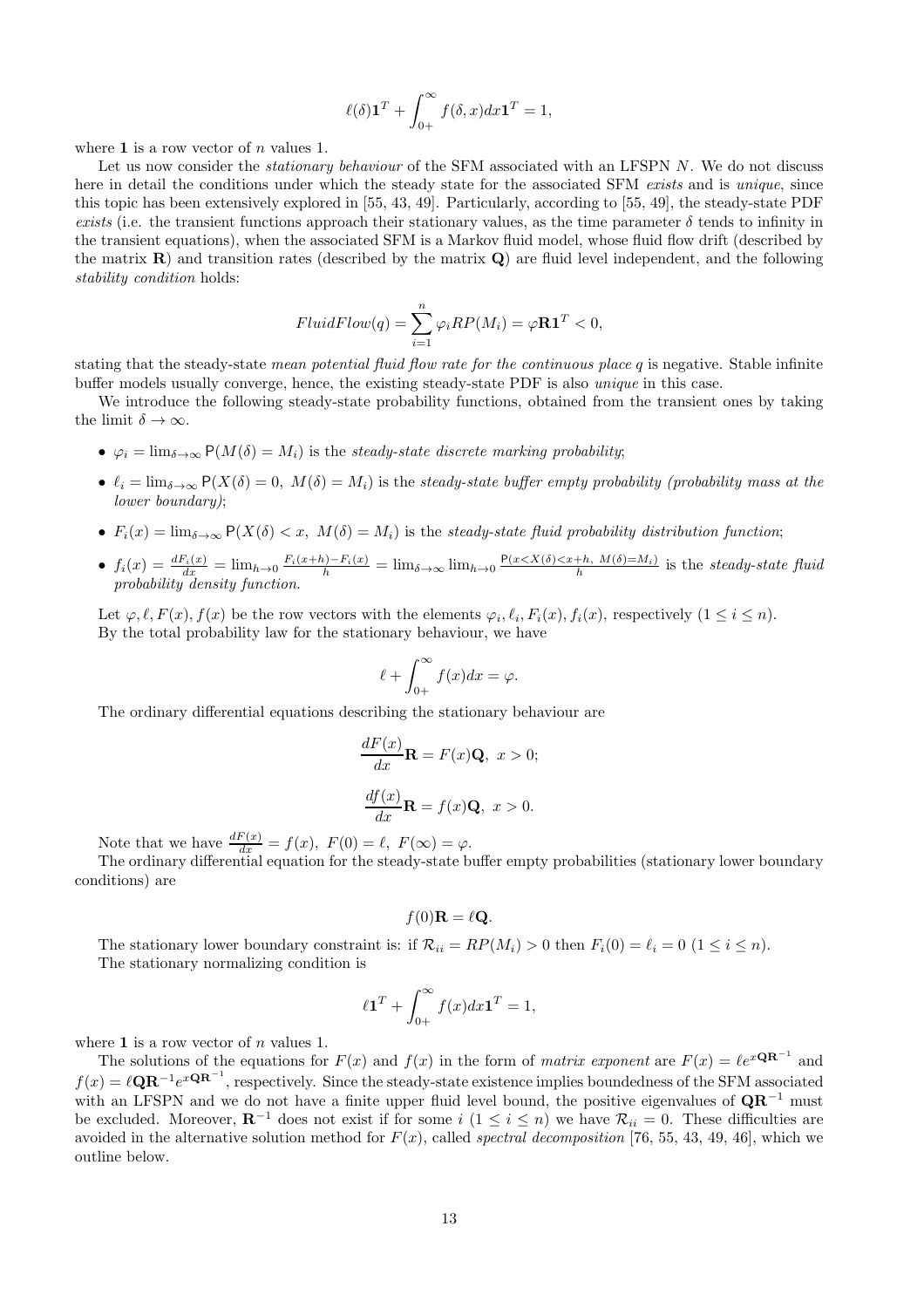$$\ell(\delta)\mathbf{1}^T + \int_{0+}^{\infty} f(\delta, x)dx\mathbf{1}^T = 1,$$

where $\mathbf{1}$ is a row vector of $n$ values 1.

Let us now consider the *stationary behaviour* of the SFM associated with an LFSPN $N$. We do not discuss here in detail the conditions under which the steady state for the associated SFM *exists* and is *unique*, since this topic has been extensively explored in [55, 43, 49]. Particularly, according to [55, 49], the steady-state PDF *exists* (i.e. the transient functions approach their stationary values, as the time parameter $\delta$ tends to infinity in the transient equations), when the associated SFM is a Markov fluid model, whose fluid flow drift (described by the matrix $\mathbf{R}$) and transition rates (described by the matrix $\mathbf{Q}$) are fluid level independent, and the following *stability condition* holds:

$$FluidFlow(q) = \sum_{i=1}^{n} \varphi_i RP(M_i) = \varphi\mathbf{R}\mathbf{1}^T < 0,$$

stating that the steady-state *mean potential fluid flow rate for the continuous place* $q$ is negative. Stable infinite buffer models usually converge, hence, the existing steady-state PDF is also *unique* in this case.

We introduce the following steady-state probability functions, obtained from the transient ones by taking the limit $\delta \to \infty$.

- $\varphi_i = \lim_{\delta\to\infty} \mathsf{P}(M(\delta) = M_i)$ is the *steady-state discrete marking probability*;
- $\ell_i = \lim_{\delta\to\infty} \mathsf{P}(X(\delta) = 0,\ M(\delta) = M_i)$ is the *steady-state buffer empty probability (probability mass at the lower boundary)*;
- $F_i(x) = \lim_{\delta\to\infty} \mathsf{P}(X(\delta) < x,\ M(\delta) = M_i)$ is the *steady-state fluid probability distribution function*;
- $f_i(x) = \frac{dF_i(x)}{dx} = \lim_{h\to 0} \frac{F_i(x+h) - F_i(x)}{h} = \lim_{\delta\to\infty} \lim_{h\to 0} \frac{\mathsf{P}(x<X(\delta)<x+h,\ M(\delta)=M_i)}{h}$ is the *steady-state fluid probability density function*.

Let $\varphi, \ell, F(x), f(x)$ be the row vectors with the elements $\varphi_i, \ell_i, F_i(x), f_i(x)$, respectively ($1 \le i \le n$). By the total probability law for the stationary behaviour, we have

$$\ell + \int_{0+}^{\infty} f(x)dx = \varphi.$$

The ordinary differential equations describing the stationary behaviour are

$$\frac{dF(x)}{dx}\mathbf{R} = F(x)\mathbf{Q},\ x > 0;$$

$$\frac{df(x)}{dx}\mathbf{R} = f(x)\mathbf{Q},\ x > 0.$$

Note that we have $\frac{dF(x)}{dx} = f(x),\ F(0) = \ell,\ F(\infty) = \varphi$.

The ordinary differential equation for the steady-state buffer empty probabilities (stationary lower boundary conditions) are

$$f(0)\mathbf{R} = \ell\mathbf{Q}.$$

The stationary lower boundary constraint is: if $\mathcal{R}_{ii} = RP(M_i) > 0$ then $F_i(0) = \ell_i = 0$ ($1 \le i \le n$).

The stationary normalizing condition is

$$\ell\mathbf{1}^T + \int_{0+}^{\infty} f(x)dx\mathbf{1}^T = 1,$$

where $\mathbf{1}$ is a row vector of $n$ values 1.

The solutions of the equations for $F(x)$ and $f(x)$ in the form of *matrix exponent* are $F(x) = \ell e^{x\mathbf{Q}\mathbf{R}^{-1}}$ and $f(x) = \ell\mathbf{Q}\mathbf{R}^{-1}e^{x\mathbf{Q}\mathbf{R}^{-1}}$, respectively. Since the steady-state existence implies boundedness of the SFM associated with an LFSPN and we do not have a finite upper fluid level bound, the positive eigenvalues of $\mathbf{Q}\mathbf{R}^{-1}$ must be excluded. Moreover, $\mathbf{R}^{-1}$ does not exist if for some $i$ ($1 \le i \le n$) we have $\mathcal{R}_{ii} = 0$. These difficulties are avoided in the alternative solution method for $F(x)$, called *spectral decomposition* [76, 55, 43, 49, 46], which we outline below.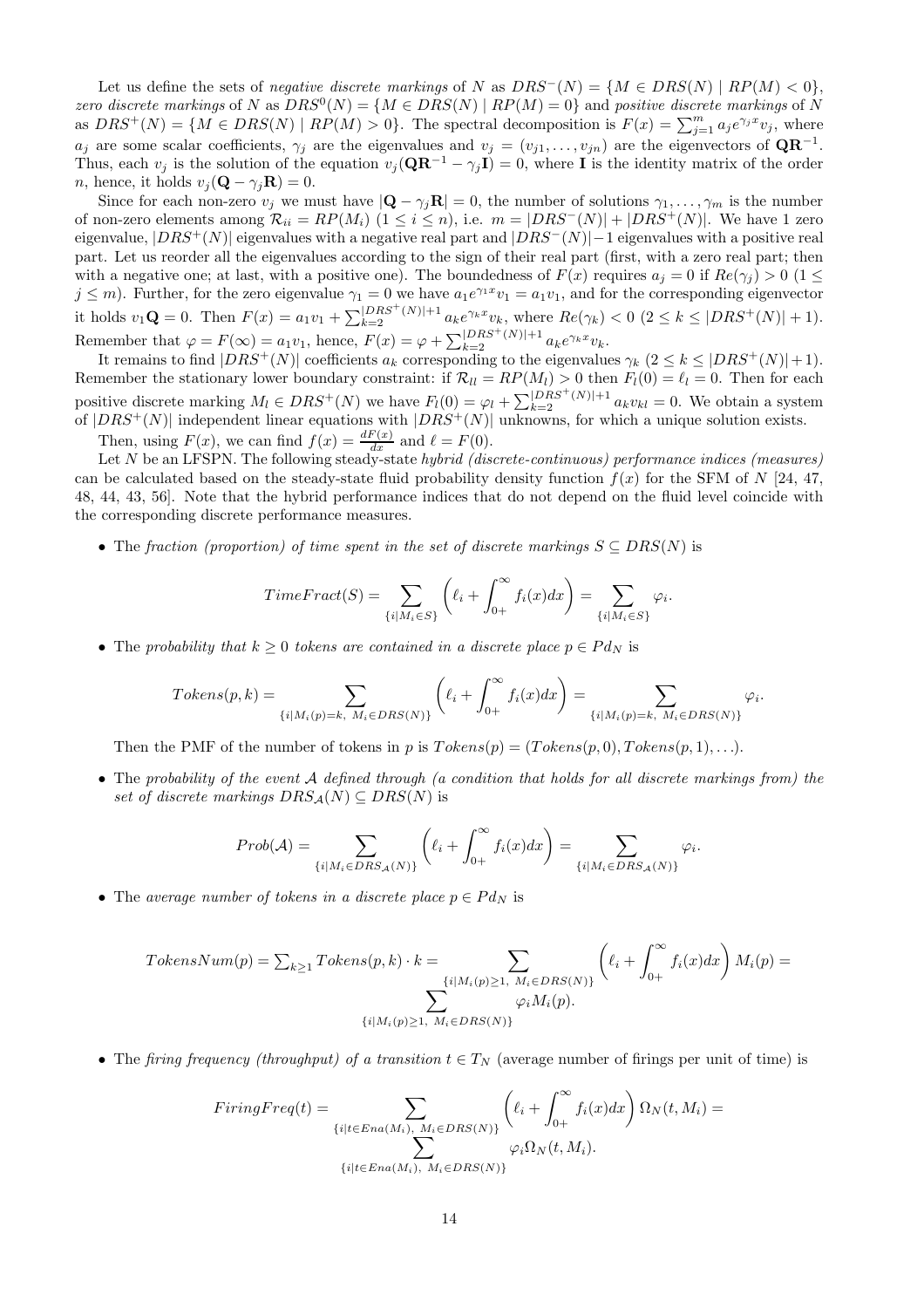Let us define the sets of *negative discrete markings* of $N$ as $DRS^-(N) = \{M \in DRS(N) \mid RP(M) < 0\}$, *zero discrete markings* of $N$ as $DRS^0(N) = \{M \in DRS(N) \mid RP(M) = 0\}$ and *positive discrete markings* of $N$ as $DRS^+(N) = \{M \in DRS(N) \mid RP(M) > 0\}$. The spectral decomposition is $F(x) = \sum_{j=1}^{m} a_j e^{\gamma_j x} v_j$, where $a_j$ are some scalar coefficients, $\gamma_j$ are the eigenvalues and $v_j = (v_{j1}, \ldots, v_{jn})$ are the eigenvectors of $\mathbf{Q}\mathbf{R}^{-1}$. Thus, each $v_j$ is the solution of the equation $v_j(\mathbf{Q}\mathbf{R}^{-1} - \gamma_j \mathbf{I}) = 0$, where $\mathbf{I}$ is the identity matrix of the order $n$, hence, it holds $v_j(\mathbf{Q} - \gamma_j \mathbf{R}) = 0$.

Since for each non-zero $v_j$ we must have $|\mathbf{Q} - \gamma_j \mathbf{R}| = 0$, the number of solutions $\gamma_1, \ldots, \gamma_m$ is the number of non-zero elements among $\mathcal{R}_{ii} = RP(M_i)$ $(1 \le i \le n)$, i.e. $m = |DRS^-(N)| + |DRS^+(N)|$. We have 1 zero eigenvalue, $|DRS^+(N)|$ eigenvalues with a negative real part and $|DRS^-(N)| - 1$ eigenvalues with a positive real part. Let us reorder all the eigenvalues according to the sign of their real part (first, with a zero real part; then with a negative one; at last, with a positive one). The boundedness of $F(x)$ requires $a_j = 0$ if $Re(\gamma_j) > 0$ $(1 \le j \le m)$. Further, for the zero eigenvalue $\gamma_1 = 0$ we have $a_1 e^{\gamma_1 x} v_1 = a_1 v_1$, and for the corresponding eigenvector it holds $v_1 \mathbf{Q} = 0$. Then $F(x) = a_1 v_1 + \sum_{k=2}^{|DRS^+(N)|+1} a_k e^{\gamma_k x} v_k$, where $Re(\gamma_k) < 0$ $(2 \le k \le |DRS^+(N)| + 1)$. Remember that $\varphi = F(\infty) = a_1 v_1$, hence, $F(x) = \varphi + \sum_{k=2}^{|DRS^+(N)|+1} a_k e^{\gamma_k x} v_k$.

It remains to find $|DRS^+(N)|$ coefficients $a_k$ corresponding to the eigenvalues $\gamma_k$ $(2 \le k \le |DRS^+(N)| + 1)$. Remember the stationary lower boundary constraint: if $\mathcal{R}_{ll} = RP(M_l) > 0$ then $F_l(0) = \ell_l = 0$. Then for each positive discrete marking $M_l \in DRS^+(N)$ we have $F_l(0) = \varphi_l + \sum_{k=2}^{|DRS^+(N)|+1} a_k v_{kl} = 0$. We obtain a system of $|DRS^+(N)|$ independent linear equations with $|DRS^+(N)|$ unknowns, for which a unique solution exists.

Then, using $F(x)$, we can find $f(x) = \frac{dF(x)}{dx}$ and $\ell = F(0)$.

Let $N$ be an LFSPN. The following steady-state *hybrid (discrete-continuous) performance indices (measures)* can be calculated based on the steady-state fluid probability density function $f(x)$ for the SFM of $N$ [24, 47, 48, 44, 43, 56]. Note that the hybrid performance indices that do not depend on the fluid level coincide with the corresponding discrete performance measures.

- The *fraction (proportion) of time spent in the set of discrete markings* $S \subseteq DRS(N)$ is

$$TimeFract(S) = \sum_{\{i \mid M_i \in S\}} \left( \ell_i + \int_{0+}^{\infty} f_i(x) dx \right) = \sum_{\{i \mid M_i \in S\}} \varphi_i.$$

- The *probability that* $k \ge 0$ *tokens are contained in a discrete place* $p \in Pd_N$ is

$$Tokens(p, k) = \sum_{\{i \mid M_i(p) = k, \; M_i \in DRS(N)\}} \left( \ell_i + \int_{0+}^{\infty} f_i(x) dx \right) = \sum_{\{i \mid M_i(p) = k, \; M_i \in DRS(N)\}} \varphi_i.$$

  Then the PMF of the number of tokens in $p$ is $Tokens(p) = (Tokens(p, 0), Tokens(p, 1), \ldots)$.

- The *probability of the event* $\mathcal{A}$ *defined through (a condition that holds for all discrete markings from) the set of discrete markings* $DRS_{\mathcal{A}}(N) \subseteq DRS(N)$ is

$$Prob(\mathcal{A}) = \sum_{\{i \mid M_i \in DRS_{\mathcal{A}}(N)\}} \left( \ell_i + \int_{0+}^{\infty} f_i(x) dx \right) = \sum_{\{i \mid M_i \in DRS_{\mathcal{A}}(N)\}} \varphi_i.$$

- The *average number of tokens in a discrete place* $p \in Pd_N$ is

$$TokensNum(p) = \sum_{k \ge 1} Tokens(p, k) \cdot k = \sum_{\{i \mid M_i(p) \ge 1, \; M_i \in DRS(N)\}} \left( \ell_i + \int_{0+}^{\infty} f_i(x) dx \right) M_i(p) = \sum_{\{i \mid M_i(p) \ge 1, \; M_i \in DRS(N)\}} \varphi_i M_i(p).$$

- The *firing frequency (throughput) of a transition* $t \in T_N$ (average number of firings per unit of time) is

$$FiringFreq(t) = \sum_{\{i \mid t \in Ena(M_i), \; M_i \in DRS(N)\}} \left( \ell_i + \int_{0+}^{\infty} f_i(x) dx \right) \Omega_N(t, M_i) = \sum_{\{i \mid t \in Ena(M_i), \; M_i \in DRS(N)\}} \varphi_i \Omega_N(t, M_i).$$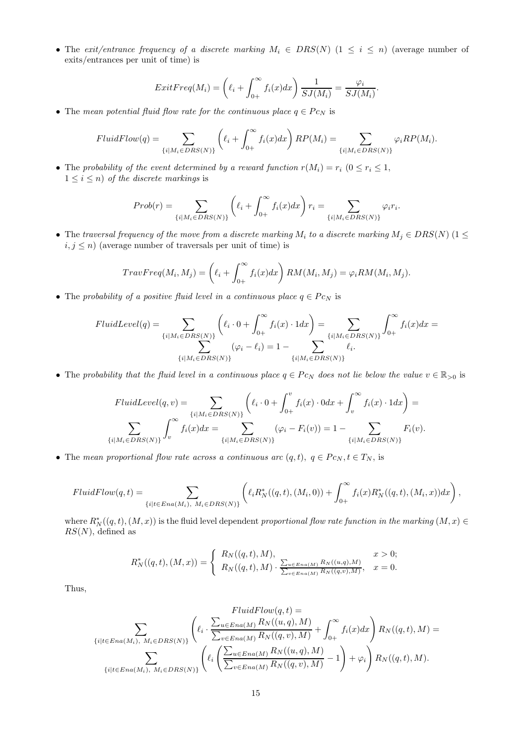- The *exit/entrance frequency of a discrete marking* $M_i \in DRS(N)$ $(1 \leq i \leq n)$ (average number of exits/entrances per unit of time) is

$$ExitFreq(M_i) = \left(\ell_i + \int_{0+}^{\infty} f_i(x)dx\right) \frac{1}{SJ(M_i)} = \frac{\varphi_i}{SJ(M_i)}.$$

- The *mean potential fluid flow rate for the continuous place* $q \in Pc_N$ is

$$FluidFlow(q) = \sum_{\{i|M_i \in DRS(N)\}} \left(\ell_i + \int_{0+}^{\infty} f_i(x)dx\right) RP(M_i) = \sum_{\{i|M_i \in DRS(N)\}} \varphi_i RP(M_i).$$

- The *probability of the event determined by a reward function* $r(M_i) = r_i$ $(0 \leq r_i \leq 1,$ $1 \leq i \leq n)$ *of the discrete markings* is

$$Prob(r) = \sum_{\{i|M_i \in DRS(N)\}} \left(\ell_i + \int_{0+}^{\infty} f_i(x)dx\right) r_i = \sum_{\{i|M_i \in DRS(N)\}} \varphi_i r_i.$$

- The *traversal frequency of the move from a discrete marking* $M_i$ *to a discrete marking* $M_j \in DRS(N)$ $(1 \leq i, j \leq n)$ (average number of traversals per unit of time) is

$$TravFreq(M_i, M_j) = \left(\ell_i + \int_{0+}^{\infty} f_i(x)dx\right) RM(M_i, M_j) = \varphi_i RM(M_i, M_j).$$

- The *probability of a positive fluid level in a continuous place* $q \in Pc_N$ is

$$FluidLevel(q) = \sum_{\{i|M_i \in DRS(N)\}} \left(\ell_i \cdot 0 + \int_{0+}^{\infty} f_i(x) \cdot 1dx\right) = \sum_{\{i|M_i \in DRS(N)\}} \int_{0+}^{\infty} f_i(x)dx = \sum_{\{i|M_i \in DRS(N)\}} (\varphi_i - \ell_i) = 1 - \sum_{\{i|M_i \in DRS(N)\}} \ell_i.$$

- The *probability that the fluid level in a continuous place* $q \in Pc_N$ *does not lie below the value* $v \in \mathbb{R}_{>0}$ is

$$FluidLevel(q, v) = \sum_{\{i|M_i \in DRS(N)\}} \left(\ell_i \cdot 0 + \int_{0+}^{v} f_i(x) \cdot 0dx + \int_{v}^{\infty} f_i(x) \cdot 1dx\right) = \sum_{\{i|M_i \in DRS(N)\}} \int_{v}^{\infty} f_i(x)dx = \sum_{\{i|M_i \in DRS(N)\}} (\varphi_i - F_i(v)) = 1 - \sum_{\{i|M_i \in DRS(N)\}} F_i(v).$$

- The *mean proportional flow rate across a continuous arc* $(q, t),\ q \in Pc_N, t \in T_N$, is

$$FluidFlow(q, t) = \sum_{\{i|t \in Ena(M_i),\ M_i \in DRS(N)\}} \left(\ell_i R_N^*((q, t), (M_i, 0)) + \int_{0+}^{\infty} f_i(x) R_N^*((q, t), (M_i, x))dx\right),$$

where $R_N^*((q, t), (M, x))$ is the fluid level dependent *proportional flow rate function in the marking* $(M, x) \in RS(N)$, defined as

$$R_N^*((q, t), (M, x)) = \begin{cases} R_N((q, t), M), & x > 0; \\ R_N((q, t), M) \cdot \frac{\sum_{u \in Ena(M)} R_N((u, q), M)}{\sum_{v \in Ena(M)} R_N((q, v), M)}, & x = 0. \end{cases}$$

Thus,

$$FluidFlow(q, t) = \sum_{\{i|t \in Ena(M_i),\ M_i \in DRS(N)\}} \left(\ell_i \cdot \frac{\sum_{u \in Ena(M)} R_N((u, q), M)}{\sum_{v \in Ena(M)} R_N((q, v), M)} + \int_{0+}^{\infty} f_i(x)dx\right) R_N((q, t), M) = \sum_{\{i|t \in Ena(M_i),\ M_i \in DRS(N)\}} \left(\ell_i \left(\frac{\sum_{u \in Ena(M)} R_N((u, q), M)}{\sum_{v \in Ena(M)} R_N((q, v), M)} - 1\right) + \varphi_i\right) R_N((q, t), M).$$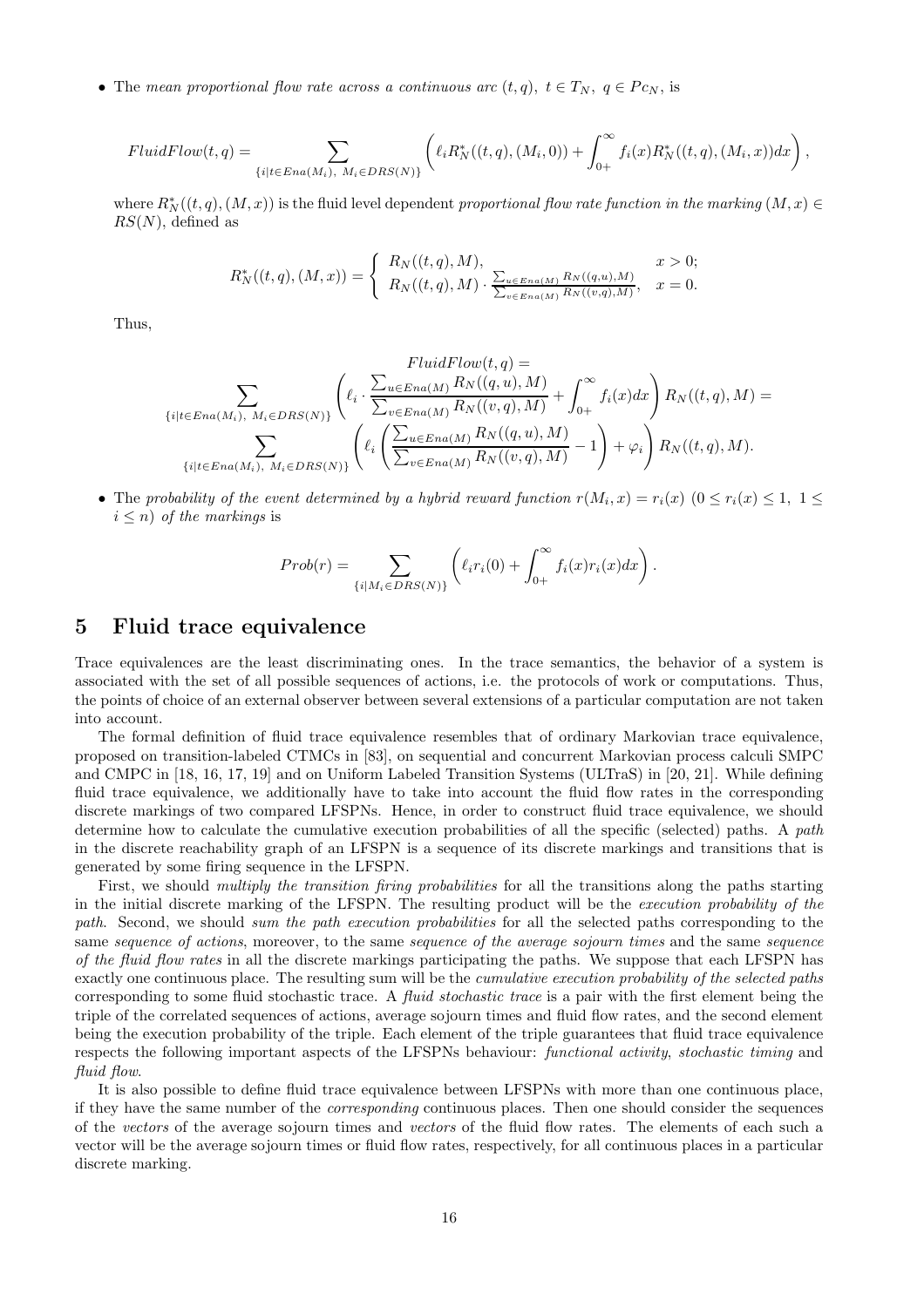- The *mean proportional flow rate across a continuous arc* $(t,q),\ t \in T_N,\ q \in Pc_N$, is

$$FluidFlow(t,q) = \sum_{\{i \mid t \in Ena(M_i),\ M_i \in DRS(N)\}} \left( \ell_i R_N^*((t,q),(M_i,0)) + \int_{0+}^{\infty} f_i(x) R_N^*((t,q),(M_i,x))dx \right),$$

where $R_N^*((t,q),(M,x))$ is the fluid level dependent *proportional flow rate function in the marking* $(M,x) \in RS(N)$, defined as

$$R_N^*((t,q),(M,x)) = \begin{cases} R_N((t,q),M), & x > 0; \\ R_N((t,q),M) \cdot \frac{\sum_{u \in Ena(M)} R_N((q,u),M)}{\sum_{v \in Ena(M)} R_N((v,q),M)}, & x = 0. \end{cases}$$

Thus,

$$FluidFlow(t,q) =$$
$$\sum_{\{i \mid t \in Ena(M_i),\ M_i \in DRS(N)\}} \left( \ell_i \cdot \frac{\sum_{u \in Ena(M)} R_N((q,u),M)}{\sum_{v \in Ena(M)} R_N((v,q),M)} + \int_{0+}^{\infty} f_i(x)dx \right) R_N((t,q),M) =$$
$$\sum_{\{i \mid t \in Ena(M_i),\ M_i \in DRS(N)\}} \left( \ell_i \left( \frac{\sum_{u \in Ena(M)} R_N((q,u),M)}{\sum_{v \in Ena(M)} R_N((v,q),M)} - 1 \right) + \varphi_i \right) R_N((t,q),M).$$

- The *probability of the event determined by a hybrid reward function* $r(M_i,x) = r_i(x)\ (0 \le r_i(x) \le 1,\ 1 \le i \le n)$ *of the markings* is

$$Prob(r) = \sum_{\{i \mid M_i \in DRS(N)\}} \left( \ell_i r_i(0) + \int_{0+}^{\infty} f_i(x) r_i(x) dx \right).$$

# 5 Fluid trace equivalence

Trace equivalences are the least discriminating ones. In the trace semantics, the behavior of a system is associated with the set of all possible sequences of actions, i.e. the protocols of work or computations. Thus, the points of choice of an external observer between several extensions of a particular computation are not taken into account.

The formal definition of fluid trace equivalence resembles that of ordinary Markovian trace equivalence, proposed on transition-labeled CTMCs in [83], on sequential and concurrent Markovian process calculi SMPC and CMPC in [18, 16, 17, 19] and on Uniform Labeled Transition Systems (ULTraS) in [20, 21]. While defining fluid trace equivalence, we additionally have to take into account the fluid flow rates in the corresponding discrete markings of two compared LFSPNs. Hence, in order to construct fluid trace equivalence, we should determine how to calculate the cumulative execution probabilities of all the specific (selected) paths. A *path* in the discrete reachability graph of an LFSPN is a sequence of its discrete markings and transitions that is generated by some firing sequence in the LFSPN.

First, we should *multiply the transition firing probabilities* for all the transitions along the paths starting in the initial discrete marking of the LFSPN. The resulting product will be the *execution probability of the path*. Second, we should *sum the path execution probabilities* for all the selected paths corresponding to the same *sequence of actions*, moreover, to the same *sequence of the average sojourn times* and the same *sequence of the fluid flow rates* in all the discrete markings participating the paths. We suppose that each LFSPN has exactly one continuous place. The resulting sum will be the *cumulative execution probability of the selected paths* corresponding to some fluid stochastic trace. A *fluid stochastic trace* is a pair with the first element being the triple of the correlated sequences of actions, average sojourn times and fluid flow rates, and the second element being the execution probability of the triple. Each element of the triple guarantees that fluid trace equivalence respects the following important aspects of the LFSPNs behaviour: *functional activity*, *stochastic timing* and *fluid flow*.

It is also possible to define fluid trace equivalence between LFSPNs with more than one continuous place, if they have the same number of the *corresponding* continuous places. Then one should consider the sequences of the *vectors* of the average sojourn times and *vectors* of the fluid flow rates. The elements of each such a vector will be the average sojourn times or fluid flow rates, respectively, for all continuous places in a particular discrete marking.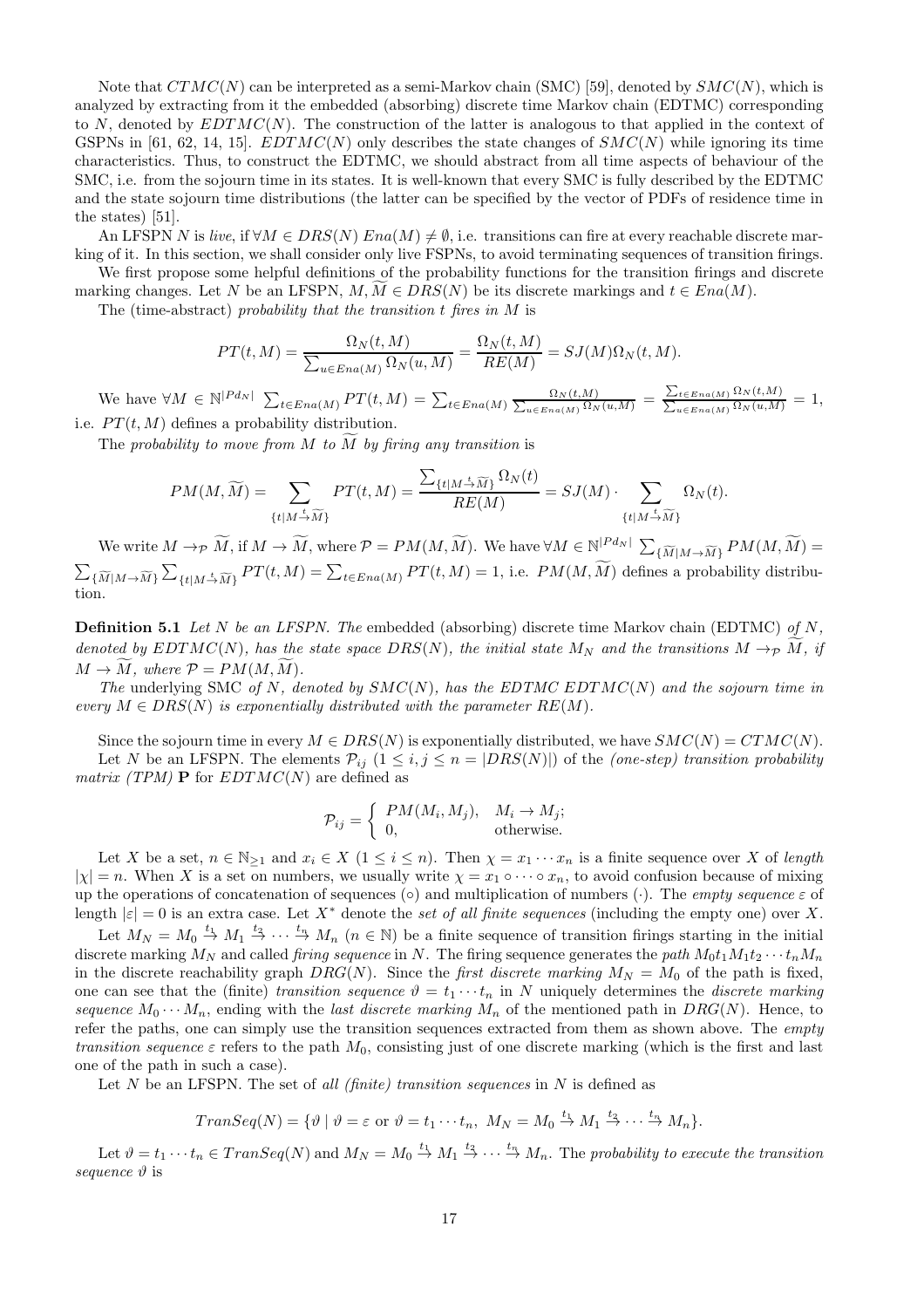Note that $CTMC(N)$ can be interpreted as a semi-Markov chain (SMC) [59], denoted by $SMC(N)$, which is analyzed by extracting from it the embedded (absorbing) discrete time Markov chain (EDTMC) corresponding to $N$, denoted by $EDTMC(N)$. The construction of the latter is analogous to that applied in the context of GSPNs in [61, 62, 14, 15]. $EDTMC(N)$ only describes the state changes of $SMC(N)$ while ignoring its time characteristics. Thus, to construct the EDTMC, we should abstract from all time aspects of behaviour of the SMC, i.e. from the sojourn time in its states. It is well-known that every SMC is fully described by the EDTMC and the state sojourn time distributions (the latter can be specified by the vector of PDFs of residence time in the states) [51].

An LFSPN $N$ is *live*, if $\forall M \in DRS(N)\ Ena(M) \neq \emptyset$, i.e. transitions can fire at every reachable discrete marking of it. In this section, we shall consider only live FSPNs, to avoid terminating sequences of transition firings.

We first propose some helpful definitions of the probability functions for the transition firings and discrete marking changes. Let $N$ be an LFSPN, $M, \widetilde{M} \in DRS(N)$ be its discrete markings and $t \in Ena(M)$.

The (time-abstract) *probability that the transition $t$ fires in $M$* is

$$PT(t, M) = \frac{\Omega_N(t, M)}{\sum_{u \in Ena(M)} \Omega_N(u, M)} = \frac{\Omega_N(t, M)}{RE(M)} = SJ(M)\Omega_N(t, M).$$

We have $\forall M \in \mathbb{N}^{|Pd_N|}\ \sum_{t \in Ena(M)} PT(t, M) = \sum_{t \in Ena(M)} \frac{\Omega_N(t,M)}{\sum_{u \in Ena(M)} \Omega_N(u,M)} = \frac{\sum_{t \in Ena(M)} \Omega_N(t,M)}{\sum_{u \in Ena(M)} \Omega_N(u,M)} = 1$, i.e. $PT(t, M)$ defines a probability distribution.

The *probability to move from $M$ to $\widetilde{M}$ by firing any transition* is

$$PM(M, \widetilde{M}) = \sum_{\{t \mid M \xrightarrow{t} \widetilde{M}\}} PT(t, M) = \frac{\sum_{\{t \mid M \xrightarrow{t} \widetilde{M}\}} \Omega_N(t)}{RE(M)} = SJ(M) \cdot \sum_{\{t \mid M \xrightarrow{t} \widetilde{M}\}} \Omega_N(t).$$

We write $M \to_{\mathcal{P}} \widetilde{M}$, if $M \to \widetilde{M}$, where $\mathcal{P} = PM(M, \widetilde{M})$. We have $\forall M \in \mathbb{N}^{|Pd_N|}\ \sum_{\{\widetilde{M} \mid M \to \widetilde{M}\}} PM(M, \widetilde{M}) = \sum_{\{\widetilde{M} \mid M \to \widetilde{M}\}} \sum_{\{t \mid M \xrightarrow{t} \widetilde{M}\}} PT(t, M) = \sum_{t \in Ena(M)} PT(t, M) = 1$, i.e. $PM(M, \widetilde{M})$ defines a probability distribution.

**Definition 5.1** *Let $N$ be an LFSPN. The* embedded (absorbing) discrete time Markov chain (EDTMC) *of $N$, denoted by $EDTMC(N)$, has the state space $DRS(N)$, the initial state $M_N$ and the transitions $M \to_{\mathcal{P}} \widetilde{M}$, if $M \to \widetilde{M}$, where $\mathcal{P} = PM(M, \widetilde{M})$.*

*The* underlying SMC *of $N$, denoted by $SMC(N)$, has the EDTMC $EDTMC(N)$ and the sojourn time in every $M \in DRS(N)$ is exponentially distributed with the parameter $RE(M)$.*

Since the sojourn time in every $M \in DRS(N)$ is exponentially distributed, we have $SMC(N) = CTMC(N)$.

Let $N$ be an LFSPN. The elements $\mathcal{P}_{ij}$ $(1 \leq i, j \leq n = |DRS(N)|)$ of the *(one-step) transition probability matrix (TPM)* $\mathbf{P}$ for $EDTMC(N)$ are defined as

$$\mathcal{P}_{ij} = \begin{cases} PM(M_i, M_j), & M_i \to M_j; \\ 0, & \text{otherwise.} \end{cases}$$

Let $X$ be a set, $n \in \mathbb{N}_{\geq 1}$ and $x_i \in X$ $(1 \leq i \leq n)$. Then $\chi = x_1 \cdots x_n$ is a finite sequence over $X$ of *length* $|\chi| = n$. When $X$ is a set on numbers, we usually write $\chi = x_1 \circ \cdots \circ x_n$, to avoid confusion because of mixing up the operations of concatenation of sequences ($\circ$) and multiplication of numbers ($\cdot$). The *empty sequence* $\varepsilon$ of length $|\varepsilon| = 0$ is an extra case. Let $X^*$ denote the *set of all finite sequences* (including the empty one) over $X$.

Let $M_N = M_0 \xrightarrow{t_1} M_1 \xrightarrow{t_2} \cdots \xrightarrow{t_n} M_n$ $(n \in \mathbb{N})$ be a finite sequence of transition firings starting in the initial discrete marking $M_N$ and called *firing sequence* in $N$. The firing sequence generates the *path* $M_0 t_1 M_1 t_2 \cdots t_n M_n$ in the discrete reachability graph $DRG(N)$. Since the *first discrete marking* $M_N = M_0$ of the path is fixed, one can see that the (finite) *transition sequence* $\vartheta = t_1 \cdots t_n$ in $N$ uniquely determines the *discrete marking sequence* $M_0 \cdots M_n$, ending with the *last discrete marking* $M_n$ of the mentioned path in $DRG(N)$. Hence, to refer the paths, one can simply use the transition sequences extracted from them as shown above. The *empty transition sequence* $\varepsilon$ refers to the path $M_0$, consisting just of one discrete marking (which is the first and last one of the path in such a case).

Let $N$ be an LFSPN. The set of *all (finite) transition sequences* in $N$ is defined as

$$TranSeq(N) = \{\vartheta \mid \vartheta = \varepsilon \text{ or } \vartheta = t_1 \cdots t_n,\ M_N = M_0 \xrightarrow{t_1} M_1 \xrightarrow{t_2} \cdots \xrightarrow{t_n} M_n\}.$$

Let $\vartheta = t_1 \cdots t_n \in TranSeq(N)$ and $M_N = M_0 \xrightarrow{t_1} M_1 \xrightarrow{t_2} \cdots \xrightarrow{t_n} M_n$. The *probability to execute the transition sequence $\vartheta$* is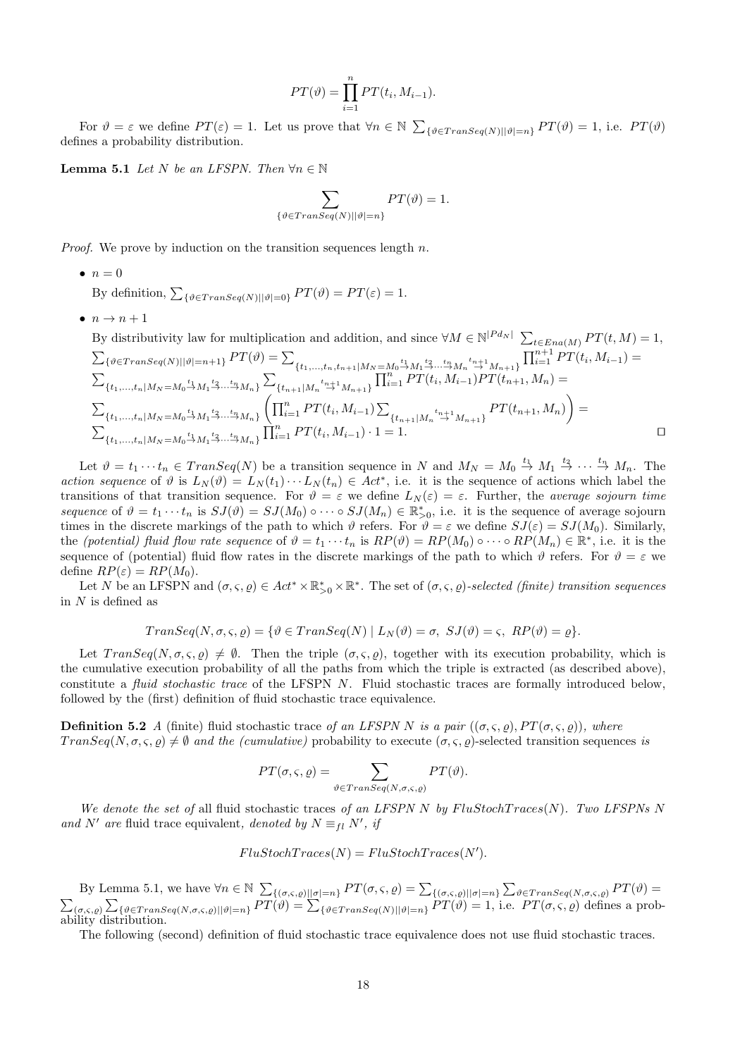$$PT(\vartheta) = \prod_{i=1}^{n} PT(t_i, M_{i-1}).$$

For $\vartheta = \varepsilon$ we define $PT(\varepsilon) = 1$. Let us prove that $\forall n \in \mathbb{N}\ \sum_{\{\vartheta \in TranSeq(N) || \vartheta| = n\}} PT(\vartheta) = 1$, i.e. $PT(\vartheta)$ defines a probability distribution.

**Lemma 5.1** *Let $N$ be an LFSPN. Then $\forall n \in \mathbb{N}$*

$$\sum_{\{\vartheta \in TranSeq(N) || \vartheta| = n\}} PT(\vartheta) = 1.$$

*Proof.* We prove by induction on the transition sequences length $n$.

- $n = 0$

  By definition, $\sum_{\{\vartheta \in TranSeq(N) || \vartheta| = 0\}} PT(\vartheta) = PT(\varepsilon) = 1$.

- $n \to n + 1$

  By distributivity law for multiplication and addition, and since $\forall M \in \mathbb{N}^{|Pd_N|}\ \sum_{t \in Ena(M)} PT(t, M) = 1$,
  $\sum_{\{\vartheta \in TranSeq(N) || \vartheta| = n+1\}} PT(\vartheta) = \sum_{\{t_1, \ldots, t_n, t_{n+1} | M_N = M_0 \stackrel{t_1}{\to} M_1 \stackrel{t_2}{\to} \cdots \stackrel{t_n}{\to} M_n \stackrel{t_{n+1}}{\to} M_{n+1}\}} \prod_{i=1}^{n+1} PT(t_i, M_{i-1}) =$
  $\sum_{\{t_1, \ldots, t_n | M_N = M_0 \stackrel{t_1}{\to} M_1 \stackrel{t_2}{\to} \cdots \stackrel{t_n}{\to} M_n\}} \sum_{\{t_{n+1} | M_n \stackrel{t_{n+1}}{\to} M_{n+1}\}} \prod_{i=1}^{n} PT(t_i, M_{i-1}) PT(t_{n+1}, M_n) =$
  $\sum_{\{t_1, \ldots, t_n | M_N = M_0 \stackrel{t_1}{\to} M_1 \stackrel{t_2}{\to} \cdots \stackrel{t_n}{\to} M_n\}} \left( \prod_{i=1}^{n} PT(t_i, M_{i-1}) \sum_{\{t_{n+1} | M_n \stackrel{t_{n+1}}{\to} M_{n+1}\}} PT(t_{n+1}, M_n) \right) =$
  $\sum_{\{t_1, \ldots, t_n | M_N = M_0 \stackrel{t_1}{\to} M_1 \stackrel{t_2}{\to} \cdots \stackrel{t_n}{\to} M_n\}} \prod_{i=1}^{n} PT(t_i, M_{i-1}) \cdot 1 = 1.$ ◻

Let $\vartheta = t_1 \cdots t_n \in TranSeq(N)$ be a transition sequence in $N$ and $M_N = M_0 \stackrel{t_1}{\to} M_1 \stackrel{t_2}{\to} \cdots \stackrel{t_n}{\to} M_n$. The *action sequence* of $\vartheta$ is $L_N(\vartheta) = L_N(t_1) \cdots L_N(t_n) \in Act^*$, i.e. it is the sequence of actions which label the transitions of that transition sequence. For $\vartheta = \varepsilon$ we define $L_N(\varepsilon) = \varepsilon$. Further, the *average sojourn time sequence* of $\vartheta = t_1 \cdots t_n$ is $SJ(\vartheta) = SJ(M_0) \circ \cdots \circ SJ(M_n) \in \mathbb{R}^*_{>0}$, i.e. it is the sequence of average sojourn times in the discrete markings of the path to which $\vartheta$ refers. For $\vartheta = \varepsilon$ we define $SJ(\varepsilon) = SJ(M_0)$. Similarly, the *(potential) fluid flow rate sequence* of $\vartheta = t_1 \cdots t_n$ is $RP(\vartheta) = RP(M_0) \circ \cdots \circ RP(M_n) \in \mathbb{R}^*$, i.e. it is the sequence of (potential) fluid flow rates in the discrete markings of the path to which $\vartheta$ refers. For $\vartheta = \varepsilon$ we define $RP(\varepsilon) = RP(M_0)$.

Let $N$ be an LFSPN and $(\sigma, \varsigma, \varrho) \in Act^* \times \mathbb{R}^*_{>0} \times \mathbb{R}^*$. The set of $(\sigma, \varsigma, \varrho)$*-selected (finite) transition sequences* in $N$ is defined as

$$TranSeq(N, \sigma, \varsigma, \varrho) = \{\vartheta \in TranSeq(N) \mid L_N(\vartheta) = \sigma,\ SJ(\vartheta) = \varsigma,\ RP(\vartheta) = \varrho\}.$$

Let $TranSeq(N, \sigma, \varsigma, \varrho) \neq \emptyset$. Then the triple $(\sigma, \varsigma, \varrho)$, together with its execution probability, which is the cumulative execution probability of all the paths from which the triple is extracted (as described above), constitute a *fluid stochastic trace* of the LFSPN $N$. Fluid stochastic traces are formally introduced below, followed by the (first) definition of fluid stochastic trace equivalence.

**Definition 5.2** *A (finite)* fluid stochastic trace *of an LFSPN $N$ is a pair $((\sigma, \varsigma, \varrho), PT(\sigma, \varsigma, \varrho))$, where $TranSeq(N, \sigma, \varsigma, \varrho) \neq \emptyset$ and the (cumulative)* probability to execute $(\sigma, \varsigma, \varrho)$-selected transition sequences *is*

$$PT(\sigma, \varsigma, \varrho) = \sum_{\vartheta \in TranSeq(N, \sigma, \varsigma, \varrho)} PT(\vartheta).$$

*We denote the set of* all fluid stochastic traces *of an LFSPN $N$ by $FluStochTraces(N)$. Two LFSPNs $N$ and $N'$ are* fluid trace equivalent*, denoted by $N \equiv_{fl} N'$, if*

$$FluStochTraces(N) = FluStochTraces(N').$$

By Lemma 5.1, we have $\forall n \in \mathbb{N}\ \sum_{\{(\sigma, \varsigma, \varrho) || \sigma| = n\}} PT(\sigma, \varsigma, \varrho) = \sum_{\{(\sigma, \varsigma, \varrho) || \sigma| = n\}} \sum_{\vartheta \in TranSeq(N, \sigma, \varsigma, \varrho)} PT(\vartheta) = \sum_{(\sigma, \varsigma, \varrho)} \sum_{\{\vartheta \in TranSeq(N, \sigma, \varsigma, \varrho) || \vartheta| = n\}} PT(\vartheta) = \sum_{\{\vartheta \in TranSeq(N) || \vartheta| = n\}} PT(\vartheta) = 1$, i.e. $PT(\sigma, \varsigma, \varrho)$ defines a probability distribution.

The following (second) definition of fluid stochastic trace equivalence does not use fluid stochastic traces.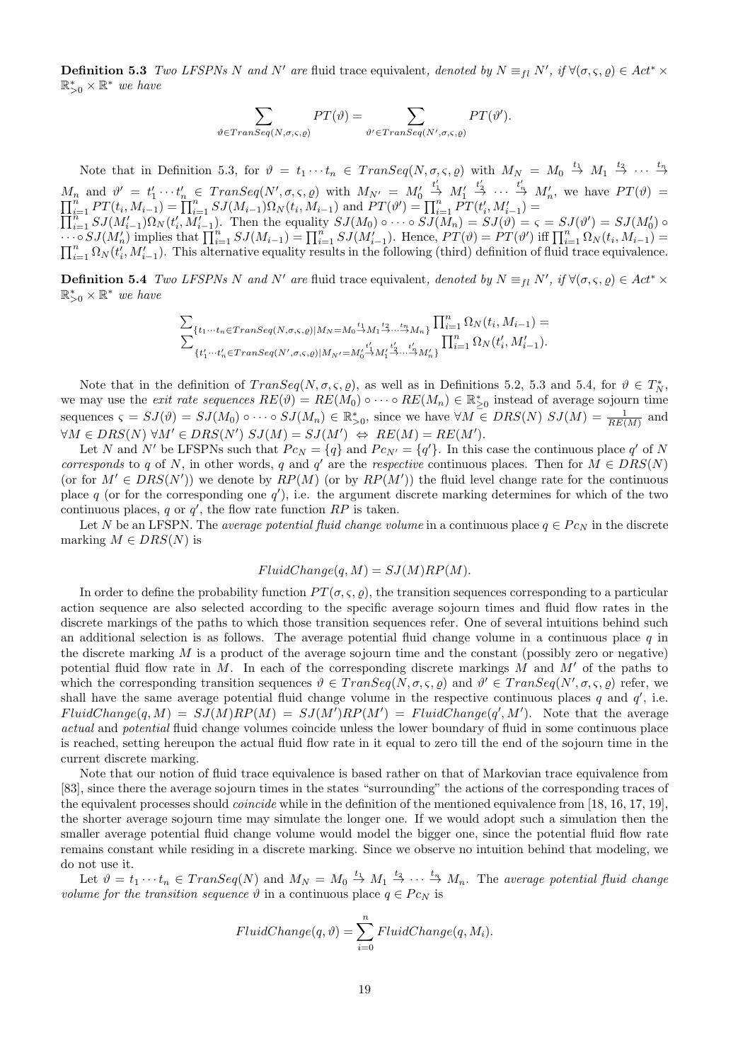**Definition 5.3** *Two LFSPNs $N$ and $N'$ are* fluid trace equivalent*, denoted by $N \equiv_{fl} N'$, if $\forall(\sigma,\varsigma,\varrho) \in Act^* \times \mathbb{R}^*_{>0} \times \mathbb{R}^*$ we have*

$$\sum_{\vartheta \in TranSeq(N,\sigma,\varsigma,\varrho)} PT(\vartheta) = \sum_{\vartheta' \in TranSeq(N',\sigma,\varsigma,\varrho)} PT(\vartheta').$$

Note that in Definition 5.3, for $\vartheta = t_1 \cdots t_n \in TranSeq(N,\sigma,\varsigma,\varrho)$ with $M_N = M_0 \stackrel{t_1}{\to} M_1 \stackrel{t_2}{\to} \cdots \stackrel{t_n}{\to} M_n$ and $\vartheta' = t'_1 \cdots t'_n \in TranSeq(N',\sigma,\varsigma,\varrho)$ with $M_{N'} = M'_0 \stackrel{t'_1}{\to} M'_1 \stackrel{t'_2}{\to} \cdots \stackrel{t'_n}{\to} M'_n$, we have $PT(\vartheta) = \prod_{i=1}^n PT(t_i, M_{i-1}) = \prod_{i=1}^n SJ(M_{i-1})\Omega_N(t_i, M_{i-1})$ and $PT(\vartheta') = \prod_{i=1}^n PT(t'_i, M'_{i-1}) = \prod_{i=1}^n SJ(M'_{i-1})\Omega_N(t'_i, M'_{i-1})$. Then the equality $SJ(M_0) \circ \cdots \circ SJ(M_n) = SJ(\vartheta) = \varsigma = SJ(\vartheta') = SJ(M'_0) \circ \cdots \circ SJ(M'_n)$ implies that $\prod_{i=1}^n SJ(M_{i-1}) = \prod_{i=1}^n SJ(M'_{i-1})$. Hence, $PT(\vartheta) = PT(\vartheta')$ iff $\prod_{i=1}^n \Omega_N(t_i, M_{i-1}) = \prod_{i=1}^n \Omega_N(t'_i, M'_{i-1})$. This alternative equality results in the following (third) definition of fluid trace equivalence.

**Definition 5.4** *Two LFSPNs $N$ and $N'$ are* fluid trace equivalent*, denoted by $N \equiv_{fl} N'$, if $\forall(\sigma,\varsigma,\varrho) \in Act^* \times \mathbb{R}^*_{>0} \times \mathbb{R}^*$ we have*

$$\sum_{\{t_1 \cdots t_n \in TranSeq(N,\sigma,\varsigma,\varrho) \mid M_N = M_0 \stackrel{t_1}{\to} M_1 \stackrel{t_2}{\to} \cdots \stackrel{t_n}{\to} M_n\}} \prod_{i=1}^n \Omega_N(t_i, M_{i-1}) = \sum_{\{t'_1 \cdots t'_n \in TranSeq(N',\sigma,\varsigma,\varrho) \mid M_{N'} = M'_0 \stackrel{t'_1}{\to} M'_1 \stackrel{t'_2}{\to} \cdots \stackrel{t'_n}{\to} M'_n\}} \prod_{i=1}^n \Omega_N(t'_i, M'_{i-1}).$$

Note that in the definition of $TranSeq(N,\sigma,\varsigma,\varrho)$, as well as in Definitions 5.2, 5.3 and 5.4, for $\vartheta \in T^*_N$, we may use the *exit rate sequences* $RE(\vartheta) = RE(M_0) \circ \cdots \circ RE(M_n) \in \mathbb{R}^*_{\geq 0}$ instead of average sojourn time sequences $\varsigma = SJ(\vartheta) = SJ(M_0) \circ \cdots \circ SJ(M_n) \in \mathbb{R}^*_{>0}$, since we have $\forall M \in DRS(N)\ SJ(M) = \frac{1}{RE(M)}$ and $\forall M \in DRS(N)\ \forall M' \in DRS(N')\ SJ(M) = SJ(M') \Leftrightarrow RE(M) = RE(M')$.

Let $N$ and $N'$ be LFSPNs such that $Pc_N = \{q\}$ and $Pc_{N'} = \{q'\}$. In this case the continuous place $q'$ of $N$ *corresponds* to $q$ of $N$, in other words, $q$ and $q'$ are the *respective* continuous places. Then for $M \in DRS(N)$ (or for $M' \in DRS(N')$) we denote by $RP(M)$ (or by $RP(M')$) the fluid level change rate for the continuous place $q$ (or for the corresponding one $q'$), i.e. the argument discrete marking determines for which of the two continuous places, $q$ or $q'$, the flow rate function $RP$ is taken.

Let $N$ be an LFSPN. The *average potential fluid change volume* in a continuous place $q \in Pc_N$ in the discrete marking $M \in DRS(N)$ is

$$FluidChange(q, M) = SJ(M)RP(M).$$

In order to define the probability function $PT(\sigma,\varsigma,\varrho)$, the transition sequences corresponding to a particular action sequence are also selected according to the specific average sojourn times and fluid flow rates in the discrete markings of the paths to which those transition sequences refer. One of several intuitions behind such an additional selection is as follows. The average potential fluid change volume in a continuous place $q$ in the discrete marking $M$ is a product of the average sojourn time and the constant (possibly zero or negative) potential fluid flow rate in $M$. In each of the corresponding discrete markings $M$ and $M'$ of the paths to which the corresponding transition sequences $\vartheta \in TranSeq(N,\sigma,\varsigma,\varrho)$ and $\vartheta' \in TranSeq(N',\sigma,\varsigma,\varrho)$ refer, we shall have the same average potential fluid change volume in the respective continuous places $q$ and $q'$, i.e. $FluidChange(q, M) = SJ(M)RP(M) = SJ(M')RP(M') = FluidChange(q', M')$. Note that the average *actual* and *potential* fluid change volumes coincide unless the lower boundary of fluid in some continuous place is reached, setting hereupon the actual fluid flow rate in it equal to zero till the end of the sojourn time in the current discrete marking.

Note that our notion of fluid trace equivalence is based rather on that of Markovian trace equivalence from [83], since there the average sojourn times in the states "surrounding" the actions of the corresponding traces of the equivalent processes should *coincide* while in the definition of the mentioned equivalence from [18, 16, 17, 19], the shorter average sojourn time may simulate the longer one. If we would adopt such a simulation then the smaller average potential fluid change volume would model the bigger one, since the potential fluid flow rate remains constant while residing in a discrete marking. Since we observe no intuition behind that modeling, we do not use it.

Let $\vartheta = t_1 \cdots t_n \in TranSeq(N)$ and $M_N = M_0 \stackrel{t_1}{\to} M_1 \stackrel{t_2}{\to} \cdots \stackrel{t_n}{\to} M_n$. The *average potential fluid change volume for the transition sequence $\vartheta$* in a continuous place $q \in Pc_N$ is

$$FluidChange(q, \vartheta) = \sum_{i=0}^n FluidChange(q, M_i).$$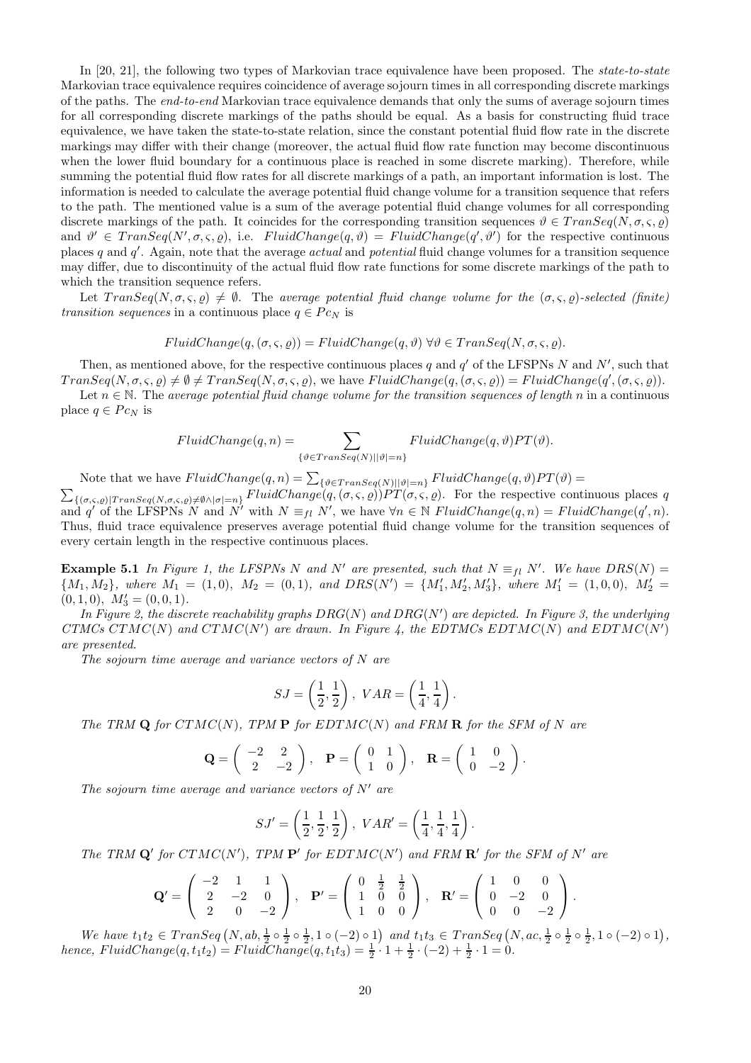In [20, 21], the following two types of Markovian trace equivalence have been proposed. The *state-to-state* Markovian trace equivalence requires coincidence of average sojourn times in all corresponding discrete markings of the paths. The *end-to-end* Markovian trace equivalence demands that only the sums of average sojourn times for all corresponding discrete markings of the paths should be equal. As a basis for constructing fluid trace equivalence, we have taken the state-to-state relation, since the constant potential fluid flow rate in the discrete markings may differ with their change (moreover, the actual fluid flow rate function may become discontinuous when the lower fluid boundary for a continuous place is reached in some discrete marking). Therefore, while summing the potential fluid flow rates for all discrete markings of a path, an important information is lost. The information is needed to calculate the average potential fluid change volume for a transition sequence that refers to the path. The mentioned value is a sum of the average potential fluid change volumes for all corresponding discrete markings of the path. It coincides for the corresponding transition sequences $\vartheta \in TranSeq(N, \sigma, \varsigma, \varrho)$ and $\vartheta' \in TranSeq(N', \sigma, \varsigma, \varrho)$, i.e. $FluidChange(q, \vartheta) = FluidChange(q', \vartheta')$ for the respective continuous places $q$ and $q'$. Again, note that the average *actual* and *potential* fluid change volumes for a transition sequence may differ, due to discontinuity of the actual fluid flow rate functions for some discrete markings of the path to which the transition sequence refers.

Let $TranSeq(N, \sigma, \varsigma, \varrho) \neq \emptyset$. The *average potential fluid change volume for the $(\sigma, \varsigma, \varrho)$-selected (finite) transition sequences* in a continuous place $q \in Pc_N$ is

$$FluidChange(q, (\sigma, \varsigma, \varrho)) = FluidChange(q, \vartheta) \ \forall \vartheta \in TranSeq(N, \sigma, \varsigma, \varrho).$$

Then, as mentioned above, for the respective continuous places $q$ and $q'$ of the LFSPNs $N$ and $N'$, such that $TranSeq(N, \sigma, \varsigma, \varrho) \neq \emptyset \neq TranSeq(N, \sigma, \varsigma, \varrho)$, we have $FluidChange(q, (\sigma, \varsigma, \varrho)) = FluidChange(q', (\sigma, \varsigma, \varrho))$.

Let $n \in \mathbb{N}$. The *average potential fluid change volume for the transition sequences of length $n$* in a continuous place $q \in Pc_N$ is

$$FluidChange(q, n) = \sum_{\{\vartheta \in TranSeq(N) \mid |\vartheta| = n\}} FluidChange(q, \vartheta) PT(\vartheta).$$

Note that we have $FluidChange(q, n) = \sum_{\{\vartheta \in TranSeq(N) \mid |\vartheta| = n\}} FluidChange(q, \vartheta) PT(\vartheta) = \sum_{\{(\sigma, \varsigma, \varrho) \mid TranSeq(N, \sigma, \varsigma, \varrho) \neq \emptyset \wedge |\sigma| = n\}} FluidChange(q, (\sigma, \varsigma, \varrho)) PT(\sigma, \varsigma, \varrho)$. For the respective continuous places $q$ and $q'$ of the LFSPNs $N$ and $N'$ with $N \equiv_{fl} N'$, we have $\forall n \in \mathbb{N} \ FluidChange(q, n) = FluidChange(q', n)$. Thus, fluid trace equivalence preserves average potential fluid change volume for the transition sequences of every certain length in the respective continuous places.

**Example 5.1** *In Figure 1, the LFSPNs $N$ and $N'$ are presented, such that $N \equiv_{fl} N'$. We have $DRS(N) = \{M_1, M_2\}$, where $M_1 = (1, 0)$, $M_2 = (0, 1)$, and $DRS(N') = \{M_1', M_2', M_3'\}$, where $M_1' = (1, 0, 0)$, $M_2' = (0, 1, 0)$, $M_3' = (0, 0, 1)$.*

*In Figure 2, the discrete reachability graphs $DRG(N)$ and $DRG(N')$ are depicted. In Figure 3, the underlying CTMCs $CTMC(N)$ and $CTMC(N')$ are drawn. In Figure 4, the EDTMCs $EDTMC(N)$ and $EDTMC(N')$ are presented.*

*The sojourn time average and variance vectors of $N$ are*

$$SJ = \left(\frac{1}{2}, \frac{1}{2}\right), \ VAR = \left(\frac{1}{4}, \frac{1}{4}\right).$$

*The TRM $\mathbf{Q}$ for $CTMC(N)$, TPM $\mathbf{P}$ for $EDTMC(N)$ and FRM $\mathbf{R}$ for the SFM of $N$ are*

$$\mathbf{Q} = \begin{pmatrix} -2 & 2 \\ 2 & -2 \end{pmatrix}, \quad \mathbf{P} = \begin{pmatrix} 0 & 1 \\ 1 & 0 \end{pmatrix}, \quad \mathbf{R} = \begin{pmatrix} 1 & 0 \\ 0 & -2 \end{pmatrix}.$$

*The sojourn time average and variance vectors of $N'$ are*

$$SJ' = \left(\frac{1}{2}, \frac{1}{2}, \frac{1}{2}\right), \ VAR' = \left(\frac{1}{4}, \frac{1}{4}, \frac{1}{4}\right).$$

*The TRM $\mathbf{Q}'$ for $CTMC(N')$, TPM $\mathbf{P}'$ for $EDTMC(N')$ and FRM $\mathbf{R}'$ for the SFM of $N'$ are*

$$\mathbf{Q}' = \begin{pmatrix} -2 & 1 & 1 \\ 2 & -2 & 0 \\ 2 & 0 & -2 \end{pmatrix}, \quad \mathbf{P}' = \begin{pmatrix} 0 & \frac{1}{2} & \frac{1}{2} \\ 1 & 0 & 0 \\ 1 & 0 & 0 \end{pmatrix}, \quad \mathbf{R}' = \begin{pmatrix} 1 & 0 & 0 \\ 0 & -2 & 0 \\ 0 & 0 & -2 \end{pmatrix}.$$

*We have $t_1 t_2 \in TranSeq\left(N, ab, \frac{1}{2} \circ \frac{1}{2} \circ \frac{1}{2}, 1 \circ (-2) \circ 1\right)$ and $t_1 t_3 \in TranSeq\left(N, ac, \frac{1}{2} \circ \frac{1}{2} \circ \frac{1}{2}, 1 \circ (-2) \circ 1\right)$, hence, $FluidChange(q, t_1 t_2) = FluidChange(q, t_1 t_3) = \frac{1}{2} \cdot 1 + \frac{1}{2} \cdot (-2) + \frac{1}{2} \cdot 1 = 0$.*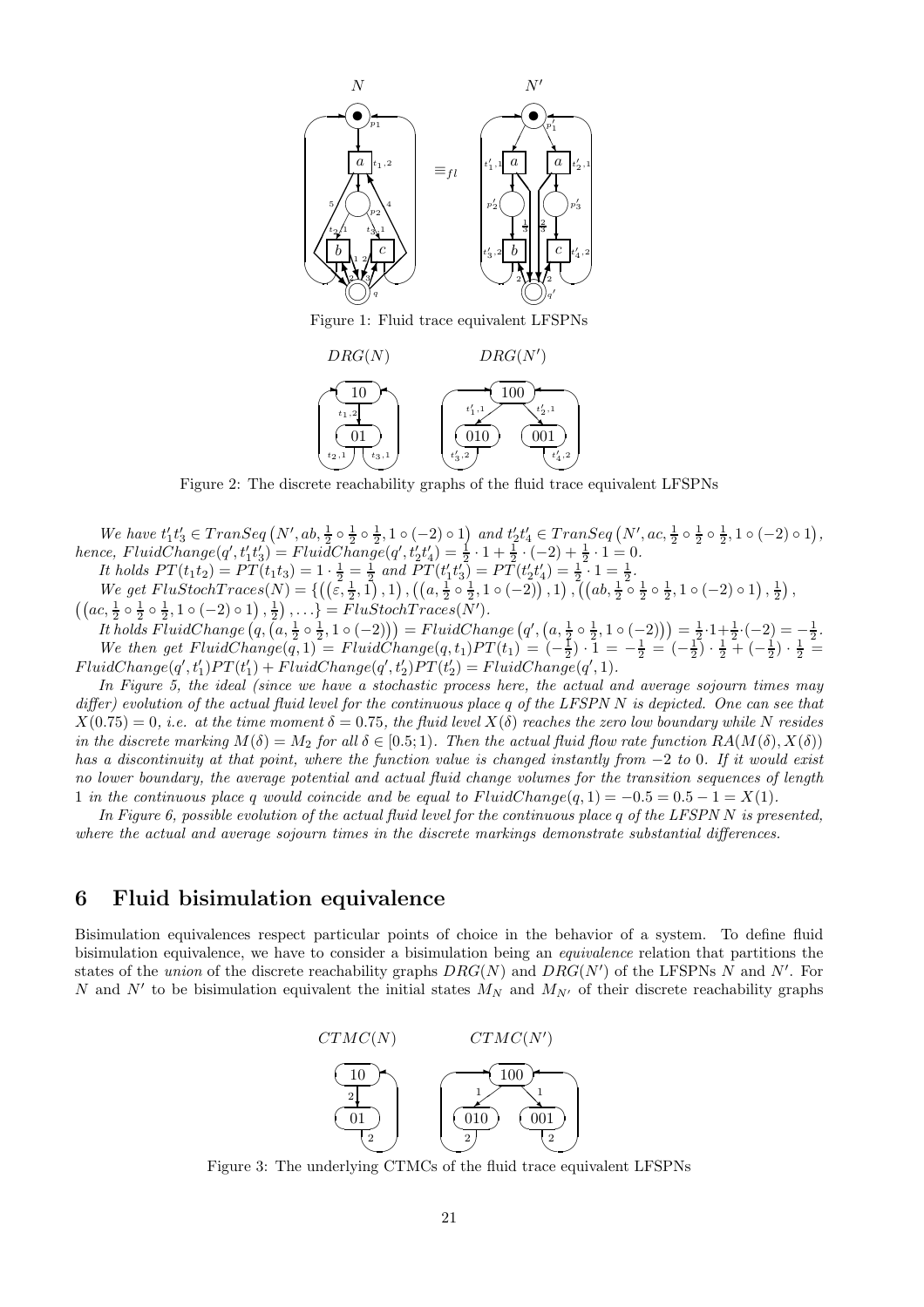Figure 1: Fluid trace equivalent LFSPNs

Figure 2: The discrete reachability graphs of the fluid trace equivalent LFSPNs

*We have* $t_1' t_3' \in TranSeq\left(N', ab, \frac{1}{2} \circ \frac{1}{2} \circ \frac{1}{2}, 1 \circ (-2) \circ 1\right)$ *and* $t_2' t_4' \in TranSeq\left(N', ac, \frac{1}{2} \circ \frac{1}{2} \circ \frac{1}{2}, 1 \circ (-2) \circ 1\right)$*, hence,* $FluidChange(q', t_1' t_3') = FluidChange(q', t_2' t_4') = \frac{1}{2} \cdot 1 + \frac{1}{2} \cdot (-2) + \frac{1}{2} \cdot 1 = 0$.

*It holds* $PT(t_1 t_2) = PT(t_1 t_3) = 1 \cdot \frac{1}{2} = \frac{1}{2}$ *and* $PT(t_1' t_3') = PT(t_2' t_4') = \frac{1}{2} \cdot 1 = \frac{1}{2}$.

*We get* $FluStochTraces(N) = \{\left(\left(\varepsilon, \frac{1}{2}, 1\right), 1\right), \left(\left(a, \frac{1}{2} \circ \frac{1}{2}, 1 \circ (-2)\right), 1\right), \left(\left(ab, \frac{1}{2} \circ \frac{1}{2} \circ \frac{1}{2}, 1 \circ (-2) \circ 1\right), \frac{1}{2}\right), \left(\left(ac, \frac{1}{2} \circ \frac{1}{2} \circ \frac{1}{2}, 1 \circ (-2) \circ 1\right), \frac{1}{2}\right), \ldots\} = FluStochTraces(N')$.

*It holds* $FluidChange\left(q, \left(a, \frac{1}{2} \circ \frac{1}{2}, 1 \circ (-2)\right)\right) = FluidChange\left(q', \left(a, \frac{1}{2} \circ \frac{1}{2}, 1 \circ (-2)\right)\right) = \frac{1}{2} \cdot 1 + \frac{1}{2} \cdot (-2) = -\frac{1}{2}$.

*We then get* $FluidChange(q, 1) = FluidChange(q, t_1) PT(t_1) = (-\frac{1}{2}) \cdot 1 = -\frac{1}{2} = (-\frac{1}{2}) \cdot \frac{1}{2} + (-\frac{1}{2}) \cdot \frac{1}{2} = FluidChange(q', t_1') PT(t_1') + FluidChange(q', t_2') PT(t_2') = FluidChange(q', 1)$.

*In Figure 5, the ideal (since we have a stochastic process here, the actual and average sojourn times may differ) evolution of the actual fluid level for the continuous place* $q$ *of the LFSPN* $N$ *is depicted. One can see that* $X(0.75) = 0$*, i.e. at the time moment* $\delta = 0.75$*, the fluid level* $X(\delta)$ *reaches the zero low boundary while* $N$ *resides in the discrete marking* $M(\delta) = M_2$ *for all* $\delta \in [0.5; 1)$*. Then the actual fluid flow rate function* $RA(M(\delta), X(\delta))$ *has a discontinuity at that point, where the function value is changed instantly from* $-2$ *to* $0$*. If it would exist no lower boundary, the average potential and actual fluid change volumes for the transition sequences of length* $1$ *in the continuous place* $q$ *would coincide and be equal to* $FluidChange(q, 1) = -0.5 = 0.5 - 1 = X(1)$.

*In Figure 6, possible evolution of the actual fluid level for the continuous place* $q$ *of the LFSPN* $N$ *is presented, where the actual and average sojourn times in the discrete markings demonstrate substantial differences.*

## 6 Fluid bisimulation equivalence

Bisimulation equivalences respect particular points of choice in the behavior of a system. To define fluid bisimulation equivalence, we have to consider a bisimulation being an *equivalence* relation that partitions the states of the *union* of the discrete reachability graphs $DRG(N)$ and $DRG(N')$ of the LFSPNs $N$ and $N'$. For $N$ and $N'$ to be bisimulation equivalent the initial states $M_N$ and $M_{N'}$ of their discrete reachability graphs

Figure 3: The underlying CTMCs of the fluid trace equivalent LFSPNs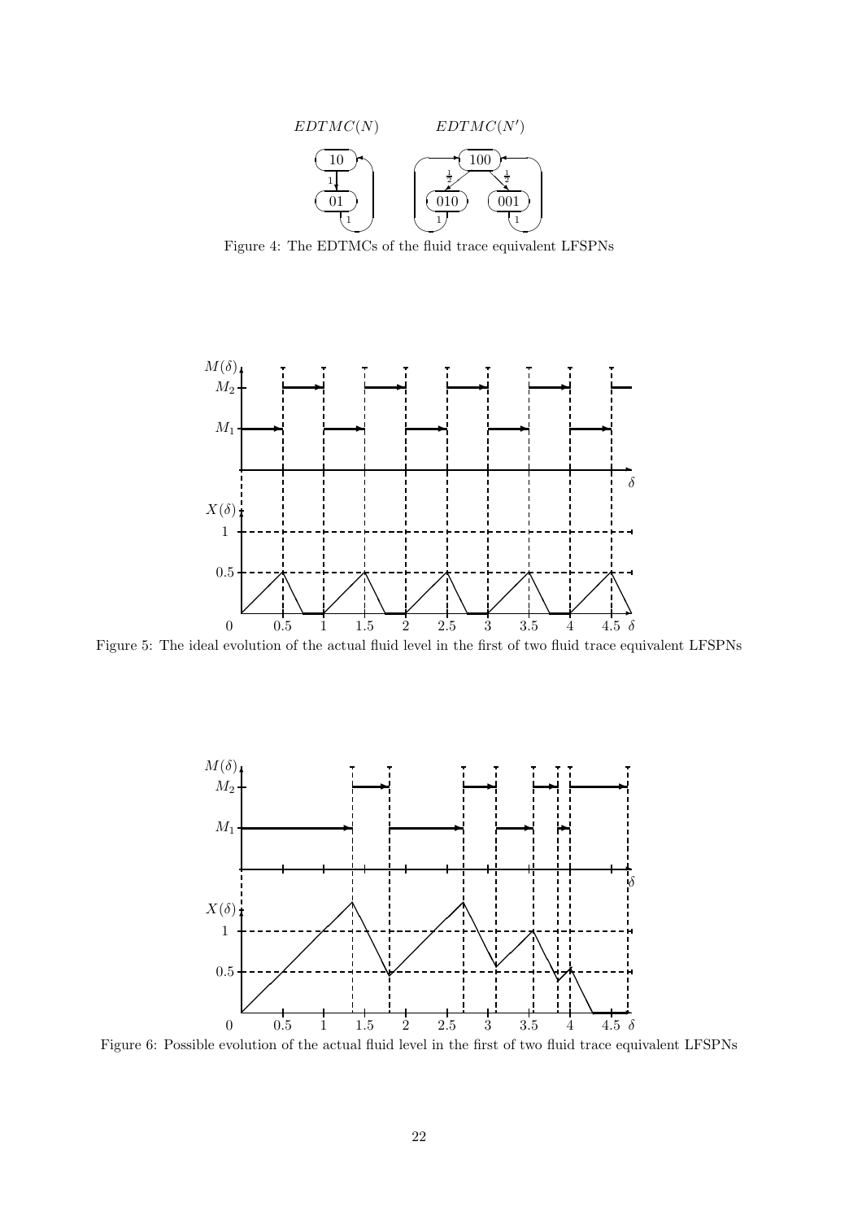Figure 4: The EDTMCs of the fluid trace equivalent LFSPNs

Figure 5: The ideal evolution of the actual fluid level in the first of two fluid trace equivalent LFSPNs

Figure 6: Possible evolution of the actual fluid level in the first of two fluid trace equivalent LFSPNs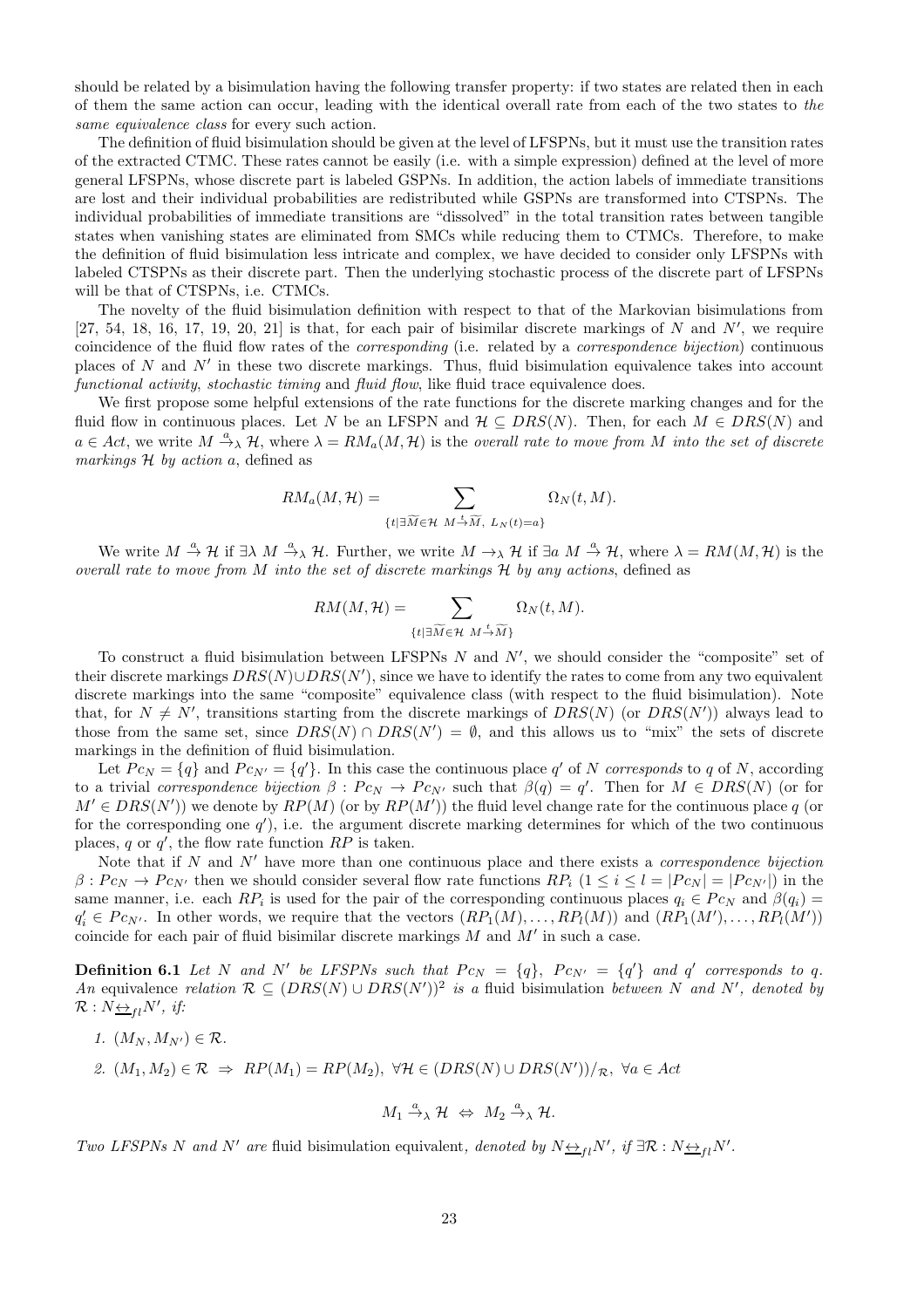should be related by a bisimulation having the following transfer property: if two states are related then in each of them the same action can occur, leading with the identical overall rate from each of the two states to *the same equivalence class* for every such action.

The definition of fluid bisimulation should be given at the level of LFSPNs, but it must use the transition rates of the extracted CTMC. These rates cannot be easily (i.e. with a simple expression) defined at the level of more general LFSPNs, whose discrete part is labeled GSPNs. In addition, the action labels of immediate transitions are lost and their individual probabilities are redistributed while GSPNs are transformed into CTSPNs. The individual probabilities of immediate transitions are "dissolved" in the total transition rates between tangible states when vanishing states are eliminated from SMCs while reducing them to CTMCs. Therefore, to make the definition of fluid bisimulation less intricate and complex, we have decided to consider only LFSPNs with labeled CTSPNs as their discrete part. Then the underlying stochastic process of the discrete part of LFSPNs will be that of CTSPNs, i.e. CTMCs.

The novelty of the fluid bisimulation definition with respect to that of the Markovian bisimulations from [27, 54, 18, 16, 17, 19, 20, 21] is that, for each pair of bisimilar discrete markings of $N$ and $N'$, we require coincidence of the fluid flow rates of the *corresponding* (i.e. related by a *correspondence bijection*) continuous places of $N$ and $N'$ in these two discrete markings. Thus, fluid bisimulation equivalence takes into account *functional activity*, *stochastic timing* and *fluid flow*, like fluid trace equivalence does.

We first propose some helpful extensions of the rate functions for the discrete marking changes and for the fluid flow in continuous places. Let $N$ be an LFSPN and $\mathcal{H} \subseteq DRS(N)$. Then, for each $M \in DRS(N)$ and $a \in Act$, we write $M \xrightarrow{a}_\lambda \mathcal{H}$, where $\lambda = RM_a(M, \mathcal{H})$ is the *overall rate to move from $M$ into the set of discrete markings $\mathcal{H}$ by action $a$*, defined as

$$RM_a(M, \mathcal{H}) = \sum_{\{t \mid \exists \widetilde{M} \in \mathcal{H} \ M \xrightarrow{t} \widetilde{M},\ L_N(t) = a\}} \Omega_N(t, M).$$

We write $M \xrightarrow{a} \mathcal{H}$ if $\exists \lambda \ M \xrightarrow{a}_\lambda \mathcal{H}$. Further, we write $M \rightarrow_\lambda \mathcal{H}$ if $\exists a \ M \xrightarrow{a} \mathcal{H}$, where $\lambda = RM(M, \mathcal{H})$ is the *overall rate to move from $M$ into the set of discrete markings $\mathcal{H}$ by any actions*, defined as

$$RM(M, \mathcal{H}) = \sum_{\{t \mid \exists \widetilde{M} \in \mathcal{H} \ M \xrightarrow{t} \widetilde{M}\}} \Omega_N(t, M).$$

To construct a fluid bisimulation between LFSPNs $N$ and $N'$, we should consider the "composite" set of their discrete markings $DRS(N) \cup DRS(N')$, since we have to identify the rates to come from any two equivalent discrete markings into the same "composite" equivalence class (with respect to the fluid bisimulation). Note that, for $N \neq N'$, transitions starting from the discrete markings of $DRS(N)$ (or $DRS(N')$) always lead to those from the same set, since $DRS(N) \cap DRS(N') = \emptyset$, and this allows us to "mix" the sets of discrete markings in the definition of fluid bisimulation.

Let $Pc_N = \{q\}$ and $Pc_{N'} = \{q'\}$. In this case the continuous place $q'$ of $N$ *corresponds* to $q$ of $N$, according to a trivial *correspondence bijection* $\beta : Pc_N \rightarrow Pc_{N'}$ such that $\beta(q) = q'$. Then for $M \in DRS(N)$ (or for $M' \in DRS(N')$) we denote by $RP(M)$ (or by $RP(M')$) the fluid level change rate for the continuous place $q$ (or for the corresponding one $q'$), i.e. the argument discrete marking determines for which of the two continuous places, $q$ or $q'$, the flow rate function $RP$ is taken.

Note that if $N$ and $N'$ have more than one continuous place and there exists a *correspondence bijection* $\beta : Pc_N \rightarrow Pc_{N'}$ then we should consider several flow rate functions $RP_i$ $(1 \leq i \leq l = |Pc_N| = |Pc_{N'}|)$ in the same manner, i.e. each $RP_i$ is used for the pair of the corresponding continuous places $q_i \in Pc_N$ and $\beta(q_i) = q_i' \in Pc_{N'}$. In other words, we require that the vectors $(RP_1(M), \ldots, RP_l(M))$ and $(RP_1(M'), \ldots, RP_l(M'))$ coincide for each pair of fluid bisimilar discrete markings $M$ and $M'$ in such a case.

**Definition 6.1** *Let $N$ and $N'$ be LFSPNs such that $Pc_N = \{q\}$, $Pc_{N'} = \{q'\}$ and $q'$ corresponds to $q$. An* equivalence *relation $\mathcal{R} \subseteq (DRS(N) \cup DRS(N'))^2$ is a* fluid bisimulation *between $N$ and $N'$, denoted by $\mathcal{R} : N \underline{\leftrightarrow}_{fl} N'$, if:*

1. $(M_N, M_{N'}) \in \mathcal{R}$.
2. $(M_1, M_2) \in \mathcal{R} \ \Rightarrow \ RP(M_1) = RP(M_2), \ \forall \mathcal{H} \in (DRS(N) \cup DRS(N'))/_{\mathcal{R}}, \ \forall a \in Act$

$$M_1 \xrightarrow{a}_\lambda \mathcal{H} \ \Leftrightarrow \ M_2 \xrightarrow{a}_\lambda \mathcal{H}.$$

*Two LFSPNs $N$ and $N'$ are* fluid bisimulation equivalent*, denoted by $N \underline{\leftrightarrow}_{fl} N'$, if $\exists \mathcal{R} : N \underline{\leftrightarrow}_{fl} N'$.*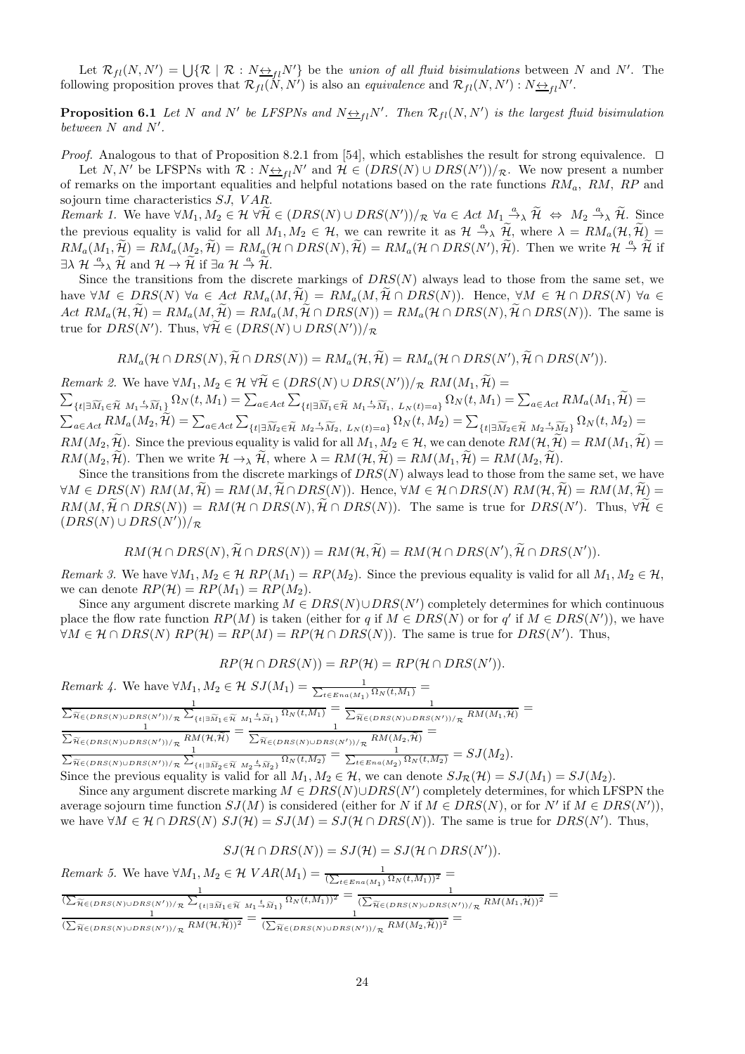Let $\mathcal{R}_{fl}(N,N') = \bigcup\{\mathcal{R} \mid \mathcal{R} : N \underline{\leftrightarrow}_{fl} N'\}$ be the *union of all fluid bisimulations* between $N$ and $N'$. The following proposition proves that $\mathcal{R}_{fl}(N,N')$ is also an *equivalence* and $\mathcal{R}_{fl}(N,N') : N \underline{\leftrightarrow}_{fl} N'$.

**Proposition 6.1** *Let $N$ and $N'$ be LFSPNs and $N \underline{\leftrightarrow}_{fl} N'$. Then $\mathcal{R}_{fl}(N,N')$ is the largest fluid bisimulation between $N$ and $N'$.*

*Proof.* Analogous to that of Proposition 8.2.1 from [54], which establishes the result for strong equivalence. □

Let $N, N'$ be LFSPNs with $\mathcal{R} : N \underline{\leftrightarrow}_{fl} N'$ and $\mathcal{H} \in (DRS(N) \cup DRS(N'))/_{\mathcal{R}}$. We now present a number of remarks on the important equalities and helpful notations based on the rate functions $RM_a$, $RM$, $RP$ and sojourn time characteristics $SJ$, $VAR$.

*Remark 1.* We have $\forall M_1, M_2 \in \mathcal{H}\ \forall \widetilde{\mathcal{H}} \in (DRS(N) \cup DRS(N'))/_{\mathcal{R}}\ \forall a \in Act\ M_1 \xrightarrow{a}_\lambda \widetilde{\mathcal{H}} \Leftrightarrow M_2 \xrightarrow{a}_\lambda \widetilde{\mathcal{H}}$. Since the previous equality is valid for all $M_1, M_2 \in \mathcal{H}$, we can rewrite it as $\mathcal{H} \xrightarrow{a}_\lambda \widetilde{\mathcal{H}}$, where $\lambda = RM_a(\mathcal{H}, \widetilde{\mathcal{H}}) = RM_a(M_1, \widetilde{\mathcal{H}}) = RM_a(M_2, \widetilde{\mathcal{H}}) = RM_a(\mathcal{H} \cap DRS(N), \widetilde{\mathcal{H}}) = RM_a(\mathcal{H} \cap DRS(N'), \widetilde{\mathcal{H}})$. Then we write $\mathcal{H} \xrightarrow{a} \widetilde{\mathcal{H}}$ if $\exists \lambda\ \mathcal{H} \xrightarrow{a}_\lambda \widetilde{\mathcal{H}}$ and $\mathcal{H} \to \widetilde{\mathcal{H}}$ if $\exists a\ \mathcal{H} \xrightarrow{a} \widetilde{\mathcal{H}}$.

Since the transitions from the discrete markings of $DRS(N)$ always lead to those from the same set, we have $\forall M \in DRS(N)\ \forall a \in Act\ RM_a(M, \widetilde{\mathcal{H}}) = RM_a(M, \widetilde{\mathcal{H}} \cap DRS(N))$. Hence, $\forall M \in \mathcal{H} \cap DRS(N)\ \forall a \in Act\ RM_a(\mathcal{H}, \widetilde{\mathcal{H}}) = RM_a(M, \widetilde{\mathcal{H}}) = RM_a(M, \widetilde{\mathcal{H}} \cap DRS(N)) = RM_a(\mathcal{H} \cap DRS(N), \widetilde{\mathcal{H}} \cap DRS(N))$. The same is true for $DRS(N')$. Thus, $\forall \widetilde{\mathcal{H}} \in (DRS(N) \cup DRS(N'))/_{\mathcal{R}}$

$$RM_a(\mathcal{H} \cap DRS(N), \widetilde{\mathcal{H}} \cap DRS(N)) = RM_a(\mathcal{H}, \widetilde{\mathcal{H}}) = RM_a(\mathcal{H} \cap DRS(N'), \widetilde{\mathcal{H}} \cap DRS(N')).$$

*Remark 2.* We have $\forall M_1, M_2 \in \mathcal{H}\ \forall \widetilde{\mathcal{H}} \in (DRS(N) \cup DRS(N'))/_{\mathcal{R}}\ RM(M_1, \widetilde{\mathcal{H}}) = \sum_{\{t \mid \exists \widetilde{M}_1 \in \widetilde{\mathcal{H}}\ M_1 \xrightarrow{t} \widetilde{M}_1\}} \Omega_N(t, M_1) = \sum_{a \in Act} \sum_{\{t \mid \exists \widetilde{M}_1 \in \widetilde{\mathcal{H}}\ M_1 \xrightarrow{t} \widetilde{M}_1,\ L_N(t) = a\}} \Omega_N(t, M_1) = \sum_{a \in Act} RM_a(M_1, \widetilde{\mathcal{H}}) = \sum_{a \in Act} RM_a(M_2, \widetilde{\mathcal{H}}) = \sum_{a \in Act} \sum_{\{t \mid \exists \widetilde{M}_2 \in \widetilde{\mathcal{H}}\ M_2 \xrightarrow{t} \widetilde{M}_2,\ L_N(t) = a\}} \Omega_N(t, M_2) = \sum_{\{t \mid \exists \widetilde{M}_2 \in \widetilde{\mathcal{H}}\ M_2 \xrightarrow{t} \widetilde{M}_2\}} \Omega_N(t, M_2) = RM(M_2, \widetilde{\mathcal{H}})$. Since the previous equality is valid for all $M_1, M_2 \in \mathcal{H}$, we can denote $RM(\mathcal{H}, \widetilde{\mathcal{H}}) = RM(M_1, \widetilde{\mathcal{H}}) = RM(M_2, \widetilde{\mathcal{H}})$. Then we write $\mathcal{H} \to_\lambda \widetilde{\mathcal{H}}$, where $\lambda = RM(\mathcal{H}, \widetilde{\mathcal{H}}) = RM(M_1, \widetilde{\mathcal{H}}) = RM(M_2, \widetilde{\mathcal{H}})$.

Since the transitions from the discrete markings of $DRS(N)$ always lead to those from the same set, we have $\forall M \in DRS(N)\ RM(M, \widetilde{\mathcal{H}}) = RM(M, \widetilde{\mathcal{H}} \cap DRS(N))$. Hence, $\forall M \in \mathcal{H} \cap DRS(N)\ RM(\mathcal{H}, \widetilde{\mathcal{H}}) = RM(M, \widetilde{\mathcal{H}}) = RM(M, \widetilde{\mathcal{H}} \cap DRS(N)) = RM(\mathcal{H} \cap DRS(N), \widetilde{\mathcal{H}} \cap DRS(N))$. The same is true for $DRS(N')$. Thus, $\forall \widetilde{\mathcal{H}} \in (DRS(N) \cup DRS(N'))/_{\mathcal{R}}$

$$RM(\mathcal{H} \cap DRS(N), \widetilde{\mathcal{H}} \cap DRS(N)) = RM(\mathcal{H}, \widetilde{\mathcal{H}}) = RM(\mathcal{H} \cap DRS(N'), \widetilde{\mathcal{H}} \cap DRS(N')).$$

*Remark 3.* We have $\forall M_1, M_2 \in \mathcal{H}\ RP(M_1) = RP(M_2)$. Since the previous equality is valid for all $M_1, M_2 \in \mathcal{H}$, we can denote $RP(\mathcal{H}) = RP(M_1) = RP(M_2)$.

Since any argument discrete marking $M \in DRS(N) \cup DRS(N')$ completely determines for which continuous place the flow rate function $RP(M)$ is taken (either for $q$ if $M \in DRS(N)$ or for $q'$ if $M \in DRS(N')$), we have $\forall M \in \mathcal{H} \cap DRS(N)\ RP(\mathcal{H}) = RP(M) = RP(\mathcal{H} \cap DRS(N))$. The same is true for $DRS(N')$. Thus,

$$RP(\mathcal{H} \cap DRS(N)) = RP(\mathcal{H}) = RP(\mathcal{H} \cap DRS(N')).$$

*Remark 4.* We have $\forall M_1, M_2 \in \mathcal{H}\ SJ(M_1) = \frac{1}{\sum_{t \in Ena(M_1)} \Omega_N(t, M_1)} = \frac{1}{\sum_{\widetilde{\mathcal{H}} \in (DRS(N) \cup DRS(N'))/_{\mathcal{R}}} \sum_{\{t \mid \exists \widetilde{M}_1 \in \widetilde{\mathcal{H}}\ M_1 \xrightarrow{t} \widetilde{M}_1\}} \Omega_N(t, M_1)} = \frac{1}{\sum_{\widetilde{\mathcal{H}} \in (DRS(N) \cup DRS(N'))/_{\mathcal{R}}} RM(M_1, \mathcal{H})} = \frac{1}{\sum_{\widetilde{\mathcal{H}} \in (DRS(N) \cup DRS(N'))/_{\mathcal{R}}} RM(\mathcal{H}, \widetilde{\mathcal{H}})} = \frac{1}{\sum_{\widetilde{\mathcal{H}} \in (DRS(N) \cup DRS(N'))/_{\mathcal{R}}} RM(M_2, \widetilde{\mathcal{H}})} = \frac{1}{\sum_{\widetilde{\mathcal{H}} \in (DRS(N) \cup DRS(N'))/_{\mathcal{R}}} \sum_{\{t \mid \exists \widetilde{M}_2 \in \widetilde{\mathcal{H}}\ M_2 \xrightarrow{t} \widetilde{M}_2\}} \Omega_N(t, M_2)} = \frac{1}{\sum_{t \in Ena(M_2)} \Omega_N(t, M_2)} = SJ(M_2)$.
Since the previous equality is valid for all $M_1, M_2 \in \mathcal{H}$, we can denote $SJ_{\mathcal{R}}(\mathcal{H}) = SJ(M_1) = SJ(M_2)$.

Since any argument discrete marking $M \in DRS(N) \cup DRS(N')$ completely determines, for which LFSPN the average sojourn time function $SJ(M)$ is considered (either for $N$ if $M \in DRS(N)$, or for $N'$ if $M \in DRS(N')$), we have $\forall M \in \mathcal{H} \cap DRS(N)\ SJ(\mathcal{H}) = SJ(M) = SJ(\mathcal{H} \cap DRS(N))$. The same is true for $DRS(N')$. Thus,

$$SJ(\mathcal{H} \cap DRS(N)) = SJ(\mathcal{H}) = SJ(\mathcal{H} \cap DRS(N')).$$

*Remark 5.* We have $\forall M_1, M_2 \in \mathcal{H}\ VAR(M_1) = \frac{1}{(\sum_{t \in Ena(M_1)} \Omega_N(t, M_1))^2} = \frac{1}{(\sum_{\widetilde{\mathcal{H}} \in (DRS(N) \cup DRS(N'))/_{\mathcal{R}}} \sum_{\{t \mid \exists \widetilde{M}_1 \in \widetilde{\mathcal{H}}\ M_1 \xrightarrow{t} \widetilde{M}_1\}} \Omega_N(t, M_1))^2} = \frac{1}{(\sum_{\widetilde{\mathcal{H}} \in (DRS(N) \cup DRS(N'))/_{\mathcal{R}}} RM(M_1, \mathcal{H}))^2} = \frac{1}{(\sum_{\widetilde{\mathcal{H}} \in (DRS(N) \cup DRS(N'))/_{\mathcal{R}}} RM(\mathcal{H}, \widetilde{\mathcal{H}}))^2} = \frac{1}{(\sum_{\widetilde{\mathcal{H}} \in (DRS(N) \cup DRS(N'))/_{\mathcal{R}}} RM(M_2, \widetilde{\mathcal{H}}))^2} =$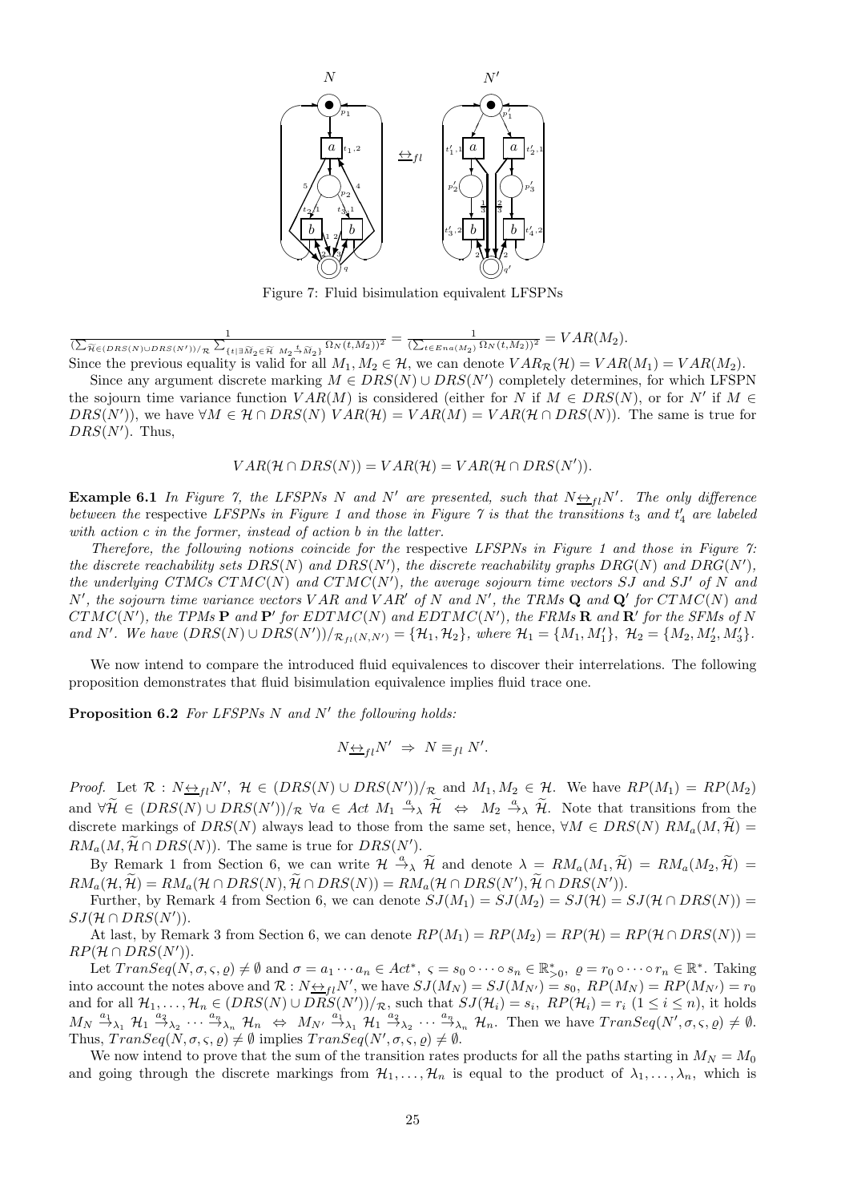Figure 7: Fluid bisimulation equivalent LFSPNs

$\frac{1}{(\sum_{\widetilde{\mathcal{H}}\in(DRS(N)\cup DRS(N'))/_{\mathcal{R}}}\sum_{\{t|\exists \widetilde{M}_2\in\widetilde{\mathcal{H}}\ M_2\stackrel{t}{\to}\widetilde{M}_2\}}\Omega_N(t,M_2))^2} = \frac{1}{(\sum_{t\in Ena(M_2)}\Omega_N(t,M_2))^2} = VAR(M_2)$.

Since the previous equality is valid for all $M_1, M_2 \in \mathcal{H}$, we can denote $VAR_{\mathcal{R}}(\mathcal{H}) = VAR(M_1) = VAR(M_2)$.

Since any argument discrete marking $M \in DRS(N) \cup DRS(N')$ completely determines, for which LFSPN the sojourn time variance function $VAR(M)$ is considered (either for $N$ if $M \in DRS(N)$, or for $N'$ if $M \in DRS(N')$), we have $\forall M \in \mathcal{H} \cap DRS(N)\ VAR(\mathcal{H}) = VAR(M) = VAR(\mathcal{H} \cap DRS(N))$. The same is true for $DRS(N')$. Thus,

$$VAR(\mathcal{H} \cap DRS(N)) = VAR(\mathcal{H}) = VAR(\mathcal{H} \cap DRS(N')).$$

**Example 6.1** *In Figure 7, the LFSPNs $N$ and $N'$ are presented, such that $N \underline{\leftrightarrow}_{fl} N'$. The only difference between the* respective *LFSPNs in Figure 1 and those in Figure 7 is that the transitions $t_3$ and $t'_4$ are labeled with action $c$ in the former, instead of action $b$ in the latter.*

*Therefore, the following notions coincide for the* respective *LFSPNs in Figure 1 and those in Figure 7: the discrete reachability sets $DRS(N)$ and $DRS(N')$, the discrete reachability graphs $DRG(N)$ and $DRG(N')$, the underlying CTMCs $CTMC(N)$ and $CTMC(N')$, the average sojourn time vectors $SJ$ and $SJ'$ of $N$ and $N'$, the sojourn time variance vectors $VAR$ and $VAR'$ of $N$ and $N'$, the TRMs $\mathbf{Q}$ and $\mathbf{Q}'$ for $CTMC(N)$ and $CTMC(N')$, the TPMs $\mathbf{P}$ and $\mathbf{P}'$ for $EDTMC(N)$ and $EDTMC(N')$, the FRMs $\mathbf{R}$ and $\mathbf{R}'$ for the SFMs of $N$ and $N'$. We have $(DRS(N) \cup DRS(N'))/_{\mathcal{R}_{fl}(N,N')} = \{\mathcal{H}_1, \mathcal{H}_2\}$, where $\mathcal{H}_1 = \{M_1, M'_1\},\ \mathcal{H}_2 = \{M_2, M'_2, M'_3\}$.*

We now intend to compare the introduced fluid equivalences to discover their interrelations. The following proposition demonstrates that fluid bisimulation equivalence implies fluid trace one.

**Proposition 6.2** *For LFSPNs $N$ and $N'$ the following holds:*

$$N \underline{\leftrightarrow}_{fl} N' \ \Rightarrow\ N \equiv_{fl} N'.$$

*Proof.* Let $\mathcal{R} : N \underline{\leftrightarrow}_{fl} N'$, $\mathcal{H} \in (DRS(N) \cup DRS(N'))/_{\mathcal{R}}$ and $M_1, M_2 \in \mathcal{H}$. We have $RP(M_1) = RP(M_2)$ and $\forall \widetilde{\mathcal{H}} \in (DRS(N) \cup DRS(N'))/_{\mathcal{R}}\ \forall a \in Act\ M_1 \stackrel{a}{\to}_\lambda \widetilde{\mathcal{H}} \ \Leftrightarrow\ M_2 \stackrel{a}{\to}_\lambda \widetilde{\mathcal{H}}$. Note that transitions from the discrete markings of $DRS(N)$ always lead to those from the same set, hence, $\forall M \in DRS(N)\ RM_a(M, \widetilde{\mathcal{H}}) = RM_a(M, \widetilde{\mathcal{H}} \cap DRS(N))$. The same is true for $DRS(N')$.

By Remark 1 from Section 6, we can write $\mathcal{H} \stackrel{a}{\to}_\lambda \widetilde{\mathcal{H}}$ and denote $\lambda = RM_a(M_1, \widetilde{\mathcal{H}}) = RM_a(M_2, \widetilde{\mathcal{H}}) = RM_a(\mathcal{H}, \widetilde{\mathcal{H}}) = RM_a(\mathcal{H} \cap DRS(N), \widetilde{\mathcal{H}} \cap DRS(N)) = RM_a(\mathcal{H} \cap DRS(N'), \widetilde{\mathcal{H}} \cap DRS(N'))$.

Further, by Remark 4 from Section 6, we can denote $SJ(M_1) = SJ(M_2) = SJ(\mathcal{H}) = SJ(\mathcal{H} \cap DRS(N)) = SJ(\mathcal{H} \cap DRS(N'))$.

At last, by Remark 3 from Section 6, we can denote $RP(M_1) = RP(M_2) = RP(\mathcal{H}) = RP(\mathcal{H} \cap DRS(N)) = RP(\mathcal{H} \cap DRS(N'))$.

Let $TranSeq(N, \sigma, \varsigma, \varrho) \neq \emptyset$ and $\sigma = a_1 \cdots a_n \in Act^*,\ \varsigma = s_0 \circ \cdots \circ s_n \in \mathbb{R}^*_{>0},\ \varrho = r_0 \circ \cdots \circ r_n \in \mathbb{R}^*$. Taking into account the notes above and $\mathcal{R} : N \underline{\leftrightarrow}_{fl} N'$, we have $SJ(M_N) = SJ(M_{N'}) = s_0,\ RP(M_N) = RP(M_{N'}) = r_0$ and for all $\mathcal{H}_1, \ldots, \mathcal{H}_n \in (DRS(N) \cup DRS(N'))/_{\mathcal{R}}$, such that $SJ(\mathcal{H}_i) = s_i,\ RP(\mathcal{H}_i) = r_i\ (1 \leq i \leq n)$, it holds $M_N \stackrel{a_1}{\to}_{\lambda_1} \mathcal{H}_1 \stackrel{a_2}{\to}_{\lambda_2} \cdots \stackrel{a_n}{\to}_{\lambda_n} \mathcal{H}_n \ \Leftrightarrow\ M_{N'} \stackrel{a_1}{\to}_{\lambda_1} \mathcal{H}_1 \stackrel{a_2}{\to}_{\lambda_2} \cdots \stackrel{a_n}{\to}_{\lambda_n} \mathcal{H}_n$. Then we have $TranSeq(N', \sigma, \varsigma, \varrho) \neq \emptyset$. Thus, $TranSeq(N, \sigma, \varsigma, \varrho) \neq \emptyset$ implies $TranSeq(N', \sigma, \varsigma, \varrho) \neq \emptyset$.

We now intend to prove that the sum of the transition rates products for all the paths starting in $M_N = M_0$ and going through the discrete markings from $\mathcal{H}_1, \ldots, \mathcal{H}_n$ is equal to the product of $\lambda_1, \ldots, \lambda_n$, which is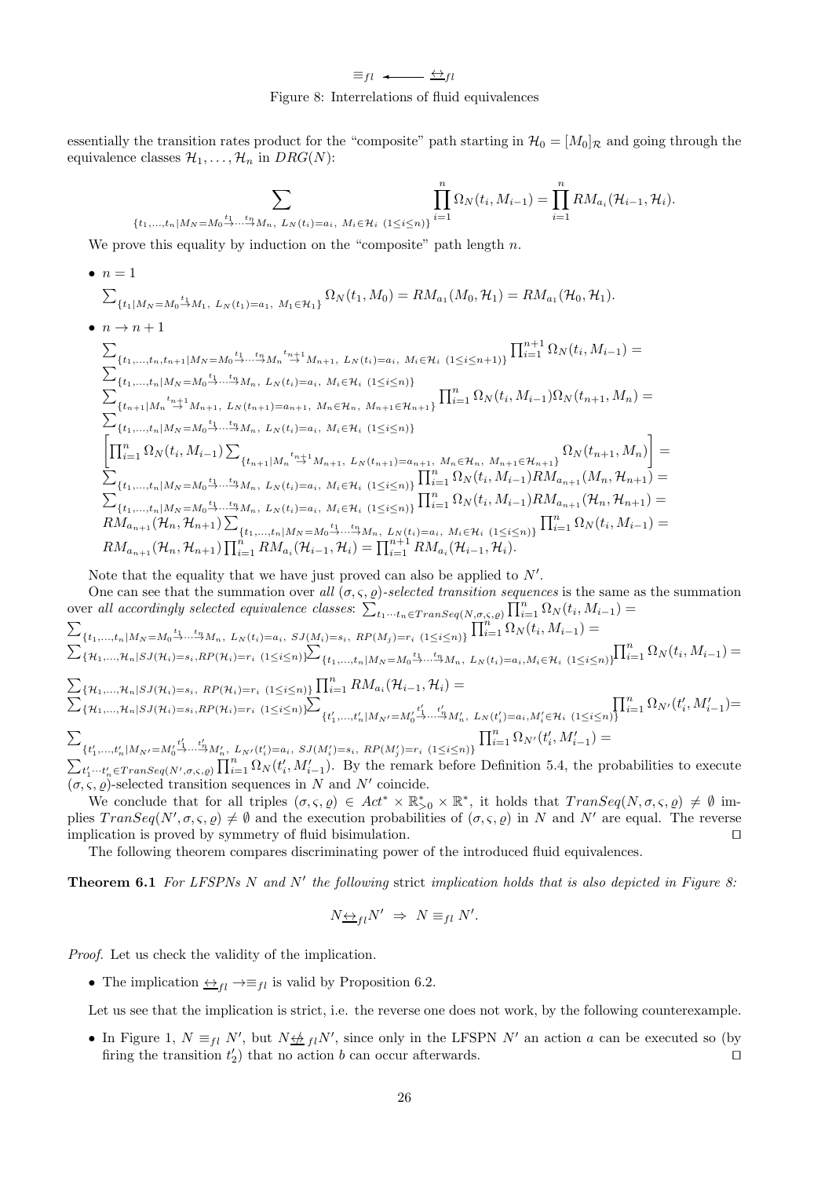$$\equiv_{fl} \longleftarrow \underline{\leftrightarrow}_{fl}$$

Figure 8: Interrelations of fluid equivalences

essentially the transition rates product for the "composite" path starting in $\mathcal{H}_0 = [M_0]_{\mathcal{R}}$ and going through the equivalence classes $\mathcal{H}_1, \ldots, \mathcal{H}_n$ in $DRG(N)$:

$$\sum_{\{t_1,\ldots,t_n \mid M_N = M_0 \stackrel{t_1}{\to} \cdots \stackrel{t_n}{\to} M_n,\ L_N(t_i)=a_i,\ M_i \in \mathcal{H}_i\ (1\le i\le n)\}} \prod_{i=1}^{n} \Omega_N(t_i, M_{i-1}) = \prod_{i=1}^{n} RM_{a_i}(\mathcal{H}_{i-1}, \mathcal{H}_i).$$

We prove this equality by induction on the "composite" path length $n$.

- $n = 1$

  $\sum_{\{t_1 \mid M_N = M_0 \stackrel{t_1}{\to} M_1,\ L_N(t_1)=a_1,\ M_1\in\mathcal{H}_1\}} \Omega_N(t_1, M_0) = RM_{a_1}(M_0, \mathcal{H}_1) = RM_{a_1}(\mathcal{H}_0, \mathcal{H}_1).$

- $n \to n+1$

  $\sum_{\{t_1,\ldots,t_n,t_{n+1} \mid M_N = M_0 \stackrel{t_1}{\to} \cdots \stackrel{t_n}{\to} M_n \stackrel{t_{n+1}}{\to} M_{n+1},\ L_N(t_i)=a_i,\ M_i\in\mathcal{H}_i\ (1\le i\le n+1)\}} \prod_{i=1}^{n+1} \Omega_N(t_i, M_{i-1}) =$
  $\sum_{\{t_1,\ldots,t_n \mid M_N = M_0 \stackrel{t_1}{\to} \cdots \stackrel{t_n}{\to} M_n,\ L_N(t_i)=a_i,\ M_i\in\mathcal{H}_i\ (1\le i\le n)\}}$
  $\sum_{\{t_{n+1} \mid M_n \stackrel{t_{n+1}}{\to} M_{n+1},\ L_N(t_{n+1})=a_{n+1},\ M_n\in\mathcal{H}_n,\ M_{n+1}\in\mathcal{H}_{n+1}\}} \prod_{i=1}^{n} \Omega_N(t_i, M_{i-1}) \Omega_N(t_{n+1}, M_n) =$
  $\sum_{\{t_1,\ldots,t_n \mid M_N = M_0 \stackrel{t_1}{\to} \cdots \stackrel{t_n}{\to} M_n,\ L_N(t_i)=a_i,\ M_i\in\mathcal{H}_i\ (1\le i\le n)\}}$
  $\left[\prod_{i=1}^{n} \Omega_N(t_i, M_{i-1}) \sum_{\{t_{n+1} \mid M_n \stackrel{t_{n+1}}{\to} M_{n+1},\ L_N(t_{n+1})=a_{n+1},\ M_n\in\mathcal{H}_n,\ M_{n+1}\in\mathcal{H}_{n+1}\}} \Omega_N(t_{n+1}, M_n)\right] =$
  $\sum_{\{t_1,\ldots,t_n \mid M_N = M_0 \stackrel{t_1}{\to} \cdots \stackrel{t_n}{\to} M_n,\ L_N(t_i)=a_i,\ M_i\in\mathcal{H}_i\ (1\le i\le n)\}} \prod_{i=1}^{n} \Omega_N(t_i, M_{i-1}) RM_{a_{n+1}}(M_n, \mathcal{H}_{n+1}) =$
  $\sum_{\{t_1,\ldots,t_n \mid M_N = M_0 \stackrel{t_1}{\to} \cdots \stackrel{t_n}{\to} M_n,\ L_N(t_i)=a_i,\ M_i\in\mathcal{H}_i\ (1\le i\le n)\}} \prod_{i=1}^{n} \Omega_N(t_i, M_{i-1}) RM_{a_{n+1}}(\mathcal{H}_n, \mathcal{H}_{n+1}) =$
  $RM_{a_{n+1}}(\mathcal{H}_n, \mathcal{H}_{n+1}) \sum_{\{t_1,\ldots,t_n \mid M_N = M_0 \stackrel{t_1}{\to} \cdots \stackrel{t_n}{\to} M_n,\ L_N(t_i)=a_i,\ M_i\in\mathcal{H}_i\ (1\le i\le n)\}} \prod_{i=1}^{n} \Omega_N(t_i, M_{i-1}) =$
  $RM_{a_{n+1}}(\mathcal{H}_n, \mathcal{H}_{n+1}) \prod_{i=1}^{n} RM_{a_i}(\mathcal{H}_{i-1}, \mathcal{H}_i) = \prod_{i=1}^{n+1} RM_{a_i}(\mathcal{H}_{i-1}, \mathcal{H}_i).$

Note that the equality that we have just proved can also be applied to $N'$.

One can see that the summation over *all* $(\sigma, \varsigma, \varrho)$*-selected transition sequences* is the same as the summation over *all accordingly selected equivalence classes*: $\sum_{t_1\cdots t_n \in TranSeq(N,\sigma,\varsigma,\varrho)} \prod_{i=1}^{n} \Omega_N(t_i, M_{i-1}) =$
$\sum_{\{t_1,\ldots,t_n \mid M_N = M_0 \stackrel{t_1}{\to} \cdots \stackrel{t_n}{\to} M_n,\ L_N(t_i)=a_i,\ SJ(M_i)=s_i,\ RP(M_j)=r_i\ (1\le i\le n)\}} \prod_{i=1}^{n} \Omega_N(t_i, M_{i-1}) =$
$\sum_{\{\mathcal{H}_1,\ldots,\mathcal{H}_n \mid SJ(\mathcal{H}_i)=s_i, RP(\mathcal{H}_i)=r_i\ (1\le i\le n)\}} \sum_{\{t_1,\ldots,t_n \mid M_N = M_0 \stackrel{t_1}{\to} \cdots \stackrel{t_n}{\to} M_n,\ L_N(t_i)=a_i, M_i\in\mathcal{H}_i\ (1\le i\le n)\}} \prod_{i=1}^{n} \Omega_N(t_i, M_{i-1}) =$
$\sum_{\{\mathcal{H}_1,\ldots,\mathcal{H}_n \mid SJ(\mathcal{H}_i)=s_i,\ RP(\mathcal{H}_i)=r_i\ (1\le i\le n)\}} \prod_{i=1}^{n} RM_{a_i}(\mathcal{H}_{i-1}, \mathcal{H}_i) =$
$\sum_{\{\mathcal{H}_1,\ldots,\mathcal{H}_n \mid SJ(\mathcal{H}_i)=s_i, RP(\mathcal{H}_i)=r_i\ (1\le i\le n)\}} \sum_{\{t'_1,\ldots,t'_n \mid M_{N'} = M'_0 \stackrel{t'_1}{\to} \cdots \stackrel{t'_n}{\to} M'_n,\ L_N(t'_i)=a_i, M'_i\in\mathcal{H}_i\ (1\le i\le n)\}} \prod_{i=1}^{n} \Omega_{N'}(t'_i, M'_{i-1}) =$
$\sum_{\{t'_1,\ldots,t'_n \mid M_{N'} = M'_0 \stackrel{t'_1}{\to} \cdots \stackrel{t'_n}{\to} M'_n,\ L_{N'}(t'_i)=a_i,\ SJ(M'_i)=s_i,\ RP(M'_j)=r_i\ (1\le i\le n)\}} \prod_{i=1}^{n} \Omega_{N'}(t'_i, M'_{i-1}) =$
$\sum_{t'_1\cdots t'_n \in TranSeq(N',\sigma,\varsigma,\varrho)} \prod_{i=1}^{n} \Omega_N(t'_i, M'_{i-1})$. By the remark before Definition 5.4, the probabilities to execute $(\sigma, \varsigma, \varrho)$-selected transition sequences in $N$ and $N'$ coincide.

We conclude that for all triples $(\sigma, \varsigma, \varrho) \in Act^* \times \mathbb{R}^*_{>0} \times \mathbb{R}^*$, it holds that $TranSeq(N, \sigma, \varsigma, \varrho) \neq \emptyset$ implies $TranSeq(N', \sigma, \varsigma, \varrho) \neq \emptyset$ and the execution probabilities of $(\sigma, \varsigma, \varrho)$ in $N$ and $N'$ are equal. The reverse implication is proved by symmetry of fluid bisimulation. ⊓⊔

The following theorem compares discriminating power of the introduced fluid equivalences.

**Theorem 6.1** *For LFSPNs $N$ and $N'$ the following* strict *implication holds that is also depicted in Figure 8:*

$$N \underline{\leftrightarrow}_{fl} N' \ \Rightarrow\ N \equiv_{fl} N'.$$

*Proof.* Let us check the validity of the implication.

- The implication $\underline{\leftrightarrow}_{fl} \to \equiv_{fl}$ is valid by Proposition 6.2.

Let us see that the implication is strict, i.e. the reverse one does not work, by the following counterexample.

- In Figure 1, $N \equiv_{fl} N'$, but $N \not\underline{\leftrightarrow}_{fl} N'$, since only in the LFSPN $N'$ an action $a$ can be executed so (by firing the transition $t'_2$) that no action $b$ can occur afterwards. ⊓⊔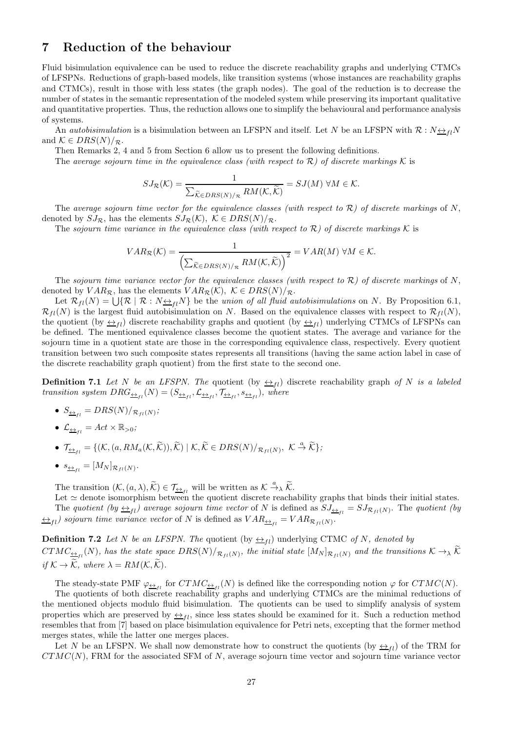## 7 Reduction of the behaviour

Fluid bisimulation equivalence can be used to reduce the discrete reachability graphs and underlying CTMCs of LFSPNs. Reductions of graph-based models, like transition systems (whose instances are reachability graphs and CTMCs), result in those with less states (the graph nodes). The goal of the reduction is to decrease the number of states in the semantic representation of the modeled system while preserving its important qualitative and quantitative properties. Thus, the reduction allows one to simplify the behavioural and performance analysis of systems.

An *autobisimulation* is a bisimulation between an LFSPN and itself. Let $N$ be an LFSPN with $\mathcal{R} : N \underline{\leftrightarrow}_{fl} N$ and $\mathcal{K} \in DRS(N)/_{\mathcal{R}}$.

Then Remarks 2, 4 and 5 from Section 6 allow us to present the following definitions.

The *average sojourn time in the equivalence class (with respect to $\mathcal{R}$) of discrete markings $\mathcal{K}$* is

$$SJ_{\mathcal{R}}(\mathcal{K}) = \frac{1}{\sum_{\widetilde{\mathcal{K}} \in DRS(N)/_{\mathcal{R}}} RM(\mathcal{K}, \widetilde{\mathcal{K}})} = SJ(M) \ \forall M \in \mathcal{K}.$$

The *average sojourn time vector for the equivalence classes (with respect to $\mathcal{R}$) of discrete markings* of $N$, denoted by $SJ_{\mathcal{R}}$, has the elements $SJ_{\mathcal{R}}(\mathcal{K}),\ \mathcal{K} \in DRS(N)/_{\mathcal{R}}$.

The *sojourn time variance in the equivalence class (with respect to $\mathcal{R}$) of discrete markings $\mathcal{K}$* is

$$VAR_{\mathcal{R}}(\mathcal{K}) = \frac{1}{\left(\sum_{\widetilde{\mathcal{K}} \in DRS(N)/_{\mathcal{R}}} RM(\mathcal{K}, \widetilde{\mathcal{K}})\right)^2} = VAR(M) \ \forall M \in \mathcal{K}.$$

The *sojourn time variance vector for the equivalence classes (with respect to $\mathcal{R}$) of discrete markings* of $N$, denoted by $VAR_{\mathcal{R}}$, has the elements $VAR_{\mathcal{R}}(\mathcal{K}),\ \mathcal{K} \in DRS(N)/_{\mathcal{R}}$.

Let $\mathcal{R}_{fl}(N) = \bigcup\{\mathcal{R} \mid \mathcal{R} : N \underline{\leftrightarrow}_{fl} N\}$ be the *union of all fluid autobisimulations* on $N$. By Proposition 6.1, $\mathcal{R}_{fl}(N)$ is the largest fluid autobisimulation on $N$. Based on the equivalence classes with respect to $\mathcal{R}_{fl}(N)$, the quotient (by $\underline{\leftrightarrow}_{fl}$) discrete reachability graphs and quotient (by $\underline{\leftrightarrow}_{fl}$) underlying CTMCs of LFSPNs can be defined. The mentioned equivalence classes become the quotient states. The average and variance for the sojourn time in a quotient state are those in the corresponding equivalence class, respectively. Every quotient transition between two such composite states represents all transitions (having the same action label in case of the discrete reachability graph quotient) from the first state to the second one.

**Definition 7.1** *Let $N$ be an LFSPN. The* quotient (by $\underline{\leftrightarrow}_{fl}$) discrete reachability graph *of $N$ is a labeled transition system $DRG_{\underline{\leftrightarrow}_{fl}}(N) = (S_{\underline{\leftrightarrow}_{fl}}, \mathcal{L}_{\underline{\leftrightarrow}_{fl}}, \mathcal{T}_{\underline{\leftrightarrow}_{fl}}, s_{\underline{\leftrightarrow}_{fl}})$, where*

- $S_{\underline{\leftrightarrow}_{fl}} = DRS(N)/_{\mathcal{R}_{fl}(N)}$;
- $\mathcal{L}_{\underline{\leftrightarrow}_{fl}} = Act \times \mathbb{R}_{>0}$;
- $\mathcal{T}_{\underline{\leftrightarrow}_{fl}} = \{(\mathcal{K}, (a, RM_a(\mathcal{K}, \widetilde{\mathcal{K}})), \widetilde{\mathcal{K}}) \mid \mathcal{K}, \widetilde{\mathcal{K}} \in DRS(N)/_{\mathcal{R}_{fl}(N)},\ \mathcal{K} \stackrel{a}{\to} \widetilde{\mathcal{K}}\}$;
- $s_{\underline{\leftrightarrow}_{fl}} = [M_N]_{\mathcal{R}_{fl}(N)}$.

The transition $(\mathcal{K}, (a, \lambda), \widetilde{\mathcal{K}}) \in \mathcal{T}_{\underline{\leftrightarrow}_{fl}}$ will be written as $\mathcal{K} \stackrel{a}{\to}_{\lambda} \widetilde{\mathcal{K}}$.

Let $\simeq$ denote isomorphism between the quotient discrete reachability graphs that binds their initial states.

The *quotient (by $\underline{\leftrightarrow}_{fl}$) average sojourn time vector* of $N$ is defined as $SJ_{\underline{\leftrightarrow}_{fl}} = SJ_{\mathcal{R}_{fl}(N)}$. The *quotient (by $\underline{\leftrightarrow}_{fl}$) sojourn time variance vector* of $N$ is defined as $VAR_{\underline{\leftrightarrow}_{fl}} = VAR_{\mathcal{R}_{fl}(N)}$.

**Definition 7.2** *Let $N$ be an LFSPN. The* quotient (by $\underline{\leftrightarrow}_{fl}$) underlying CTMC *of $N$, denoted by $CTMC_{\underline{\leftrightarrow}_{fl}}(N)$, has the state space $DRS(N)/_{\mathcal{R}_{fl}(N)}$, the initial state $[M_N]_{\mathcal{R}_{fl}(N)}$ and the transitions $\mathcal{K} \to_{\lambda} \widetilde{\mathcal{K}}$ if $\mathcal{K} \to \widetilde{\mathcal{K}}$, where $\lambda = RM(\mathcal{K}, \widetilde{\mathcal{K}})$.*

The steady-state PMF $\varphi_{\underline{\leftrightarrow}_{fl}}$ for $CTMC_{\underline{\leftrightarrow}_{fl}}(N)$ is defined like the corresponding notion $\varphi$ for $CTMC(N)$.

The quotients of both discrete reachability graphs and underlying CTMCs are the minimal reductions of the mentioned objects modulo fluid bisimulation. The quotients can be used to simplify analysis of system properties which are preserved by $\underline{\leftrightarrow}_{fl}$, since less states should be examined for it. Such a reduction method resembles that from [7] based on place bisimulation equivalence for Petri nets, excepting that the former method merges states, while the latter one merges places.

Let $N$ be an LFSPN. We shall now demonstrate how to construct the quotients (by $\underline{\leftrightarrow}_{fl}$) of the TRM for $CTMC(N)$, FRM for the associated SFM of $N$, average sojourn time vector and sojourn time variance vector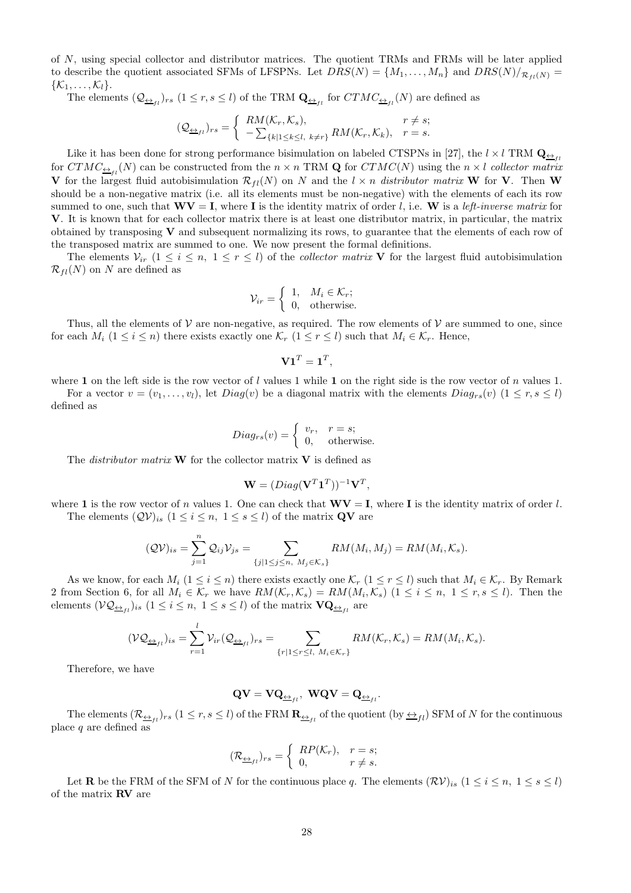of $N$, using special collector and distributor matrices. The quotient TRMs and FRMs will be later applied to describe the quotient associated SFMs of LFSPNs. Let $DRS(N) = \{M_1, \ldots, M_n\}$ and $DRS(N)/_{\mathcal{R}_{fl}(N)} = \{\mathcal{K}_1, \ldots, \mathcal{K}_l\}$.

The elements $(\mathcal{Q}_{\underline{\leftrightarrow}_{fl}})_{rs}$ $(1 \leq r, s \leq l)$ of the TRM $\mathbf{Q}_{\underline{\leftrightarrow}_{fl}}$ for $CTMC_{\underline{\leftrightarrow}_{fl}}(N)$ are defined as

$$(\mathcal{Q}_{\underline{\leftrightarrow}_{fl}})_{rs} = \begin{cases} RM(\mathcal{K}_r, \mathcal{K}_s), & r \neq s; \\ -\sum_{\{k \mid 1 \leq k \leq l,\ k \neq r\}} RM(\mathcal{K}_r, \mathcal{K}_k), & r = s. \end{cases}$$

Like it has been done for strong performance bisimulation on labeled CTSPNs in [27], the $l \times l$ TRM $\mathbf{Q}_{\underline{\leftrightarrow}_{fl}}$ for $CTMC_{\underline{\leftrightarrow}_{fl}}(N)$ can be constructed from the $n \times n$ TRM $\mathbf{Q}$ for $CTMC(N)$ using the $n \times l$ *collector matrix* $\mathbf{V}$ for the largest fluid autobisimulation $\mathcal{R}_{fl}(N)$ on $N$ and the $l \times n$ *distributor matrix* $\mathbf{W}$ for $\mathbf{V}$. Then $\mathbf{W}$ should be a non-negative matrix (i.e. all its elements must be non-negative) with the elements of each its row summed to one, such that $\mathbf{WV} = \mathbf{I}$, where $\mathbf{I}$ is the identity matrix of order $l$, i.e. $\mathbf{W}$ is a *left-inverse matrix* for $\mathbf{V}$. It is known that for each collector matrix there is at least one distributor matrix, in particular, the matrix obtained by transposing $\mathbf{V}$ and subsequent normalizing its rows, to guarantee that the elements of each row of the transposed matrix are summed to one. We now present the formal definitions.

The elements $\mathcal{V}_{ir}$ $(1 \leq i \leq n,\ 1 \leq r \leq l)$ of the *collector matrix* $\mathbf{V}$ for the largest fluid autobisimulation $\mathcal{R}_{fl}(N)$ on $N$ are defined as

$$\mathcal{V}_{ir} = \begin{cases} 1, & M_i \in \mathcal{K}_r; \\ 0, & \text{otherwise.} \end{cases}$$

Thus, all the elements of $\mathcal{V}$ are non-negative, as required. The row elements of $\mathcal{V}$ are summed to one, since for each $M_i$ $(1 \leq i \leq n)$ there exists exactly one $\mathcal{K}_r$ $(1 \leq r \leq l)$ such that $M_i \in \mathcal{K}_r$. Hence,

$$\mathbf{V1}^T = \mathbf{1}^T,$$

where $\mathbf{1}$ on the left side is the row vector of $l$ values 1 while $\mathbf{1}$ on the right side is the row vector of $n$ values 1.

For a vector $v = (v_1, \ldots, v_l)$, let $Diag(v)$ be a diagonal matrix with the elements $Diag_{rs}(v)$ $(1 \leq r, s \leq l)$ defined as

$$Diag_{rs}(v) = \begin{cases} v_r, & r = s; \\ 0, & \text{otherwise.} \end{cases}$$

The *distributor matrix* $\mathbf{W}$ for the collector matrix $\mathbf{V}$ is defined as

$$\mathbf{W} = (Diag(\mathbf{V}^T\mathbf{1}^T))^{-1}\mathbf{V}^T,$$

where $\mathbf{1}$ is the row vector of $n$ values 1. One can check that $\mathbf{WV} = \mathbf{I}$, where $\mathbf{I}$ is the identity matrix of order $l$.

The elements $(\mathcal{QV})_{is}$ $(1 \leq i \leq n,\ 1 \leq s \leq l)$ of the matrix $\mathbf{QV}$ are

$$(\mathcal{QV})_{is} = \sum_{j=1}^{n} \mathcal{Q}_{ij}\mathcal{V}_{js} = \sum_{\{j \mid 1 \leq j \leq n,\ M_j \in \mathcal{K}_s\}} RM(M_i, M_j) = RM(M_i, \mathcal{K}_s).$$

As we know, for each $M_i$ $(1 \leq i \leq n)$ there exists exactly one $\mathcal{K}_r$ $(1 \leq r \leq l)$ such that $M_i \in \mathcal{K}_r$. By Remark 2 from Section 6, for all $M_i \in \mathcal{K}_r$ we have $RM(\mathcal{K}_r, \mathcal{K}_s) = RM(M_i, \mathcal{K}_s)$ $(1 \leq i \leq n,\ 1 \leq r, s \leq l)$. Then the elements $(\mathcal{V}\mathcal{Q}_{\underline{\leftrightarrow}_{fl}})_{is}$ $(1 \leq i \leq n,\ 1 \leq s \leq l)$ of the matrix $\mathbf{V}\mathbf{Q}_{\underline{\leftrightarrow}_{fl}}$ are

$$(\mathcal{V}\mathcal{Q}_{\underline{\leftrightarrow}_{fl}})_{is} = \sum_{r=1}^{l} \mathcal{V}_{ir}(\mathcal{Q}_{\underline{\leftrightarrow}_{fl}})_{rs} = \sum_{\{r \mid 1 \leq r \leq l,\ M_i \in \mathcal{K}_r\}} RM(\mathcal{K}_r, \mathcal{K}_s) = RM(M_i, \mathcal{K}_s).$$

Therefore, we have

$$\mathbf{QV} = \mathbf{V}\mathbf{Q}_{\underline{\leftrightarrow}_{fl}},\ \mathbf{WQV} = \mathbf{Q}_{\underline{\leftrightarrow}_{fl}}.$$

The elements $(\mathcal{R}_{\underline{\leftrightarrow}_{fl}})_{rs}$ $(1 \leq r, s \leq l)$ of the FRM $\mathbf{R}_{\underline{\leftrightarrow}_{fl}}$ of the quotient (by $\underline{\leftrightarrow}_{fl}$) SFM of $N$ for the continuous place $q$ are defined as

$$(\mathcal{R}_{\underline{\leftrightarrow}_{fl}})_{rs} = \begin{cases} RP(\mathcal{K}_r), & r = s; \\ 0, & r \neq s. \end{cases}$$

Let $\mathbf{R}$ be the FRM of the SFM of $N$ for the continuous place $q$. The elements $(\mathcal{RV})_{is}$ $(1 \leq i \leq n,\ 1 \leq s \leq l)$ of the matrix $\mathbf{RV}$ are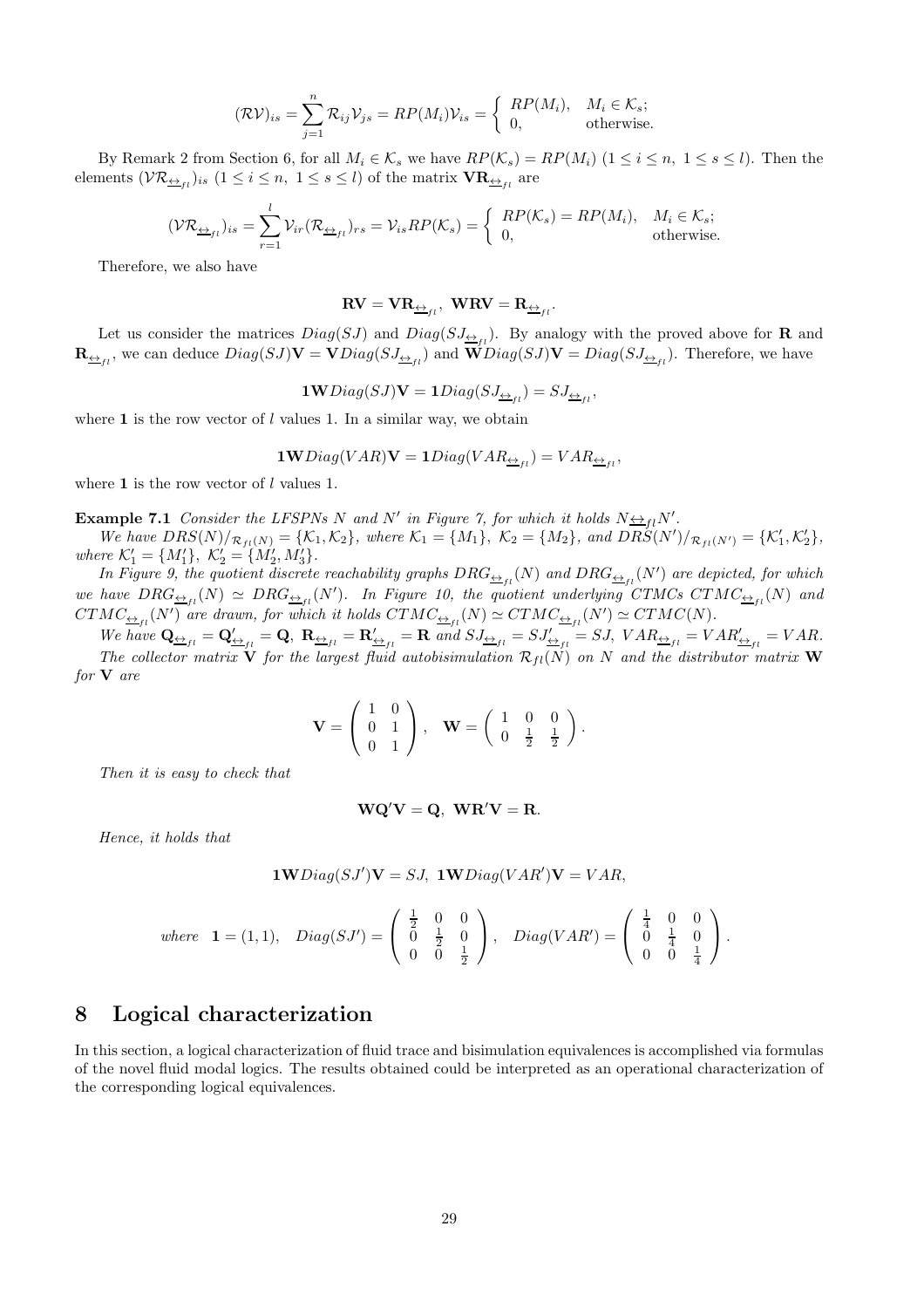$$(\mathcal{R}\mathcal{V})_{is} = \sum_{j=1}^{n} \mathcal{R}_{ij}\mathcal{V}_{js} = RP(M_i)\mathcal{V}_{is} = \begin{cases} RP(M_i), & M_i \in \mathcal{K}_s; \\ 0, & \text{otherwise.} \end{cases}$$

By Remark 2 from Section 6, for all $M_i \in \mathcal{K}_s$ we have $RP(\mathcal{K}_s) = RP(M_i)$ $(1 \leq i \leq n,\ 1 \leq s \leq l)$. Then the elements $(\mathcal{V}\mathcal{R}_{\underline{\leftrightarrow}_{fl}})_{is}$ $(1 \leq i \leq n,\ 1 \leq s \leq l)$ of the matrix $\mathbf{V}\mathbf{R}_{\underline{\leftrightarrow}_{fl}}$ are

$$(\mathcal{V}\mathcal{R}_{\underline{\leftrightarrow}_{fl}})_{is} = \sum_{r=1}^{l} \mathcal{V}_{ir}(\mathcal{R}_{\underline{\leftrightarrow}_{fl}})_{rs} = \mathcal{V}_{is}RP(\mathcal{K}_s) = \begin{cases} RP(\mathcal{K}_s) = RP(M_i), & M_i \in \mathcal{K}_s; \\ 0, & \text{otherwise.} \end{cases}$$

Therefore, we also have

$$\mathbf{RV} = \mathbf{V}\mathbf{R}_{\underline{\leftrightarrow}_{fl}},\ \ \mathbf{WRV} = \mathbf{R}_{\underline{\leftrightarrow}_{fl}}.$$

Let us consider the matrices $Diag(SJ)$ and $Diag(SJ_{\underline{\leftrightarrow}_{fl}})$. By analogy with the proved above for $\mathbf{R}$ and $\mathbf{R}_{\underline{\leftrightarrow}_{fl}}$, we can deduce $Diag(SJ)\mathbf{V} = \mathbf{V}Diag(SJ_{\underline{\leftrightarrow}_{fl}})$ and $\mathbf{W}Diag(SJ)\mathbf{V} = Diag(SJ_{\underline{\leftrightarrow}_{fl}})$. Therefore, we have

$$\mathbf{1}\mathbf{W}Diag(SJ)\mathbf{V} = \mathbf{1}Diag(SJ_{\underline{\leftrightarrow}_{fl}}) = SJ_{\underline{\leftrightarrow}_{fl}},$$

where $\mathbf{1}$ is the row vector of $l$ values 1. In a similar way, we obtain

$$\mathbf{1}\mathbf{W}Diag(VAR)\mathbf{V} = \mathbf{1}Diag(VAR_{\underline{\leftrightarrow}_{fl}}) = VAR_{\underline{\leftrightarrow}_{fl}},$$

where $\mathbf{1}$ is the row vector of $l$ values 1.

**Example 7.1** *Consider the LFSPNs $N$ and $N'$ in Figure 7, for which it holds $N\underline{\leftrightarrow}_{fl}N'$.*

*We have $DRS(N)/_{\mathcal{R}_{fl}(N)} = \{\mathcal{K}_1, \mathcal{K}_2\}$, where $\mathcal{K}_1 = \{M_1\}$, $\mathcal{K}_2 = \{M_2\}$, and $DRS(N')/_{\mathcal{R}_{fl}(N')} = \{\mathcal{K}'_1, \mathcal{K}'_2\}$, where $\mathcal{K}'_1 = \{M'_1\}$, $\mathcal{K}'_2 = \{M'_2, M'_3\}$.*

*In Figure 9, the quotient discrete reachability graphs $DRG_{\underline{\leftrightarrow}_{fl}}(N)$ and $DRG_{\underline{\leftrightarrow}_{fl}}(N')$ are depicted, for which we have $DRG_{\underline{\leftrightarrow}_{fl}}(N) \simeq DRG_{\underline{\leftrightarrow}_{fl}}(N')$. In Figure 10, the quotient underlying CTMCs $CTMC_{\underline{\leftrightarrow}_{fl}}(N)$ and $CTMC_{\underline{\leftrightarrow}_{fl}}(N')$ are drawn, for which it holds $CTMC_{\underline{\leftrightarrow}_{fl}}(N) \simeq CTMC_{\underline{\leftrightarrow}_{fl}}(N') \simeq CTMC(N)$.*

*We have $\mathbf{Q}_{\underline{\leftrightarrow}_{fl}} = \mathbf{Q}'_{\underline{\leftrightarrow}_{fl}} = \mathbf{Q}$, $\mathbf{R}_{\underline{\leftrightarrow}_{fl}} = \mathbf{R}'_{\underline{\leftrightarrow}_{fl}} = \mathbf{R}$ and $SJ_{\underline{\leftrightarrow}_{fl}} = SJ'_{\underline{\leftrightarrow}_{fl}} = SJ$, $VAR_{\underline{\leftrightarrow}_{fl}} = VAR'_{\underline{\leftrightarrow}_{fl}} = VAR$.*

*The collector matrix $\mathbf{V}$ for the largest fluid autobisimulation $\mathcal{R}_{fl}(N)$ on $N$ and the distributor matrix $\mathbf{W}$ for $\mathbf{V}$ are*

$$\mathbf{V} = \begin{pmatrix} 1 & 0 \\ 0 & 1 \\ 0 & 1 \end{pmatrix},\quad \mathbf{W} = \begin{pmatrix} 1 & 0 & 0 \\ 0 & \frac{1}{2} & \frac{1}{2} \end{pmatrix}.$$

*Then it is easy to check that*

$$\mathbf{W}\mathbf{Q}'\mathbf{V} = \mathbf{Q},\ \ \mathbf{W}\mathbf{R}'\mathbf{V} = \mathbf{R}.$$

*Hence, it holds that*

$$\mathbf{1}\mathbf{W}Diag(SJ')\mathbf{V} = SJ,\ \ \mathbf{1}\mathbf{W}Diag(VAR')\mathbf{V} = VAR,$$

$$\textit{where}\quad \mathbf{1} = (1,1),\quad Diag(SJ') = \begin{pmatrix} \frac{1}{2} & 0 & 0 \\ 0 & \frac{1}{2} & 0 \\ 0 & 0 & \frac{1}{2} \end{pmatrix},\quad Diag(VAR') = \begin{pmatrix} \frac{1}{4} & 0 & 0 \\ 0 & \frac{1}{4} & 0 \\ 0 & 0 & \frac{1}{4} \end{pmatrix}.$$

# 8 Logical characterization

In this section, a logical characterization of fluid trace and bisimulation equivalences is accomplished via formulas of the novel fluid modal logics. The results obtained could be interpreted as an operational characterization of the corresponding logical equivalences.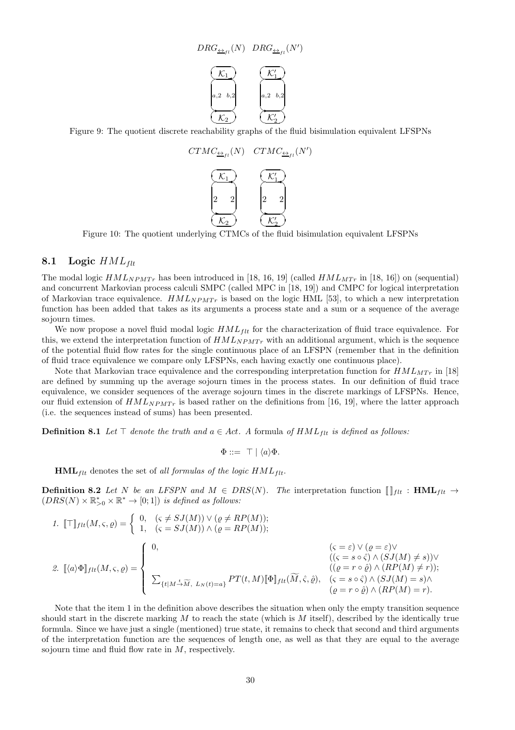$DRG_{\underline{\leftrightarrow}_{fl}}(N)$ $DRG_{\underline{\leftrightarrow}_{fl}}(N')$

$\mathcal{K}_1$ $\mathcal{K}_1'$

$a,2$ $b,2$ $a,2$ $b,2$

$\mathcal{K}_2$ $\mathcal{K}_2'$

Figure 9: The quotient discrete reachability graphs of the fluid bisimulation equivalent LFSPNs

$CTMC_{\underline{\leftrightarrow}_{fl}}(N)$ $CTMC_{\underline{\leftrightarrow}_{fl}}(N')$

$\mathcal{K}_1$ $\mathcal{K}_1'$

2 2 2 2

$\mathcal{K}_2$ $\mathcal{K}_2'$

Figure 10: The quotient underlying CTMCs of the fluid bisimulation equivalent LFSPNs

## 8.1 Logic $HML_{flt}$

The modal logic $HML_{NPMTr}$ has been introduced in [18, 16, 19] (called $HML_{MTr}$ in [18, 16]) on (sequential) and concurrent Markovian process calculi SMPC (called MPC in [18, 19]) and CMPC for logical interpretation of Markovian trace equivalence. $HML_{NPMTr}$ is based on the logic HML [53], to which a new interpretation function has been added that takes as its arguments a process state and a sum or a sequence of the average sojourn times.

We now propose a novel fluid modal logic $HML_{flt}$ for the characterization of fluid trace equivalence. For this, we extend the interpretation function of $HML_{NPMTr}$ with an additional argument, which is the sequence of the potential fluid flow rates for the single continuous place of an LFSPN (remember that in the definition of fluid trace equivalence we compare only LFSPNs, each having exactly one continuous place).

Note that Markovian trace equivalence and the corresponding interpretation function for $HML_{MTr}$ in [18] are defined by summing up the average sojourn times in the process states. In our definition of fluid trace equivalence, we consider sequences of the average sojourn times in the discrete markings of LFSPNs. Hence, our fluid extension of $HML_{NPMTr}$ is based rather on the definitions from [16, 19], where the latter approach (i.e. the sequences instead of sums) has been presented.

**Definition 8.1** *Let $\top$ denote the truth and $a \in Act$. A* formula *of $HML_{flt}$ is defined as follows:*

$$\Phi ::= \top \mid \langle a \rangle \Phi.$$

$\mathbf{HML}_{flt}$ denotes the set of *all formulas of the logic $HML_{flt}$*.

**Definition 8.2** *Let $N$ be an LFSPN and $M \in DRS(N)$. The* interpretation function $[\![\,]\!]_{flt} : \mathbf{HML}_{flt} \to (DRS(N) \times \mathbb{R}^*_{>0} \times \mathbb{R}^* \to [0;1])$ *is defined as follows:*

1. $[\![\top]\!]_{flt}(M, \varsigma, \varrho) = \begin{cases} 0, & (\varsigma \neq SJ(M)) \vee (\varrho \neq RP(M)); \\ 1, & (\varsigma = SJ(M)) \wedge (\varrho = RP(M)); \end{cases}$

2. $[\![\langle a \rangle \Phi]\!]_{flt}(M, \varsigma, \varrho) = \begin{cases} 0, & (\varsigma = \varepsilon) \vee (\varrho = \varepsilon) \vee \\ & ((\varsigma = s \circ \hat{\varsigma}) \wedge (SJ(M) \neq s)) \vee \\ & ((\varrho = r \circ \hat{\varrho}) \wedge (RP(M) \neq r)); \\ \sum_{\{t \mid M \xrightarrow{t} \widetilde{M},\ L_N(t) = a\}} PT(t, M) [\![\Phi]\!]_{flt}(\widetilde{M}, \hat{\varsigma}, \hat{\varrho}), & (\varsigma = s \circ \hat{\varsigma}) \wedge (SJ(M) = s) \wedge \\ & (\varrho = r \circ \hat{\varrho}) \wedge (RP(M) = r). \end{cases}$

Note that the item 1 in the definition above describes the situation when only the empty transition sequence should start in the discrete marking $M$ to reach the state (which is $M$ itself), described by the identically true formula. Since we have just a single (mentioned) true state, it remains to check that second and third arguments of the interpretation function are the sequences of length one, as well as that they are equal to the average sojourn time and fluid flow rate in $M$, respectively.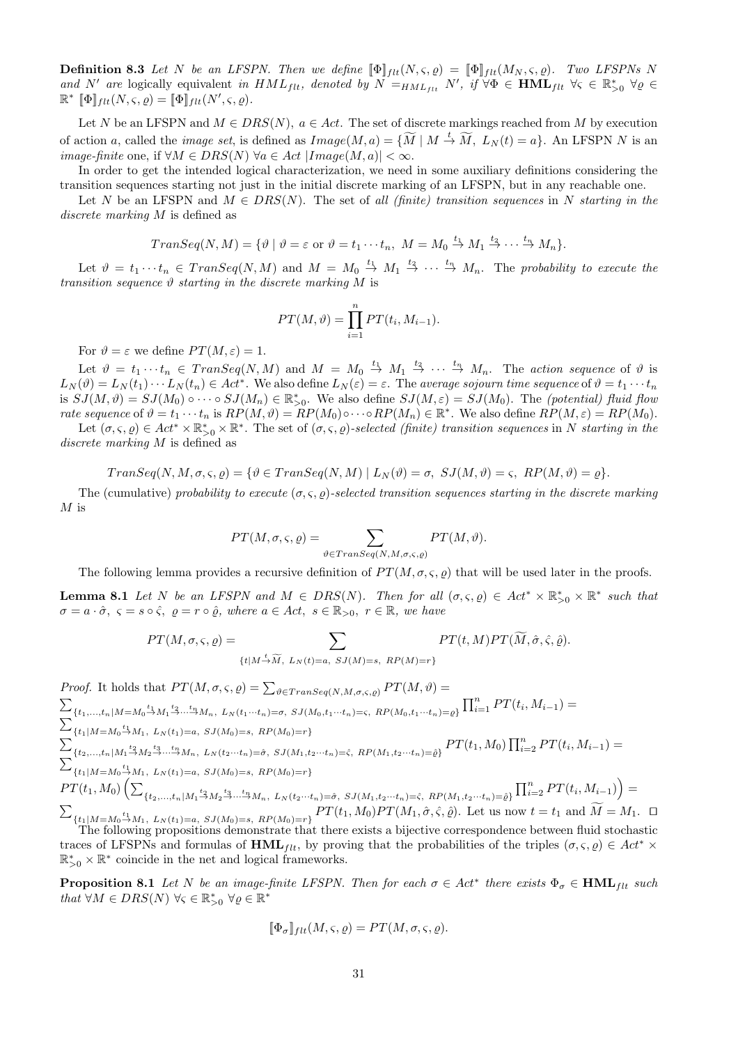**Definition 8.3** *Let $N$ be an LFSPN. Then we define $[\![\Phi]\!]_{flt}(N,\varsigma,\varrho) = [\![\Phi]\!]_{flt}(M_N,\varsigma,\varrho)$. Two LFSPNs $N$ and $N'$ are* logically equivalent *in $HML_{flt}$, denoted by $N =_{HML_{flt}} N'$, if $\forall\Phi \in \mathbf{HML}_{flt}\ \forall\varsigma \in \mathbb{R}_{>0}^*\ \forall\varrho \in \mathbb{R}^*\ [\![\Phi]\!]_{flt}(N,\varsigma,\varrho) = [\![\Phi]\!]_{flt}(N',\varsigma,\varrho)$.*

Let $N$ be an LFSPN and $M \in DRS(N)$, $a \in Act$. The set of discrete markings reached from $M$ by execution of action $a$, called the *image set*, is defined as $Image(M,a) = \{\widetilde{M} \mid M \xrightarrow{t} \widetilde{M},\ L_N(t) = a\}$. An LFSPN $N$ is an *image-finite* one, if $\forall M \in DRS(N)\ \forall a \in Act\ |Image(M,a)| < \infty$.

In order to get the intended logical characterization, we need in some auxiliary definitions considering the transition sequences starting not just in the initial discrete marking of an LFSPN, but in any reachable one.

Let $N$ be an LFSPN and $M \in DRS(N)$. The set of *all (finite) transition sequences* in $N$ *starting in the discrete marking* $M$ is defined as

$$TranSeq(N,M) = \{\vartheta \mid \vartheta = \varepsilon \text{ or } \vartheta = t_1 \cdots t_n,\ M = M_0 \xrightarrow{t_1} M_1 \xrightarrow{t_2} \cdots \xrightarrow{t_n} M_n\}.$$

Let $\vartheta = t_1 \cdots t_n \in TranSeq(N,M)$ and $M = M_0 \xrightarrow{t_1} M_1 \xrightarrow{t_2} \cdots \xrightarrow{t_n} M_n$. The *probability to execute the transition sequence $\vartheta$ starting in the discrete marking $M$* is

$$PT(M,\vartheta) = \prod_{i=1}^{n} PT(t_i, M_{i-1}).$$

For $\vartheta = \varepsilon$ we define $PT(M,\varepsilon) = 1$.

Let $\vartheta = t_1 \cdots t_n \in TranSeq(N,M)$ and $M = M_0 \xrightarrow{t_1} M_1 \xrightarrow{t_2} \cdots \xrightarrow{t_n} M_n$. The *action sequence* of $\vartheta$ is $L_N(\vartheta) = L_N(t_1) \cdots L_N(t_n) \in Act^*$. We also define $L_N(\varepsilon) = \varepsilon$. The *average sojourn time sequence* of $\vartheta = t_1 \cdots t_n$ is $SJ(M,\vartheta) = SJ(M_0) \circ \cdots \circ SJ(M_n) \in \mathbb{R}_{>0}^*$. We also define $SJ(M,\varepsilon) = SJ(M_0)$. The *(potential) fluid flow rate sequence* of $\vartheta = t_1 \cdots t_n$ is $RP(M,\vartheta) = RP(M_0) \circ \cdots \circ RP(M_n) \in \mathbb{R}^*$. We also define $RP(M,\varepsilon) = RP(M_0)$.

Let $(\sigma,\varsigma,\varrho) \in Act^* \times \mathbb{R}_{>0}^* \times \mathbb{R}^*$. The set of *$(\sigma,\varsigma,\varrho)$-selected (finite) transition sequences* in $N$ *starting in the discrete marking* $M$ is defined as

$$TranSeq(N,M,\sigma,\varsigma,\varrho) = \{\vartheta \in TranSeq(N,M) \mid L_N(\vartheta) = \sigma,\ SJ(M,\vartheta) = \varsigma,\ RP(M,\vartheta) = \varrho\}.$$

The (cumulative) *probability to execute $(\sigma,\varsigma,\varrho)$-selected transition sequences starting in the discrete marking $M$* is

$$PT(M,\sigma,\varsigma,\varrho) = \sum_{\vartheta \in TranSeq(N,M,\sigma,\varsigma,\varrho)} PT(M,\vartheta).$$

The following lemma provides a recursive definition of $PT(M,\sigma,\varsigma,\varrho)$ that will be used later in the proofs.

**Lemma 8.1** *Let $N$ be an LFSPN and $M \in DRS(N)$. Then for all $(\sigma,\varsigma,\varrho) \in Act^* \times \mathbb{R}_{>0}^* \times \mathbb{R}^*$ such that $\sigma = a \cdot \hat{\sigma},\ \varsigma = s \circ \hat{\varsigma},\ \varrho = r \circ \hat{\varrho}$, where $a \in Act,\ s \in \mathbb{R}_{>0},\ r \in \mathbb{R}$, we have*

$$PT(M,\sigma,\varsigma,\varrho) = \sum_{\{t \mid M \xrightarrow{t} \widetilde{M},\ L_N(t)=a,\ SJ(M)=s,\ RP(M)=r\}} PT(t,M) PT(\widetilde{M},\hat{\sigma},\hat{\varsigma},\hat{\varrho}).$$

*Proof.* It holds that $PT(M,\sigma,\varsigma,\varrho) = \sum_{\vartheta \in TranSeq(N,M,\sigma,\varsigma,\varrho)} PT(M,\vartheta) =$
$\sum_{\{t_1,\ldots,t_n \mid M=M_0 \xrightarrow{t_1} M_1 \xrightarrow{t_2} \cdots \xrightarrow{t_n} M_n,\ L_N(t_1 \cdots t_n)=\sigma,\ SJ(M_0,t_1 \cdots t_n)=\varsigma,\ RP(M_0,t_1 \cdots t_n)=\varrho\}} \prod_{i=1}^{n} PT(t_i, M_{i-1}) =$
$\sum_{\{t_1 \mid M=M_0 \xrightarrow{t_1} M_1,\ L_N(t_1)=a,\ SJ(M_0)=s,\ RP(M_0)=r\}}$
$\sum_{\{t_2,\ldots,t_n \mid M_1 \xrightarrow{t_2} M_2 \xrightarrow{t_3} \cdots \xrightarrow{t_n} M_n,\ L_N(t_2 \cdots t_n)=\hat{\sigma},\ SJ(M_1,t_2 \cdots t_n)=\hat{\varsigma},\ RP(M_1,t_2 \cdots t_n)=\hat{\varrho}\}} PT(t_1, M_0) \prod_{i=2}^{n} PT(t_i, M_{i-1}) =$
$\sum_{\{t_1 \mid M=M_0 \xrightarrow{t_1} M_1,\ L_N(t_1)=a,\ SJ(M_0)=s,\ RP(M_0)=r\}}$
$PT(t_1, M_0) \left( \sum_{\{t_2,\ldots,t_n \mid M_1 \xrightarrow{t_2} M_2 \xrightarrow{t_3} \cdots \xrightarrow{t_n} M_n,\ L_N(t_2 \cdots t_n)=\hat{\sigma},\ SJ(M_1,t_2 \cdots t_n)=\hat{\varsigma},\ RP(M_1,t_2 \cdots t_n)=\hat{\varrho}\}} \prod_{i=2}^{n} PT(t_i, M_{i-1}) \right) =$
$\sum_{\{t_1 \mid M=M_0 \xrightarrow{t_1} M_1,\ L_N(t_1)=a,\ SJ(M_0)=s,\ RP(M_0)=r\}} PT(t_1, M_0) PT(M_1,\hat{\sigma},\hat{\varsigma},\hat{\varrho})$. Let us now $t = t_1$ and $\widetilde{M} = M_1$. ◻

The following propositions demonstrate that there exists a bijective correspondence between fluid stochastic traces of LFSPNs and formulas of $\mathbf{HML}_{flt}$, by proving that the probabilities of the triples $(\sigma,\varsigma,\varrho) \in Act^* \times \mathbb{R}_{>0}^* \times \mathbb{R}^*$ coincide in the net and logical frameworks.

**Proposition 8.1** *Let $N$ be an image-finite LFSPN. Then for each $\sigma \in Act^*$ there exists $\Phi_\sigma \in \mathbf{HML}_{flt}$ such that $\forall M \in DRS(N)\ \forall\varsigma \in \mathbb{R}_{>0}^*\ \forall\varrho \in \mathbb{R}^*$*

$$[\![\Phi_\sigma]\!]_{flt}(M,\varsigma,\varrho) = PT(M,\sigma,\varsigma,\varrho).$$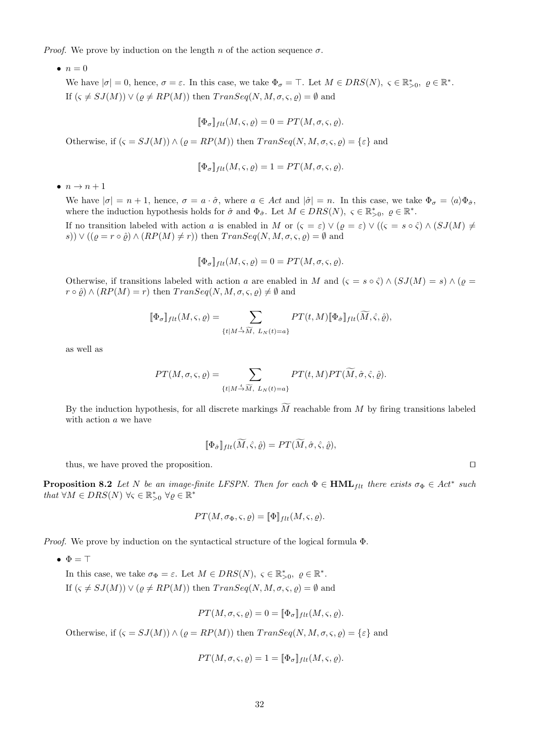*Proof.* We prove by induction on the length $n$ of the action sequence $\sigma$.

- $n = 0$

  We have $|\sigma| = 0$, hence, $\sigma = \varepsilon$. In this case, we take $\Phi_\sigma = \top$. Let $M \in DRS(N),\ \varsigma \in \mathbb{R}^*_{>0},\ \varrho \in \mathbb{R}^*$. If $(\varsigma \neq SJ(M)) \vee (\varrho \neq RP(M))$ then $TranSeq(N, M, \sigma, \varsigma, \varrho) = \emptyset$ and

$$[\![\Phi_\sigma]\!]_{flt}(M, \varsigma, \varrho) = 0 = PT(M, \sigma, \varsigma, \varrho).$$

  Otherwise, if $(\varsigma = SJ(M)) \wedge (\varrho = RP(M))$ then $TranSeq(N, M, \sigma, \varsigma, \varrho) = \{\varepsilon\}$ and

$$[\![\Phi_\sigma]\!]_{flt}(M, \varsigma, \varrho) = 1 = PT(M, \sigma, \varsigma, \varrho).$$

- $n \to n + 1$

  We have $|\sigma| = n + 1$, hence, $\sigma = a \cdot \hat{\sigma}$, where $a \in Act$ and $|\hat{\sigma}| = n$. In this case, we take $\Phi_\sigma = \langle a \rangle \Phi_{\hat{\sigma}}$, where the induction hypothesis holds for $\hat{\sigma}$ and $\Phi_{\hat{\sigma}}$. Let $M \in DRS(N),\ \varsigma \in \mathbb{R}^*_{>0},\ \varrho \in \mathbb{R}^*$.

  If no transition labeled with action $a$ is enabled in $M$ or $(\varsigma = \varepsilon) \vee (\varrho = \varepsilon) \vee ((\varsigma = s \circ \hat{\varsigma}) \wedge (SJ(M) \neq s)) \vee ((\varrho = r \circ \hat{\varrho}) \wedge (RP(M) \neq r))$ then $TranSeq(N, M, \sigma, \varsigma, \varrho) = \emptyset$ and

$$[\![\Phi_\sigma]\!]_{flt}(M, \varsigma, \varrho) = 0 = PT(M, \sigma, \varsigma, \varrho).$$

  Otherwise, if transitions labeled with action $a$ are enabled in $M$ and $(\varsigma = s \circ \hat{\varsigma}) \wedge (SJ(M) = s) \wedge (\varrho = r \circ \hat{\varrho}) \wedge (RP(M) = r)$ then $TranSeq(N, M, \sigma, \varsigma, \varrho) \neq \emptyset$ and

$$[\![\Phi_\sigma]\!]_{flt}(M, \varsigma, \varrho) = \sum_{\{t \mid M \stackrel{t}{\to} \widetilde{M},\ L_N(t) = a\}} PT(t, M)[\![\Phi_{\hat{\sigma}}]\!]_{flt}(\widetilde{M}, \hat{\varsigma}, \hat{\varrho}),$$

  as well as

$$PT(M, \sigma, \varsigma, \varrho) = \sum_{\{t \mid M \stackrel{t}{\to} \widetilde{M},\ L_N(t) = a\}} PT(t, M) PT(\widetilde{M}, \hat{\sigma}, \hat{\varsigma}, \hat{\varrho}).$$

  By the induction hypothesis, for all discrete markings $\widetilde{M}$ reachable from $M$ by firing transitions labeled with action $a$ we have

$$[\![\Phi_{\hat{\sigma}}]\!]_{flt}(\widetilde{M}, \hat{\varsigma}, \hat{\varrho}) = PT(\widetilde{M}, \hat{\sigma}, \hat{\varsigma}, \hat{\varrho}),$$

  thus, we have proved the proposition. ◻

**Proposition 8.2** *Let $N$ be an image-finite LFSPN. Then for each $\Phi \in \mathbf{HML}_{flt}$ there exists $\sigma_\Phi \in Act^*$ such that $\forall M \in DRS(N)\ \forall \varsigma \in \mathbb{R}^*_{>0}\ \forall \varrho \in \mathbb{R}^*$*

$$PT(M, \sigma_\Phi, \varsigma, \varrho) = [\![\Phi]\!]_{flt}(M, \varsigma, \varrho).$$

*Proof.* We prove by induction on the syntactical structure of the logical formula $\Phi$.

- $\Phi = \top$

  In this case, we take $\sigma_\Phi = \varepsilon$. Let $M \in DRS(N),\ \varsigma \in \mathbb{R}^*_{>0},\ \varrho \in \mathbb{R}^*$.

  If $(\varsigma \neq SJ(M)) \vee (\varrho \neq RP(M))$ then $TranSeq(N, M, \sigma, \varsigma, \varrho) = \emptyset$ and

$$PT(M, \sigma, \varsigma, \varrho) = 0 = [\![\Phi_\sigma]\!]_{flt}(M, \varsigma, \varrho).$$

  Otherwise, if $(\varsigma = SJ(M)) \wedge (\varrho = RP(M))$ then $TranSeq(N, M, \sigma, \varsigma, \varrho) = \{\varepsilon\}$ and

$$PT(M, \sigma, \varsigma, \varrho) = 1 = [\![\Phi_\sigma]\!]_{flt}(M, \varsigma, \varrho).$$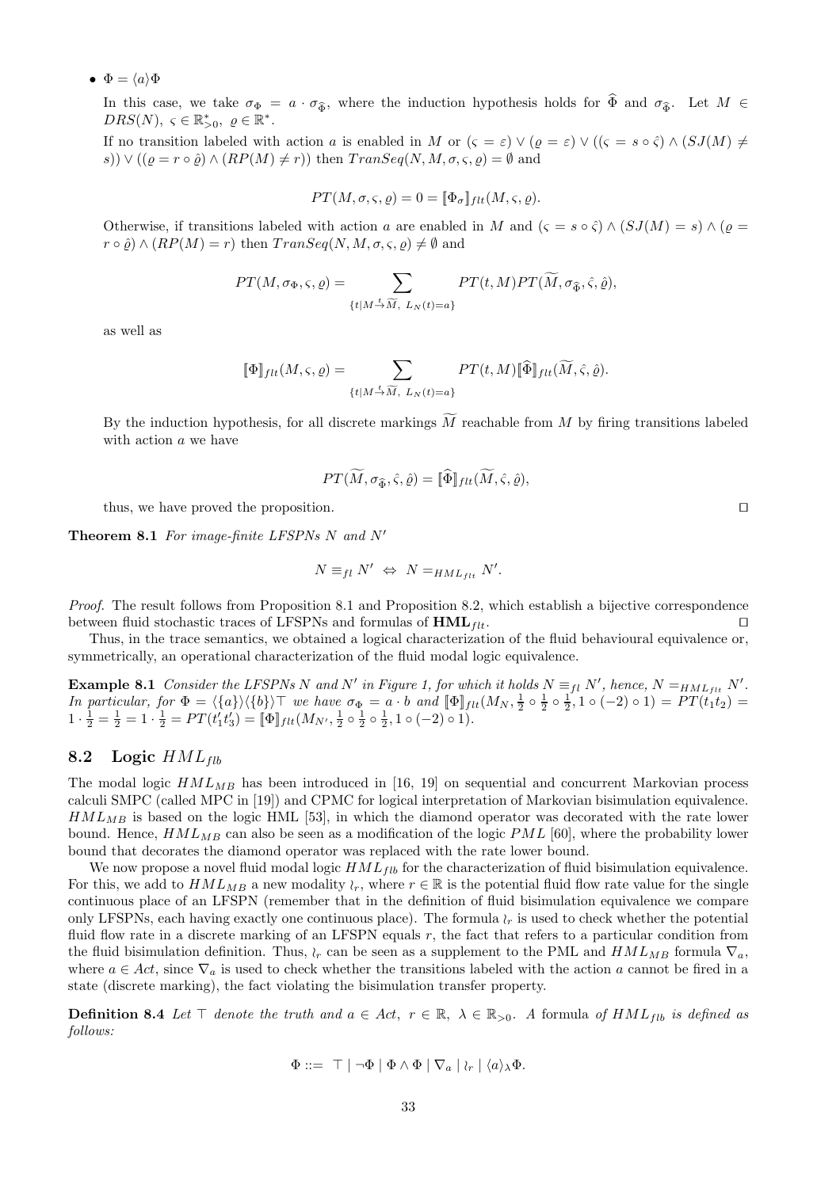- $\Phi = \langle a\rangle\Phi$

  In this case, we take $\sigma_\Phi = a \cdot \sigma_{\widehat{\Phi}}$, where the induction hypothesis holds for $\widehat{\Phi}$ and $\sigma_{\widehat{\Phi}}$. Let $M \in DRS(N)$, $\varsigma \in \mathbb{R}^*_{>0}$, $\varrho \in \mathbb{R}^*$.

  If no transition labeled with action $a$ is enabled in $M$ or $(\varsigma = \varepsilon) \vee (\varrho = \varepsilon) \vee ((\varsigma = s \circ \hat{\varsigma}) \wedge (SJ(M) \neq s)) \vee ((\varrho = r \circ \hat{\varrho}) \wedge (RP(M) \neq r))$ then $TranSeq(N, M, \sigma, \varsigma, \varrho) = \emptyset$ and

$$PT(M, \sigma, \varsigma, \varrho) = 0 = [\![\Phi_\sigma]\!]_{flt}(M, \varsigma, \varrho).$$

  Otherwise, if transitions labeled with action $a$ are enabled in $M$ and $(\varsigma = s \circ \hat{\varsigma}) \wedge (SJ(M) = s) \wedge (\varrho = r \circ \hat{\varrho}) \wedge (RP(M) = r)$ then $TranSeq(N, M, \sigma, \varsigma, \varrho) \neq \emptyset$ and

$$PT(M, \sigma_\Phi, \varsigma, \varrho) = \sum_{\{t \mid M \xrightarrow{t} \widetilde{M},\ L_N(t) = a\}} PT(t, M) PT(\widetilde{M}, \sigma_{\widehat{\Phi}}, \hat{\varsigma}, \hat{\varrho}),$$

  as well as

$$[\![\Phi]\!]_{flt}(M, \varsigma, \varrho) = \sum_{\{t \mid M \xrightarrow{t} \widetilde{M},\ L_N(t) = a\}} PT(t, M) [\![\widehat{\Phi}]\!]_{flt}(\widetilde{M}, \hat{\varsigma}, \hat{\varrho}).$$

  By the induction hypothesis, for all discrete markings $\widetilde{M}$ reachable from $M$ by firing transitions labeled with action $a$ we have

$$PT(\widetilde{M}, \sigma_{\widehat{\Phi}}, \hat{\varsigma}, \hat{\varrho}) = [\![\widehat{\Phi}]\!]_{flt}(\widetilde{M}, \hat{\varsigma}, \hat{\varrho}),$$

  thus, we have proved the proposition. ⊓⊔

**Theorem 8.1** *For image-finite LFSPNs $N$ and $N'$*

$$N \equiv_{fl} N' \ \Leftrightarrow\ N =_{HML_{flt}} N'.$$

*Proof.* The result follows from Proposition 8.1 and Proposition 8.2, which establish a bijective correspondence between fluid stochastic traces of LFSPNs and formulas of $\mathbf{HML}_{flt}$. ⊓⊔

Thus, in the trace semantics, we obtained a logical characterization of the fluid behavioural equivalence or, symmetrically, an operational characterization of the fluid modal logic equivalence.

**Example 8.1** *Consider the LFSPNs $N$ and $N'$ in Figure 1, for which it holds $N \equiv_{fl} N'$, hence, $N =_{HML_{flt}} N'$. In particular, for $\Phi = \langle\{a\}\rangle\langle\{b\}\rangle\top$ we have $\sigma_\Phi = a \cdot b$ and $[\![\Phi]\!]_{flt}(M_N, \frac{1}{2} \circ \frac{1}{2} \circ \frac{1}{2}, 1 \circ (-2) \circ 1) = PT(t_1 t_2) = 1 \cdot \frac{1}{2} = \frac{1}{2} = 1 \cdot \frac{1}{2} = PT(t'_1 t'_3) = [\![\Phi]\!]_{flt}(M_{N'}, \frac{1}{2} \circ \frac{1}{2} \circ \frac{1}{2}, 1 \circ (-2) \circ 1)$.*

## 8.2 Logic $HML_{flb}$

The modal logic $HML_{MB}$ has been introduced in [16, 19] on sequential and concurrent Markovian process calculi SMPC (called MPC in [19]) and CPMC for logical interpretation of Markovian bisimulation equivalence. $HML_{MB}$ is based on the logic HML [53], in which the diamond operator was decorated with the rate lower bound. Hence, $HML_{MB}$ can also be seen as a modification of the logic $PML$ [60], where the probability lower bound that decorates the diamond operator was replaced with the rate lower bound.

We now propose a novel fluid modal logic $HML_{flb}$ for the characterization of fluid bisimulation equivalence. For this, we add to $HML_{MB}$ a new modality $\wr_r$, where $r \in \mathbb{R}$ is the potential fluid flow rate value for the single continuous place of an LFSPN (remember that in the definition of fluid bisimulation equivalence we compare only LFSPNs, each having exactly one continuous place). The formula $\wr_r$ is used to check whether the potential fluid flow rate in a discrete marking of an LFSPN equals $r$, the fact that refers to a particular condition from the fluid bisimulation definition. Thus, $\wr_r$ can be seen as a supplement to the PML and $HML_{MB}$ formula $\nabla_a$, where $a \in Act$, since $\nabla_a$ is used to check whether the transitions labeled with the action $a$ cannot be fired in a state (discrete marking), the fact violating the bisimulation transfer property.

**Definition 8.4** *Let $\top$ denote the truth and $a \in Act$, $r \in \mathbb{R}$, $\lambda \in \mathbb{R}_{>0}$. A* formula *of $HML_{flb}$ is defined as follows:*

$$\Phi ::= \ \top \mid \neg\Phi \mid \Phi \wedge \Phi \mid \nabla_a \mid \wr_r \mid \langle a\rangle_\lambda \Phi.$$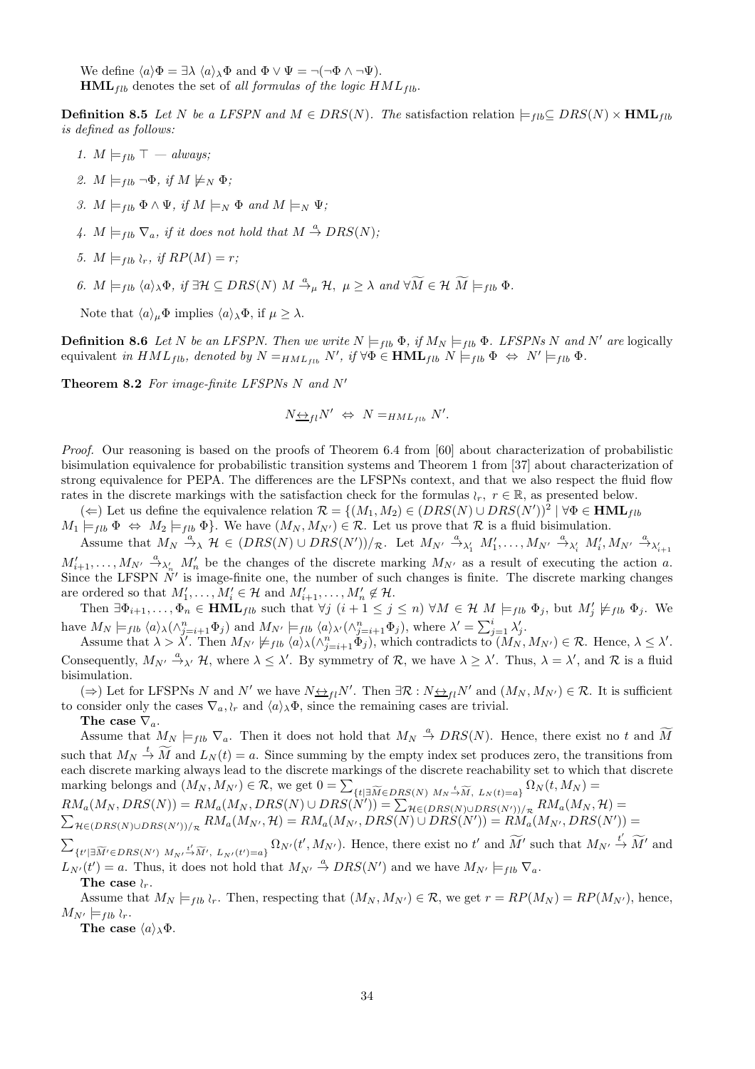We define $\langle a\rangle\Phi = \exists\lambda\ \langle a\rangle_\lambda\Phi$ and $\Phi \vee \Psi = \neg(\neg\Phi \wedge \neg\Psi)$.

$\mathbf{HML}_{flb}$ denotes the set of *all formulas of the logic $HML_{flb}$*.

**Definition 8.5** *Let $N$ be a LFSPN and $M \in DRS(N)$. The* satisfaction relation $\models_{flb} \subseteq DRS(N) \times \mathbf{HML}_{flb}$ *is defined as follows:*

1. $M \models_{flb} \top$ *— always;*
2. $M \models_{flb} \neg\Phi$*, if* $M \not\models_N \Phi$*;*
3. $M \models_{flb} \Phi \wedge \Psi$*, if* $M \models_N \Phi$ *and* $M \models_N \Psi$*;*
4. $M \models_{flb} \nabla_a$*, if it does not hold that* $M \stackrel{a}{\to} DRS(N)$*;*
5. $M \models_{flb} \wr_r$*, if* $RP(M) = r$*;*
6. $M \models_{flb} \langle a\rangle_\lambda\Phi$*, if* $\exists\mathcal{H} \subseteq DRS(N)\ M \stackrel{a}{\to}_\mu \mathcal{H},\ \mu \geq \lambda$ *and* $\forall\widetilde{M} \in \mathcal{H}\ \widetilde{M} \models_{flb} \Phi$*.*

Note that $\langle a\rangle_\mu\Phi$ implies $\langle a\rangle_\lambda\Phi$, if $\mu \geq \lambda$.

**Definition 8.6** *Let $N$ be an LFSPN. Then we write $N \models_{flb} \Phi$, if $M_N \models_{flb} \Phi$. LFSPNs $N$ and $N'$ are* logically equivalent *in $HML_{flb}$, denoted by $N =_{HML_{flb}} N'$, if $\forall\Phi \in \mathbf{HML}_{flb}\ N \models_{flb} \Phi \Leftrightarrow N' \models_{flb} \Phi$.*

**Theorem 8.2** *For image-finite LFSPNs $N$ and $N'$*

$$N \underline{\leftrightarrow}_{fl} N' \Leftrightarrow N =_{HML_{flb}} N'.$$

*Proof.* Our reasoning is based on the proofs of Theorem 6.4 from [60] about characterization of probabilistic bisimulation equivalence for probabilistic transition systems and Theorem 1 from [37] about characterization of strong equivalence for PEPA. The differences are the LFSPNs context, and that we also respect the fluid flow rates in the discrete markings with the satisfaction check for the formulas $\wr_r$, $r \in \mathbb{R}$, as presented below.

($\Leftarrow$) Let us define the equivalence relation $\mathcal{R} = \{(M_1, M_2) \in (DRS(N) \cup DRS(N'))^2 \mid \forall\Phi \in \mathbf{HML}_{flb}\ M_1 \models_{flb} \Phi \Leftrightarrow M_2 \models_{flb} \Phi\}$. We have $(M_N, M_{N'}) \in \mathcal{R}$. Let us prove that $\mathcal{R}$ is a fluid bisimulation.

Assume that $M_N \stackrel{a}{\to}_\lambda \mathcal{H} \in (DRS(N) \cup DRS(N'))/_\mathcal{R}$. Let $M_{N'} \stackrel{a}{\to}_{\lambda'_1} M'_1, \ldots, M_{N'} \stackrel{a}{\to}_{\lambda'_i} M'_i, M_{N'} \stackrel{a}{\to}_{\lambda'_{i+1}} M'_{i+1}, \ldots, M_{N'} \stackrel{a}{\to}_{\lambda'_n} M'_n$ be the changes of the discrete marking $M_{N'}$ as a result of executing the action $a$. Since the LFSPN $N'$ is image-finite one, the number of such changes is finite. The discrete marking changes are ordered so that $M'_1, \ldots, M'_i \in \mathcal{H}$ and $M'_{i+1}, \ldots, M'_n \notin \mathcal{H}$.

Then $\exists\Phi_{i+1}, \ldots, \Phi_n \in \mathbf{HML}_{flb}$ such that $\forall j\ (i+1 \leq j \leq n)\ \forall M \in \mathcal{H}\ M \models_{flb} \Phi_j$, but $M'_j \not\models_{flb} \Phi_j$. We have $M_N \models_{flb} \langle a\rangle_\lambda(\wedge_{j=i+1}^n \Phi_j)$ and $M_{N'} \models_{flb} \langle a\rangle_{\lambda'}(\wedge_{j=i+1}^n \Phi_j)$, where $\lambda' = \sum_{j=1}^i \lambda'_j$.

Assume that $\lambda > \lambda'$. Then $M_{N'} \not\models_{flb} \langle a\rangle_\lambda(\wedge_{j=i+1}^n \Phi_j)$, which contradicts to $(M_N, M_{N'}) \in \mathcal{R}$. Hence, $\lambda \leq \lambda'$. Consequently, $M_{N'} \stackrel{a}{\to}_{\lambda'} \mathcal{H}$, where $\lambda \leq \lambda'$. By symmetry of $\mathcal{R}$, we have $\lambda \geq \lambda'$. Thus, $\lambda = \lambda'$, and $\mathcal{R}$ is a fluid bisimulation.

($\Rightarrow$) Let for LFSPNs $N$ and $N'$ we have $N \underline{\leftrightarrow}_{fl} N'$. Then $\exists\mathcal{R} : N \underline{\leftrightarrow}_{fl} N'$ and $(M_N, M_{N'}) \in \mathcal{R}$. It is sufficient to consider only the cases $\nabla_a, \wr_r$ and $\langle a\rangle_\lambda\Phi$, since the remaining cases are trivial.

**The case $\nabla_a$.**

Assume that $M_N \models_{flb} \nabla_a$. Then it does not hold that $M_N \stackrel{a}{\to} DRS(N)$. Hence, there exist no $t$ and $\widetilde{M}$ such that $M_N \stackrel{t}{\to} \widetilde{M}$ and $L_N(t) = a$. Since summing by the empty index set produces zero, the transitions from each discrete marking always lead to the discrete markings of the discrete reachability set to which that discrete marking belongs and $(M_N, M_{N'}) \in \mathcal{R}$, we get $0 = \sum_{\{t \mid \exists\widetilde{M} \in DRS(N)\ M_N \stackrel{t}{\to} \widetilde{M},\ L_N(t) = a\}} \Omega_N(t, M_N) = RM_a(M_N, DRS(N)) = RM_a(M_N, DRS(N) \cup DRS(N')) = \sum_{\mathcal{H} \in (DRS(N) \cup DRS(N'))/_\mathcal{R}} RM_a(M_N, \mathcal{H}) = \sum_{\mathcal{H} \in (DRS(N) \cup DRS(N'))/_\mathcal{R}} RM_a(M_{N'}, \mathcal{H}) = RM_a(M_{N'}, DRS(N) \cup DRS(N')) = RM_a(M_{N'}, DRS(N')) = \sum_{\{t' \mid \exists\widetilde{M}' \in DRS(N')\ M_{N'} \stackrel{t'}{\to} \widetilde{M}',\ L_{N'}(t') = a\}} \Omega_{N'}(t', M_{N'})$. Hence, there exist no $t'$ and $\widetilde{M}'$ such that $M_{N'} \stackrel{t'}{\to} \widetilde{M}'$ and $L_{N'}(t') = a$. Thus, it does not hold that $M_{N'} \stackrel{a}{\to} DRS(N')$ and we have $M_{N'} \models_{flb} \nabla_a$.

**The case $\wr_r$.**

Assume that $M_N \models_{flb} \wr_r$. Then, respecting that $(M_N, M_{N'}) \in \mathcal{R}$, we get $r = RP(M_N) = RP(M_{N'})$, hence, $M_{N'} \models_{flb} \wr_r$.

**The case $\langle a\rangle_\lambda\Phi$.**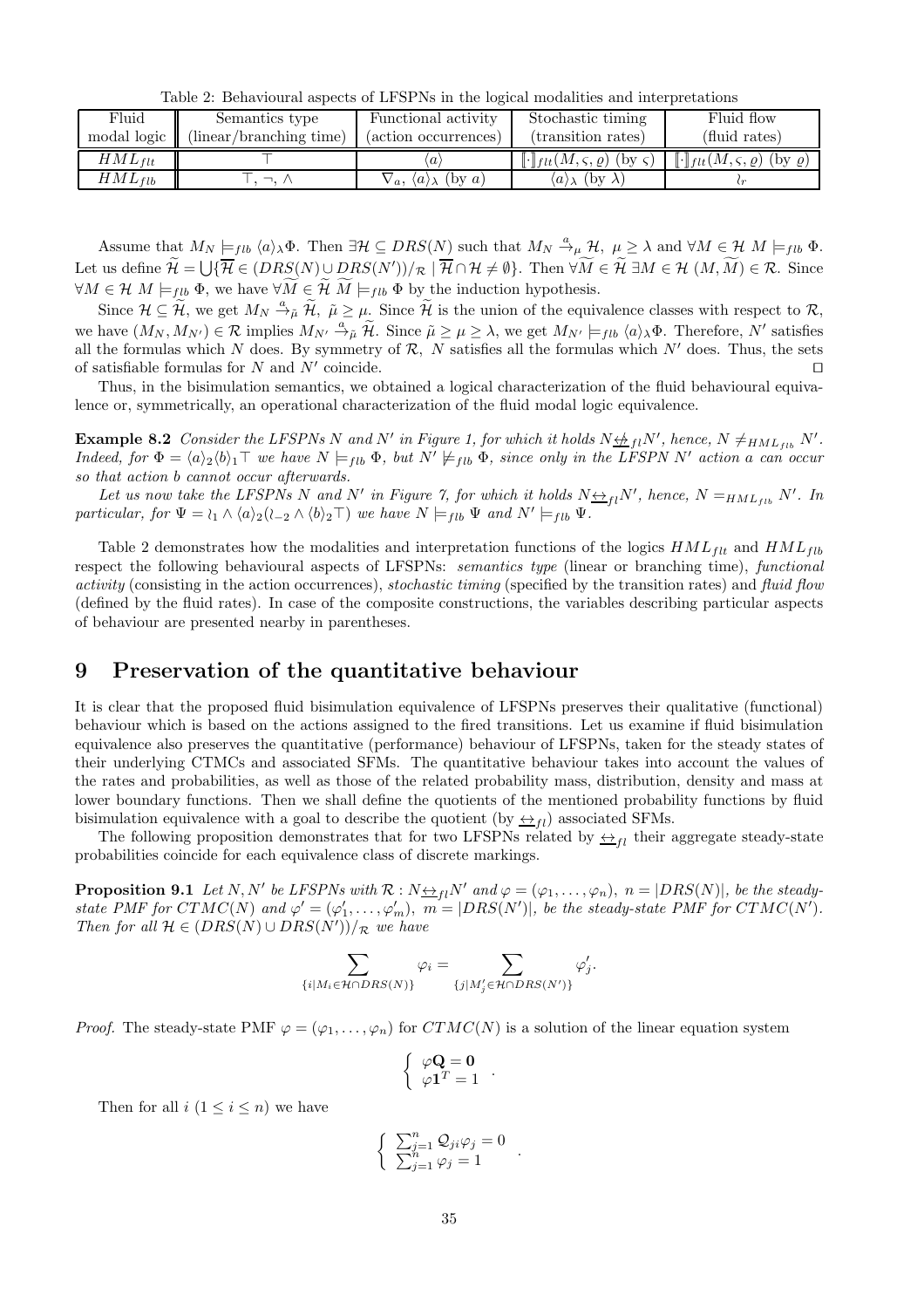Table 2: Behavioural aspects of LFSPNs in the logical modalities and interpretations

| Fluid modal logic | Semantics type (linear/branching time) | Functional activity (action occurrences) | Stochastic timing (transition rates) | Fluid flow (fluid rates) |
|---|---|---|---|---|
| $HML_{flt}$ | $\top$ | $\langle a\rangle$ | $[\![\cdot]\!]_{flt}(M,\varsigma,\varrho)$ (by $\varsigma$) | $[\![\cdot]\!]_{flt}(M,\varsigma,\varrho)$ (by $\varrho$) |
| $HML_{flb}$ | $\top, \neg, \wedge$ | $\nabla_a$, $\langle a\rangle_\lambda$ (by $a$) | $\langle a\rangle_\lambda$ (by $\lambda$) | $\wr_r$ |

Assume that $M_N \models_{flb} \langle a\rangle_\lambda\Phi$. Then $\exists\mathcal{H} \subseteq DRS(N)$ such that $M_N \xrightarrow{a}_\mu \mathcal{H}$, $\mu \geq \lambda$ and $\forall M \in \mathcal{H}\ M \models_{flb} \Phi$. Let us define $\widetilde{\mathcal{H}} = \bigcup\{\overline{\mathcal{H}} \in (DRS(N) \cup DRS(N'))/_\mathcal{R} \mid \overline{\mathcal{H}} \cap \mathcal{H} \neq \emptyset\}$. Then $\forall\widetilde{M} \in \widetilde{\mathcal{H}}\ \exists M \in \mathcal{H}\ (M, \widetilde{M}) \in \mathcal{R}$. Since $\forall M \in \mathcal{H}\ M \models_{flb} \Phi$, we have $\forall\widetilde{M} \in \widetilde{\mathcal{H}}\ \widetilde{M} \models_{flb} \Phi$ by the induction hypothesis.

Since $\mathcal{H} \subseteq \widetilde{\mathcal{H}}$, we get $M_N \xrightarrow{a}_{\tilde{\mu}} \widetilde{\mathcal{H}}$, $\tilde{\mu} \geq \mu$. Since $\widetilde{\mathcal{H}}$ is the union of the equivalence classes with respect to $\mathcal{R}$, we have $(M_N, M_{N'}) \in \mathcal{R}$ implies $M_{N'} \xrightarrow{a}_{\tilde{\mu}} \widetilde{\mathcal{H}}$. Since $\tilde{\mu} \geq \mu \geq \lambda$, we get $M_{N'} \models_{flb} \langle a\rangle_\lambda\Phi$. Therefore, $N'$ satisfies all the formulas which $N$ does. By symmetry of $\mathcal{R}$, $N$ satisfies all the formulas which $N'$ does. Thus, the sets of satisfiable formulas for $N$ and $N'$ coincide. ⊓⊔

Thus, in the bisimulation semantics, we obtained a logical characterization of the fluid behavioural equivalence or, symmetrically, an operational characterization of the fluid modal logic equivalence.

**Example 8.2** *Consider the LFSPNs $N$ and $N'$ in Figure 1, for which it holds $N \not\underline{\leftrightarrow}_{fl} N'$, hence, $N \neq_{HML_{flb}} N'$. Indeed, for $\Phi = \langle a\rangle_2\langle b\rangle_1\top$ we have $N \models_{flb} \Phi$, but $N' \not\models_{flb} \Phi$, since only in the LFSPN $N'$ action $a$ can occur so that action $b$ cannot occur afterwards.*

*Let us now take the LFSPNs $N$ and $N'$ in Figure 7, for which it holds $N \underline{\leftrightarrow}_{fl} N'$, hence, $N =_{HML_{flb}} N'$. In particular, for $\Psi = \wr_1 \wedge \langle a\rangle_2(\wr_{-2} \wedge \langle b\rangle_2\top)$ we have $N \models_{flb} \Psi$ and $N' \models_{flb} \Psi$.*

Table 2 demonstrates how the modalities and interpretation functions of the logics $HML_{flt}$ and $HML_{flb}$ respect the following behavioural aspects of LFSPNs: *semantics type* (linear or branching time), *functional activity* (consisting in the action occurrences), *stochastic timing* (specified by the transition rates) and *fluid flow* (defined by the fluid rates). In case of the composite constructions, the variables describing particular aspects of behaviour are presented nearby in parentheses.

# 9 Preservation of the quantitative behaviour

It is clear that the proposed fluid bisimulation equivalence of LFSPNs preserves their qualitative (functional) behaviour which is based on the actions assigned to the fired transitions. Let us examine if fluid bisimulation equivalence also preserves the quantitative (performance) behaviour of LFSPNs, taken for the steady states of their underlying CTMCs and associated SFMs. The quantitative behaviour takes into account the values of the rates and probabilities, as well as those of the related probability mass, distribution, density and mass at lower boundary functions. Then we shall define the quotients of the mentioned probability functions by fluid bisimulation equivalence with a goal to describe the quotient (by $\underline{\leftrightarrow}_{fl}$) associated SFMs.

The following proposition demonstrates that for two LFSPNs related by $\underline{\leftrightarrow}_{fl}$ their aggregate steady-state probabilities coincide for each equivalence class of discrete markings.

**Proposition 9.1** *Let $N, N'$ be LFSPNs with $\mathcal{R} : N \underline{\leftrightarrow}_{fl} N'$ and $\varphi = (\varphi_1, \ldots, \varphi_n)$, $n = |DRS(N)|$, be the steady-state PMF for $CTMC(N)$ and $\varphi' = (\varphi'_1, \ldots, \varphi'_m)$, $m = |DRS(N')|$, be the steady-state PMF for $CTMC(N')$. Then for all $\mathcal{H} \in (DRS(N) \cup DRS(N'))/_\mathcal{R}$ we have*

$$\sum_{\{i \mid M_i \in \mathcal{H} \cap DRS(N)\}} \varphi_i = \sum_{\{j \mid M'_j \in \mathcal{H} \cap DRS(N')\}} \varphi'_j.$$

*Proof.* The steady-state PMF $\varphi = (\varphi_1, \ldots, \varphi_n)$ for $CTMC(N)$ is a solution of the linear equation system

$$\begin{cases} \varphi\mathbf{Q} = \mathbf{0} \\ \varphi\mathbf{1}^T = 1 \end{cases}.$$

Then for all $i$ $(1 \leq i \leq n)$ we have

$$\begin{cases} \sum_{j=1}^n \mathcal{Q}_{ji}\varphi_j = 0 \\ \sum_{j=1}^n \varphi_j = 1 \end{cases}.$$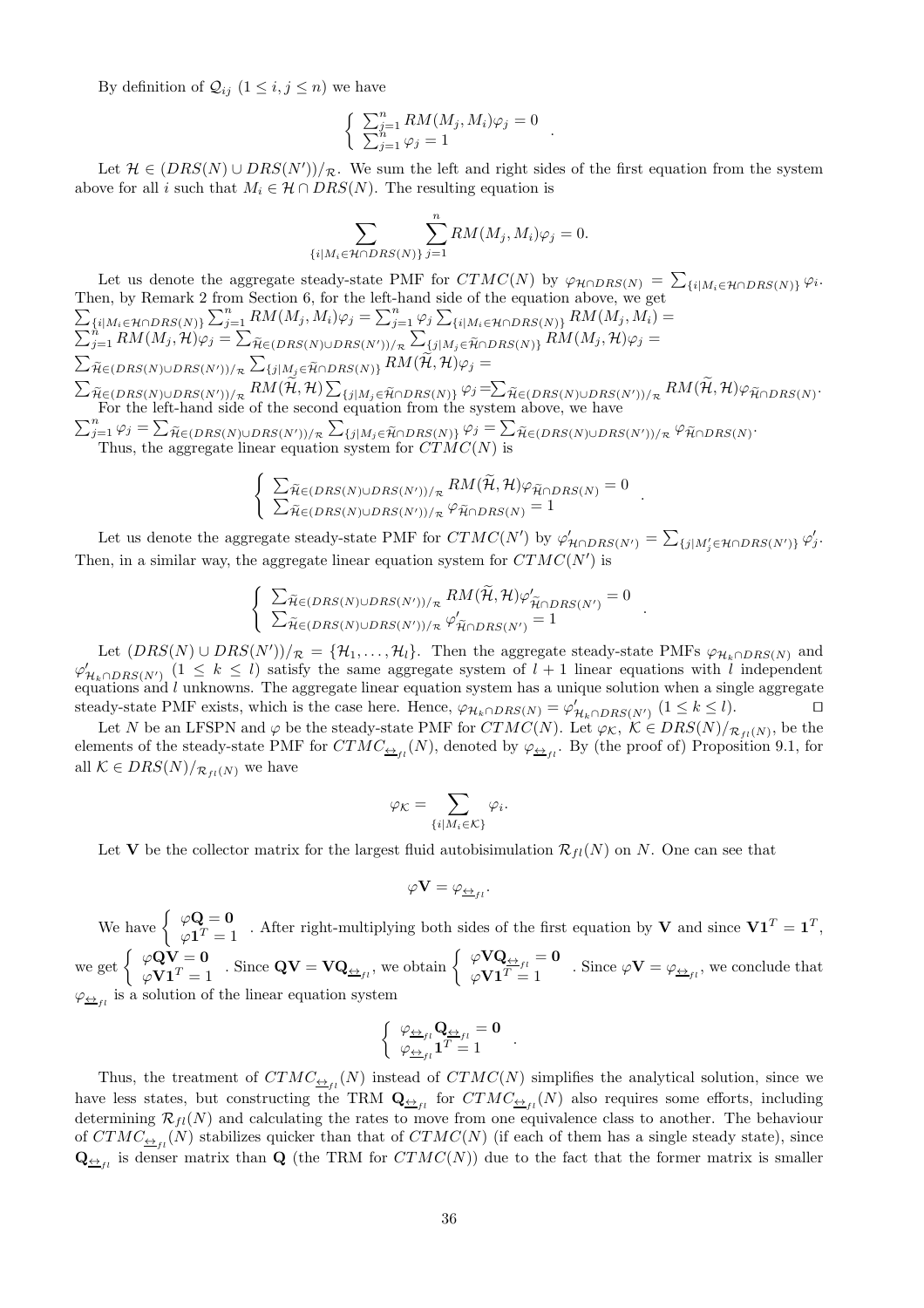By definition of $\mathcal{Q}_{ij}$ $(1 \le i,j \le n)$ we have

$$\left\{ \begin{array}{l} \sum_{j=1}^{n} RM(M_j, M_i)\varphi_j = 0 \\ \sum_{j=1}^{n} \varphi_j = 1 \end{array} \right. .$$

Let $\mathcal{H} \in (DRS(N) \cup DRS(N'))/_{\mathcal{R}}$. We sum the left and right sides of the first equation from the system above for all $i$ such that $M_i \in \mathcal{H} \cap DRS(N)$. The resulting equation is

$$\sum_{\{i|M_i \in \mathcal{H}\cap DRS(N)\}} \sum_{j=1}^{n} RM(M_j, M_i)\varphi_j = 0.$$

Let us denote the aggregate steady-state PMF for $CTMC(N)$ by $\varphi_{\mathcal{H}\cap DRS(N)} = \sum_{\{i|M_i \in \mathcal{H}\cap DRS(N)\}} \varphi_i$. Then, by Remark 2 from Section 6, for the left-hand side of the equation above, we get $\sum_{\{i|M_i \in \mathcal{H}\cap DRS(N)\}} \sum_{j=1}^{n} RM(M_j, M_i)\varphi_j = \sum_{j=1}^{n} \varphi_j \sum_{\{i|M_i \in \mathcal{H}\cap DRS(N)\}} RM(M_j, M_i) = \sum_{j=1}^{n} RM(M_j, \mathcal{H})\varphi_j = \sum_{\widetilde{\mathcal{H}}\in(DRS(N)\cup DRS(N'))/_{\mathcal{R}}} \sum_{\{j|M_j \in \widetilde{\mathcal{H}}\cap DRS(N)\}} RM(M_j, \mathcal{H})\varphi_j = \sum_{\widetilde{\mathcal{H}}\in(DRS(N)\cup DRS(N'))/_{\mathcal{R}}} \sum_{\{j|M_j \in \widetilde{\mathcal{H}}\cap DRS(N)\}} RM(\widetilde{\mathcal{H}}, \mathcal{H})\varphi_j = \sum_{\widetilde{\mathcal{H}}\in(DRS(N)\cup DRS(N'))/_{\mathcal{R}}} RM(\widetilde{\mathcal{H}}, \mathcal{H}) \sum_{\{j|M_j \in \widetilde{\mathcal{H}}\cap DRS(N)\}} \varphi_j = \sum_{\widetilde{\mathcal{H}}\in(DRS(N)\cup DRS(N'))/_{\mathcal{R}}} RM(\widetilde{\mathcal{H}}, \mathcal{H})\varphi_{\widetilde{\mathcal{H}}\cap DRS(N)}$.

For the left-hand side of the second equation from the system above, we have $\sum_{j=1}^{n} \varphi_j = \sum_{\widetilde{\mathcal{H}}\in(DRS(N)\cup DRS(N'))/_{\mathcal{R}}} \sum_{\{j|M_j \in \widetilde{\mathcal{H}}\cap DRS(N)\}} \varphi_j = \sum_{\widetilde{\mathcal{H}}\in(DRS(N)\cup DRS(N'))/_{\mathcal{R}}} \varphi_{\widetilde{\mathcal{H}}\cap DRS(N)}$.

Thus, the aggregate linear equation system for $CTMC(N)$ is

$$\left\{ \begin{array}{l} \sum_{\widetilde{\mathcal{H}}\in(DRS(N)\cup DRS(N'))/_{\mathcal{R}}} RM(\widetilde{\mathcal{H}}, \mathcal{H})\varphi_{\widetilde{\mathcal{H}}\cap DRS(N)} = 0 \\ \sum_{\widetilde{\mathcal{H}}\in(DRS(N)\cup DRS(N'))/_{\mathcal{R}}} \varphi_{\widetilde{\mathcal{H}}\cap DRS(N)} = 1 \end{array} \right. .$$

Let us denote the aggregate steady-state PMF for $CTMC(N')$ by $\varphi'_{\mathcal{H}\cap DRS(N')} = \sum_{\{j|M'_j \in \mathcal{H}\cap DRS(N')\}} \varphi'_j$. Then, in a similar way, the aggregate linear equation system for $CTMC(N')$ is

$$\left\{ \begin{array}{l} \sum_{\widetilde{\mathcal{H}}\in(DRS(N)\cup DRS(N'))/_{\mathcal{R}}} RM(\widetilde{\mathcal{H}}, \mathcal{H})\varphi'_{\widetilde{\mathcal{H}}\cap DRS(N')} = 0 \\ \sum_{\widetilde{\mathcal{H}}\in(DRS(N)\cup DRS(N'))/_{\mathcal{R}}} \varphi'_{\widetilde{\mathcal{H}}\cap DRS(N')} = 1 \end{array} \right. .$$

Let $(DRS(N) \cup DRS(N'))/_{\mathcal{R}} = \{\mathcal{H}_1, \ldots, \mathcal{H}_l\}$. Then the aggregate steady-state PMFs $\varphi_{\mathcal{H}_k\cap DRS(N)}$ and $\varphi'_{\mathcal{H}_k\cap DRS(N')}$ $(1 \le k \le l)$ satisfy the same aggregate system of $l+1$ linear equations with $l$ independent equations and $l$ unknowns. The aggregate linear equation system has a unique solution when a single aggregate steady-state PMF exists, which is the case here. Hence, $\varphi_{\mathcal{H}_k\cap DRS(N)} = \varphi'_{\mathcal{H}_k\cap DRS(N')}$ $(1 \le k \le l)$. ⊓⊔

Let $N$ be an LFSPN and $\varphi$ be the steady-state PMF for $CTMC(N)$. Let $\varphi_{\mathcal{K}}$, $\mathcal{K} \in DRS(N)/_{\mathcal{R}_{fl}(N)}$, be the elements of the steady-state PMF for $CTMC_{\underline{\leftrightarrow}_{fl}}(N)$, denoted by $\varphi_{\underline{\leftrightarrow}_{fl}}$. By (the proof of) Proposition 9.1, for all $\mathcal{K} \in DRS(N)/_{\mathcal{R}_{fl}(N)}$ we have

$$\varphi_{\mathcal{K}} = \sum_{\{i|M_i \in \mathcal{K}\}} \varphi_i.$$

Let $\mathbf{V}$ be the collector matrix for the largest fluid autobisimulation $\mathcal{R}_{fl}(N)$ on $N$. One can see that

$$\varphi\mathbf{V} = \varphi_{\underline{\leftrightarrow}_{fl}}.$$

We have $\left\{ \begin{array}{l} \varphi\mathbf{Q} = \mathbf{0} \\ \varphi\mathbf{1}^T = 1 \end{array} \right.$. After right-multiplying both sides of the first equation by $\mathbf{V}$ and since $\mathbf{V}\mathbf{1}^T = \mathbf{1}^T$, we get $\left\{ \begin{array}{l} \varphi\mathbf{Q}\mathbf{V} = \mathbf{0} \\ \varphi\mathbf{V}\mathbf{1}^T = 1 \end{array} \right.$. Since $\mathbf{Q}\mathbf{V} = \mathbf{V}\mathbf{Q}_{\underline{\leftrightarrow}_{fl}}$, we obtain $\left\{ \begin{array}{l} \varphi\mathbf{V}\mathbf{Q}_{\underline{\leftrightarrow}_{fl}} = \mathbf{0} \\ \varphi\mathbf{V}\mathbf{1}^T = 1 \end{array} \right.$. Since $\varphi\mathbf{V} = \varphi_{\underline{\leftrightarrow}_{fl}}$, we conclude that $\varphi_{\underline{\leftrightarrow}_{fl}}$ is a solution of the linear equation system

$$\left\{ \begin{array}{l} \varphi_{\underline{\leftrightarrow}_{fl}}\mathbf{Q}_{\underline{\leftrightarrow}_{fl}} = \mathbf{0} \\ \varphi_{\underline{\leftrightarrow}_{fl}}\mathbf{1}^T = 1 \end{array} \right. .$$

Thus, the treatment of $CTMC_{\underline{\leftrightarrow}_{fl}}(N)$ instead of $CTMC(N)$ simplifies the analytical solution, since we have less states, but constructing the TRM $\mathbf{Q}_{\underline{\leftrightarrow}_{fl}}$ for $CTMC_{\underline{\leftrightarrow}_{fl}}(N)$ also requires some efforts, including determining $\mathcal{R}_{fl}(N)$ and calculating the rates to move from one equivalence class to another. The behaviour of $CTMC_{\underline{\leftrightarrow}_{fl}}(N)$ stabilizes quicker than that of $CTMC(N)$ (if each of them has a single steady state), since $\mathbf{Q}_{\underline{\leftrightarrow}_{fl}}$ is denser matrix than $\mathbf{Q}$ (the TRM for $CTMC(N)$) due to the fact that the former matrix is smaller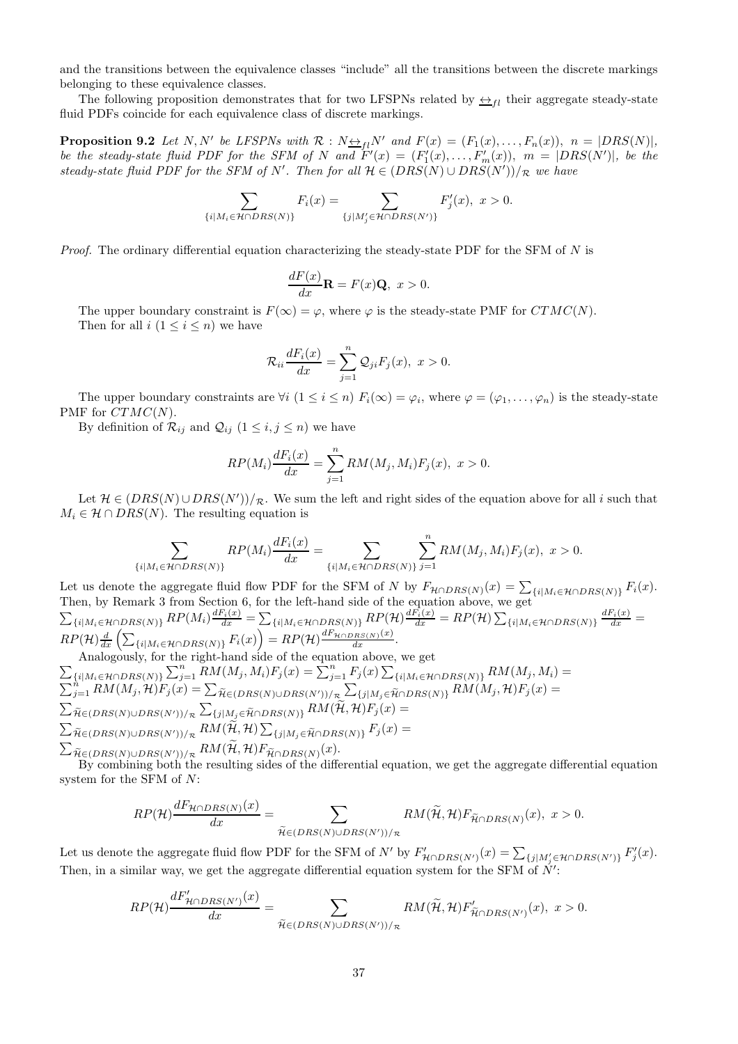and the transitions between the equivalence classes "include" all the transitions between the discrete markings belonging to these equivalence classes.

The following proposition demonstrates that for two LFSPNs related by $\underline{\leftrightarrow}_{fl}$ their aggregate steady-state fluid PDFs coincide for each equivalence class of discrete markings.

**Proposition 9.2** *Let $N, N'$ be LFSPNs with $\mathcal{R} : N\underline{\leftrightarrow}_{fl}N'$ and $F(x) = (F_1(x), \ldots, F_n(x))$, $n = |DRS(N)|$, be the steady-state fluid PDF for the SFM of $N$ and $F'(x) = (F'_1(x), \ldots, F'_m(x))$, $m = |DRS(N')|$, be the steady-state fluid PDF for the SFM of $N'$. Then for all $\mathcal{H} \in (DRS(N) \cup DRS(N'))/_\mathcal{R}$ we have*

$$\sum_{\{i|M_i\in\mathcal{H}\cap DRS(N)\}} F_i(x) = \sum_{\{j|M'_j\in\mathcal{H}\cap DRS(N')\}} F'_j(x),\ x > 0.$$

*Proof.* The ordinary differential equation characterizing the steady-state PDF for the SFM of $N$ is

$$\frac{dF(x)}{dx}\mathbf{R} = F(x)\mathbf{Q},\ x > 0.$$

The upper boundary constraint is $F(\infty) = \varphi$, where $\varphi$ is the steady-state PMF for $CTMC(N)$.

Then for all $i$ $(1 \leq i \leq n)$ we have

$$\mathcal{R}_{ii}\frac{dF_i(x)}{dx} = \sum_{j=1}^{n} \mathcal{Q}_{ji}F_j(x),\ x > 0.$$

The upper boundary constraints are $\forall i$ $(1 \leq i \leq n)$ $F_i(\infty) = \varphi_i$, where $\varphi = (\varphi_1, \ldots, \varphi_n)$ is the steady-state PMF for $CTMC(N)$.

By definition of $\mathcal{R}_{ij}$ and $\mathcal{Q}_{ij}$ $(1 \leq i, j \leq n)$ we have

$$RP(M_i)\frac{dF_i(x)}{dx} = \sum_{j=1}^{n} RM(M_j, M_i)F_j(x),\ x > 0.$$

Let $\mathcal{H} \in (DRS(N) \cup DRS(N'))/_\mathcal{R}$. We sum the left and right sides of the equation above for all $i$ such that $M_i \in \mathcal{H} \cap DRS(N)$. The resulting equation is

$$\sum_{\{i|M_i\in\mathcal{H}\cap DRS(N)\}} RP(M_i)\frac{dF_i(x)}{dx} = \sum_{\{i|M_i\in\mathcal{H}\cap DRS(N)\}}\sum_{j=1}^{n} RM(M_j, M_i)F_j(x),\ x > 0.$$

Let us denote the aggregate fluid flow PDF for the SFM of $N$ by $F_{\mathcal{H}\cap DRS(N)}(x) = \sum_{\{i|M_i\in\mathcal{H}\cap DRS(N)\}} F_i(x)$. Then, by Remark 3 from Section 6, for the left-hand side of the equation above, we get
$\sum_{\{i|M_i\in\mathcal{H}\cap DRS(N)\}} RP(M_i)\frac{dF_i(x)}{dx} = \sum_{\{i|M_i\in\mathcal{H}\cap DRS(N)\}} RP(\mathcal{H})\frac{dF_i(x)}{dx} = RP(\mathcal{H})\sum_{\{i|M_i\in\mathcal{H}\cap DRS(N)\}}\frac{dF_i(x)}{dx} = RP(\mathcal{H})\frac{d}{dx}\left(\sum_{\{i|M_i\in\mathcal{H}\cap DRS(N)\}} F_i(x)\right) = RP(\mathcal{H})\frac{dF_{\mathcal{H}\cap DRS(N)}(x)}{dx}$.

Analogously, for the right-hand side of the equation above, we get
$\sum_{\{i|M_i\in\mathcal{H}\cap DRS(N)\}}\sum_{j=1}^{n} RM(M_j, M_i)F_j(x) = \sum_{j=1}^{n} F_j(x)\sum_{\{i|M_i\in\mathcal{H}\cap DRS(N)\}} RM(M_j, M_i) =$
$\sum_{j=1}^{n} RM(M_j, \mathcal{H})F_j(x) = \sum_{\widetilde{\mathcal{H}}\in(DRS(N)\cup DRS(N'))/_\mathcal{R}}\sum_{\{j|M_j\in\widetilde{\mathcal{H}}\cap DRS(N)\}} RM(M_j, \mathcal{H})F_j(x) =$
$\sum_{\widetilde{\mathcal{H}}\in(DRS(N)\cup DRS(N'))/_\mathcal{R}}\sum_{\{j|M_j\in\widetilde{\mathcal{H}}\cap DRS(N)\}} RM(\widetilde{\mathcal{H}}, \mathcal{H})F_j(x) =$
$\sum_{\widetilde{\mathcal{H}}\in(DRS(N)\cup DRS(N'))/_\mathcal{R}} RM(\widetilde{\mathcal{H}}, \mathcal{H})\sum_{\{j|M_j\in\widetilde{\mathcal{H}}\cap DRS(N)\}} F_j(x) =$
$\sum_{\widetilde{\mathcal{H}}\in(DRS(N)\cup DRS(N'))/_\mathcal{R}} RM(\widetilde{\mathcal{H}}, \mathcal{H})F_{\widetilde{\mathcal{H}}\cap DRS(N)}(x)$.

By combining both the resulting sides of the differential equation, we get the aggregate differential equation system for the SFM of $N$:

$$RP(\mathcal{H})\frac{dF_{\mathcal{H}\cap DRS(N)}(x)}{dx} = \sum_{\widetilde{\mathcal{H}}\in(DRS(N)\cup DRS(N'))/_\mathcal{R}} RM(\widetilde{\mathcal{H}}, \mathcal{H})F_{\widetilde{\mathcal{H}}\cap DRS(N)}(x),\ x > 0.$$

Let us denote the aggregate fluid flow PDF for the SFM of $N'$ by $F'_{\mathcal{H}\cap DRS(N')}(x) = \sum_{\{j|M'_j\in\mathcal{H}\cap DRS(N')\}} F'_j(x)$. Then, in a similar way, we get the aggregate differential equation system for the SFM of $N'$:

$$RP(\mathcal{H})\frac{dF'_{\mathcal{H}\cap DRS(N')}(x)}{dx} = \sum_{\widetilde{\mathcal{H}}\in(DRS(N)\cup DRS(N'))/_\mathcal{R}} RM(\widetilde{\mathcal{H}}, \mathcal{H})F'_{\widetilde{\mathcal{H}}\cap DRS(N')}(x),\ x > 0.$$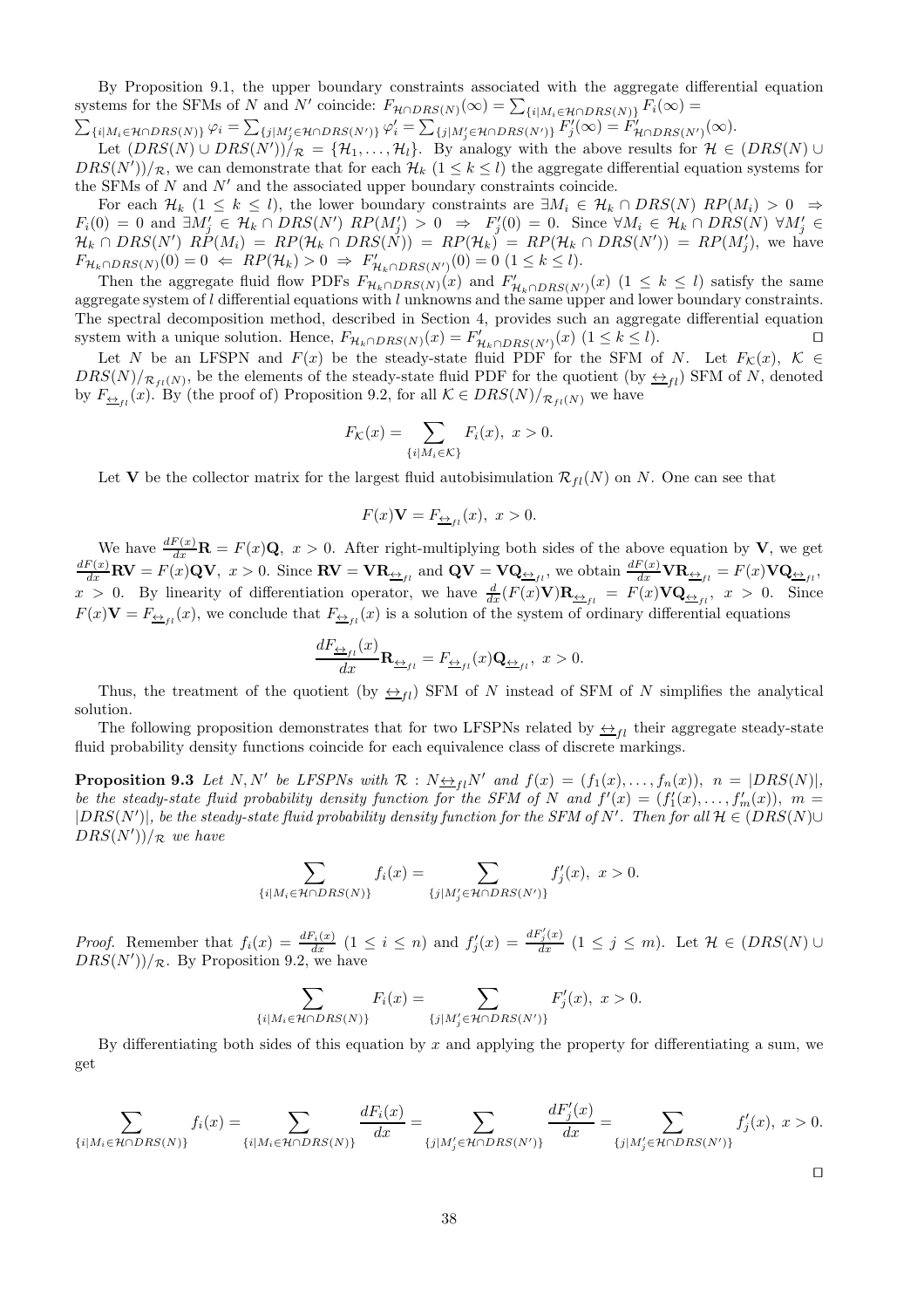By Proposition 9.1, the upper boundary constraints associated with the aggregate differential equation systems for the SFMs of $N$ and $N'$ coincide: $F_{\mathcal{H}\cap DRS(N)}(\infty) = \sum_{\{i|M_i\in\mathcal{H}\cap DRS(N)\}} F_i(\infty) = \sum_{\{i|M_i\in\mathcal{H}\cap DRS(N)\}} \varphi_i = \sum_{\{j|M_j'\in\mathcal{H}\cap DRS(N')\}} \varphi_i' = \sum_{\{j|M_j'\in\mathcal{H}\cap DRS(N')\}} F_j'(\infty) = F'_{\mathcal{H}\cap DRS(N')}(\infty)$.

Let $(DRS(N)\cup DRS(N'))/_{\mathcal{R}} = \{\mathcal{H}_1,\ldots,\mathcal{H}_l\}$. By analogy with the above results for $\mathcal{H}\in(DRS(N)\cup DRS(N'))/_{\mathcal{R}}$, we can demonstrate that for each $\mathcal{H}_k$ $(1\leq k\leq l)$ the aggregate differential equation systems for the SFMs of $N$ and $N'$ and the associated upper boundary constraints coincide.

For each $\mathcal{H}_k$ $(1\leq k\leq l)$, the lower boundary constraints are $\exists M_i\in\mathcal{H}_k\cap DRS(N)\ RP(M_i)>0\ \Rightarrow\ F_i(0)=0$ and $\exists M_j'\in\mathcal{H}_k\cap DRS(N')\ RP(M_j')>0\ \Rightarrow\ F_j'(0)=0$. Since $\forall M_i\in\mathcal{H}_k\cap DRS(N)\ \forall M_j'\in\mathcal{H}_k\cap DRS(N')\ RP(M_i)=RP(\mathcal{H}_k\cap DRS(N))=RP(\mathcal{H}_k)=RP(\mathcal{H}_k\cap DRS(N'))=RP(M_j')$, we have $F_{\mathcal{H}_k\cap DRS(N)}(0)=0\ \Leftarrow\ RP(\mathcal{H}_k)>0\ \Rightarrow\ F'_{\mathcal{H}_k\cap DRS(N')}(0)=0$ $(1\leq k\leq l)$.

Then the aggregate fluid flow PDFs $F_{\mathcal{H}_k\cap DRS(N)}(x)$ and $F'_{\mathcal{H}_k\cap DRS(N')}(x)$ $(1\leq k\leq l)$ satisfy the same aggregate system of $l$ differential equations with $l$ unknowns and the same upper and lower boundary constraints. The spectral decomposition method, described in Section 4, provides such an aggregate differential equation system with a unique solution. Hence, $F_{\mathcal{H}_k\cap DRS(N)}(x)=F'_{\mathcal{H}_k\cap DRS(N')}(x)$ $(1\leq k\leq l)$. ⊓⊔

Let $N$ be an LFSPN and $F(x)$ be the steady-state fluid PDF for the SFM of $N$. Let $F_{\mathcal{K}}(x)$, $\mathcal{K}\in DRS(N)/_{\mathcal{R}_{fl}(N)}$, be the elements of the steady-state fluid PDF for the quotient (by $\underline{\leftrightarrow}_{fl}$) SFM of $N$, denoted by $F_{\underline{\leftrightarrow}_{fl}}(x)$. By (the proof of) Proposition 9.2, for all $\mathcal{K}\in DRS(N)/_{\mathcal{R}_{fl}(N)}$ we have

$$F_{\mathcal{K}}(x)=\sum_{\{i|M_i\in\mathcal{K}\}}F_i(x),\ x>0.$$

Let $\mathbf{V}$ be the collector matrix for the largest fluid autobisimulation $\mathcal{R}_{fl}(N)$ on $N$. One can see that

$$F(x)\mathbf{V}=F_{\underline{\leftrightarrow}_{fl}}(x),\ x>0.$$

We have $\frac{dF(x)}{dx}\mathbf{R}=F(x)\mathbf{Q},\ x>0$. After right-multiplying both sides of the above equation by $\mathbf{V}$, we get $\frac{dF(x)}{dx}\mathbf{R}\mathbf{V}=F(x)\mathbf{Q}\mathbf{V},\ x>0$. Since $\mathbf{R}\mathbf{V}=\mathbf{V}\mathbf{R}_{\underline{\leftrightarrow}_{fl}}$ and $\mathbf{Q}\mathbf{V}=\mathbf{V}\mathbf{Q}_{\underline{\leftrightarrow}_{fl}}$, we obtain $\frac{dF(x)}{dx}\mathbf{V}\mathbf{R}_{\underline{\leftrightarrow}_{fl}}=F(x)\mathbf{V}\mathbf{Q}_{\underline{\leftrightarrow}_{fl}}$, $x>0$. By linearity of differentiation operator, we have $\frac{d}{dx}(F(x)\mathbf{V})\mathbf{R}_{\underline{\leftrightarrow}_{fl}}=F(x)\mathbf{V}\mathbf{Q}_{\underline{\leftrightarrow}_{fl}},\ x>0$. Since $F(x)\mathbf{V}=F_{\underline{\leftrightarrow}_{fl}}(x)$, we conclude that $F_{\underline{\leftrightarrow}_{fl}}(x)$ is a solution of the system of ordinary differential equations

$$\frac{dF_{\underline{\leftrightarrow}_{fl}}(x)}{dx}\mathbf{R}_{\underline{\leftrightarrow}_{fl}}=F_{\underline{\leftrightarrow}_{fl}}(x)\mathbf{Q}_{\underline{\leftrightarrow}_{fl}},\ x>0.$$

Thus, the treatment of the quotient (by $\underline{\leftrightarrow}_{fl}$) SFM of $N$ instead of SFM of $N$ simplifies the analytical solution.

The following proposition demonstrates that for two LFSPNs related by $\underline{\leftrightarrow}_{fl}$ their aggregate steady-state fluid probability density functions coincide for each equivalence class of discrete markings.

**Proposition 9.3** *Let $N,N'$ be LFSPNs with $\mathcal{R}: N\underline{\leftrightarrow}_{fl}N'$ and $f(x)=(f_1(x),\ldots,f_n(x)),\ n=|DRS(N)|$, be the steady-state fluid probability density function for the SFM of $N$ and $f'(x)=(f_1'(x),\ldots,f_m'(x)),\ m=|DRS(N')|$, be the steady-state fluid probability density function for the SFM of $N'$. Then for all $\mathcal{H}\in(DRS(N)\cup DRS(N'))/_{\mathcal{R}}$ we have*

$$\sum_{\{i|M_i\in\mathcal{H}\cap DRS(N)\}}f_i(x)=\sum_{\{j|M_j'\in\mathcal{H}\cap DRS(N')\}}f_j'(x),\ x>0.$$

*Proof.* Remember that $f_i(x)=\frac{dF_i(x)}{dx}$ $(1\leq i\leq n)$ and $f_j'(x)=\frac{dF_j'(x)}{dx}$ $(1\leq j\leq m)$. Let $\mathcal{H}\in(DRS(N)\cup DRS(N'))/_{\mathcal{R}}$. By Proposition 9.2, we have

$$\sum_{\{i|M_i\in\mathcal{H}\cap DRS(N)\}}F_i(x)=\sum_{\{j|M_j'\in\mathcal{H}\cap DRS(N')\}}F_j'(x),\ x>0.$$

By differentiating both sides of this equation by $x$ and applying the property for differentiating a sum, we get

$$\sum_{\{i|M_i\in\mathcal{H}\cap DRS(N)\}}f_i(x)=\sum_{\{i|M_i\in\mathcal{H}\cap DRS(N)\}}\frac{dF_i(x)}{dx}=\sum_{\{j|M_j'\in\mathcal{H}\cap DRS(N')\}}\frac{dF_j'(x)}{dx}=\sum_{\{j|M_j'\in\mathcal{H}\cap DRS(N')\}}f_j'(x),\ x>0.$$

⊓⊔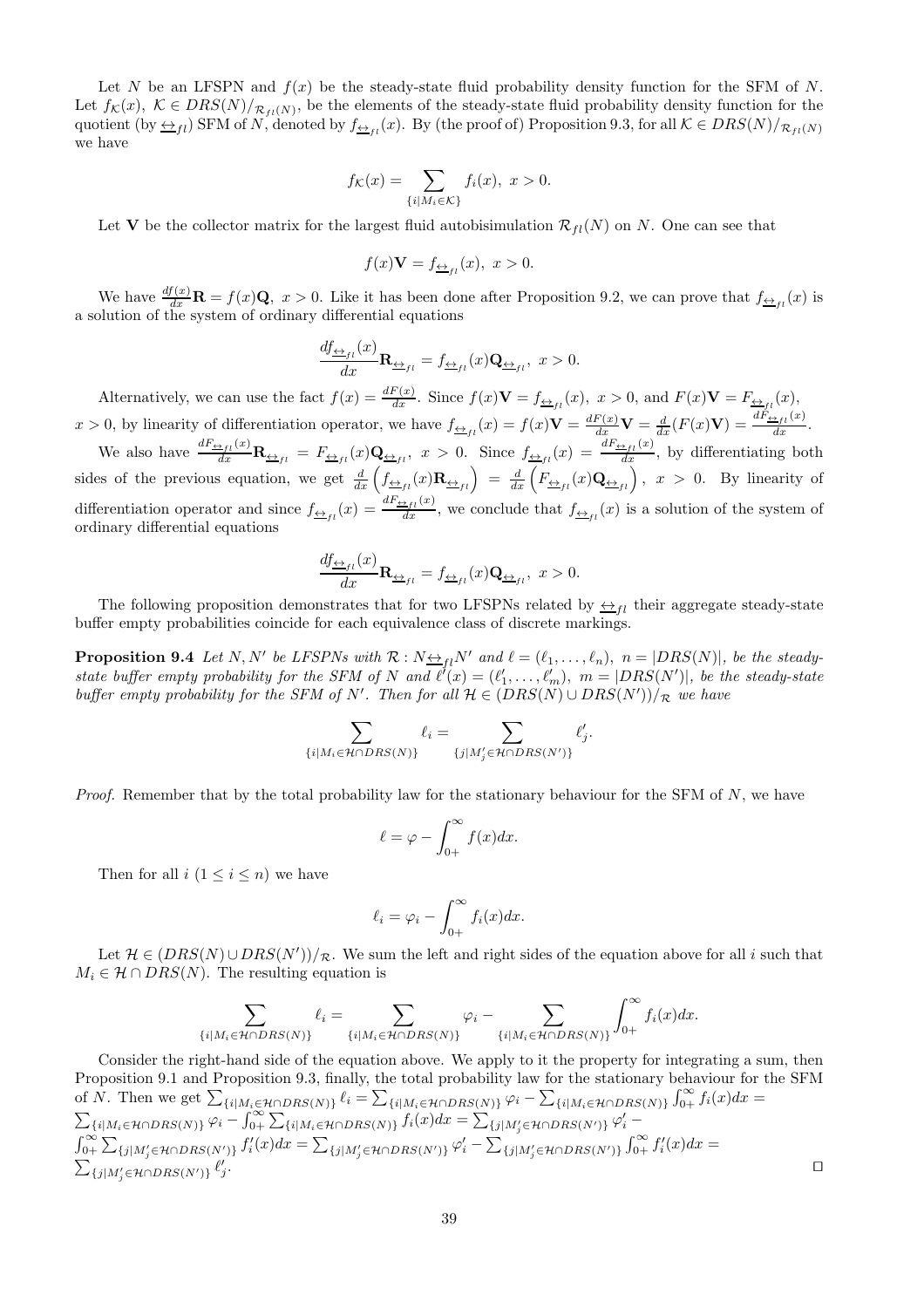Let $N$ be an LFSPN and $f(x)$ be the steady-state fluid probability density function for the SFM of $N$. Let $f_{\mathcal{K}}(x)$, $\mathcal{K} \in DRS(N)/_{\mathcal{R}_{fl}(N)}$, be the elements of the steady-state fluid probability density function for the quotient (by $\underline{\leftrightarrow}_{fl}$) SFM of $N$, denoted by $f_{\underline{\leftrightarrow}_{fl}}(x)$. By (the proof of) Proposition 9.3, for all $\mathcal{K} \in DRS(N)/_{\mathcal{R}_{fl}(N)}$ we have

$$f_{\mathcal{K}}(x) = \sum_{\{i|M_i \in \mathcal{K}\}} f_i(x),\ x > 0.$$

Let $\mathbf{V}$ be the collector matrix for the largest fluid autobisimulation $\mathcal{R}_{fl}(N)$ on $N$. One can see that

$$f(x)\mathbf{V} = f_{\underline{\leftrightarrow}_{fl}}(x),\ x > 0.$$

We have $\frac{df(x)}{dx}\mathbf{R} = f(x)\mathbf{Q},\ x > 0$. Like it has been done after Proposition 9.2, we can prove that $f_{\underline{\leftrightarrow}_{fl}}(x)$ is a solution of the system of ordinary differential equations

$$\frac{df_{\underline{\leftrightarrow}_{fl}}(x)}{dx}\mathbf{R}_{\underline{\leftrightarrow}_{fl}} = f_{\underline{\leftrightarrow}_{fl}}(x)\mathbf{Q}_{\underline{\leftrightarrow}_{fl}},\ x > 0.$$

Alternatively, we can use the fact $f(x) = \frac{dF(x)}{dx}$. Since $f(x)\mathbf{V} = f_{\underline{\leftrightarrow}_{fl}}(x),\ x > 0$, and $F(x)\mathbf{V} = F_{\underline{\leftrightarrow}_{fl}}(x)$, $x > 0$, by linearity of differentiation operator, we have $f_{\underline{\leftrightarrow}_{fl}}(x) = f(x)\mathbf{V} = \frac{dF(x)}{dx}\mathbf{V} = \frac{d}{dx}(F(x)\mathbf{V}) = \frac{dF_{\underline{\leftrightarrow}_{fl}}(x)}{dx}$.

We also have $\frac{dF_{\underline{\leftrightarrow}_{fl}}(x)}{dx}\mathbf{R}_{\underline{\leftrightarrow}_{fl}} = F_{\underline{\leftrightarrow}_{fl}}(x)\mathbf{Q}_{\underline{\leftrightarrow}_{fl}},\ x > 0$. Since $f_{\underline{\leftrightarrow}_{fl}}(x) = \frac{dF_{\underline{\leftrightarrow}_{fl}}(x)}{dx}$, by differentiating both sides of the previous equation, we get $\frac{d}{dx}\left(f_{\underline{\leftrightarrow}_{fl}}(x)\mathbf{R}_{\underline{\leftrightarrow}_{fl}}\right) = \frac{d}{dx}\left(F_{\underline{\leftrightarrow}_{fl}}(x)\mathbf{Q}_{\underline{\leftrightarrow}_{fl}}\right),\ x > 0$. By linearity of differentiation operator and since $f_{\underline{\leftrightarrow}_{fl}}(x) = \frac{dF_{\underline{\leftrightarrow}_{fl}}(x)}{dx}$, we conclude that $f_{\underline{\leftrightarrow}_{fl}}(x)$ is a solution of the system of ordinary differential equations

$$\frac{df_{\underline{\leftrightarrow}_{fl}}(x)}{dx}\mathbf{R}_{\underline{\leftrightarrow}_{fl}} = f_{\underline{\leftrightarrow}_{fl}}(x)\mathbf{Q}_{\underline{\leftrightarrow}_{fl}},\ x > 0.$$

The following proposition demonstrates that for two LFSPNs related by $\underline{\leftrightarrow}_{fl}$ their aggregate steady-state buffer empty probabilities coincide for each equivalence class of discrete markings.

**Proposition 9.4** *Let $N, N'$ be LFSPNs with $\mathcal{R} : N\underline{\leftrightarrow}_{fl}N'$ and $\ell = (\ell_1, \ldots, \ell_n)$, $n = |DRS(N)|$, be the steady-state buffer empty probability for the SFM of $N$ and $\ell'(x) = (\ell'_1, \ldots, \ell'_m)$, $m = |DRS(N')|$, be the steady-state buffer empty probability for the SFM of $N'$. Then for all $\mathcal{H} \in (DRS(N) \cup DRS(N'))/_{\mathcal{R}}$ we have*

$$\sum_{\{i|M_i \in \mathcal{H} \cap DRS(N)\}} \ell_i = \sum_{\{j|M'_j \in \mathcal{H} \cap DRS(N')\}} \ell'_j.$$

*Proof.* Remember that by the total probability law for the stationary behaviour for the SFM of $N$, we have

$$\ell = \varphi - \int_{0+}^{\infty} f(x)dx.$$

Then for all $i$ $(1 \leq i \leq n)$ we have

$$\ell_i = \varphi_i - \int_{0+}^{\infty} f_i(x)dx.$$

Let $\mathcal{H} \in (DRS(N) \cup DRS(N'))/_{\mathcal{R}}$. We sum the left and right sides of the equation above for all $i$ such that $M_i \in \mathcal{H} \cap DRS(N)$. The resulting equation is

$$\sum_{\{i|M_i \in \mathcal{H} \cap DRS(N)\}} \ell_i = \sum_{\{i|M_i \in \mathcal{H} \cap DRS(N)\}} \varphi_i - \sum_{\{i|M_i \in \mathcal{H} \cap DRS(N)\}} \int_{0+}^{\infty} f_i(x)dx.$$

Consider the right-hand side of the equation above. We apply to it the property for integrating a sum, then Proposition 9.1 and Proposition 9.3, finally, the total probability law for the stationary behaviour for the SFM of $N$. Then we get $\sum_{\{i|M_i \in \mathcal{H} \cap DRS(N)\}} \ell_i = \sum_{\{i|M_i \in \mathcal{H} \cap DRS(N)\}} \varphi_i - \sum_{\{i|M_i \in \mathcal{H} \cap DRS(N)\}} \int_{0+}^{\infty} f_i(x)dx =$ $\sum_{\{i|M_i \in \mathcal{H} \cap DRS(N)\}} \varphi_i - \int_{0+}^{\infty} \sum_{\{i|M_i \in \mathcal{H} \cap DRS(N)\}} f_i(x)dx = \sum_{\{j|M'_j \in \mathcal{H} \cap DRS(N')\}} \varphi'_i -$ $\int_{0+}^{\infty} \sum_{\{j|M'_j \in \mathcal{H} \cap DRS(N')\}} f'_i(x)dx = \sum_{\{j|M'_j \in \mathcal{H} \cap DRS(N')\}} \varphi'_i - \sum_{\{j|M'_j \in \mathcal{H} \cap DRS(N')\}} \int_{0+}^{\infty} f'_i(x)dx =$ $\sum_{\{j|M'_j \in \mathcal{H} \cap DRS(N')\}} \ell'_j$. ◻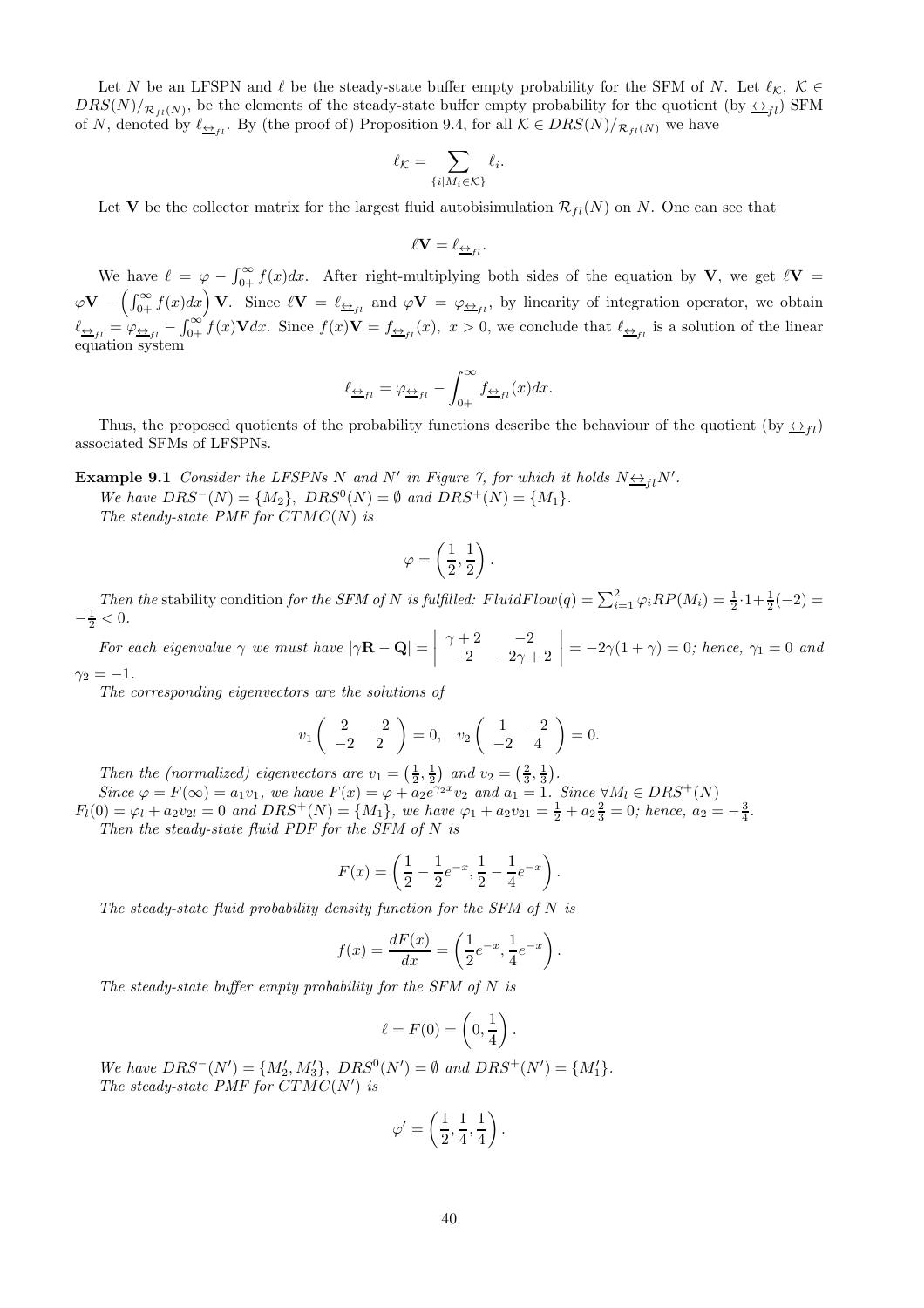Let $N$ be an LFSPN and $\ell$ be the steady-state buffer empty probability for the SFM of $N$. Let $\ell_{\mathcal{K}},\ \mathcal{K} \in DRS(N)/_{\mathcal{R}_{fl}(N)}$, be the elements of the steady-state buffer empty probability for the quotient (by $\underline{\leftrightarrow}_{fl}$) SFM of $N$, denoted by $\ell_{\underline{\leftrightarrow}_{fl}}$. By (the proof of) Proposition 9.4, for all $\mathcal{K} \in DRS(N)/_{\mathcal{R}_{fl}(N)}$ we have

$$\ell_{\mathcal{K}} = \sum_{\{i \mid M_i \in \mathcal{K}\}} \ell_i.$$

Let $\mathbf{V}$ be the collector matrix for the largest fluid autobisimulation $\mathcal{R}_{fl}(N)$ on $N$. One can see that

$$\ell \mathbf{V} = \ell_{\underline{\leftrightarrow}_{fl}}.$$

We have $\ell = \varphi - \int_{0+}^{\infty} f(x)dx$. After right-multiplying both sides of the equation by $\mathbf{V}$, we get $\ell \mathbf{V} = \varphi \mathbf{V} - \left(\int_{0+}^{\infty} f(x)dx\right)\mathbf{V}$. Since $\ell \mathbf{V} = \ell_{\underline{\leftrightarrow}_{fl}}$ and $\varphi \mathbf{V} = \varphi_{\underline{\leftrightarrow}_{fl}}$, by linearity of integration operator, we obtain $\ell_{\underline{\leftrightarrow}_{fl}} = \varphi_{\underline{\leftrightarrow}_{fl}} - \int_{0+}^{\infty} f(x)\mathbf{V}dx$. Since $f(x)\mathbf{V} = f_{\underline{\leftrightarrow}_{fl}}(x),\ x > 0$, we conclude that $\ell_{\underline{\leftrightarrow}_{fl}}$ is a solution of the linear equation system

$$\ell_{\underline{\leftrightarrow}_{fl}} = \varphi_{\underline{\leftrightarrow}_{fl}} - \int_{0+}^{\infty} f_{\underline{\leftrightarrow}_{fl}}(x)dx.$$

Thus, the proposed quotients of the probability functions describe the behaviour of the quotient (by $\underline{\leftrightarrow}_{fl}$) associated SFMs of LFSPNs.

**Example 9.1** *Consider the LFSPNs $N$ and $N'$ in Figure 7, for which it holds $N \underline{\leftrightarrow}_{fl} N'$.*

*We have $DRS^-(N) = \{M_2\},\ DRS^0(N) = \emptyset$ and $DRS^+(N) = \{M_1\}$.*

*The steady-state PMF for $CTMC(N)$ is*

$$\varphi = \left(\frac{1}{2}, \frac{1}{2}\right).$$

*Then the* stability condition *for the SFM of $N$ is fulfilled: $FluidFlow(q) = \sum_{i=1}^{2} \varphi_i RP(M_i) = \frac{1}{2}\cdot 1 + \frac{1}{2}(-2) = -\frac{1}{2} < 0$.*

*For each eigenvalue $\gamma$ we must have $|\gamma \mathbf{R} - \mathbf{Q}| = \begin{vmatrix} \gamma + 2 & -2 \\ -2 & -2\gamma + 2 \end{vmatrix} = -2\gamma(1+\gamma) = 0$; hence, $\gamma_1 = 0$ and $\gamma_2 = -1$.*

*The corresponding eigenvectors are the solutions of*

$$v_1 \begin{pmatrix} 2 & -2 \\ -2 & 2 \end{pmatrix} = 0, \quad v_2 \begin{pmatrix} 1 & -2 \\ -2 & 4 \end{pmatrix} = 0.$$

*Then the (normalized) eigenvectors are $v_1 = \left(\frac{1}{2}, \frac{1}{2}\right)$ and $v_2 = \left(\frac{2}{3}, \frac{1}{3}\right)$.*

*Since $\varphi = F(\infty) = a_1 v_1$, we have $F(x) = \varphi + a_2 e^{\gamma_2 x} v_2$ and $a_1 = 1$. Since $\forall M_l \in DRS^+(N)$ $F_l(0) = \varphi_l + a_2 v_{2l} = 0$ and $DRS^+(N) = \{M_1\}$, we have $\varphi_1 + a_2 v_{21} = \frac{1}{2} + a_2 \frac{2}{3} = 0$; hence, $a_2 = -\frac{3}{4}$.*

*Then the steady-state fluid PDF for the SFM of $N$ is*

$$F(x) = \left(\frac{1}{2} - \frac{1}{2}e^{-x}, \frac{1}{2} - \frac{1}{4}e^{-x}\right).$$

*The steady-state fluid probability density function for the SFM of $N$ is*

$$f(x) = \frac{dF(x)}{dx} = \left(\frac{1}{2}e^{-x}, \frac{1}{4}e^{-x}\right).$$

*The steady-state buffer empty probability for the SFM of $N$ is*

$$\ell = F(0) = \left(0, \frac{1}{4}\right).$$

*We have $DRS^-(N') = \{M_2', M_3'\},\ DRS^0(N') = \emptyset$ and $DRS^+(N') = \{M_1'\}$.*

*The steady-state PMF for $CTMC(N')$ is*

$$\varphi' = \left(\frac{1}{2}, \frac{1}{4}, \frac{1}{4}\right).$$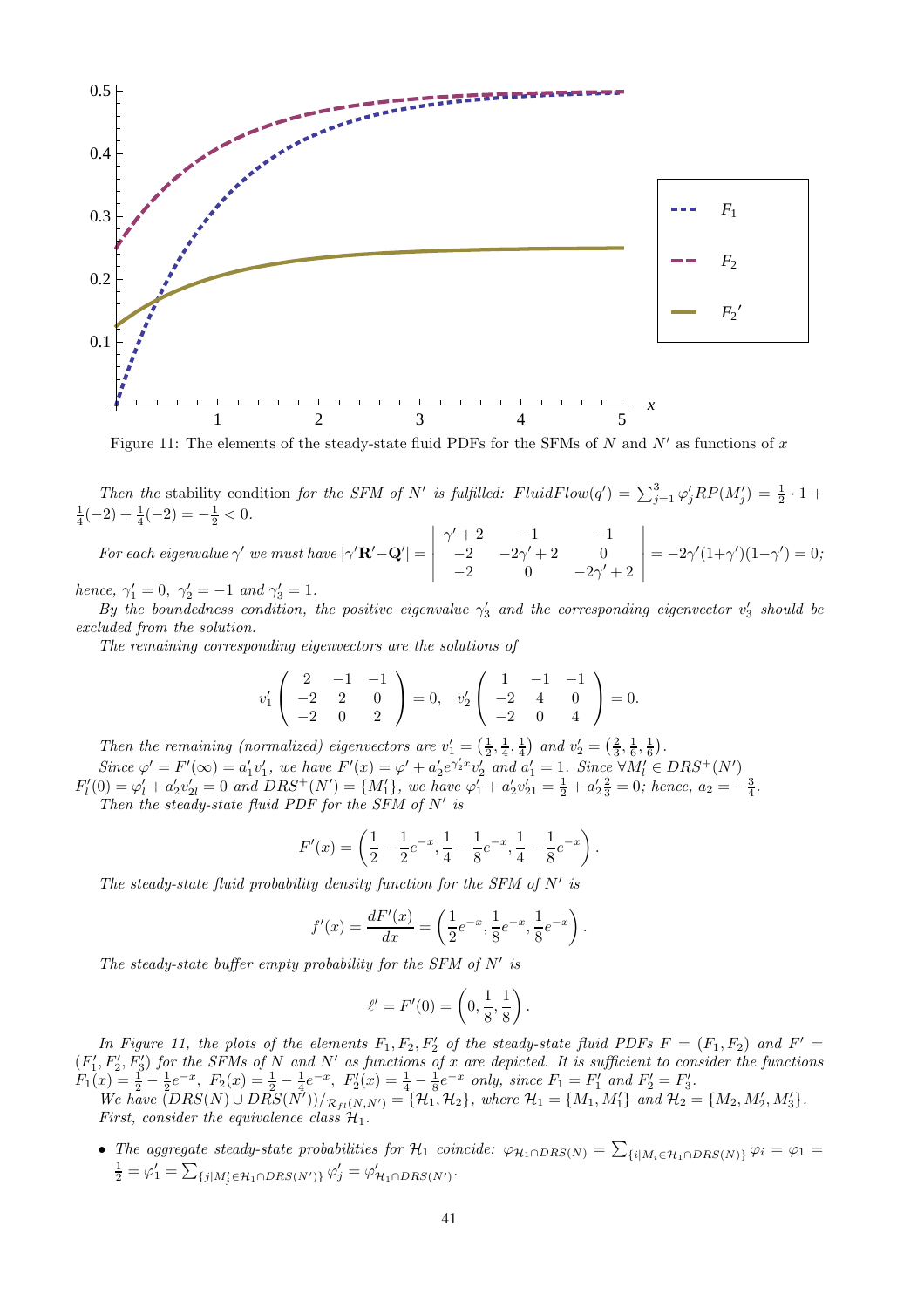Figure 11: The elements of the steady-state fluid PDFs for the SFMs of $N$ and $N'$ as functions of $x$

*Then the* stability condition *for the SFM of* $N'$ *is fulfilled:* $FluidFlow(q') = \sum_{j=1}^{3} \varphi'_j RP(M'_j) = \frac{1}{2} \cdot 1 + \frac{1}{4}(-2) + \frac{1}{4}(-2) = -\frac{1}{2} < 0$.

*For each eigenvalue* $\gamma'$ *we must have* $|\gamma'\mathbf{R}' - \mathbf{Q}'| = \begin{vmatrix} \gamma'+2 & -1 & -1 \\ -2 & -2\gamma'+2 & 0 \\ -2 & 0 & -2\gamma'+2 \end{vmatrix} = -2\gamma'(1+\gamma')(1-\gamma') = 0$; *hence,* $\gamma'_1 = 0,\ \gamma'_2 = -1$ *and* $\gamma'_3 = 1$.

*By the boundedness condition, the positive eigenvalue* $\gamma'_3$ *and the corresponding eigenvector* $v'_3$ *should be excluded from the solution.*

*The remaining corresponding eigenvectors are the solutions of*

$$v'_1 \begin{pmatrix} 2 & -1 & -1 \\ -2 & 2 & 0 \\ -2 & 0 & 2 \end{pmatrix} = 0, \quad v'_2 \begin{pmatrix} 1 & -1 & -1 \\ -2 & 4 & 0 \\ -2 & 0 & 4 \end{pmatrix} = 0.$$

*Then the remaining (normalized) eigenvectors are* $v'_1 = \left(\frac{1}{2}, \frac{1}{4}, \frac{1}{4}\right)$ *and* $v'_2 = \left(\frac{2}{3}, \frac{1}{6}, \frac{1}{6}\right)$.

*Since* $\varphi' = F'(\infty) = a'_1 v'_1$, *we have* $F'(x) = \varphi' + a'_2 e^{\gamma'_2 x} v'_2$ *and* $a'_1 = 1$. *Since* $\forall M'_l \in DRS^+(N')$ $F'_l(0) = \varphi'_l + a'_2 v'_{2l} = 0$ *and* $DRS^+(N') = \{M'_1\}$, *we have* $\varphi'_1 + a'_2 v'_{21} = \frac{1}{2} + a'_2 \frac{2}{3} = 0$; *hence,* $a_2 = -\frac{3}{4}$.

*Then the steady-state fluid PDF for the SFM of* $N'$ *is*

$$F'(x) = \left(\frac{1}{2} - \frac{1}{2}e^{-x}, \frac{1}{4} - \frac{1}{8}e^{-x}, \frac{1}{4} - \frac{1}{8}e^{-x}\right).$$

*The steady-state fluid probability density function for the SFM of* $N'$ *is*

$$f'(x) = \frac{dF'(x)}{dx} = \left(\frac{1}{2}e^{-x}, \frac{1}{8}e^{-x}, \frac{1}{8}e^{-x}\right).$$

*The steady-state buffer empty probability for the SFM of* $N'$ *is*

$$\ell' = F'(0) = \left(0, \frac{1}{8}, \frac{1}{8}\right).$$

*In Figure 11, the plots of the elements* $F_1, F_2, F'_2$ *of the steady-state fluid PDFs* $F = (F_1, F_2)$ *and* $F' = (F'_1, F'_2, F'_3)$ *for the SFMs of* $N$ *and* $N'$ *as functions of* $x$ *are depicted. It is sufficient to consider the functions* $F_1(x) = \frac{1}{2} - \frac{1}{2}e^{-x},\ F_2(x) = \frac{1}{2} - \frac{1}{4}e^{-x},\ F'_2(x) = \frac{1}{4} - \frac{1}{8}e^{-x}$ *only, since* $F_1 = F'_1$ *and* $F'_2 = F'_3$.

*We have* $(DRS(N) \cup DRS(N'))/_{\mathcal{R}_{fl}(N,N')} = \{\mathcal{H}_1, \mathcal{H}_2\}$, *where* $\mathcal{H}_1 = \{M_1, M'_1\}$ *and* $\mathcal{H}_2 = \{M_2, M'_2, M'_3\}$.

*First, consider the equivalence class* $\mathcal{H}_1$.

- *The aggregate steady-state probabilities for* $\mathcal{H}_1$ *coincide:* $\varphi_{\mathcal{H}_1 \cap DRS(N)} = \sum_{\{i | M_i \in \mathcal{H}_1 \cap DRS(N)\}} \varphi_i = \varphi_1 = \frac{1}{2} = \varphi'_1 = \sum_{\{j | M'_j \in \mathcal{H}_1 \cap DRS(N')\}} \varphi'_j = \varphi'_{\mathcal{H}_1 \cap DRS(N')}$.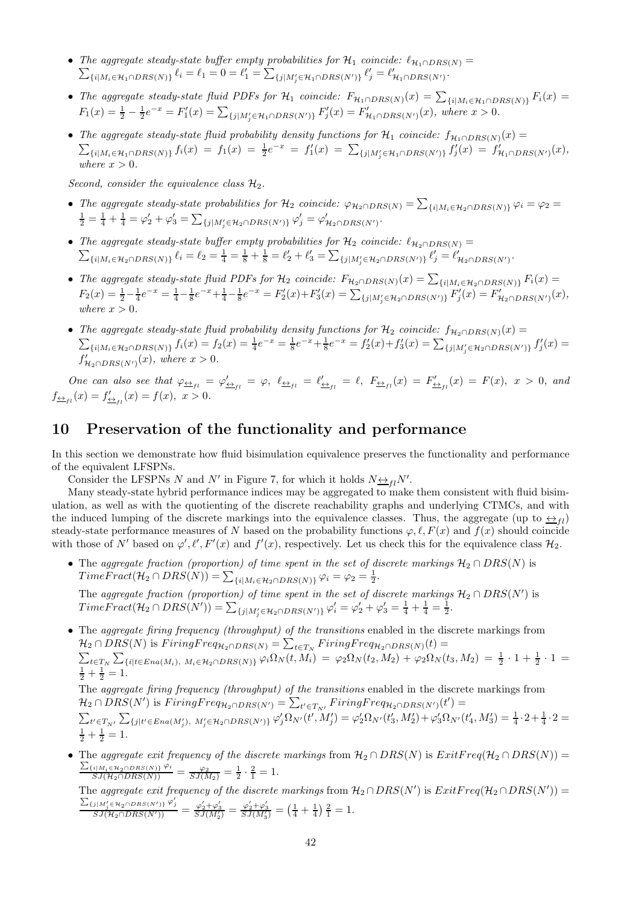- *The aggregate steady-state buffer empty probabilities for $\mathcal{H}_1$ coincide:* $\ell_{\mathcal{H}_1\cap DRS(N)} = \sum_{\{i|M_i\in\mathcal{H}_1\cap DRS(N)\}} \ell_i = \ell_1 = 0 = \ell'_1 = \sum_{\{j|M'_j\in\mathcal{H}_1\cap DRS(N')\}} \ell'_j = \ell'_{\mathcal{H}_1\cap DRS(N')}$.

- *The aggregate steady-state fluid PDFs for $\mathcal{H}_1$ coincide:* $F_{\mathcal{H}_1\cap DRS(N)}(x) = \sum_{\{i|M_i\in\mathcal{H}_1\cap DRS(N)\}} F_i(x) = F_1(x) = \frac{1}{2} - \frac{1}{2}e^{-x} = F'_1(x) = \sum_{\{j|M'_j\in\mathcal{H}_1\cap DRS(N')\}} F'_j(x) = F'_{\mathcal{H}_1\cap DRS(N')}(x)$*, where $x > 0$.*

- *The aggregate steady-state fluid probability density functions for $\mathcal{H}_1$ coincide:* $f_{\mathcal{H}_1\cap DRS(N)}(x) = \sum_{\{i|M_i\in\mathcal{H}_1\cap DRS(N)\}} f_i(x) = f_1(x) = \frac{1}{2}e^{-x} = f'_1(x) = \sum_{\{j|M'_j\in\mathcal{H}_1\cap DRS(N')\}} f'_j(x) = f'_{\mathcal{H}_1\cap DRS(N')}(x)$*, where $x > 0$.*

*Second, consider the equivalence class $\mathcal{H}_2$.*

- *The aggregate steady-state probabilities for $\mathcal{H}_2$ coincide:* $\varphi_{\mathcal{H}_2\cap DRS(N)} = \sum_{\{i|M_i\in\mathcal{H}_2\cap DRS(N)\}} \varphi_i = \varphi_2 = \frac{1}{2} = \frac{1}{4} + \frac{1}{4} = \varphi'_2 + \varphi'_3 = \sum_{\{j|M'_j\in\mathcal{H}_2\cap DRS(N')\}} \varphi'_j = \varphi'_{\mathcal{H}_2\cap DRS(N')}$.

- *The aggregate steady-state buffer empty probabilities for $\mathcal{H}_2$ coincide:* $\ell_{\mathcal{H}_2\cap DRS(N)} = \sum_{\{i|M_i\in\mathcal{H}_2\cap DRS(N)\}} \ell_i = \ell_2 = \frac{1}{4} = \frac{1}{8} + \frac{1}{8} = \ell'_2 + \ell'_3 = \sum_{\{j|M'_j\in\mathcal{H}_2\cap DRS(N')\}} \ell'_j = \ell'_{\mathcal{H}_2\cap DRS(N')}$.

- *The aggregate steady-state fluid PDFs for $\mathcal{H}_2$ coincide:* $F_{\mathcal{H}_2\cap DRS(N)}(x) = \sum_{\{i|M_i\in\mathcal{H}_2\cap DRS(N)\}} F_i(x) = F_2(x) = \frac{1}{2} - \frac{1}{4}e^{-x} = \frac{1}{4} - \frac{1}{8}e^{-x} + \frac{1}{4} - \frac{1}{8}e^{-x} = F'_2(x) + F'_3(x) = \sum_{\{j|M'_j\in\mathcal{H}_2\cap DRS(N')\}} F'_j(x) = F'_{\mathcal{H}_2\cap DRS(N')}(x)$*, where $x > 0$.*

- *The aggregate steady-state fluid probability density functions for $\mathcal{H}_2$ coincide:* $f_{\mathcal{H}_2\cap DRS(N)}(x) = \sum_{\{i|M_i\in\mathcal{H}_2\cap DRS(N)\}} f_i(x) = f_2(x) = \frac{1}{4}e^{-x} = \frac{1}{8}e^{-x} + \frac{1}{8}e^{-x} = f'_2(x) + f'_3(x) = \sum_{\{j|M'_j\in\mathcal{H}_2\cap DRS(N')\}} f'_j(x) = f'_{\mathcal{H}_2\cap DRS(N')}(x)$*, where $x > 0$.*

*One can also see that* $\varphi_{\underline{\leftrightarrow}_{fl}} = \varphi'_{\underline{\leftrightarrow}_{fl}} = \varphi,\ \ell_{\underline{\leftrightarrow}_{fl}} = \ell'_{\underline{\leftrightarrow}_{fl}} = \ell,\ F_{\underline{\leftrightarrow}_{fl}}(x) = F'_{\underline{\leftrightarrow}_{fl}}(x) = F(x),\ x > 0$*, and* $f_{\underline{\leftrightarrow}_{fl}}(x) = f'_{\underline{\leftrightarrow}_{fl}}(x) = f(x),\ x > 0$*.*

## 10 Preservation of the functionality and performance

In this section we demonstrate how fluid bisimulation equivalence preserves the functionality and performance of the equivalent LFSPNs.

Consider the LFSPNs $N$ and $N'$ in Figure 7, for which it holds $N\underline{\leftrightarrow}_{fl}N'$.

Many steady-state hybrid performance indices may be aggregated to make them consistent with fluid bisimulation, as well as with the quotienting of the discrete reachability graphs and underlying CTMCs, and with the induced lumping of the discrete markings into the equivalence classes. Thus, the aggregate (up to $\underline{\leftrightarrow}_{fl}$) steady-state performance measures of $N$ based on the probability functions $\varphi, \ell, F(x)$ and $f(x)$ should coincide with those of $N'$ based on $\varphi', \ell', F'(x)$ and $f'(x)$, respectively. Let us check this for the equivalence class $\mathcal{H}_2$.

- The *aggregate fraction (proportion) of time spent in the set of discrete markings* $\mathcal{H}_2 \cap DRS(N)$ is $TimeFract(\mathcal{H}_2 \cap DRS(N)) = \sum_{\{i|M_i\in\mathcal{H}_2\cap DRS(N)\}} \varphi_i = \varphi_2 = \frac{1}{2}$.

  The *aggregate fraction (proportion) of time spent in the set of discrete markings* $\mathcal{H}_2 \cap DRS(N')$ is $TimeFract(\mathcal{H}_2 \cap DRS(N')) = \sum_{\{j|M'_j\in\mathcal{H}_2\cap DRS(N')\}} \varphi'_i = \varphi'_2 + \varphi'_3 = \frac{1}{4} + \frac{1}{4} = \frac{1}{2}$.

- The *aggregate firing frequency (throughput) of the transitions* enabled in the discrete markings from $\mathcal{H}_2 \cap DRS(N)$ is $FiringFreq_{\mathcal{H}_2\cap DRS(N)} = \sum_{t\in T_N} FiringFreq_{\mathcal{H}_2\cap DRS(N)}(t) = \sum_{t\in T_N} \sum_{\{i|t\in Ena(M_i),\ M_i\in\mathcal{H}_2\cap DRS(N)\}} \varphi_i\Omega_N(t, M_i) = \varphi_2\Omega_N(t_2, M_2) + \varphi_2\Omega_N(t_3, M_2) = \frac{1}{2}\cdot 1 + \frac{1}{2}\cdot 1 = \frac{1}{2} + \frac{1}{2} = 1$.

  The *aggregate firing frequency (throughput) of the transitions* enabled in the discrete markings from $\mathcal{H}_2 \cap DRS(N')$ is $FiringFreq_{\mathcal{H}_2\cap DRS(N')} = \sum_{t'\in T_{N'}} FiringFreq_{\mathcal{H}_2\cap DRS(N')}(t') = \sum_{t'\in T_{N'}} \sum_{\{j|t'\in Ena(M'_j),\ M'_j\in\mathcal{H}_2\cap DRS(N')\}} \varphi'_j\Omega_{N'}(t', M'_j) = \varphi'_2\Omega_{N'}(t'_3, M'_2) + \varphi'_3\Omega_{N'}(t'_4, M'_3) = \frac{1}{4}\cdot 2 + \frac{1}{4}\cdot 2 = \frac{1}{2} + \frac{1}{2} = 1$.

- The *aggregate exit frequency of the discrete markings* from $\mathcal{H}_2 \cap DRS(N)$ is $ExitFreq(\mathcal{H}_2 \cap DRS(N)) = \frac{\sum_{\{i|M_i\in\mathcal{H}_2\cap DRS(N)\}} \varphi_i}{SJ(\mathcal{H}_2\cap DRS(N))} = \frac{\varphi_2}{SJ(M_2)} = \frac{1}{2}\cdot\frac{2}{1} = 1$.

  The *aggregate exit frequency of the discrete markings* from $\mathcal{H}_2 \cap DRS(N')$ is $ExitFreq(\mathcal{H}_2 \cap DRS(N')) = \frac{\sum_{\{j|M'_j\in\mathcal{H}_2\cap DRS(N')\}} \varphi'_j}{SJ(\mathcal{H}_2\cap DRS(N'))} = \frac{\varphi'_2+\varphi'_3}{SJ(M'_2)} = \frac{\varphi'_2+\varphi'_3}{SJ(M'_3)} = \left(\frac{1}{4} + \frac{1}{4}\right)\frac{2}{1} = 1$.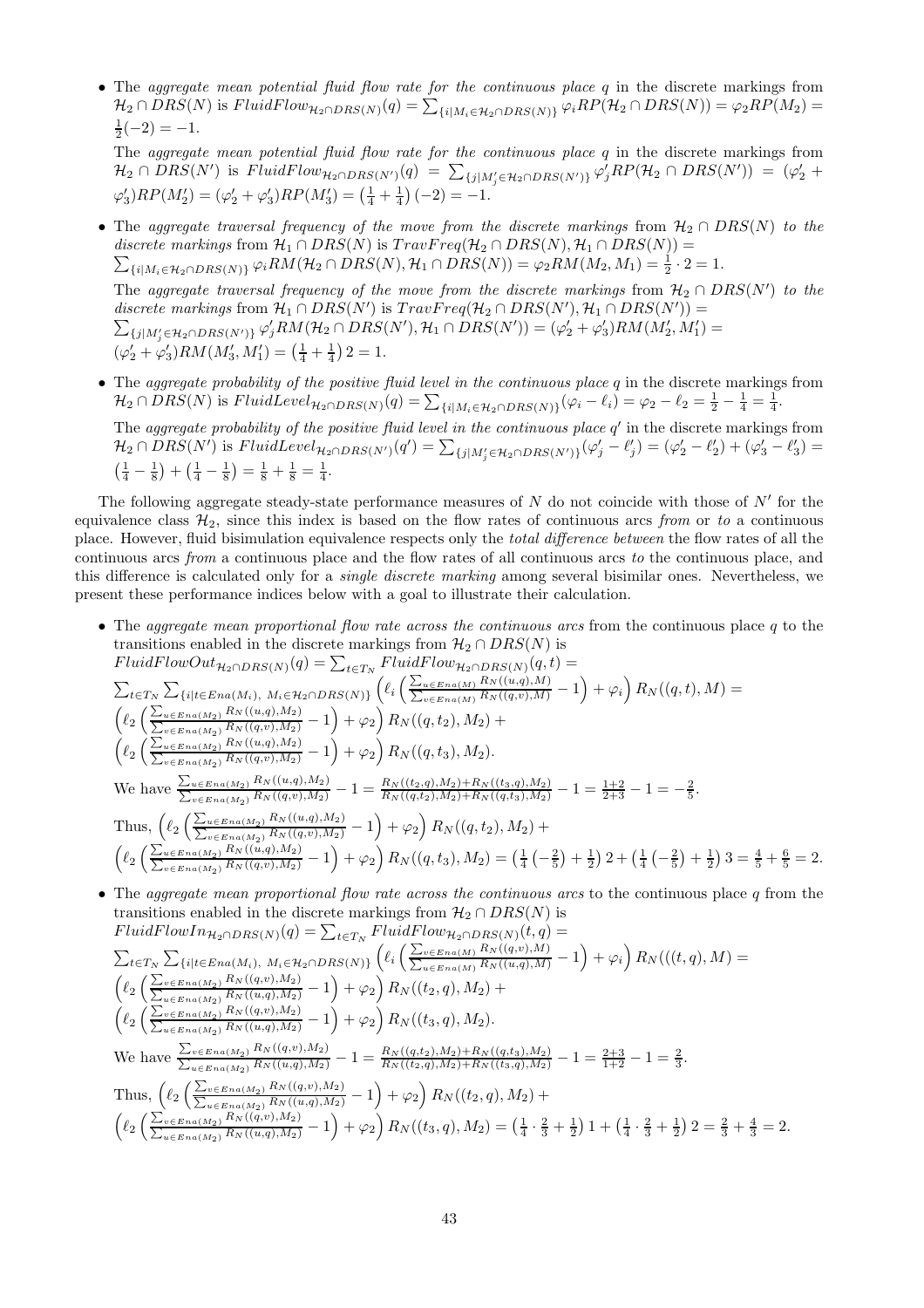- The *aggregate mean potential fluid flow rate for the continuous place* $q$ in the discrete markings from $\mathcal{H}_2 \cap DRS(N)$ is $FluidFlow_{\mathcal{H}_2 \cap DRS(N)}(q) = \sum_{\{i|M_i \in \mathcal{H}_2 \cap DRS(N)\}} \varphi_i RP(\mathcal{H}_2 \cap DRS(N)) = \varphi_2 RP(M_2) = \frac{1}{2}(-2) = -1$.

  The *aggregate mean potential fluid flow rate for the continuous place* $q$ in the discrete markings from $\mathcal{H}_2 \cap DRS(N')$ is $FluidFlow_{\mathcal{H}_2 \cap DRS(N')}(q) = \sum_{\{j|M'_j \in \mathcal{H}_2 \cap DRS(N')\}} \varphi'_j RP(\mathcal{H}_2 \cap DRS(N')) = (\varphi'_2 + \varphi'_3) RP(M'_2) = (\varphi'_2 + \varphi'_3) RP(M'_3) = \left(\frac{1}{4} + \frac{1}{4}\right)(-2) = -1$.

- The *aggregate traversal frequency of the move from the discrete markings* from $\mathcal{H}_2 \cap DRS(N)$ *to the discrete markings* from $\mathcal{H}_1 \cap DRS(N)$ is $TravFreq(\mathcal{H}_2 \cap DRS(N), \mathcal{H}_1 \cap DRS(N)) = \sum_{\{i|M_i \in \mathcal{H}_2 \cap DRS(N)\}} \varphi_i RM(\mathcal{H}_2 \cap DRS(N), \mathcal{H}_1 \cap DRS(N)) = \varphi_2 RM(M_2, M_1) = \frac{1}{2} \cdot 2 = 1$.

  The *aggregate traversal frequency of the move from the discrete markings* from $\mathcal{H}_2 \cap DRS(N')$ *to the discrete markings* from $\mathcal{H}_1 \cap DRS(N')$ is $TravFreq(\mathcal{H}_2 \cap DRS(N'), \mathcal{H}_1 \cap DRS(N')) = \sum_{\{j|M'_j \in \mathcal{H}_2 \cap DRS(N')\}} \varphi'_j RM(\mathcal{H}_2 \cap DRS(N'), \mathcal{H}_1 \cap DRS(N')) = (\varphi'_2 + \varphi'_3) RM(M'_2, M'_1) = (\varphi'_2 + \varphi'_3) RM(M'_3, M'_1) = \left(\frac{1}{4} + \frac{1}{4}\right) 2 = 1$.

- The *aggregate probability of the positive fluid level in the continuous place* $q$ in the discrete markings from $\mathcal{H}_2 \cap DRS(N)$ is $FluidLevel_{\mathcal{H}_2 \cap DRS(N)}(q) = \sum_{\{i|M_i \in \mathcal{H}_2 \cap DRS(N)\}} (\varphi_i - \ell_i) = \varphi_2 - \ell_2 = \frac{1}{2} - \frac{1}{4} = \frac{1}{4}$.

  The *aggregate probability of the positive fluid level in the continuous place* $q'$ in the discrete markings from $\mathcal{H}_2 \cap DRS(N')$ is $FluidLevel_{\mathcal{H}_2 \cap DRS(N')}(q') = \sum_{\{j|M'_j \in \mathcal{H}_2 \cap DRS(N')\}} (\varphi'_j - \ell'_j) = (\varphi'_2 - \ell'_2) + (\varphi'_3 - \ell'_3) = \left(\frac{1}{4} - \frac{1}{8}\right) + \left(\frac{1}{4} - \frac{1}{8}\right) = \frac{1}{8} + \frac{1}{8} = \frac{1}{4}$.

The following aggregate steady-state performance measures of $N$ do not coincide with those of $N'$ for the equivalence class $\mathcal{H}_2$, since this index is based on the flow rates of continuous arcs *from* or *to* a continuous place. However, fluid bisimulation equivalence respects only the *total difference between* the flow rates of all the continuous arcs *from* a continuous place and the flow rates of all continuous arcs *to* the continuous place, and this difference is calculated only for a *single discrete marking* among several bisimilar ones. Nevertheless, we present these performance indices below with a goal to illustrate their calculation.

- The *aggregate mean proportional flow rate across the continuous arcs* from the continuous place $q$ to the transitions enabled in the discrete markings from $\mathcal{H}_2 \cap DRS(N)$ is
  $FluidFlowOut_{\mathcal{H}_2 \cap DRS(N)}(q) = \sum_{t \in T_N} FluidFlow_{\mathcal{H}_2 \cap DRS(N)}(q, t) =$
  $\sum_{t \in T_N} \sum_{\{i|t \in Ena(M_i),\ M_i \in \mathcal{H}_2 \cap DRS(N)\}} \left(\ell_i \left(\frac{\sum_{u \in Ena(M)} R_N((u,q),M)}{\sum_{v \in Ena(M)} R_N((q,v),M)} - 1\right) + \varphi_i\right) R_N((q,t), M) =$
  $\left(\ell_2 \left(\frac{\sum_{u \in Ena(M_2)} R_N((u,q),M_2)}{\sum_{v \in Ena(M_2)} R_N((q,v),M_2)} - 1\right) + \varphi_2\right) R_N((q,t_2), M_2) +$
  $\left(\ell_2 \left(\frac{\sum_{u \in Ena(M_2)} R_N((u,q),M_2)}{\sum_{v \in Ena(M_2)} R_N((q,v),M_2)} - 1\right) + \varphi_2\right) R_N((q,t_3), M_2)$.

  We have $\frac{\sum_{u \in Ena(M_2)} R_N((u,q),M_2)}{\sum_{v \in Ena(M_2)} R_N((q,v),M_2)} - 1 = \frac{R_N((t_2,q),M_2) + R_N((t_3,q),M_2)}{R_N((q,t_2),M_2) + R_N((q,t_3),M_2)} - 1 = \frac{1+2}{2+3} - 1 = -\frac{2}{5}$.

  Thus, $\left(\ell_2 \left(\frac{\sum_{u \in Ena(M_2)} R_N((u,q),M_2)}{\sum_{v \in Ena(M_2)} R_N((q,v),M_2)} - 1\right) + \varphi_2\right) R_N((q,t_2), M_2) +$
  $\left(\ell_2 \left(\frac{\sum_{u \in Ena(M_2)} R_N((u,q),M_2)}{\sum_{v \in Ena(M_2)} R_N((q,v),M_2)} - 1\right) + \varphi_2\right) R_N((q,t_3), M_2) = \left(\frac{1}{4}\left(-\frac{2}{5}\right) + \frac{1}{2}\right) 2 + \left(\frac{1}{4}\left(-\frac{2}{5}\right) + \frac{1}{2}\right) 3 = \frac{4}{5} + \frac{6}{5} = 2$.

- The *aggregate mean proportional flow rate across the continuous arcs* to the continuous place $q$ from the transitions enabled in the discrete markings from $\mathcal{H}_2 \cap DRS(N)$ is
  $FluidFlowIn_{\mathcal{H}_2 \cap DRS(N)}(q) = \sum_{t \in T_N} FluidFlow_{\mathcal{H}_2 \cap DRS(N)}(t, q) =$
  $\sum_{t \in T_N} \sum_{\{i|t \in Ena(M_i),\ M_i \in \mathcal{H}_2 \cap DRS(N)\}} \left(\ell_i \left(\frac{\sum_{v \in Ena(M)} R_N((q,v),M)}{\sum_{u \in Ena(M)} R_N((u,q),M)} - 1\right) + \varphi_i\right) R_N(((t,q), M) =$
  $\left(\ell_2 \left(\frac{\sum_{v \in Ena(M_2)} R_N((q,v),M_2)}{\sum_{u \in Ena(M_2)} R_N((u,q),M_2)} - 1\right) + \varphi_2\right) R_N((t_2,q), M_2) +$
  $\left(\ell_2 \left(\frac{\sum_{v \in Ena(M_2)} R_N((q,v),M_2)}{\sum_{u \in Ena(M_2)} R_N((u,q),M_2)} - 1\right) + \varphi_2\right) R_N((t_3,q), M_2)$.

  We have $\frac{\sum_{v \in Ena(M_2)} R_N((q,v),M_2)}{\sum_{u \in Ena(M_2)} R_N((u,q),M_2)} - 1 = \frac{R_N((q,t_2),M_2) + R_N((q,t_3),M_2)}{R_N((t_2,q),M_2) + R_N((t_3,q),M_2)} - 1 = \frac{2+3}{1+2} - 1 = \frac{2}{3}$.

  Thus, $\left(\ell_2 \left(\frac{\sum_{v \in Ena(M_2)} R_N((q,v),M_2)}{\sum_{u \in Ena(M_2)} R_N((u,q),M_2)} - 1\right) + \varphi_2\right) R_N((t_2,q), M_2) +$
  $\left(\ell_2 \left(\frac{\sum_{v \in Ena(M_2)} R_N((q,v),M_2)}{\sum_{u \in Ena(M_2)} R_N((u,q),M_2)} - 1\right) + \varphi_2\right) R_N((t_3,q), M_2) = \left(\frac{1}{4} \cdot \frac{2}{3} + \frac{1}{2}\right) 1 + \left(\frac{1}{4} \cdot \frac{2}{3} + \frac{1}{2}\right) 2 = \frac{2}{3} + \frac{4}{3} = 2$.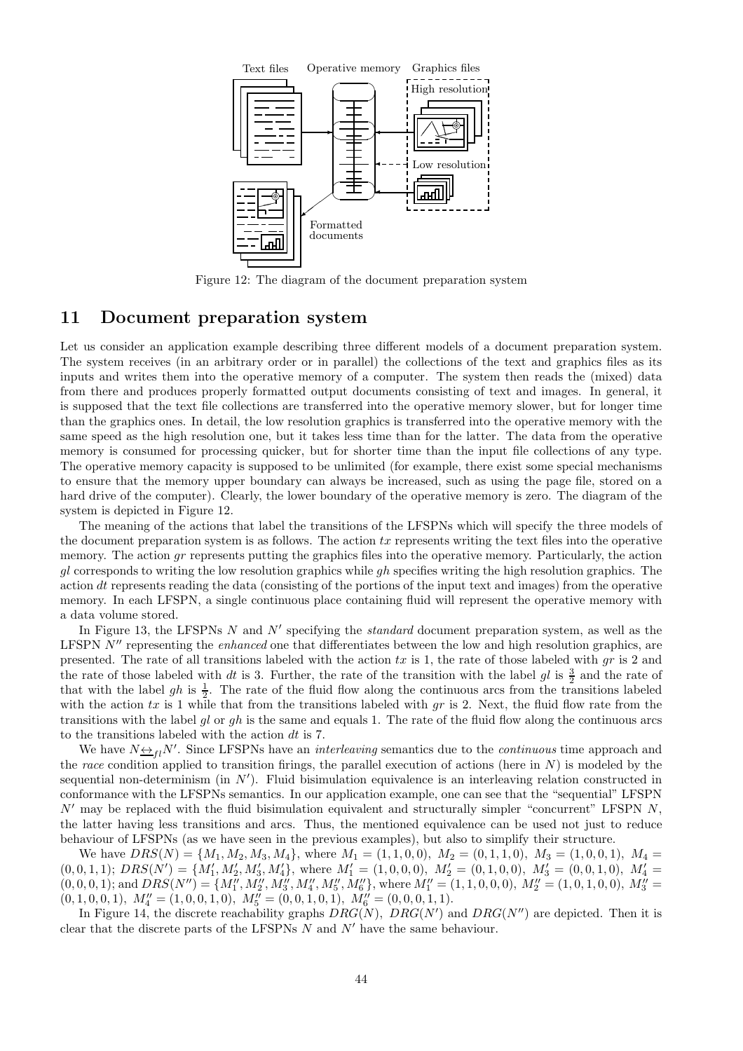Figure 12: The diagram of the document preparation system

# 11 Document preparation system

Let us consider an application example describing three different models of a document preparation system. The system receives (in an arbitrary order or in parallel) the collections of the text and graphics files as its inputs and writes them into the operative memory of a computer. The system then reads the (mixed) data from there and produces properly formatted output documents consisting of text and images. In general, it is supposed that the text file collections are transferred into the operative memory slower, but for longer time than the graphics ones. In detail, the low resolution graphics is transferred into the operative memory with the same speed as the high resolution one, but it takes less time than for the latter. The data from the operative memory is consumed for processing quicker, but for shorter time than the input file collections of any type. The operative memory capacity is supposed to be unlimited (for example, there exist some special mechanisms to ensure that the memory upper boundary can always be increased, such as using the page file, stored on a hard drive of the computer). Clearly, the lower boundary of the operative memory is zero. The diagram of the system is depicted in Figure 12.

The meaning of the actions that label the transitions of the LFSPNs which will specify the three models of the document preparation system is as follows. The action $tx$ represents writing the text files into the operative memory. The action $gr$ represents putting the graphics files into the operative memory. Particularly, the action $gl$ corresponds to writing the low resolution graphics while $gh$ specifies writing the high resolution graphics. The action $dt$ represents reading the data (consisting of the portions of the input text and images) from the operative memory. In each LFSPN, a single continuous place containing fluid will represent the operative memory with a data volume stored.

In Figure 13, the LFSPNs $N$ and $N'$ specifying the *standard* document preparation system, as well as the LFSPN $N''$ representing the *enhanced* one that differentiates between the low and high resolution graphics, are presented. The rate of all transitions labeled with the action $tx$ is 1, the rate of those labeled with $gr$ is 2 and the rate of those labeled with $dt$ is 3. Further, the rate of the transition with the label $gl$ is $\frac{3}{2}$ and the rate of that with the label $gh$ is $\frac{1}{2}$. The rate of the fluid flow along the continuous arcs from the transitions labeled with the action $tx$ is 1 while that from the transitions labeled with $gr$ is 2. Next, the fluid flow rate from the transitions with the label $gl$ or $gh$ is the same and equals 1. The rate of the fluid flow along the continuous arcs to the transitions labeled with the action $dt$ is 7.

We have $N \underline{\leftrightarrow}_{fl} N'$. Since LFSPNs have an *interleaving* semantics due to the *continuous* time approach and the *race* condition applied to transition firings, the parallel execution of actions (here in $N$) is modeled by the sequential non-determinism (in $N'$). Fluid bisimulation equivalence is an interleaving relation constructed in conformance with the LFSPNs semantics. In our application example, one can see that the "sequential" LFSPN $N'$ may be replaced with the fluid bisimulation equivalent and structurally simpler "concurrent" LFSPN $N$, the latter having less transitions and arcs. Thus, the mentioned equivalence can be used not just to reduce behaviour of LFSPNs (as we have seen in the previous examples), but also to simplify their structure.

We have $DRS(N) = \{M_1, M_2, M_3, M_4\}$, where $M_1 = (1,1,0,0)$, $M_2 = (0,1,1,0)$, $M_3 = (1,0,0,1)$, $M_4 = (0,0,1,1)$; $DRS(N') = \{M_1', M_2', M_3', M_4'\}$, where $M_1' = (1,0,0,0)$, $M_2' = (0,1,0,0)$, $M_3' = (0,0,1,0)$, $M_4' = (0,0,0,1)$; and $DRS(N'') = \{M_1'', M_2'', M_3'', M_4'', M_5'', M_6''\}$, where $M_1'' = (1,1,0,0,0)$, $M_2'' = (1,0,1,0,0)$, $M_3'' = (0,1,0,0,1)$, $M_4'' = (1,0,0,1,0)$, $M_5'' = (0,0,1,0,1)$, $M_6'' = (0,0,0,1,1)$.

In Figure 14, the discrete reachability graphs $DRG(N)$, $DRG(N')$ and $DRG(N'')$ are depicted. Then it is clear that the discrete parts of the LFSPNs $N$ and $N'$ have the same behaviour.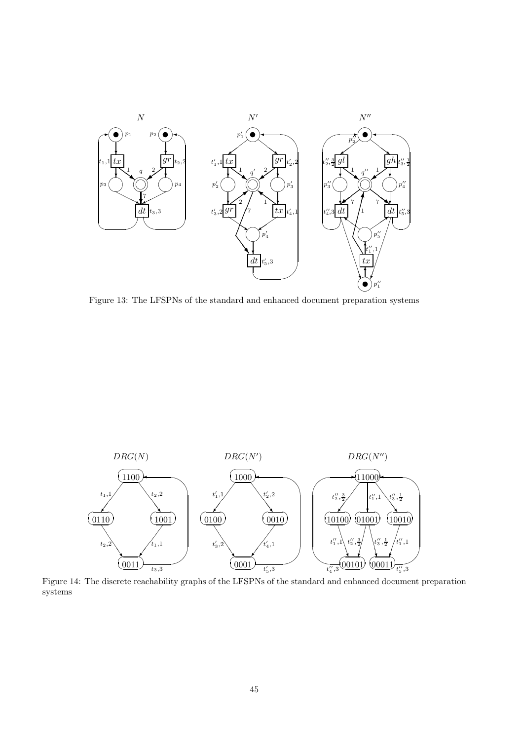Figure 13: The LFSPNs of the standard and enhanced document preparation systems

Figure 14: The discrete reachability graphs of the LFSPNs of the standard and enhanced document preparation systems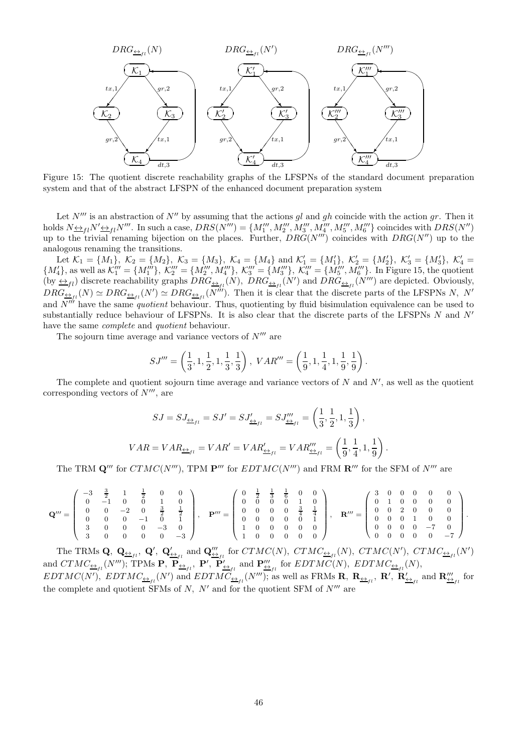$DRG_{\underline{\leftrightarrow}_{fl}}(N)$ $DRG_{\underline{\leftrightarrow}_{fl}}(N')$ $DRG_{\underline{\leftrightarrow}_{fl}}(N''')$

Figure 15: The quotient discrete reachability graphs of the LFSPNs of the standard document preparation system and that of the abstract LFSPN of the enhanced document preparation system

Let $N'''$ is an abstraction of $N''$ by assuming that the actions $gl$ and $gh$ coincide with the action $gr$. Then it holds $N\underline{\leftrightarrow}_{fl}N'\underline{\leftrightarrow}_{fl}N'''$. In such a case, $DRS(N''') = \{M_1''', M_2''', M_3''', M_4''', M_5''', M_6'''\}$ coincides with $DRS(N'')$ up to the trivial renaming bijection on the places. Further, $DRG(N''')$ coincides with $DRG(N'')$ up to the analogous renaming the transitions.

Let $\mathcal{K}_1 = \{M_1\},\ \mathcal{K}_2 = \{M_2\},\ \mathcal{K}_3 = \{M_3\},\ \mathcal{K}_4 = \{M_4\}$ and $\mathcal{K}_1' = \{M_1'\},\ \mathcal{K}_2' = \{M_2'\},\ \mathcal{K}_3' = \{M_3'\},\ \mathcal{K}_4' = \{M_4'\}$, as well as $\mathcal{K}_1''' = \{M_1'''\},\ \mathcal{K}_2''' = \{M_2''', M_4'''\},\ \mathcal{K}_3''' = \{M_3'''\},\ \mathcal{K}_4''' = \{M_5''', M_6'''\}$. In Figure 15, the quotient (by $\underline{\leftrightarrow}_{fl}$) discrete reachability graphs $DRG_{\underline{\leftrightarrow}_{fl}}(N)$, $DRG_{\underline{\leftrightarrow}_{fl}}(N')$ and $DRG_{\underline{\leftrightarrow}_{fl}}(N''')$ are depicted. Obviously, $DRG_{\underline{\leftrightarrow}_{fl}}(N) \simeq DRG_{\underline{\leftrightarrow}_{fl}}(N') \simeq DRG_{\underline{\leftrightarrow}_{fl}}(N''')$. Then it is clear that the discrete parts of the LFSPNs $N$, $N'$ and $N'''$ have the same *quotient* behaviour. Thus, quotienting by fluid bisimulation equivalence can be used to substantially reduce behaviour of LFSPNs. It is also clear that the discrete parts of the LFSPNs $N$ and $N'$ have the same *complete* and *quotient* behaviour.

The sojourn time average and variance vectors of $N'''$ are

$$SJ''' = \left(\frac{1}{3}, 1, \frac{1}{2}, 1, \frac{1}{3}, \frac{1}{3}\right),\ VAR''' = \left(\frac{1}{9}, 1, \frac{1}{4}, 1, \frac{1}{9}, \frac{1}{9}\right).$$

The complete and quotient sojourn time average and variance vectors of $N$ and $N'$, as well as the quotient corresponding vectors of $N'''$, are

$$SJ = SJ_{\underline{\leftrightarrow}_{fl}} = SJ' = SJ'_{\underline{\leftrightarrow}_{fl}} = SJ'''_{\underline{\leftrightarrow}_{fl}} = \left(\frac{1}{3}, \frac{1}{2}, 1, \frac{1}{3}\right),$$

$$VAR = VAR_{\underline{\leftrightarrow}_{fl}} = VAR' = VAR'_{\underline{\leftrightarrow}_{fl}} = VAR'''_{\underline{\leftrightarrow}_{fl}} = \left(\frac{1}{9}, \frac{1}{4}, 1, \frac{1}{9}\right).$$

The TRM $\mathbf{Q}'''$ for $CTMC(N''')$, TPM $\mathbf{P}'''$ for $EDTMC(N''')$ and FRM $\mathbf{R}'''$ for the SFM of $N'''$ are

$$\mathbf{Q}''' = \begin{pmatrix} -3 & \frac{3}{2} & 1 & \frac{1}{2} & 0 & 0 \\ 0 & -1 & 0 & 0 & 1 & 0 \\ 0 & 0 & -2 & 0 & \frac{3}{2} & \frac{1}{2} \\ 0 & 0 & 0 & -1 & 0 & 1 \\ 3 & 0 & 0 & 0 & -3 & 0 \\ 3 & 0 & 0 & 0 & 0 & -3 \end{pmatrix},\quad \mathbf{P}''' = \begin{pmatrix} 0 & \frac{1}{2} & \frac{1}{3} & \frac{1}{6} & 0 & 0 \\ 0 & 0 & 0 & 0 & 1 & 0 \\ 0 & 0 & 0 & 0 & \frac{3}{4} & \frac{1}{4} \\ 0 & 0 & 0 & 0 & 0 & 1 \\ 1 & 0 & 0 & 0 & 0 & 0 \\ 1 & 0 & 0 & 0 & 0 & 0 \end{pmatrix},\quad \mathbf{R}''' = \begin{pmatrix} 3 & 0 & 0 & 0 & 0 & 0 \\ 0 & 1 & 0 & 0 & 0 & 0 \\ 0 & 0 & 2 & 0 & 0 & 0 \\ 0 & 0 & 0 & 1 & 0 & 0 \\ 0 & 0 & 0 & 0 & -7 & 0 \\ 0 & 0 & 0 & 0 & 0 & -7 \end{pmatrix}.$$

The TRMs $\mathbf{Q}$, $\mathbf{Q}_{\underline{\leftrightarrow}_{fl}}$, $\mathbf{Q}'$, $\mathbf{Q}'_{\underline{\leftrightarrow}_{fl}}$ and $\mathbf{Q}'''_{\underline{\leftrightarrow}_{fl}}$ for $CTMC(N)$, $CTMC_{\underline{\leftrightarrow}_{fl}}(N)$, $CTMC(N')$, $CTMC_{\underline{\leftrightarrow}_{fl}}(N')$ and $CTMC_{\underline{\leftrightarrow}_{fl}}(N''')$; TPMs $\mathbf{P}$, $\mathbf{P}_{\underline{\leftrightarrow}_{fl}}$, $\mathbf{P}'$, $\mathbf{P}'_{\underline{\leftrightarrow}_{fl}}$ and $\mathbf{P}'''_{\underline{\leftrightarrow}_{fl}}$ for $EDTMC(N)$, $EDTMC_{\underline{\leftrightarrow}_{fl}}(N)$, $EDTMC(N')$, $EDTMC_{\underline{\leftrightarrow}_{fl}}(N')$ and $EDTMC_{\underline{\leftrightarrow}_{fl}}(N''')$; as well as FRMs $\mathbf{R}$, $\mathbf{R}_{\underline{\leftrightarrow}_{fl}}$, $\mathbf{R}'$, $\mathbf{R}'_{\underline{\leftrightarrow}_{fl}}$ and $\mathbf{R}'''_{\underline{\leftrightarrow}_{fl}}$ for the complete and quotient SFMs of $N$, $N'$ and for the quotient SFM of $N'''$ are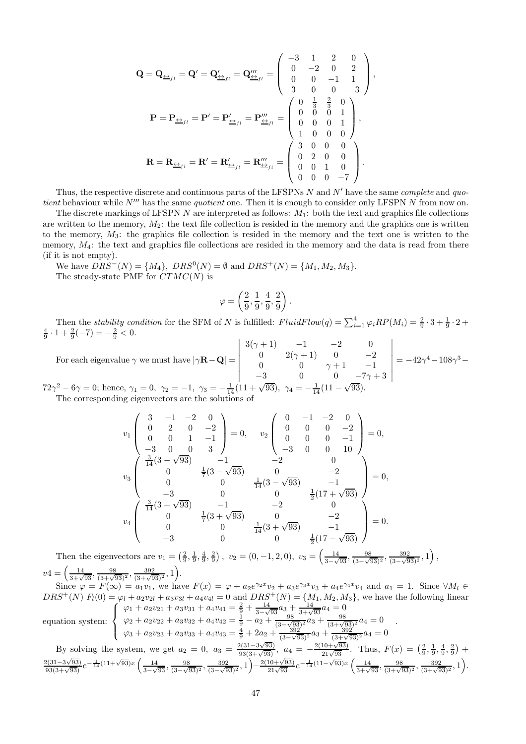$$\mathbf{Q} = \mathbf{Q}_{\underline{\leftrightarrow}_{fl}} = \mathbf{Q}' = \mathbf{Q}'_{\underline{\leftrightarrow}_{fl}} = \mathbf{Q}'''_{\underline{\leftrightarrow}_{fl}} = \begin{pmatrix} -3 & 1 & 2 & 0 \\ 0 & -2 & 0 & 2 \\ 0 & 0 & -1 & 1 \\ 3 & 0 & 0 & -3 \end{pmatrix},$$

$$\mathbf{P} = \mathbf{P}_{\underline{\leftrightarrow}_{fl}} = \mathbf{P}' = \mathbf{P}'_{\underline{\leftrightarrow}_{fl}} = \mathbf{P}'''_{\underline{\leftrightarrow}_{fl}} = \begin{pmatrix} 0 & \frac{1}{3} & \frac{2}{3} & 0 \\ 0 & 0 & 0 & 1 \\ 0 & 0 & 0 & 1 \\ 1 & 0 & 0 & 0 \end{pmatrix},$$

$$\mathbf{R} = \mathbf{R}_{\underline{\leftrightarrow}_{fl}} = \mathbf{R}' = \mathbf{R}'_{\underline{\leftrightarrow}_{fl}} = \mathbf{R}'''_{\underline{\leftrightarrow}_{fl}} = \begin{pmatrix} 3 & 0 & 0 & 0 \\ 0 & 2 & 0 & 0 \\ 0 & 0 & 1 & 0 \\ 0 & 0 & 0 & -7 \end{pmatrix}.$$

Thus, the respective discrete and continuous parts of the LFSPNs $N$ and $N'$ have the same *complete* and *quotient* behaviour while $N'''$ has the same *quotient* one. Then it is enough to consider only LFSPN $N$ from now on.

The discrete markings of LFSPN $N$ are interpreted as follows: $M_1$: both the text and graphics file collections are written to the memory, $M_2$: the text file collection is resided in the memory and the graphics one is written to the memory, $M_3$: the graphics file collection is resided in the memory and the text one is written to the memory, $M_4$: the text and graphics file collections are resided in the memory and the data is read from there (if it is not empty).

We have $DRS^-(N) = \{M_4\}$, $DRS^0(N) = \emptyset$ and $DRS^+(N) = \{M_1, M_2, M_3\}$.

The steady-state PMF for $CTMC(N)$ is

$$\varphi = \left(\frac{2}{9}, \frac{1}{9}, \frac{4}{9}, \frac{2}{9}\right).$$

Then the *stability condition* for the SFM of $N$ is fulfilled: $FluidFlow(q) = \sum_{i=1}^{4} \varphi_i RP(M_i) = \frac{2}{9} \cdot 3 + \frac{1}{9} \cdot 2 + \frac{4}{9} \cdot 1 + \frac{2}{9}(-7) = -\frac{2}{9} < 0$.

For each eigenvalue $\gamma$ we must have $|\gamma\mathbf{R} - \mathbf{Q}| = \begin{vmatrix} 3(\gamma+1) & -1 & -2 & 0 \\ 0 & 2(\gamma+1) & 0 & -2 \\ 0 & 0 & \gamma+1 & -1 \\ -3 & 0 & 0 & -7\gamma+3 \end{vmatrix} = -42\gamma^4 - 108\gamma^3 - 72\gamma^2 - 6\gamma = 0$; hence, $\gamma_1 = 0$, $\gamma_2 = -1$, $\gamma_3 = -\frac{1}{14}(11+\sqrt{93})$, $\gamma_4 = -\frac{1}{14}(11-\sqrt{93})$.

The corresponding eigenvectors are the solutions of

$$v_1 \begin{pmatrix} 3 & -1 & -2 & 0 \\ 0 & 2 & 0 & -2 \\ 0 & 0 & 1 & -1 \\ -3 & 0 & 0 & 3 \end{pmatrix} = 0, \quad v_2 \begin{pmatrix} 0 & -1 & -2 & 0 \\ 0 & 0 & 0 & -2 \\ 0 & 0 & 0 & -1 \\ -3 & 0 & 0 & 10 \end{pmatrix} = 0,$$

$$v_3 \begin{pmatrix} \frac{3}{14}(3-\sqrt{93}) & -1 & -2 & 0 \\ 0 & \frac{1}{7}(3-\sqrt{93}) & 0 & -2 \\ 0 & 0 & \frac{1}{14}(3-\sqrt{93}) & -1 \\ -3 & 0 & 0 & \frac{1}{2}(17+\sqrt{93}) \end{pmatrix} = 0,$$

$$v_4 \begin{pmatrix} \frac{3}{14}(3+\sqrt{93}) & -1 & -2 & 0 \\ 0 & \frac{1}{7}(3+\sqrt{93}) & 0 & -2 \\ 0 & 0 & \frac{1}{14}(3+\sqrt{93}) & -1 \\ -3 & 0 & 0 & \frac{1}{2}(17-\sqrt{93}) \end{pmatrix} = 0.$$

Then the eigenvectors are $v_1 = \left(\frac{2}{9}, \frac{1}{9}, \frac{4}{9}, \frac{2}{9}\right)$, $v_2 = (0, -1, 2, 0)$, $v_3 = \left(\frac{14}{3-\sqrt{93}}, \frac{98}{(3-\sqrt{93})^2}, \frac{392}{(3-\sqrt{93})^2}, 1\right)$, $v4 = \left(\frac{14}{3+\sqrt{93}}, \frac{98}{(3+\sqrt{93})^2}, \frac{392}{(3+\sqrt{93})^2}, 1\right)$.

Since $\varphi = F(\infty) = a_1 v_1$, we have $F(x) = \varphi + a_2 e^{\gamma_2 x} v_2 + a_3 e^{\gamma_3 x} v_3 + a_4 e^{\gamma_4 x} v_4$ and $a_1 = 1$. Since $\forall M_l \in DRS^+(N)$ $F_l(0) = \varphi_l + a_2 v_{2l} + a_3 v_{3l} + a_4 v_{4l} = 0$ and $DRS^+(N) = \{M_1, M_2, M_3\}$, we have the following linear equation system: 
$$\begin{cases} \varphi_1 + a_2 v_{21} + a_3 v_{31} + a_4 v_{41} = \frac{2}{9} + \frac{14}{3-\sqrt{93}} a_3 + \frac{14}{3+\sqrt{93}} a_4 = 0 \\ \varphi_2 + a_2 v_{22} + a_3 v_{32} + a_4 v_{42} = \frac{1}{9} - a_2 + \frac{98}{(3-\sqrt{93})^2} a_3 + \frac{98}{(3+\sqrt{93})^2} a_4 = 0 \\ \varphi_3 + a_2 v_{23} + a_3 v_{33} + a_4 v_{43} = \frac{4}{9} + 2a_2 + \frac{392}{(3-\sqrt{93})^2} a_3 + \frac{392}{(3+\sqrt{93})^2} a_4 = 0 \end{cases}.$$

By solving the system, we get $a_2 = 0$, $a_3 = \frac{2(31-3\sqrt{93})}{93(3+\sqrt{93})}$, $a_4 = -\frac{2(10+\sqrt{93})}{21\sqrt{93}}$. Thus, $F(x) = \left(\frac{2}{9}, \frac{1}{9}, \frac{4}{9}, \frac{2}{9}\right) + \frac{2(31-3\sqrt{93})}{93(3+\sqrt{93})} e^{-\frac{1}{14}(11+\sqrt{93})x} \left(\frac{14}{3-\sqrt{93}}, \frac{98}{(3-\sqrt{93})^2}, \frac{392}{(3-\sqrt{93})^2}, 1\right) - \frac{2(10+\sqrt{93})}{21\sqrt{93}} e^{-\frac{1}{14}(11-\sqrt{93})x} \left(\frac{14}{3+\sqrt{93}}, \frac{98}{(3+\sqrt{93})^2}, \frac{392}{(3+\sqrt{93})^2}, 1\right)$.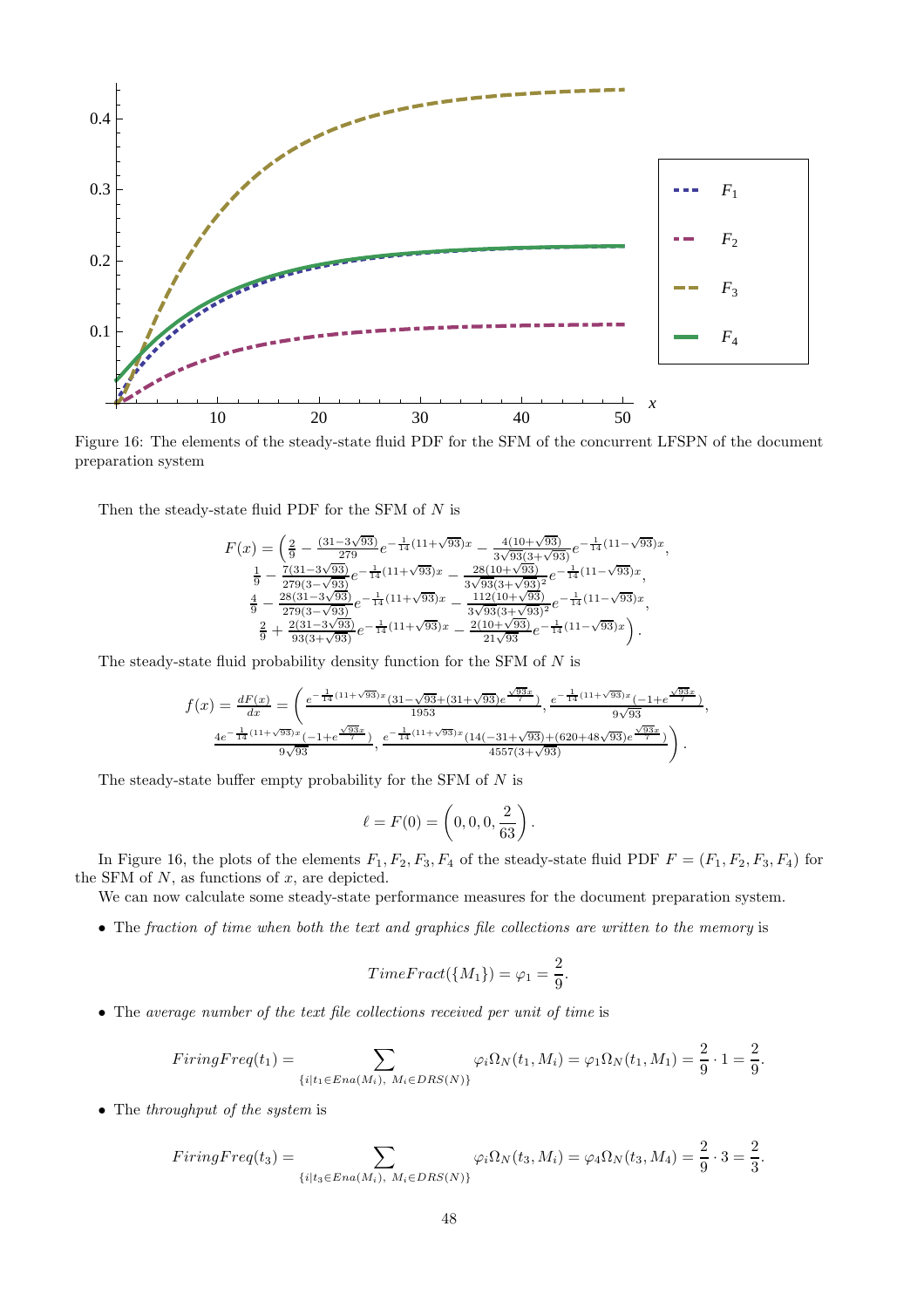Figure 16: The elements of the steady-state fluid PDF for the SFM of the concurrent LFSPN of the document preparation system

Then the steady-state fluid PDF for the SFM of $N$ is

$$F(x) = \Big(\tfrac{2}{9} - \tfrac{(31-3\sqrt{93})}{279}e^{-\frac{1}{14}(11+\sqrt{93})x} - \tfrac{4(10+\sqrt{93})}{3\sqrt{93}(3+\sqrt{93})}e^{-\frac{1}{14}(11-\sqrt{93})x},$$
$$\tfrac{1}{9} - \tfrac{7(31-3\sqrt{93})}{279(3-\sqrt{93})}e^{-\frac{1}{14}(11+\sqrt{93})x} - \tfrac{28(10+\sqrt{93})}{3\sqrt{93}(3+\sqrt{93})^2}e^{-\frac{1}{14}(11-\sqrt{93})x},$$
$$\tfrac{4}{9} - \tfrac{28(31-3\sqrt{93})}{279(3-\sqrt{93})}e^{-\frac{1}{14}(11+\sqrt{93})x} - \tfrac{112(10+\sqrt{93})}{3\sqrt{93}(3+\sqrt{93})^2}e^{-\frac{1}{14}(11-\sqrt{93})x},$$
$$\tfrac{2}{9} + \tfrac{2(31-3\sqrt{93})}{93(3+\sqrt{93})}e^{-\frac{1}{14}(11+\sqrt{93})x} - \tfrac{2(10+\sqrt{93})}{21\sqrt{93}}e^{-\frac{1}{14}(11-\sqrt{93})x}\Big).$$

The steady-state fluid probability density function for the SFM of $N$ is

$$f(x) = \frac{dF(x)}{dx} = \left(\frac{e^{-\frac{1}{14}(11+\sqrt{93})x}(31-\sqrt{93}+(31+\sqrt{93})e^{\frac{\sqrt{93}x}{7}})}{1953}, \frac{e^{-\frac{1}{14}(11+\sqrt{93})x}(-1+e^{\frac{\sqrt{93}x}{7}})}{9\sqrt{93}},\right.$$
$$\left.\frac{4e^{-\frac{1}{14}(11+\sqrt{93})x}(-1+e^{\frac{\sqrt{93}x}{7}})}{9\sqrt{93}}, \frac{e^{-\frac{1}{14}(11+\sqrt{93})x}(14(-31+\sqrt{93})+(620+48\sqrt{93})e^{\frac{\sqrt{93}x}{7}})}{4557(3+\sqrt{93})}\right).$$

The steady-state buffer empty probability for the SFM of $N$ is

$$\ell = F(0) = \left(0, 0, 0, \frac{2}{63}\right).$$

In Figure 16, the plots of the elements $F_1, F_2, F_3, F_4$ of the steady-state fluid PDF $F = (F_1, F_2, F_3, F_4)$ for the SFM of $N$, as functions of $x$, are depicted.

We can now calculate some steady-state performance measures for the document preparation system.

- The *fraction of time when both the text and graphics file collections are written to the memory* is

$$TimeFract(\{M_1\}) = \varphi_1 = \frac{2}{9}.$$

- The *average number of the text file collections received per unit of time* is

$$FiringFreq(t_1) = \sum_{\{i|t_1 \in Ena(M_i),\ M_i \in DRS(N)\}} \varphi_i \Omega_N(t_1, M_i) = \varphi_1 \Omega_N(t_1, M_1) = \frac{2}{9} \cdot 1 = \frac{2}{9}.$$

- The *throughput of the system* is

$$FiringFreq(t_3) = \sum_{\{i|t_3 \in Ena(M_i),\ M_i \in DRS(N)\}} \varphi_i \Omega_N(t_3, M_i) = \varphi_4 \Omega_N(t_3, M_4) = \frac{2}{9} \cdot 3 = \frac{2}{3}.$$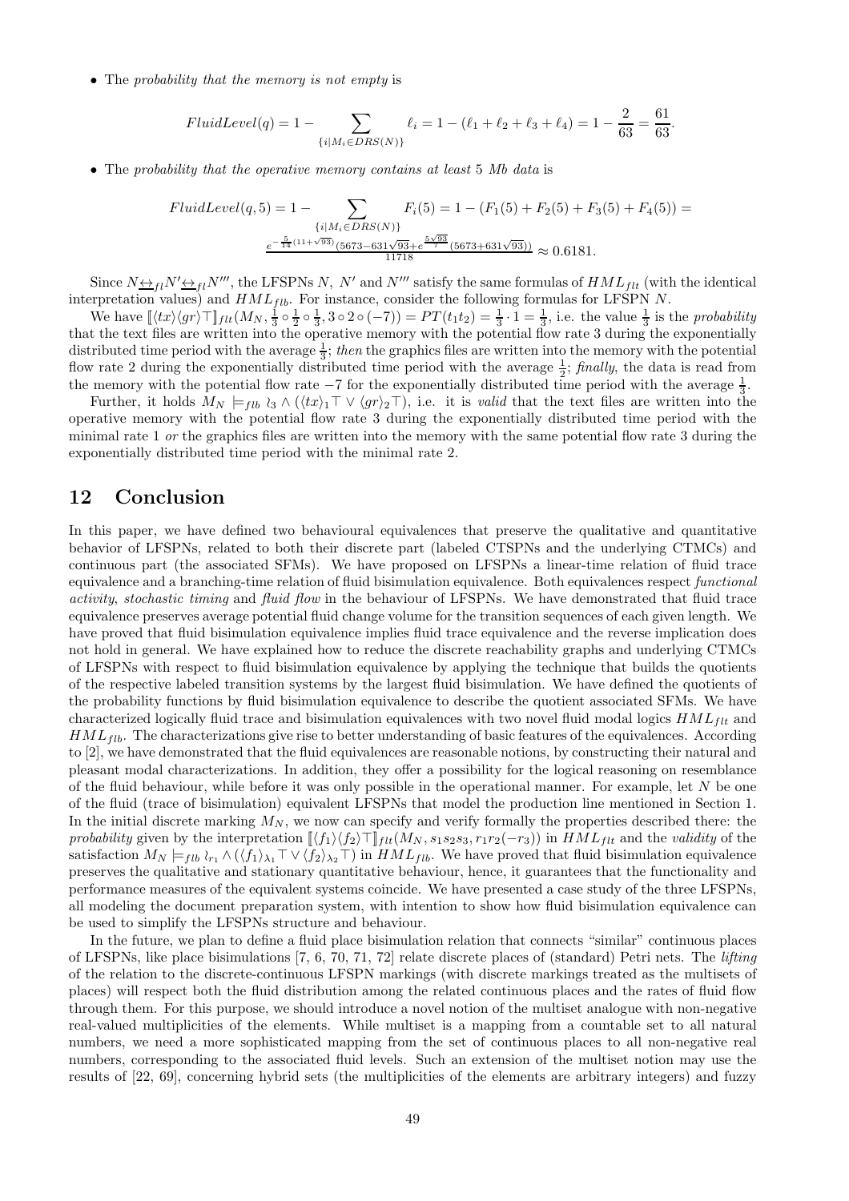- The *probability that the memory is not empty* is

$$FluidLevel(q) = 1 - \sum_{\{i \mid M_i \in DRS(N)\}} \ell_i = 1 - (\ell_1 + \ell_2 + \ell_3 + \ell_4) = 1 - \frac{2}{63} = \frac{61}{63}.$$

- The *probability that the operative memory contains at least* 5 *Mb data* is

$$FluidLevel(q,5) = 1 - \sum_{\{i \mid M_i \in DRS(N)\}} F_i(5) = 1 - (F_1(5) + F_2(5) + F_3(5) + F_4(5)) =$$
$$\frac{e^{-\frac{5}{14}(11+\sqrt{93})}(5673 - 631\sqrt{93} + e^{\frac{5\sqrt{93}}{7}}(5673 + 631\sqrt{93}))}{11718} \approx 0.6181.$$

Since $N \underline{\leftrightarrow}_{fl} N' \underline{\leftrightarrow}_{fl} N'''$, the LFSPNs $N$, $N'$ and $N'''$ satisfy the same formulas of $HML_{flt}$ (with the identical interpretation values) and $HML_{flb}$. For instance, consider the following formulas for LFSPN $N$.

We have $[\![\langle tx \rangle \langle gr \rangle \top]\!]_{flt}(M_N, \frac{1}{3} \circ \frac{1}{2} \circ \frac{1}{3}, 3 \circ 2 \circ (-7)) = PT(t_1 t_2) = \frac{1}{3} \cdot 1 = \frac{1}{3}$, i.e. the value $\frac{1}{3}$ is the *probability* that the text files are written into the operative memory with the potential flow rate 3 during the exponentially distributed time period with the average $\frac{1}{3}$; *then* the graphics files are written into the memory with the potential flow rate 2 during the exponentially distributed time period with the average $\frac{1}{2}$; *finally*, the data is read from the memory with the potential flow rate $-7$ for the exponentially distributed time period with the average $\frac{1}{3}$.

Further, it holds $M_N \models_{flb} \wr_3 \wedge (\langle tx \rangle_1 \top \vee \langle gr \rangle_2 \top)$, i.e. it is *valid* that the text files are written into the operative memory with the potential flow rate 3 during the exponentially distributed time period with the minimal rate 1 *or* the graphics files are written into the memory with the same potential flow rate 3 during the exponentially distributed time period with the minimal rate 2.

## 12 Conclusion

In this paper, we have defined two behavioural equivalences that preserve the qualitative and quantitative behavior of LFSPNs, related to both their discrete part (labeled CTSPNs and the underlying CTMCs) and continuous part (the associated SFMs). We have proposed on LFSPNs a linear-time relation of fluid trace equivalence and a branching-time relation of fluid bisimulation equivalence. Both equivalences respect *functional activity*, *stochastic timing* and *fluid flow* in the behaviour of LFSPNs. We have demonstrated that fluid trace equivalence preserves average potential fluid change volume for the transition sequences of each given length. We have proved that fluid bisimulation equivalence implies fluid trace equivalence and the reverse implication does not hold in general. We have explained how to reduce the discrete reachability graphs and underlying CTMCs of LFSPNs with respect to fluid bisimulation equivalence by applying the technique that builds the quotients of the respective labeled transition systems by the largest fluid bisimulation. We have defined the quotients of the probability functions by fluid bisimulation equivalence to describe the quotient associated SFMs. We have characterized logically fluid trace and bisimulation equivalences with two novel fluid modal logics $HML_{flt}$ and $HML_{flb}$. The characterizations give rise to better understanding of basic features of the equivalences. According to [2], we have demonstrated that the fluid equivalences are reasonable notions, by constructing their natural and pleasant modal characterizations. In addition, they offer a possibility for the logical reasoning on resemblance of the fluid behaviour, while before it was only possible in the operational manner. For example, let $N$ be one of the fluid (trace of bisimulation) equivalent LFSPNs that model the production line mentioned in Section 1. In the initial discrete marking $M_N$, we now can specify and verify formally the properties described there: the *probability* given by the interpretation $[\![\langle f_1 \rangle \langle f_2 \rangle \top]\!]_{flt}(M_N, s_1 s_2 s_3, r_1 r_2 (-r_3))$ in $HML_{flt}$ and the *validity* of the satisfaction $M_N \models_{flb} \wr_{r_1} \wedge (\langle f_1 \rangle_{\lambda_1} \top \vee \langle f_2 \rangle_{\lambda_2} \top)$ in $HML_{flb}$. We have proved that fluid bisimulation equivalence preserves the qualitative and stationary quantitative behaviour, hence, it guarantees that the functionality and performance measures of the equivalent systems coincide. We have presented a case study of the three LFSPNs, all modeling the document preparation system, with intention to show how fluid bisimulation equivalence can be used to simplify the LFSPNs structure and behaviour.

In the future, we plan to define a fluid place bisimulation relation that connects "similar" continuous places of LFSPNs, like place bisimulations [7, 6, 70, 71, 72] relate discrete places of (standard) Petri nets. The *lifting* of the relation to the discrete-continuous LFSPN markings (with discrete markings treated as the multisets of places) will respect both the fluid distribution among the related continuous places and the rates of fluid flow through them. For this purpose, we should introduce a novel notion of the multiset analogue with non-negative real-valued multiplicities of the elements. While multiset is a mapping from a countable set to all natural numbers, we need a more sophisticated mapping from the set of continuous places to all non-negative real numbers, corresponding to the associated fluid levels. Such an extension of the multiset notion may use the results of [22, 69], concerning hybrid sets (the multiplicities of the elements are arbitrary integers) and fuzzy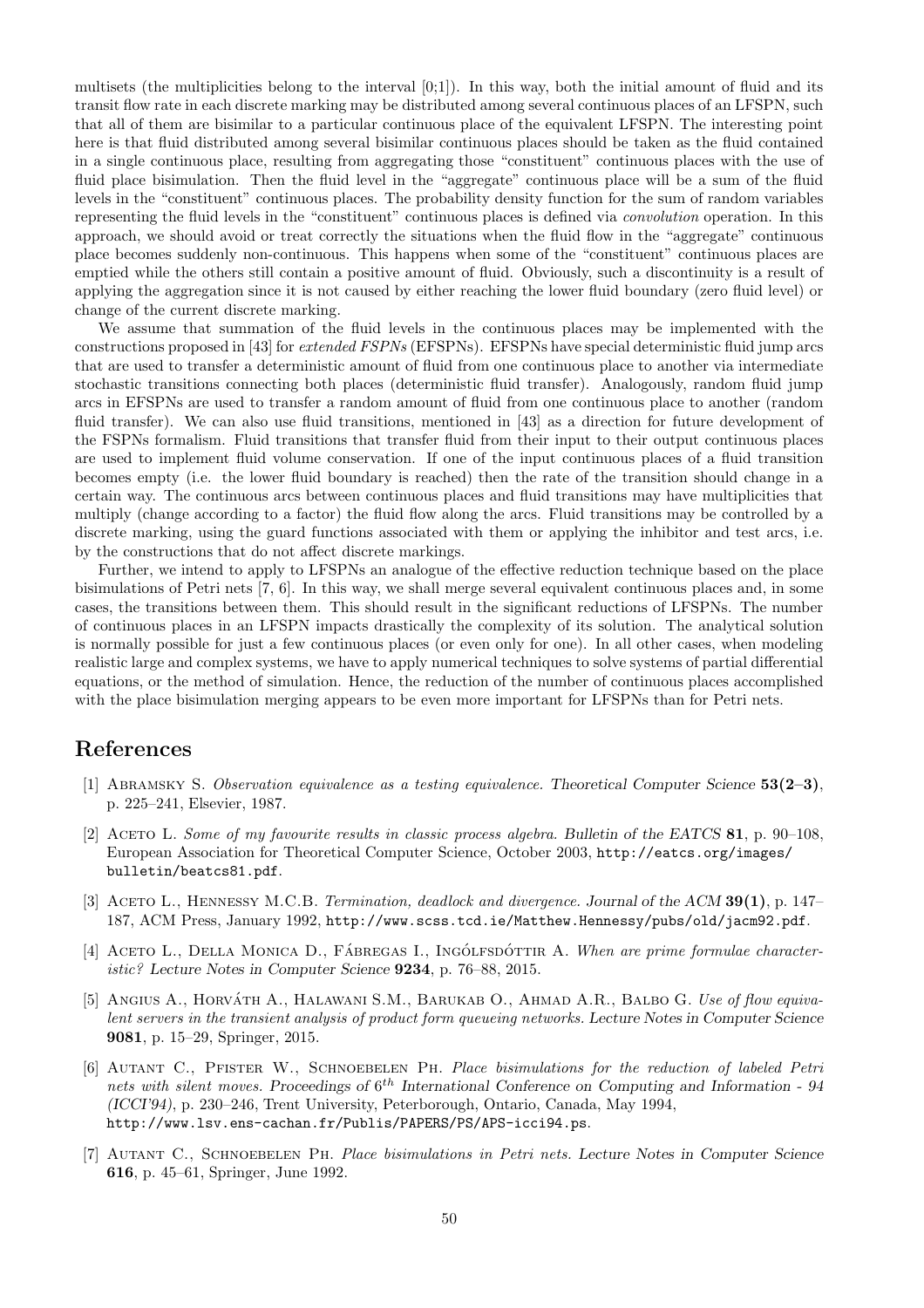multisets (the multiplicities belong to the interval [0;1]). In this way, both the initial amount of fluid and its transit flow rate in each discrete marking may be distributed among several continuous places of an LFSPN, such that all of them are bisimilar to a particular continuous place of the equivalent LFSPN. The interesting point here is that fluid distributed among several bisimilar continuous places should be taken as the fluid contained in a single continuous place, resulting from aggregating those "constituent" continuous places with the use of fluid place bisimulation. Then the fluid level in the "aggregate" continuous place will be a sum of the fluid levels in the "constituent" continuous places. The probability density function for the sum of random variables representing the fluid levels in the "constituent" continuous places is defined via *convolution* operation. In this approach, we should avoid or treat correctly the situations when the fluid flow in the "aggregate" continuous place becomes suddenly non-continuous. This happens when some of the "constituent" continuous places are emptied while the others still contain a positive amount of fluid. Obviously, such a discontinuity is a result of applying the aggregation since it is not caused by either reaching the lower fluid boundary (zero fluid level) or change of the current discrete marking.

We assume that summation of the fluid levels in the continuous places may be implemented with the constructions proposed in [43] for *extended FSPNs* (EFSPNs). EFSPNs have special deterministic fluid jump arcs that are used to transfer a deterministic amount of fluid from one continuous place to another via intermediate stochastic transitions connecting both places (deterministic fluid transfer). Analogously, random fluid jump arcs in EFSPNs are used to transfer a random amount of fluid from one continuous place to another (random fluid transfer). We can also use fluid transitions, mentioned in [43] as a direction for future development of the FSPNs formalism. Fluid transitions that transfer fluid from their input to their output continuous places are used to implement fluid volume conservation. If one of the input continuous places of a fluid transition becomes empty (i.e. the lower fluid boundary is reached) then the rate of the transition should change in a certain way. The continuous arcs between continuous places and fluid transitions may have multiplicities that multiply (change according to a factor) the fluid flow along the arcs. Fluid transitions may be controlled by a discrete marking, using the guard functions associated with them or applying the inhibitor and test arcs, i.e. by the constructions that do not affect discrete markings.

Further, we intend to apply to LFSPNs an analogue of the effective reduction technique based on the place bisimulations of Petri nets [7, 6]. In this way, we shall merge several equivalent continuous places and, in some cases, the transitions between them. This should result in the significant reductions of LFSPNs. The number of continuous places in an LFSPN impacts drastically the complexity of its solution. The analytical solution is normally possible for just a few continuous places (or even only for one). In all other cases, when modeling realistic large and complex systems, we have to apply numerical techniques to solve systems of partial differential equations, or the method of simulation. Hence, the reduction of the number of continuous places accomplished with the place bisimulation merging appears to be even more important for LFSPNs than for Petri nets.

## References

[1] Abramsky S. *Observation equivalence as a testing equivalence.* Theoretical Computer Science **53(2–3)**, p. 225–241, Elsevier, 1987.

[2] Aceto L. *Some of my favourite results in classic process algebra.* Bulletin of the EATCS **81**, p. 90–108, European Association for Theoretical Computer Science, October 2003, http://eatcs.org/images/bulletin/beatcs81.pdf.

[3] Aceto L., Hennessy M.C.B. *Termination, deadlock and divergence.* Journal of the ACM **39(1)**, p. 147–187, ACM Press, January 1992, http://www.scss.tcd.ie/Matthew.Hennessy/pubs/old/jacm92.pdf.

[4] Aceto L., Della Monica D., Fábregas I., Ingólfsdóttir A. *When are prime formulae characteristic?* Lecture Notes in Computer Science **9234**, p. 76–88, 2015.

[5] Angius A., Horváth A., Halawani S.M., Barukab O., Ahmad A.R., Balbo G. *Use of flow equivalent servers in the transient analysis of product form queueing networks.* Lecture Notes in Computer Science **9081**, p. 15–29, Springer, 2015.

[6] Autant C., Pfister W., Schnoebelen Ph. *Place bisimulations for the reduction of labeled Petri nets with silent moves.* Proceedings of $6^{th}$ International Conference on Computing and Information - 94 (ICCI'94), p. 230–246, Trent University, Peterborough, Ontario, Canada, May 1994, http://www.lsv.ens-cachan.fr/Publis/PAPERS/PS/APS-icci94.ps.

[7] Autant C., Schnoebelen Ph. *Place bisimulations in Petri nets.* Lecture Notes in Computer Science **616**, p. 45–61, Springer, June 1992.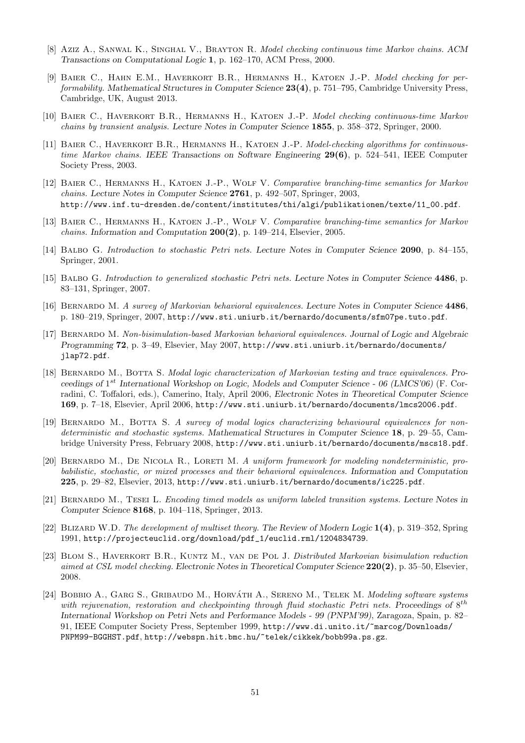[8] Aziz A., Sanwal K., Singhal V., Brayton R. *Model checking continuous time Markov chains. ACM Transactions on Computational Logic* **1**, p. 162–170, ACM Press, 2000.

[9] Baier C., Hahn E.M., Haverkort B.R., Hermanns H., Katoen J.-P. *Model checking for performability.* Mathematical Structures in Computer Science **23(4)**, p. 751–795, Cambridge University Press, Cambridge, UK, August 2013.

[10] Baier C., Haverkort B.R., Hermanns H., Katoen J.-P. *Model checking continuous-time Markov chains by transient analysis.* Lecture Notes in Computer Science **1855**, p. 358–372, Springer, 2000.

[11] Baier C., Haverkort B.R., Hermanns H., Katoen J.-P. *Model-checking algorithms for continuous-time Markov chains.* IEEE Transactions on Software Engineering **29(6)**, p. 524–541, IEEE Computer Society Press, 2003.

[12] Baier C., Hermanns H., Katoen J.-P., Wolf V. *Comparative branching-time semantics for Markov chains.* Lecture Notes in Computer Science **2761**, p. 492–507, Springer, 2003, http://www.inf.tu-dresden.de/content/institutes/thi/algi/publikationen/texte/11_00.pdf.

[13] Baier C., Hermanns H., Katoen J.-P., Wolf V. *Comparative branching-time semantics for Markov chains.* Information and Computation **200(2)**, p. 149–214, Elsevier, 2005.

[14] Balbo G. *Introduction to stochastic Petri nets.* Lecture Notes in Computer Science **2090**, p. 84–155, Springer, 2001.

[15] Balbo G. *Introduction to generalized stochastic Petri nets.* Lecture Notes in Computer Science **4486**, p. 83–131, Springer, 2007.

[16] Bernardo M. *A survey of Markovian behavioral equivalences.* Lecture Notes in Computer Science **4486**, p. 180–219, Springer, 2007, http://www.sti.uniurb.it/bernardo/documents/sfm07pe.tuto.pdf.

[17] Bernardo M. *Non-bisimulation-based Markovian behavioral equivalences.* Journal of Logic and Algebraic Programming **72**, p. 3–49, Elsevier, May 2007, http://www.sti.uniurb.it/bernardo/documents/jlap72.pdf.

[18] Bernardo M., Botta S. *Modal logic characterization of Markovian testing and trace equivalences.* Proceedings of $1^{st}$ International Workshop on Logic, Models and Computer Science - 06 (LMCS'06) (F. Corradini, C. Toffalori, eds.), Camerino, Italy, April 2006, Electronic Notes in Theoretical Computer Science **169**, p. 7–18, Elsevier, April 2006, http://www.sti.uniurb.it/bernardo/documents/lmcs2006.pdf.

[19] Bernardo M., Botta S. *A survey of modal logics characterizing behavioural equivalences for non-deterministic and stochastic systems.* Mathematical Structures in Computer Science **18**, p. 29–55, Cambridge University Press, February 2008, http://www.sti.uniurb.it/bernardo/documents/mscs18.pdf.

[20] Bernardo M., De Nicola R., Loreti M. *A uniform framework for modeling nondeterministic, probabilistic, stochastic, or mixed processes and their behavioral equivalences.* Information and Computation **225**, p. 29–82, Elsevier, 2013, http://www.sti.uniurb.it/bernardo/documents/ic225.pdf.

[21] Bernardo M., Tesei L. *Encoding timed models as uniform labeled transition systems.* Lecture Notes in Computer Science **8168**, p. 104–118, Springer, 2013.

[22] Blizard W.D. *The development of multiset theory.* The Review of Modern Logic **1(4)**, p. 319–352, Spring 1991, http://projecteuclid.org/download/pdf_1/euclid.rml/1204834739.

[23] Blom S., Haverkort B.R., Kuntz M., van de Pol J. *Distributed Markovian bisimulation reduction aimed at CSL model checking.* Electronic Notes in Theoretical Computer Science **220(2)**, p. 35–50, Elsevier, 2008.

[24] Bobbio A., Garg S., Gribaudo M., Horváth A., Sereno M., Telek M. *Modeling software systems with rejuvenation, restoration and checkpointing through fluid stochastic Petri nets.* Proceedings of $8^{th}$ International Workshop on Petri Nets and Performance Models - 99 (PNPM'99), Zaragoza, Spain, p. 82–91, IEEE Computer Society Press, September 1999, http://www.di.unito.it/~marcog/Downloads/PNPM99-BGGHST.pdf, http://webspn.hit.bmc.hu/~telek/cikkek/bobb99a.ps.gz.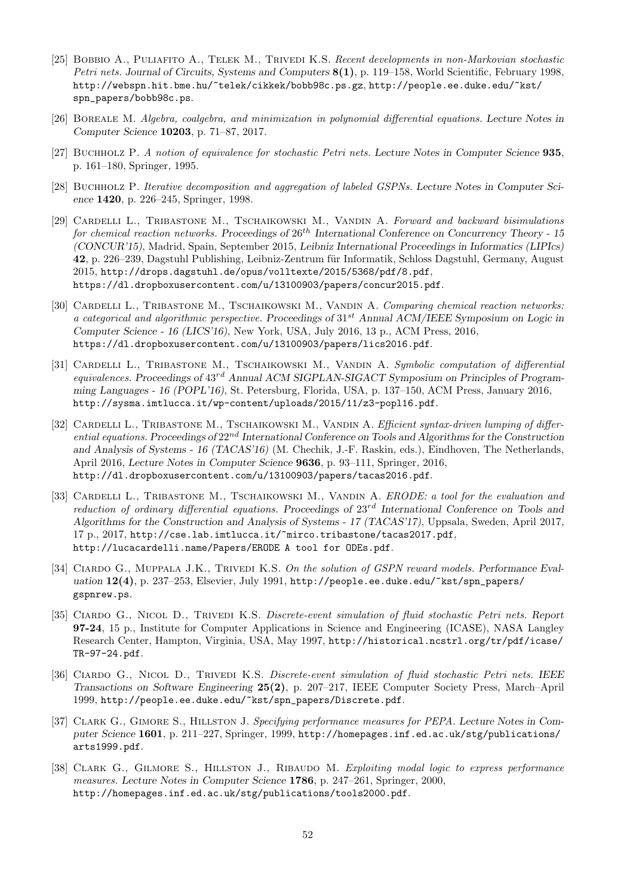[25] Bobbio A., Puliafito A., Telek M., Trivedi K.S. *Recent developments in non-Markovian stochastic Petri nets.* Journal of Circuits, Systems and Computers **8(1)**, p. 119–158, World Scientific, February 1998, http://webspn.hit.bme.hu/~telek/cikkek/bobb98c.ps.gz, http://people.ee.duke.edu/~kst/spn_papers/bobb98c.ps.

[26] Boreale M. *Algebra, coalgebra, and minimization in polynomial differential equations.* Lecture Notes in Computer Science **10203**, p. 71–87, 2017.

[27] Buchholz P. *A notion of equivalence for stochastic Petri nets.* Lecture Notes in Computer Science **935**, p. 161–180, Springer, 1995.

[28] Buchholz P. *Iterative decomposition and aggregation of labeled GSPNs.* Lecture Notes in Computer Science **1420**, p. 226–245, Springer, 1998.

[29] Cardelli L., Tribastone M., Tschaikowski M., Vandin A. *Forward and backward bisimulations for chemical reaction networks.* Proceedings of 26th International Conference on Concurrency Theory - 15 (CONCUR'15), Madrid, Spain, September 2015, Leibniz International Proceedings in Informatics (LIPIcs) **42**, p. 226–239, Dagstuhl Publishing, Leibniz-Zentrum für Informatik, Schloss Dagstuhl, Germany, August 2015, http://drops.dagstuhl.de/opus/volltexte/2015/5368/pdf/8.pdf, https://dl.dropboxusercontent.com/u/13100903/papers/concur2015.pdf.

[30] Cardelli L., Tribastone M., Tschaikowski M., Vandin A. *Comparing chemical reaction networks: a categorical and algorithmic perspective.* Proceedings of 31st Annual ACM/IEEE Symposium on Logic in Computer Science - 16 (LICS'16), New York, USA, July 2016, 13 p., ACM Press, 2016, https://dl.dropboxusercontent.com/u/13100903/papers/lics2016.pdf.

[31] Cardelli L., Tribastone M., Tschaikowski M., Vandin A. *Symbolic computation of differential equivalences.* Proceedings of 43rd Annual ACM SIGPLAN-SIGACT Symposium on Principles of Programming Languages - 16 (POPL'16), St. Petersburg, Florida, USA, p. 137–150, ACM Press, January 2016, http://sysma.imtlucca.it/wp-content/uploads/2015/11/z3-popl16.pdf.

[32] Cardelli L., Tribastone M., Tschaikowski M., Vandin A. *Efficient syntax-driven lumping of differential equations.* Proceedings of 22nd International Conference on Tools and Algorithms for the Construction and Analysis of Systems - 16 (TACAS'16) (M. Chechik, J.-F. Raskin, eds.), Eindhoven, The Netherlands, April 2016, Lecture Notes in Computer Science **9636**, p. 93–111, Springer, 2016, http://dl.dropboxusercontent.com/u/13100903/papers/tacas2016.pdf.

[33] Cardelli L., Tribastone M., Tschaikowski M., Vandin A. *ERODE: a tool for the evaluation and reduction of ordinary differential equations.* Proceedings of 23rd International Conference on Tools and Algorithms for the Construction and Analysis of Systems - 17 (TACAS'17), Uppsala, Sweden, April 2017, 17 p., 2017, http://cse.lab.imtlucca.it/~mirco.tribastone/tacas2017.pdf, http://lucacardelli.name/Papers/ERODE A tool for ODEs.pdf.

[34] Ciardo G., Muppala J.K., Trivedi K.S. *On the solution of GSPN reward models.* Performance Evaluation **12(4)**, p. 237–253, Elsevier, July 1991, http://people.ee.duke.edu/~kst/spn_papers/gspnrew.ps.

[35] Ciardo G., Nicol D., Trivedi K.S. *Discrete-event simulation of fluid stochastic Petri nets.* Report **97-24**, 15 p., Institute for Computer Applications in Science and Engineering (ICASE), NASA Langley Research Center, Hampton, Virginia, USA, May 1997, http://historical.ncstrl.org/tr/pdf/icase/TR-97-24.pdf.

[36] Ciardo G., Nicol D., Trivedi K.S. *Discrete-event simulation of fluid stochastic Petri nets.* IEEE Transactions on Software Engineering **25(2)**, p. 207–217, IEEE Computer Society Press, March–April 1999, http://people.ee.duke.edu/~kst/spn_papers/Discrete.pdf.

[37] Clark G., Gimore S., Hillston J. *Specifying performance measures for PEPA.* Lecture Notes in Computer Science **1601**, p. 211–227, Springer, 1999, http://homepages.inf.ed.ac.uk/stg/publications/arts1999.pdf.

[38] Clark G., Gilmore S., Hillston J., Ribaudo M. *Exploiting modal logic to express performance measures.* Lecture Notes in Computer Science **1786**, p. 247–261, Springer, 2000, http://homepages.inf.ed.ac.uk/stg/publications/tools2000.pdf.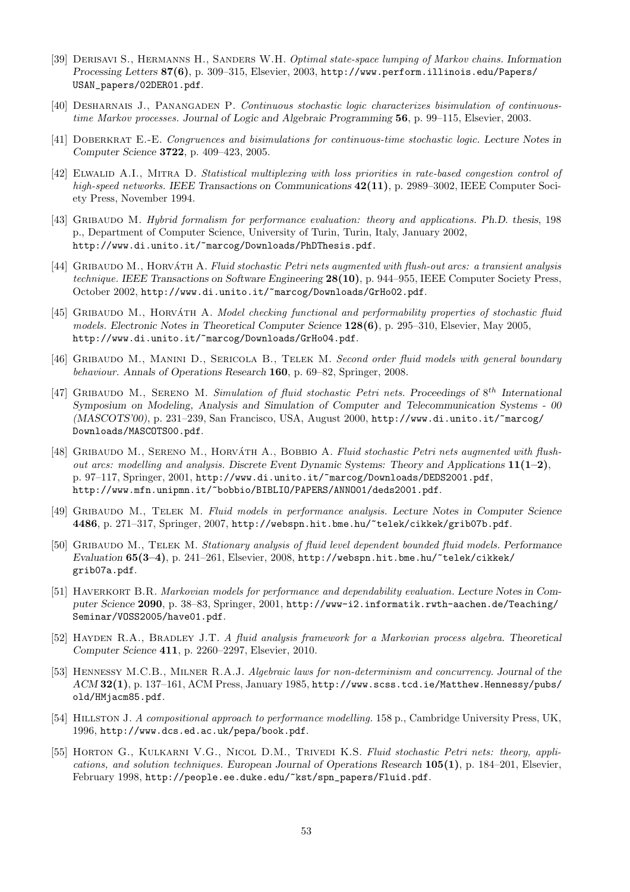[39] Derisavi S., Hermanns H., Sanders W.H. *Optimal state-space lumping of Markov chains.* Information Processing Letters **87(6)**, p. 309–315, Elsevier, 2003, http://www.perform.illinois.edu/Papers/USAN_papers/02DER01.pdf.

[40] Desharnais J., Panangaden P. *Continuous stochastic logic characterizes bisimulation of continuous-time Markov processes.* Journal of Logic and Algebraic Programming **56**, p. 99–115, Elsevier, 2003.

[41] Doberkrat E.-E. *Congruences and bisimulations for continuous-time stochastic logic.* Lecture Notes in Computer Science **3722**, p. 409–423, 2005.

[42] Elwalid A.I., Mitra D. *Statistical multiplexing with loss priorities in rate-based congestion control of high-speed networks.* IEEE Transactions on Communications **42(11)**, p. 2989–3002, IEEE Computer Society Press, November 1994.

[43] Gribaudo M. *Hybrid formalism for performance evaluation: theory and applications.* Ph.D. thesis, 198 p., Department of Computer Science, University of Turin, Turin, Italy, January 2002, http://www.di.unito.it/~marcog/Downloads/PhDThesis.pdf.

[44] Gribaudo M., Horváth A. *Fluid stochastic Petri nets augmented with flush-out arcs: a transient analysis technique.* IEEE Transactions on Software Engineering **28(10)**, p. 944–955, IEEE Computer Society Press, October 2002, http://www.di.unito.it/~marcog/Downloads/GrHo02.pdf.

[45] Gribaudo M., Horváth A. *Model checking functional and performability properties of stochastic fluid models.* Electronic Notes in Theoretical Computer Science **128(6)**, p. 295–310, Elsevier, May 2005, http://www.di.unito.it/~marcog/Downloads/GrHo04.pdf.

[46] Gribaudo M., Manini D., Sericola B., Telek M. *Second order fluid models with general boundary behaviour.* Annals of Operations Research **160**, p. 69–82, Springer, 2008.

[47] Gribaudo M., Sereno M. *Simulation of fluid stochastic Petri nets.* Proceedings of $8^{th}$ International Symposium on Modeling, Analysis and Simulation of Computer and Telecommunication Systems - 00 *(MASCOTS'00)*, p. 231–239, San Francisco, USA, August 2000, http://www.di.unito.it/~marcog/Downloads/MASCOTS00.pdf.

[48] Gribaudo M., Sereno M., Horváth A., Bobbio A. *Fluid stochastic Petri nets augmented with flush-out arcs: modelling and analysis.* Discrete Event Dynamic Systems: Theory and Applications **11(1–2)**, p. 97–117, Springer, 2001, http://www.di.unito.it/~marcog/Downloads/DEDS2001.pdf, http://www.mfn.unipmn.it/~bobbio/BIBLIO/PAPERS/ANNO01/deds2001.pdf.

[49] Gribaudo M., Telek M. *Fluid models in performance analysis.* Lecture Notes in Computer Science **4486**, p. 271–317, Springer, 2007, http://webspn.hit.bme.hu/~telek/cikkek/grib07b.pdf.

[50] Gribaudo M., Telek M. *Stationary analysis of fluid level dependent bounded fluid models.* Performance Evaluation **65(3–4)**, p. 241–261, Elsevier, 2008, http://webspn.hit.bme.hu/~telek/cikkek/grib07a.pdf.

[51] Haverkort B.R. *Markovian models for performance and dependability evaluation.* Lecture Notes in Computer Science **2090**, p. 38–83, Springer, 2001, http://www-i2.informatik.rwth-aachen.de/Teaching/Seminar/VOSS2005/have01.pdf.

[52] Hayden R.A., Bradley J.T. *A fluid analysis framework for a Markovian process algebra.* Theoretical Computer Science **411**, p. 2260–2297, Elsevier, 2010.

[53] Hennessy M.C.B., Milner R.A.J. *Algebraic laws for non-determinism and concurrency.* Journal of the ACM **32(1)**, p. 137–161, ACM Press, January 1985, http://www.scss.tcd.ie/Matthew.Hennessy/pubs/old/HMjacm85.pdf.

[54] Hillston J. *A compositional approach to performance modelling.* 158 p., Cambridge University Press, UK, 1996, http://www.dcs.ed.ac.uk/pepa/book.pdf.

[55] Horton G., Kulkarni V.G., Nicol D.M., Trivedi K.S. *Fluid stochastic Petri nets: theory, applications, and solution techniques.* European Journal of Operations Research **105(1)**, p. 184–201, Elsevier, February 1998, http://people.ee.duke.edu/~kst/spn_papers/Fluid.pdf.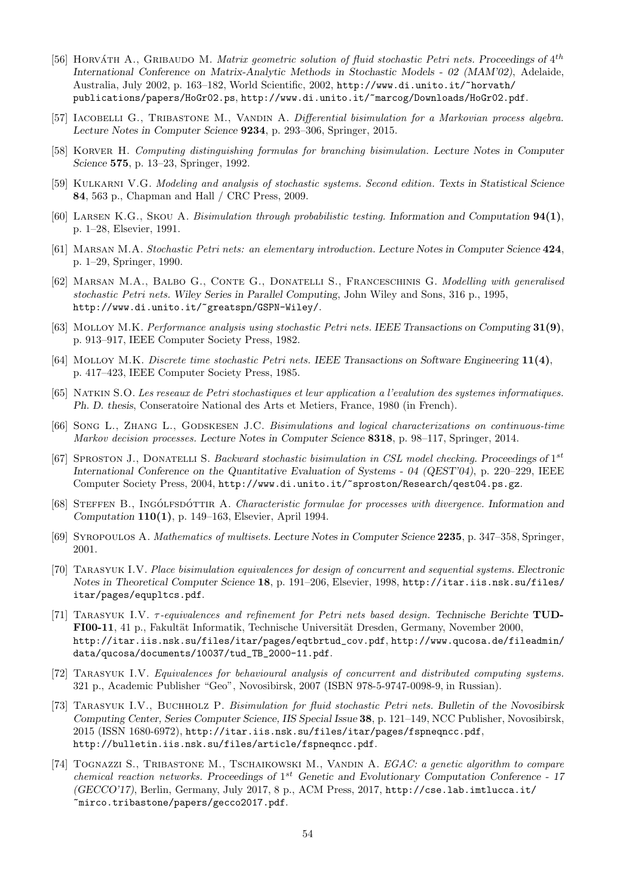[56] Horváth A., Gribaudo M. *Matrix geometric solution of fluid stochastic Petri nets. Proceedings of $4^{th}$ International Conference on Matrix-Analytic Methods in Stochastic Models - 02 (MAM'02)*, Adelaide, Australia, July 2002, p. 163–182, World Scientific, 2002, http://www.di.unito.it/~horvath/publications/papers/HoGr02.ps, http://www.di.unito.it/~marcog/Downloads/HoGr02.pdf.

[57] Iacobelli G., Tribastone M., Vandin A. *Differential bisimulation for a Markovian process algebra.* Lecture Notes in Computer Science **9234**, p. 293–306, Springer, 2015.

[58] Korver H. *Computing distinguishing formulas for branching bisimulation.* Lecture Notes in Computer Science **575**, p. 13–23, Springer, 1992.

[59] Kulkarni V.G. *Modeling and analysis of stochastic systems. Second edition.* Texts in Statistical Science **84**, 563 p., Chapman and Hall / CRC Press, 2009.

[60] Larsen K.G., Skou A. *Bisimulation through probabilistic testing.* Information and Computation **94(1)**, p. 1–28, Elsevier, 1991.

[61] Marsan M.A. *Stochastic Petri nets: an elementary introduction.* Lecture Notes in Computer Science **424**, p. 1–29, Springer, 1990.

[62] Marsan M.A., Balbo G., Conte G., Donatelli S., Franceschinis G. *Modelling with generalised stochastic Petri nets.* Wiley Series in Parallel Computing, John Wiley and Sons, 316 p., 1995, http://www.di.unito.it/~greatspn/GSPN-Wiley/.

[63] Molloy M.K. *Performance analysis using stochastic Petri nets.* IEEE Transactions on Computing **31(9)**, p. 913–917, IEEE Computer Society Press, 1982.

[64] Molloy M.K. *Discrete time stochastic Petri nets.* IEEE Transactions on Software Engineering **11(4)**, p. 417–423, IEEE Computer Society Press, 1985.

[65] Natkin S.O. *Les reseaux de Petri stochastiques et leur application a l'evalution des systemes informatiques.* Ph. D. thesis, Conseratoire National des Arts et Metiers, France, 1980 (in French).

[66] Song L., Zhang L., Godskesen J.C. *Bisimulations and logical characterizations on continuous-time Markov decision processes.* Lecture Notes in Computer Science **8318**, p. 98–117, Springer, 2014.

[67] Sproston J., Donatelli S. *Backward stochastic bisimulation in CSL model checking.* Proceedings of $1^{st}$ International Conference on the Quantitative Evaluation of Systems - 04 (QEST'04), p. 220–229, IEEE Computer Society Press, 2004, http://www.di.unito.it/~sproston/Research/qest04.ps.gz.

[68] Steffen B., Ingólfsdóttir A. *Characteristic formulae for processes with divergence.* Information and Computation **110(1)**, p. 149–163, Elsevier, April 1994.

[69] Syropoulos A. *Mathematics of multisets.* Lecture Notes in Computer Science **2235**, p. 347–358, Springer, 2001.

[70] Tarasyuk I.V. *Place bisimulation equivalences for design of concurrent and sequential systems.* Electronic Notes in Theoretical Computer Science **18**, p. 191–206, Elsevier, 1998, http://itar.iis.nsk.su/files/itar/pages/equpltcs.pdf.

[71] Tarasyuk I.V. *$\tau$-equivalences and refinement for Petri nets based design.* Technische Berichte **TUD-FI00-11**, 41 p., Fakultät Informatik, Technische Universität Dresden, Germany, November 2000, http://itar.iis.nsk.su/files/itar/pages/eqtbrtud_cov.pdf, http://www.qucosa.de/fileadmin/data/qucosa/documents/10037/tud_TB_2000-11.pdf.

[72] Tarasyuk I.V. *Equivalences for behavioural analysis of concurrent and distributed computing systems.* 321 p., Academic Publisher "Geo", Novosibirsk, 2007 (ISBN 978-5-9747-0098-9, in Russian).

[73] Tarasyuk I.V., Buchholz P. *Bisimulation for fluid stochastic Petri nets.* Bulletin of the Novosibirsk Computing Center, Series Computer Science, IIS Special Issue **38**, p. 121–149, NCC Publisher, Novosibirsk, 2015 (ISSN 1680-6972), http://itar.iis.nsk.su/files/itar/pages/fspneqncc.pdf, http://bulletin.iis.nsk.su/files/article/fspneqncc.pdf.

[74] Tognazzi S., Tribastone M., Tschaikowski M., Vandin A. *EGAC: a genetic algorithm to compare chemical reaction networks.* Proceedings of $1^{st}$ Genetic and Evolutionary Computation Conference - 17 (GECCO'17), Berlin, Germany, July 2017, 8 p., ACM Press, 2017, http://cse.lab.imtlucca.it/~mirco.tribastone/papers/gecco2017.pdf.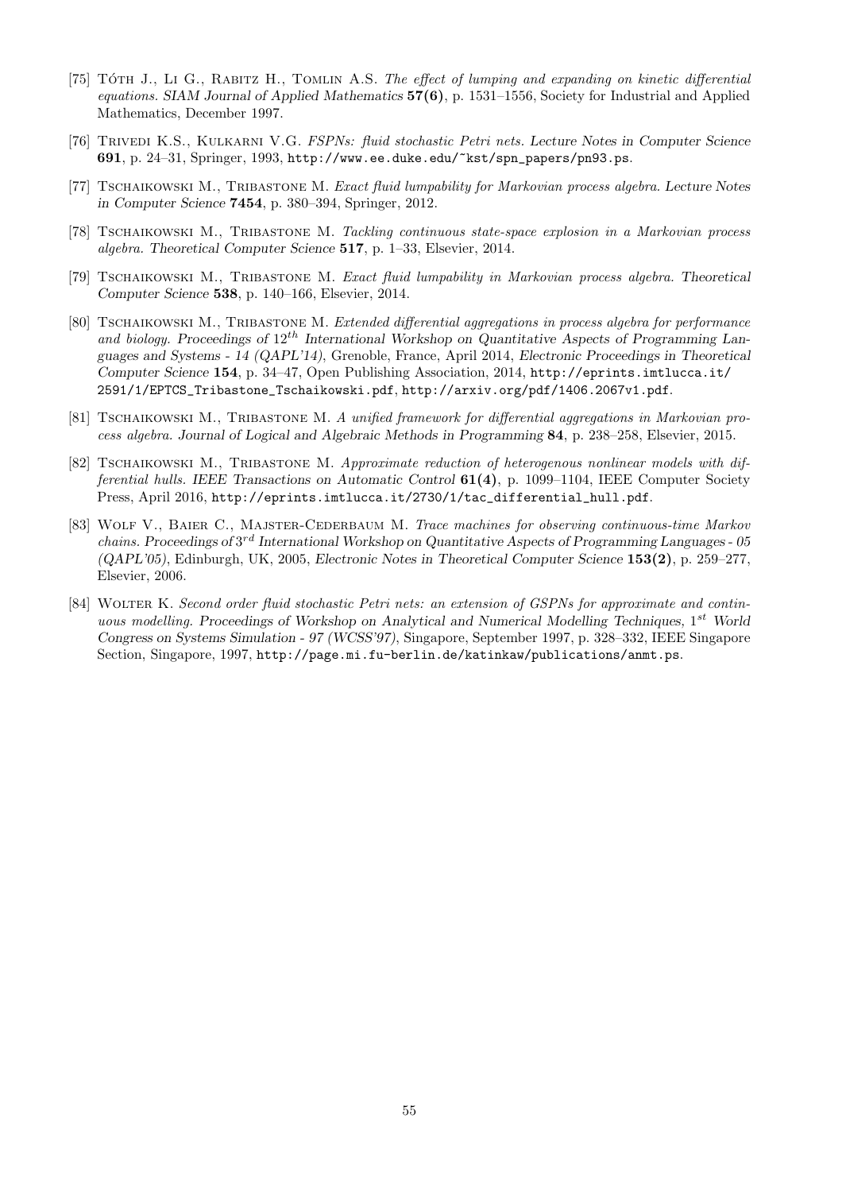[75] Tóth J., Li G., Rabitz H., Tomlin A.S. *The effect of lumping and expanding on kinetic differential equations. SIAM Journal of Applied Mathematics* **57(6)**, p. 1531–1556, Society for Industrial and Applied Mathematics, December 1997.

[76] Trivedi K.S., Kulkarni V.G. *FSPNs: fluid stochastic Petri nets. Lecture Notes in Computer Science* **691**, p. 24–31, Springer, 1993, `http://www.ee.duke.edu/~kst/spn_papers/pn93.ps`.

[77] Tschaikowski M., Tribastone M. *Exact fluid lumpability for Markovian process algebra. Lecture Notes in Computer Science* **7454**, p. 380–394, Springer, 2012.

[78] Tschaikowski M., Tribastone M. *Tackling continuous state-space explosion in a Markovian process algebra. Theoretical Computer Science* **517**, p. 1–33, Elsevier, 2014.

[79] Tschaikowski M., Tribastone M. *Exact fluid lumpability in Markovian process algebra. Theoretical Computer Science* **538**, p. 140–166, Elsevier, 2014.

[80] Tschaikowski M., Tribastone M. *Extended differential aggregations in process algebra for performance and biology. Proceedings of* $12^{th}$ *International Workshop on Quantitative Aspects of Programming Languages and Systems - 14 (QAPL'14)*, Grenoble, France, April 2014, *Electronic Proceedings in Theoretical Computer Science* **154**, p. 34–47, Open Publishing Association, 2014, `http://eprints.imtlucca.it/2591/1/EPTCS_Tribastone_Tschaikowski.pdf`, `http://arxiv.org/pdf/1406.2067v1.pdf`.

[81] Tschaikowski M., Tribastone M. *A unified framework for differential aggregations in Markovian process algebra. Journal of Logical and Algebraic Methods in Programming* **84**, p. 238–258, Elsevier, 2015.

[82] Tschaikowski M., Tribastone M. *Approximate reduction of heterogenous nonlinear models with differential hulls. IEEE Transactions on Automatic Control* **61(4)**, p. 1099–1104, IEEE Computer Society Press, April 2016, `http://eprints.imtlucca.it/2730/1/tac_differential_hull.pdf`.

[83] Wolf V., Baier C., Majster-Cederbaum M. *Trace machines for observing continuous-time Markov chains. Proceedings of* $3^{rd}$ *International Workshop on Quantitative Aspects of Programming Languages - 05 (QAPL'05)*, Edinburgh, UK, 2005, *Electronic Notes in Theoretical Computer Science* **153(2)**, p. 259–277, Elsevier, 2006.

[84] Wolter K. *Second order fluid stochastic Petri nets: an extension of GSPNs for approximate and continuous modelling. Proceedings of Workshop on Analytical and Numerical Modelling Techniques,* $1^{st}$ *World Congress on Systems Simulation - 97 (WCSS'97)*, Singapore, September 1997, p. 328–332, IEEE Singapore Section, Singapore, 1997, `http://page.mi.fu-berlin.de/katinkaw/publications/anmt.ps`.